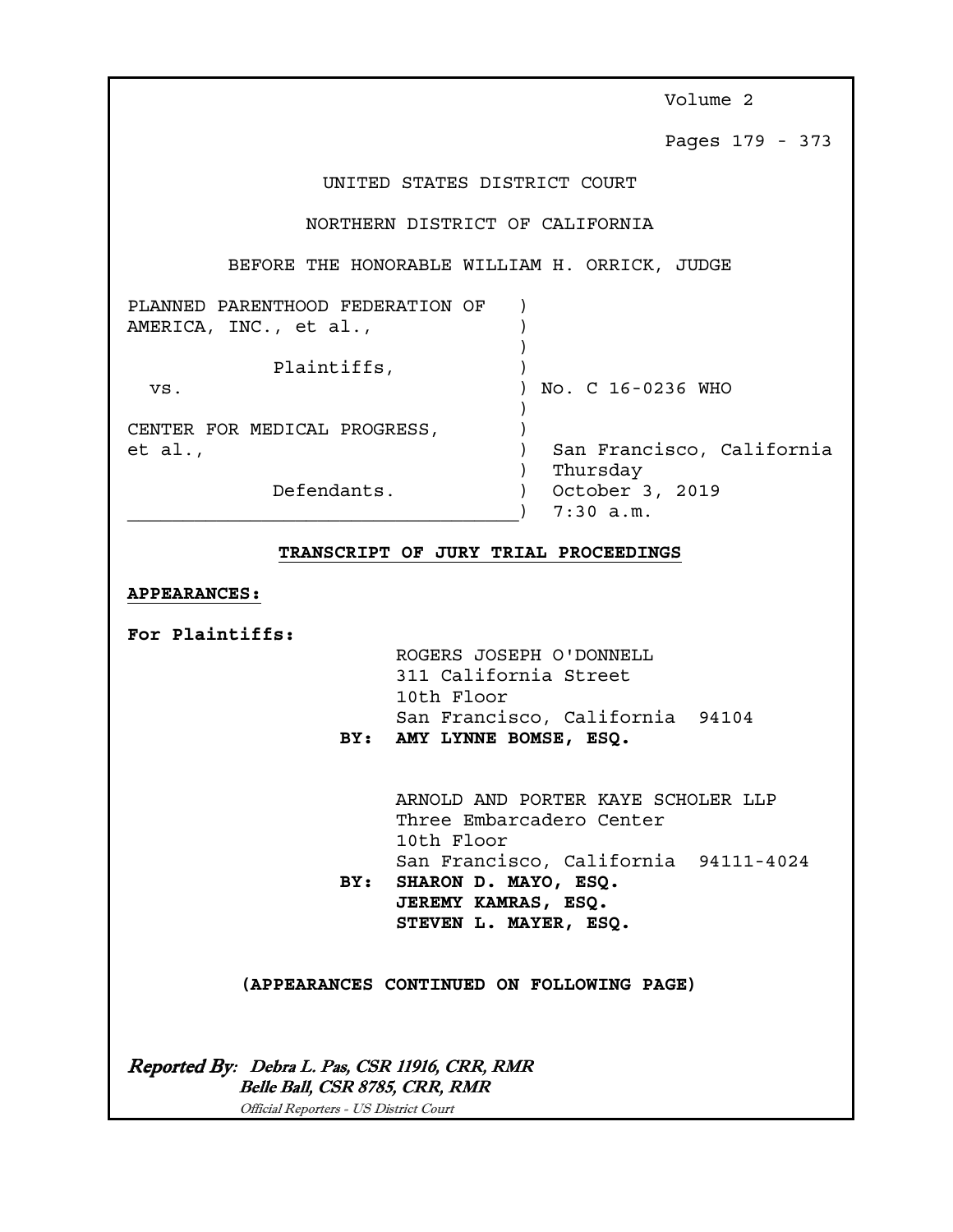Volume 2

Pages 179 - 373

UNITED STATES DISTRICT COURT

NORTHERN DISTRICT OF CALIFORNIA

BEFORE THE HONORABLE WILLIAM H. ORRICK, JUDGE

PLANNED PARENTHOOD FEDERATION OF AMERICA, INC., et al.,

Plaintiffs,

vs.

CENTER FOR MEDICAL PROGRESS, et al.,

Defendants.

No. C 16-0236 WHO

San Francisco, California
Thursday
October 3, 2019
7:30 a.m.

**TRANSCRIPT OF JURY TRIAL PROCEEDINGS**

**APPEARANCES:**

**For Plaintiffs:**

ROGERS JOSEPH O'DONNELL
311 California Street
10th Floor
San Francisco, California 94104
**BY: AMY LYNNE BOMSE, ESQ.**

ARNOLD AND PORTER KAYE SCHOLER LLP
Three Embarcadero Center
10th Floor
San Francisco, California 94111-4024
**BY: SHARON D. MAYO, ESQ.**
**JEREMY KAMRAS, ESQ.**
**STEVEN L. MAYER, ESQ.**

**(APPEARANCES CONTINUED ON FOLLOWING PAGE)**

*Reported By: Debra L. Pas, CSR 11916, CRR, RMR*
*Belle Ball, CSR 8785, CRR, RMR*
*Official Reporters - US District Court*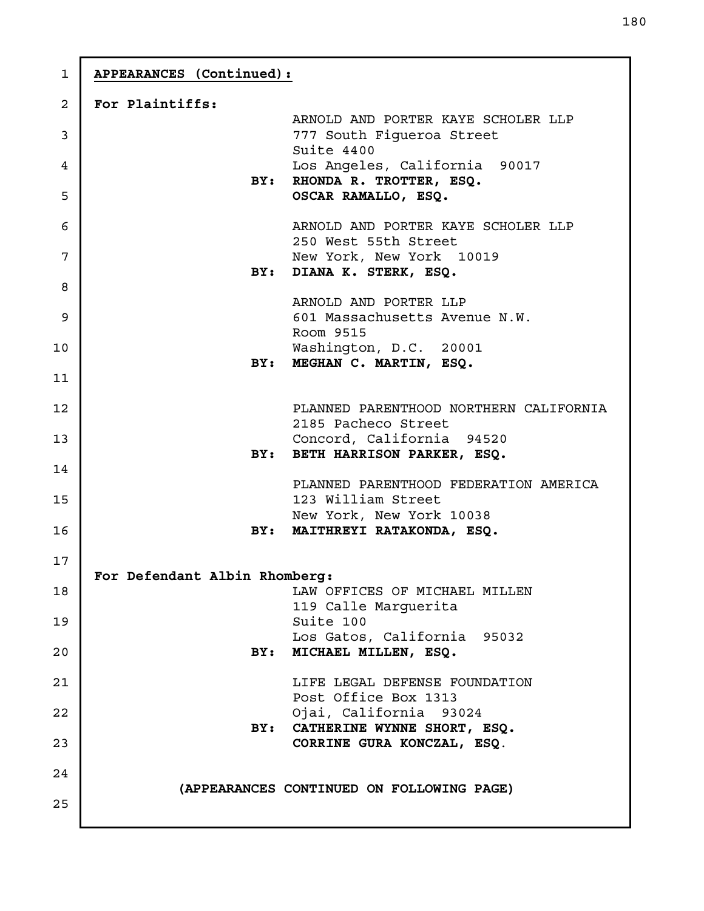**APPEARANCES (Continued):**

**For Plaintiffs:**

ARNOLD AND PORTER KAYE SCHOLER LLP
777 South Figueroa Street
Suite 4400
Los Angeles, California 90017
**BY: RHONDA R. TROTTER, ESQ.**
**OSCAR RAMALLO, ESQ.**

ARNOLD AND PORTER KAYE SCHOLER LLP
250 West 55th Street
New York, New York 10019
**BY: DIANA K. STERK, ESQ.**

ARNOLD AND PORTER LLP
601 Massachusetts Avenue N.W.
Room 9515
Washington, D.C. 20001
**BY: MEGHAN C. MARTIN, ESQ.**

PLANNED PARENTHOOD NORTHERN CALIFORNIA
2185 Pacheco Street
Concord, California 94520
**BY: BETH HARRISON PARKER, ESQ.**

PLANNED PARENTHOOD FEDERATION AMERICA
123 William Street
New York, New York 10038
**BY: MAITHREYI RATAKONDA, ESQ.**

**For Defendant Albin Rhomberg:**

LAW OFFICES OF MICHAEL MILLEN
119 Calle Marguerita
Suite 100
Los Gatos, California 95032
**BY: MICHAEL MILLEN, ESQ.**

LIFE LEGAL DEFENSE FOUNDATION
Post Office Box 1313
Ojai, California 93024
**BY: CATHERINE WYNNE SHORT, ESQ.**
**CORRINE GURA KONCZAL, ESQ.**

**(APPEARANCES CONTINUED ON FOLLOWING PAGE)**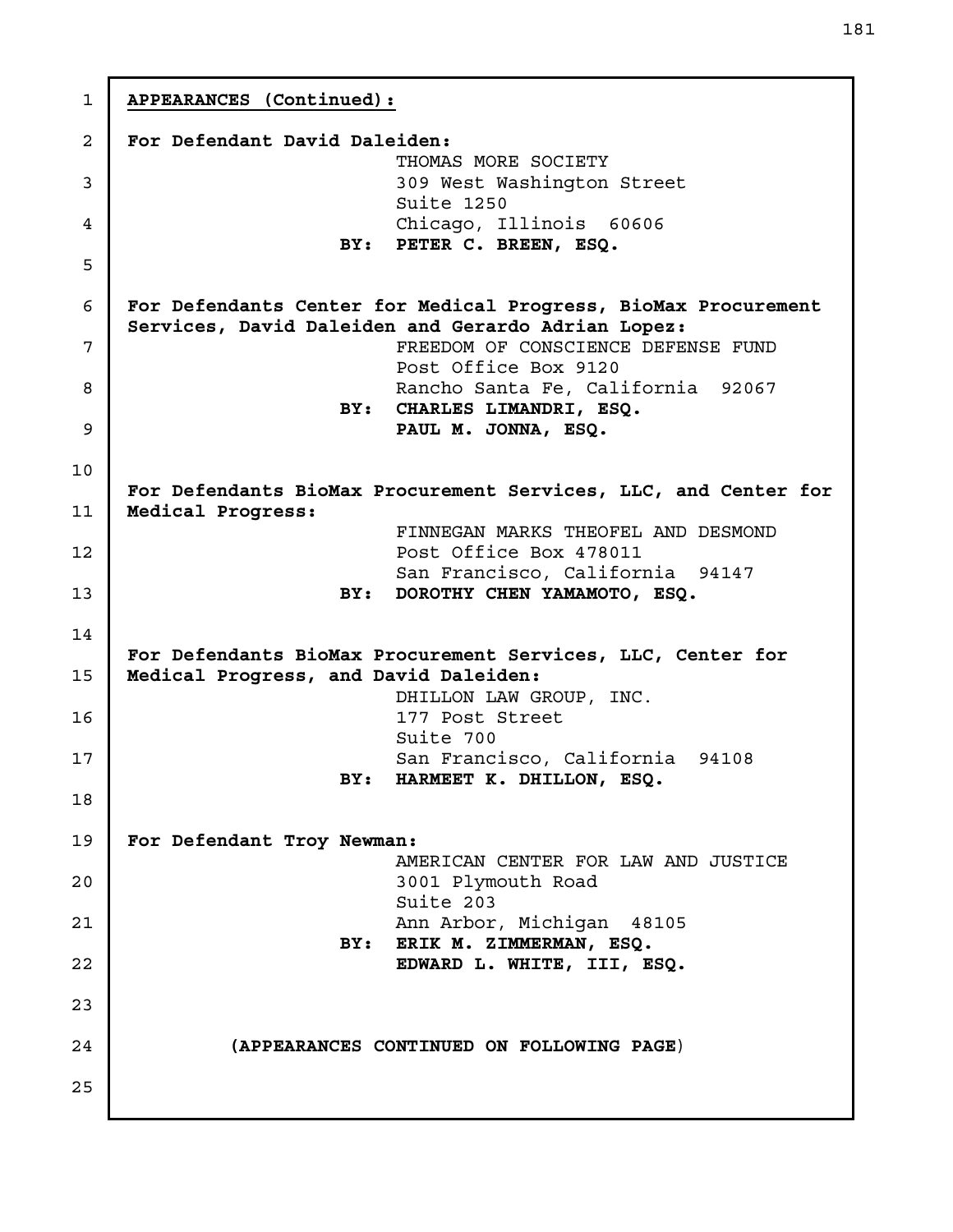**APPEARANCES (Continued):**

**For Defendant David Daleiden:**

THOMAS MORE SOCIETY
309 West Washington Street
Suite 1250
Chicago, Illinois 60606
**BY: PETER C. BREEN, ESQ.**

**For Defendants Center for Medical Progress, BioMax Procurement Services, David Daleiden and Gerardo Adrian Lopez:**

FREEDOM OF CONSCIENCE DEFENSE FUND
Post Office Box 9120
Rancho Santa Fe, California 92067
**BY: CHARLES LIMANDRI, ESQ.**
**PAUL M. JONNA, ESQ.**

**For Defendants BioMax Procurement Services, LLC, and Center for Medical Progress:**

FINNEGAN MARKS THEOFEL AND DESMOND
Post Office Box 478011
San Francisco, California 94147
**BY: DOROTHY CHEN YAMAMOTO, ESQ.**

**For Defendants BioMax Procurement Services, LLC, Center for Medical Progress, and David Daleiden:**

DHILLON LAW GROUP, INC.
177 Post Street
Suite 700
San Francisco, California 94108
**BY: HARMEET K. DHILLON, ESQ.**

**For Defendant Troy Newman:**

AMERICAN CENTER FOR LAW AND JUSTICE
3001 Plymouth Road
Suite 203
Ann Arbor, Michigan 48105
**BY: ERIK M. ZIMMERMAN, ESQ.**
**EDWARD L. WHITE, III, ESQ.**

**(APPEARANCES CONTINUED ON FOLLOWING PAGE)**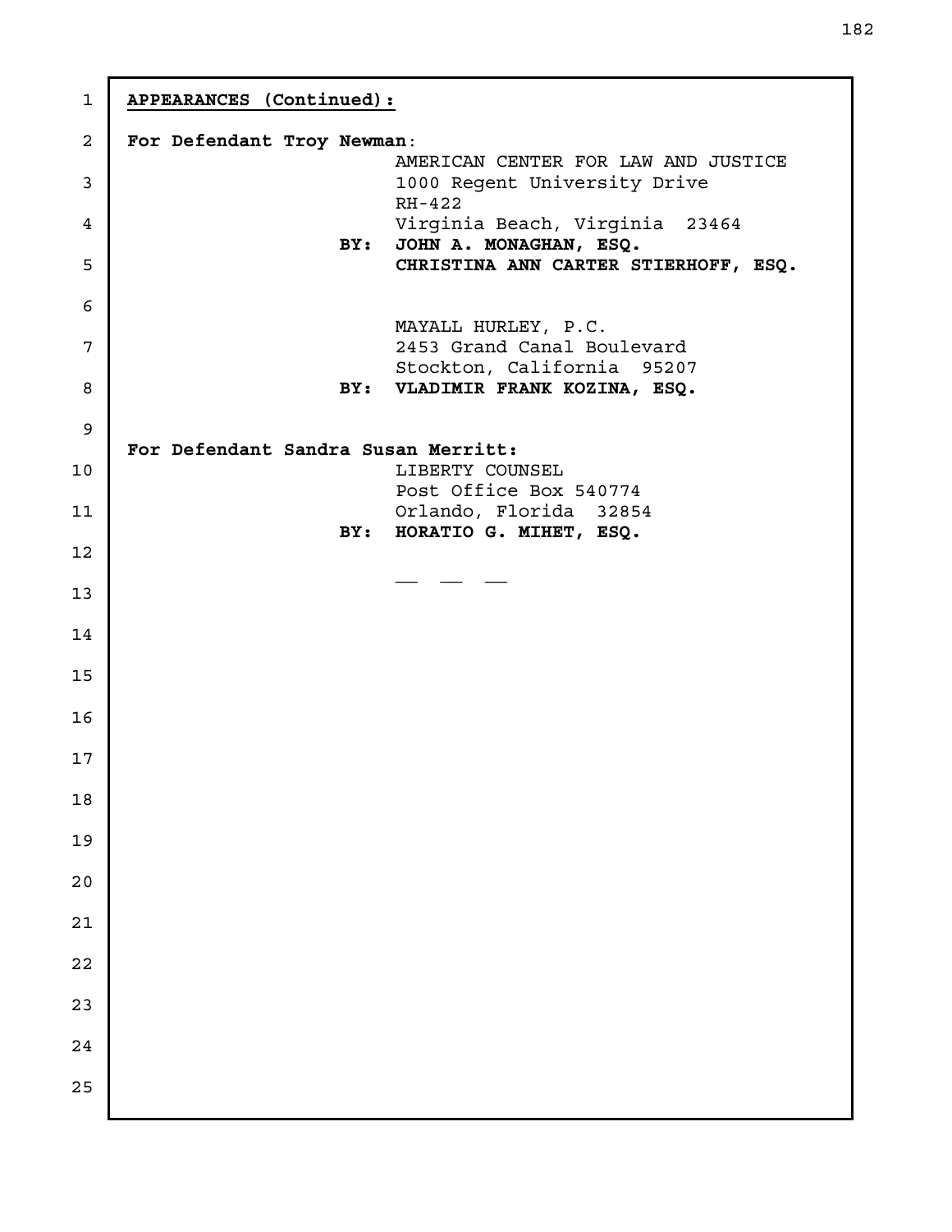**APPEARANCES (Continued):**

**For Defendant Troy Newman:**

AMERICAN CENTER FOR LAW AND JUSTICE
1000 Regent University Drive
RH-422
Virginia Beach, Virginia 23464
**BY: JOHN A. MONAGHAN, ESQ.**
**CHRISTINA ANN CARTER STIERHOFF, ESQ.**

MAYALL HURLEY, P.C.
2453 Grand Canal Boulevard
Stockton, California 95207
**BY: VLADIMIR FRANK KOZINA, ESQ.**

**For Defendant Sandra Susan Merritt:**

LIBERTY COUNSEL
Post Office Box 540774
Orlando, Florida 32854
**BY: HORATIO G. MIHET, ESQ.**

— — —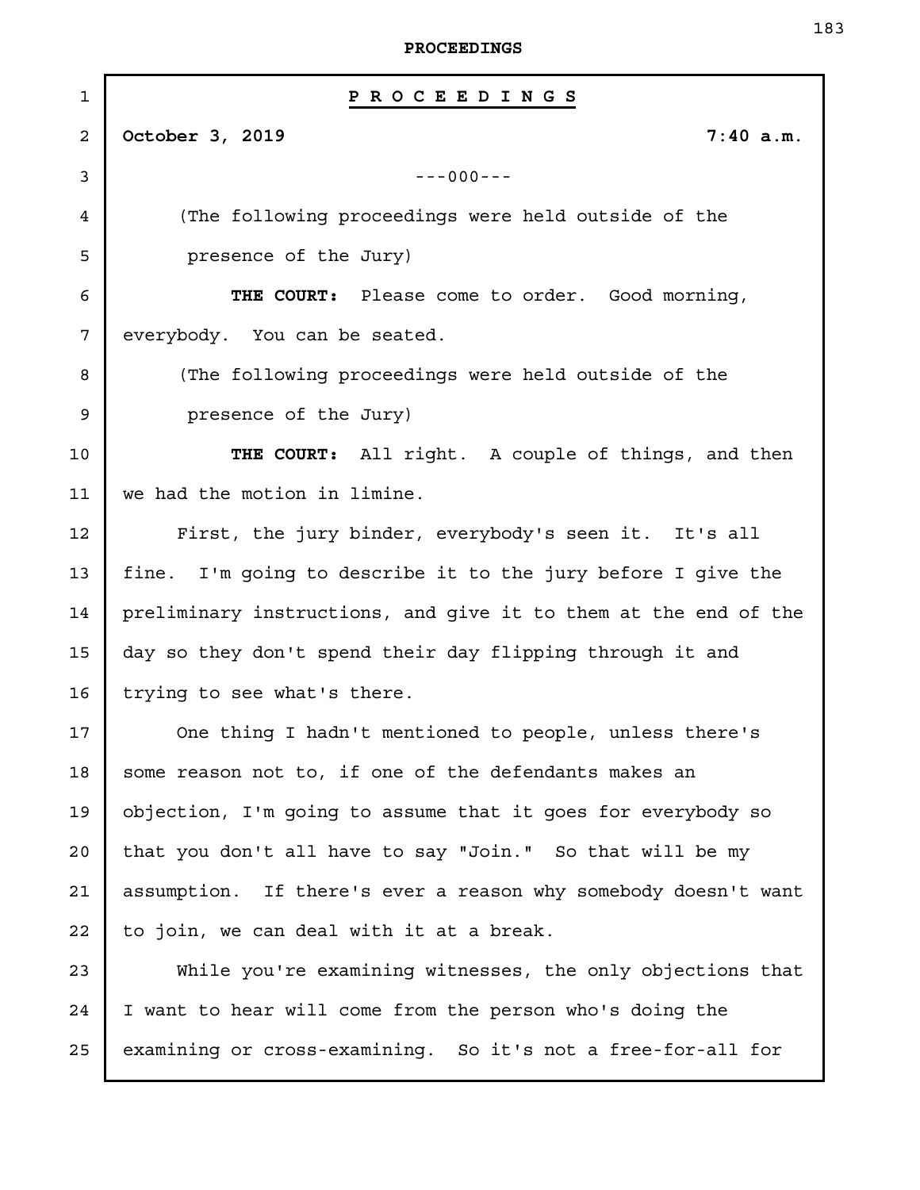# P R O C E E D I N G S

**October 3, 2019** **7:40 a.m.**

---000---

(The following proceedings were held outside of the presence of the Jury)

**THE COURT:** Please come to order. Good morning, everybody. You can be seated.

(The following proceedings were held outside of the presence of the Jury)

**THE COURT:** All right. A couple of things, and then we had the motion in limine.

First, the jury binder, everybody's seen it. It's all fine. I'm going to describe it to the jury before I give the preliminary instructions, and give it to them at the end of the day so they don't spend their day flipping through it and trying to see what's there.

One thing I hadn't mentioned to people, unless there's some reason not to, if one of the defendants makes an objection, I'm going to assume that it goes for everybody so that you don't all have to say "Join." So that will be my assumption. If there's ever a reason why somebody doesn't want to join, we can deal with it at a break.

While you're examining witnesses, the only objections that I want to hear will come from the person who's doing the examining or cross-examining. So it's not a free-for-all for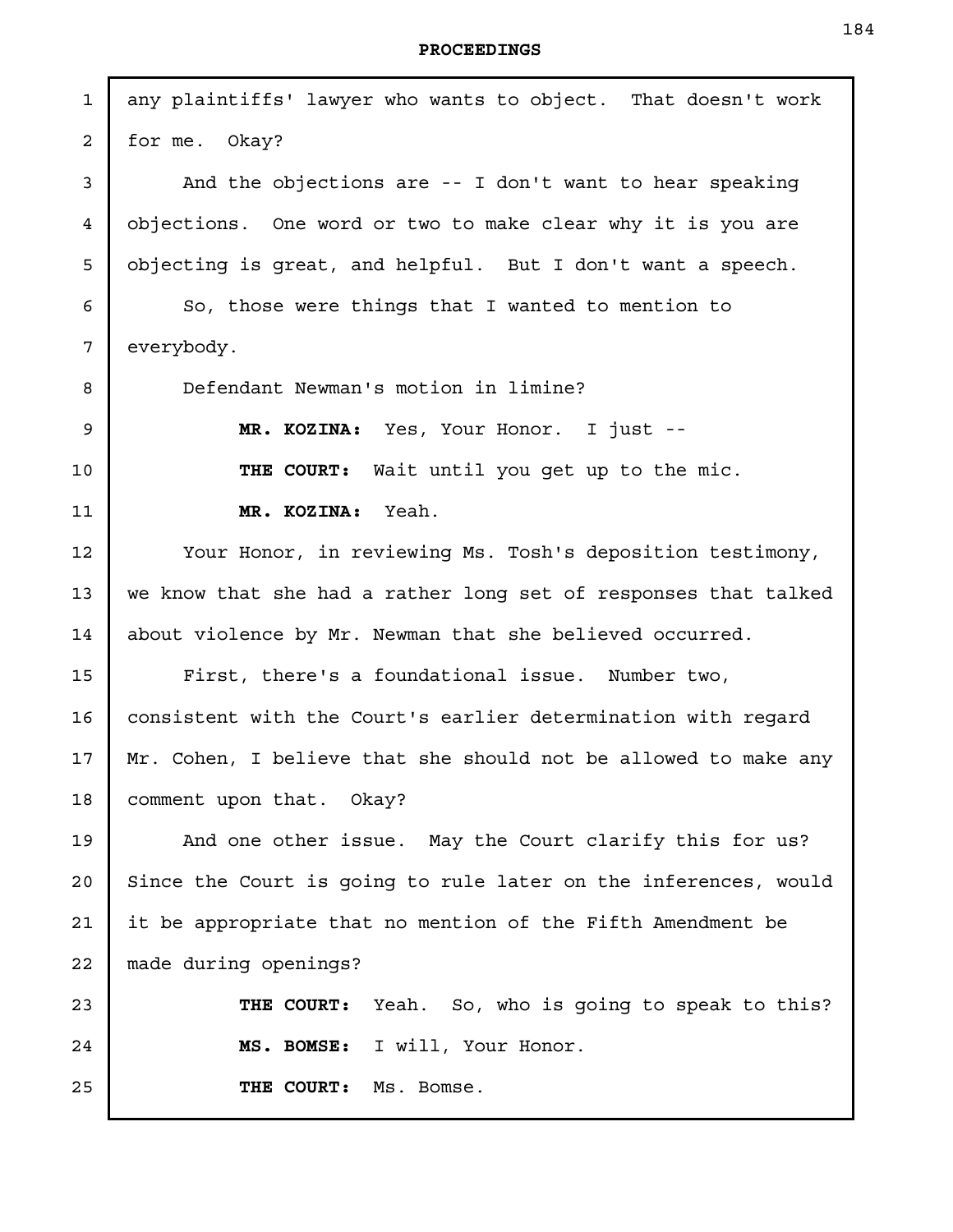any plaintiffs' lawyer who wants to object. That doesn't work for me. Okay?

And the objections are -- I don't want to hear speaking objections. One word or two to make clear why it is you are objecting is great, and helpful. But I don't want a speech.

So, those were things that I wanted to mention to everybody.

Defendant Newman's motion in limine?

**MR. KOZINA:** Yes, Your Honor. I just --

**THE COURT:** Wait until you get up to the mic.

**MR. KOZINA:** Yeah.

Your Honor, in reviewing Ms. Tosh's deposition testimony, we know that she had a rather long set of responses that talked about violence by Mr. Newman that she believed occurred.

First, there's a foundational issue. Number two, consistent with the Court's earlier determination with regard Mr. Cohen, I believe that she should not be allowed to make any comment upon that. Okay?

And one other issue. May the Court clarify this for us? Since the Court is going to rule later on the inferences, would it be appropriate that no mention of the Fifth Amendment be made during openings?

**THE COURT:** Yeah. So, who is going to speak to this?

**MS. BOMSE:** I will, Your Honor.

**THE COURT:** Ms. Bomse.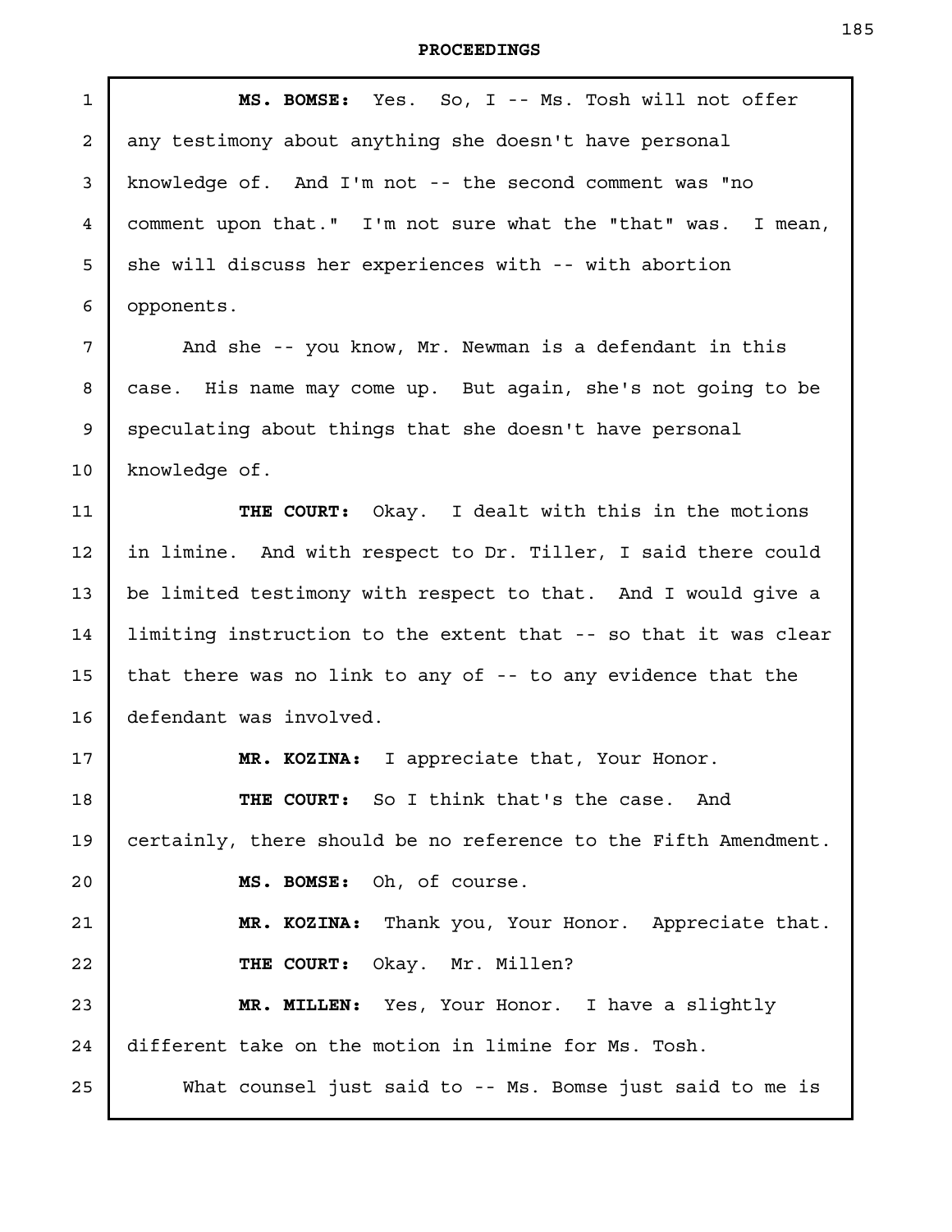**MS. BOMSE:** Yes. So, I -- Ms. Tosh will not offer any testimony about anything she doesn't have personal knowledge of. And I'm not -- the second comment was "no comment upon that." I'm not sure what the "that" was. I mean, she will discuss her experiences with -- with abortion opponents.

And she -- you know, Mr. Newman is a defendant in this case. His name may come up. But again, she's not going to be speculating about things that she doesn't have personal knowledge of.

**THE COURT:** Okay. I dealt with this in the motions in limine. And with respect to Dr. Tiller, I said there could be limited testimony with respect to that. And I would give a limiting instruction to the extent that -- so that it was clear that there was no link to any of -- to any evidence that the defendant was involved.

**MR. KOZINA:** I appreciate that, Your Honor.

**THE COURT:** So I think that's the case. And certainly, there should be no reference to the Fifth Amendment.

**MS. BOMSE:** Oh, of course.

**MR. KOZINA:** Thank you, Your Honor. Appreciate that.

**THE COURT:** Okay. Mr. Millen?

**MR. MILLEN:** Yes, Your Honor. I have a slightly different take on the motion in limine for Ms. Tosh.

What counsel just said to -- Ms. Bomse just said to me is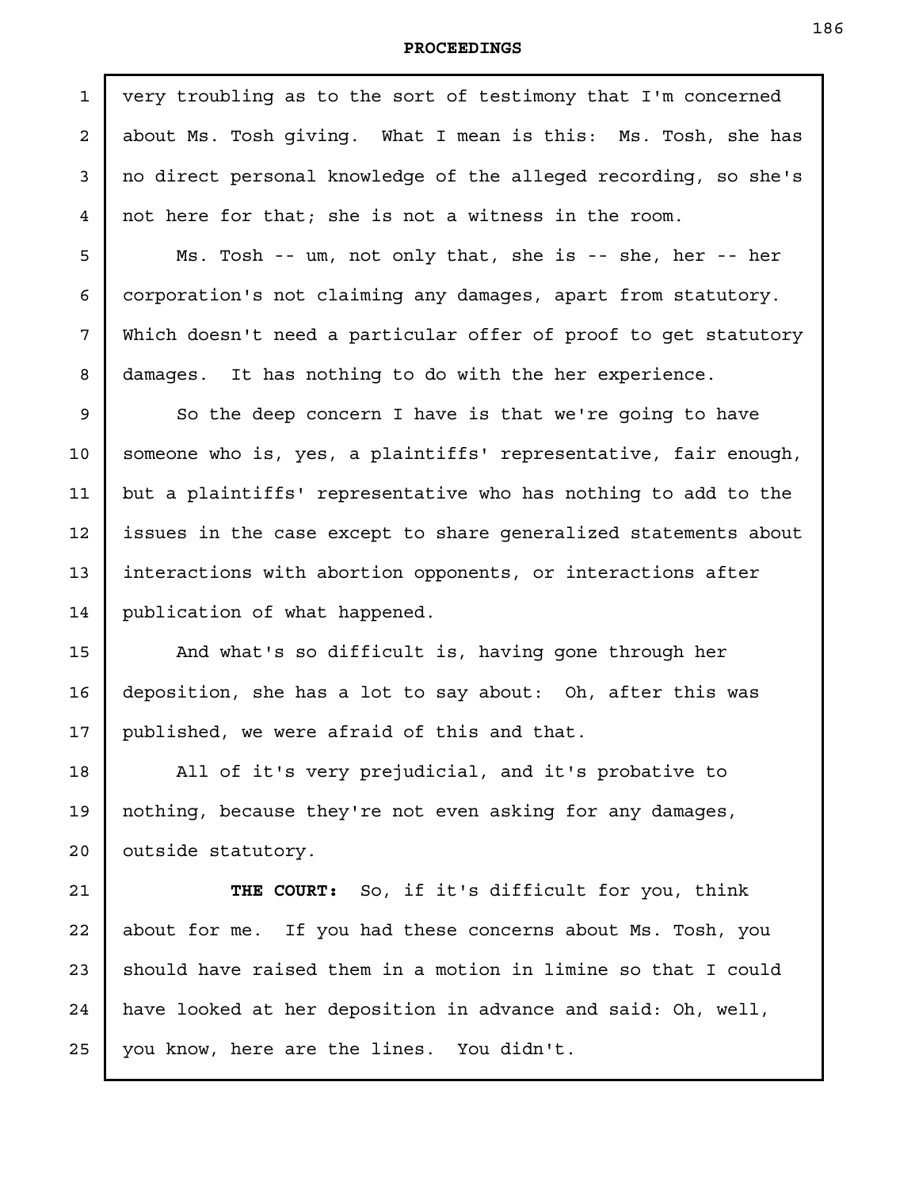very troubling as to the sort of testimony that I'm concerned about Ms. Tosh giving. What I mean is this: Ms. Tosh, she has no direct personal knowledge of the alleged recording, so she's not here for that; she is not a witness in the room.

Ms. Tosh -- um, not only that, she is -- she, her -- her corporation's not claiming any damages, apart from statutory. Which doesn't need a particular offer of proof to get statutory damages. It has nothing to do with the her experience.

So the deep concern I have is that we're going to have someone who is, yes, a plaintiffs' representative, fair enough, but a plaintiffs' representative who has nothing to add to the issues in the case except to share generalized statements about interactions with abortion opponents, or interactions after publication of what happened.

And what's so difficult is, having gone through her deposition, she has a lot to say about: Oh, after this was published, we were afraid of this and that.

All of it's very prejudicial, and it's probative to nothing, because they're not even asking for any damages, outside statutory.

**THE COURT:** So, if it's difficult for you, think about for me. If you had these concerns about Ms. Tosh, you should have raised them in a motion in limine so that I could have looked at her deposition in advance and said: Oh, well, you know, here are the lines. You didn't.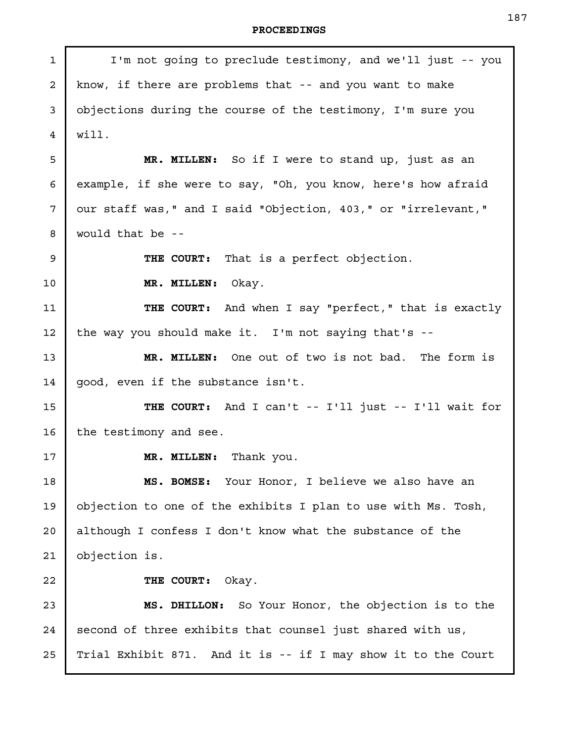I'm not going to preclude testimony, and we'll just -- you know, if there are problems that -- and you want to make objections during the course of the testimony, I'm sure you will.

**MR. MILLEN:** So if I were to stand up, just as an example, if she were to say, "Oh, you know, here's how afraid our staff was," and I said "Objection, 403," or "irrelevant," would that be --

**THE COURT:** That is a perfect objection.

**MR. MILLEN:** Okay.

**THE COURT:** And when I say "perfect," that is exactly the way you should make it. I'm not saying that's --

**MR. MILLEN:** One out of two is not bad. The form is good, even if the substance isn't.

**THE COURT:** And I can't -- I'll just -- I'll wait for the testimony and see.

**MR. MILLEN:** Thank you.

**MS. BOMSE:** Your Honor, I believe we also have an objection to one of the exhibits I plan to use with Ms. Tosh, although I confess I don't know what the substance of the objection is.

**THE COURT:** Okay.

**MS. DHILLON:** So Your Honor, the objection is to the second of three exhibits that counsel just shared with us, Trial Exhibit 871. And it is -- if I may show it to the Court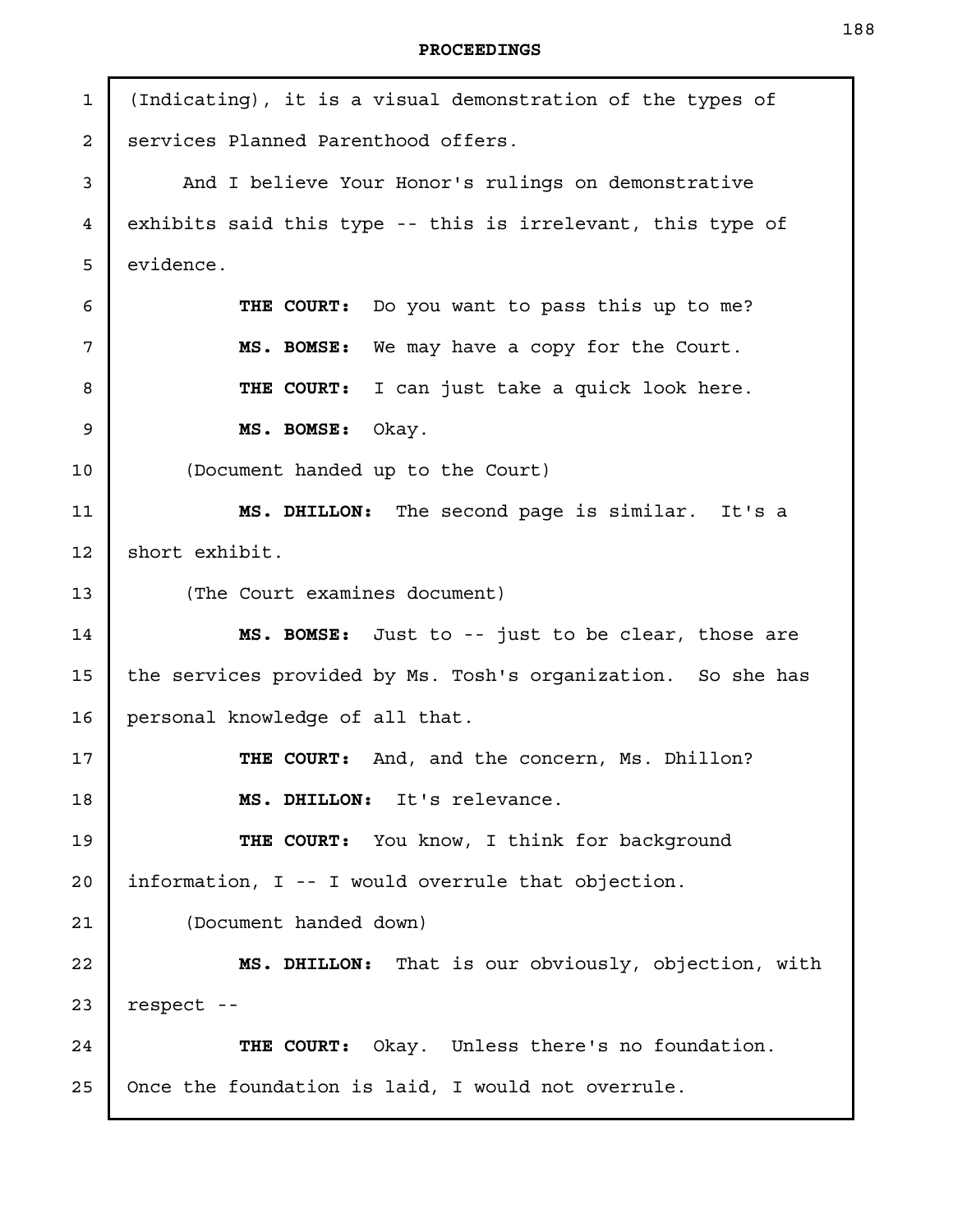(Indicating), it is a visual demonstration of the types of services Planned Parenthood offers.

And I believe Your Honor's rulings on demonstrative exhibits said this type -- this is irrelevant, this type of evidence.

**THE COURT:** Do you want to pass this up to me?

**MS. BOMSE:** We may have a copy for the Court.

**THE COURT:** I can just take a quick look here.

**MS. BOMSE:** Okay.

(Document handed up to the Court)

**MS. DHILLON:** The second page is similar. It's a short exhibit.

(The Court examines document)

**MS. BOMSE:** Just to -- just to be clear, those are the services provided by Ms. Tosh's organization. So she has personal knowledge of all that.

**THE COURT:** And, and the concern, Ms. Dhillon?

**MS. DHILLON:** It's relevance.

**THE COURT:** You know, I think for background information, I -- I would overrule that objection.

(Document handed down)

**MS. DHILLON:** That is our obviously, objection, with respect --

**THE COURT:** Okay. Unless there's no foundation. Once the foundation is laid, I would not overrule.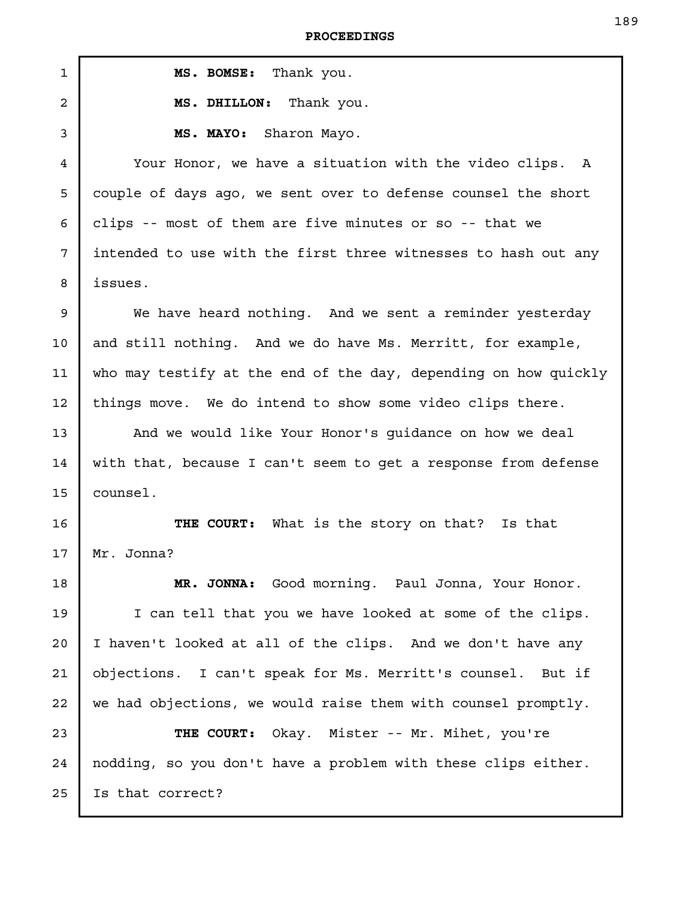**MS. BOMSE:** Thank you.

**MS. DHILLON:** Thank you.

**MS. MAYO:** Sharon Mayo.

Your Honor, we have a situation with the video clips. A couple of days ago, we sent over to defense counsel the short clips -- most of them are five minutes or so -- that we intended to use with the first three witnesses to hash out any issues.

We have heard nothing. And we sent a reminder yesterday and still nothing. And we do have Ms. Merritt, for example, who may testify at the end of the day, depending on how quickly things move. We do intend to show some video clips there.

And we would like Your Honor's guidance on how we deal with that, because I can't seem to get a response from defense counsel.

**THE COURT:** What is the story on that? Is that Mr. Jonna?

**MR. JONNA:** Good morning. Paul Jonna, Your Honor.

I can tell that you we have looked at some of the clips. I haven't looked at all of the clips. And we don't have any objections. I can't speak for Ms. Merritt's counsel. But if we had objections, we would raise them with counsel promptly.

**THE COURT:** Okay. Mister -- Mr. Mihet, you're nodding, so you don't have a problem with these clips either. Is that correct?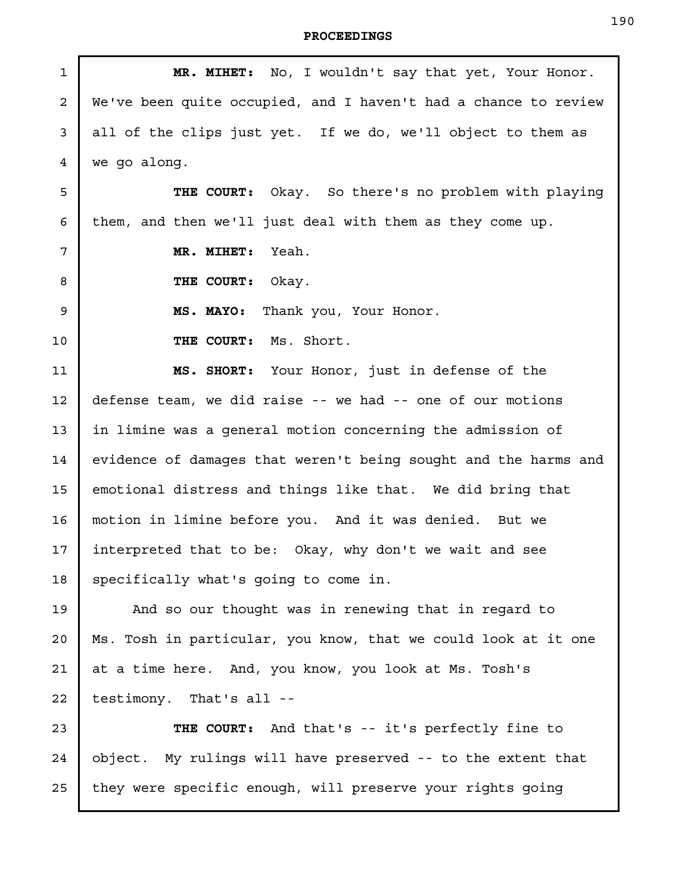**MR. MIHET:** No, I wouldn't say that yet, Your Honor. We've been quite occupied, and I haven't had a chance to review all of the clips just yet. If we do, we'll object to them as we go along.

**THE COURT:** Okay. So there's no problem with playing them, and then we'll just deal with them as they come up.

**MR. MIHET:** Yeah.

**THE COURT:** Okay.

**MS. MAYO:** Thank you, Your Honor.

**THE COURT:** Ms. Short.

**MS. SHORT:** Your Honor, just in defense of the defense team, we did raise -- we had -- one of our motions in limine was a general motion concerning the admission of evidence of damages that weren't being sought and the harms and emotional distress and things like that. We did bring that motion in limine before you. And it was denied. But we interpreted that to be: Okay, why don't we wait and see specifically what's going to come in.

And so our thought was in renewing that in regard to Ms. Tosh in particular, you know, that we could look at it one at a time here. And, you know, you look at Ms. Tosh's testimony. That's all --

**THE COURT:** And that's -- it's perfectly fine to object. My rulings will have preserved -- to the extent that they were specific enough, will preserve your rights going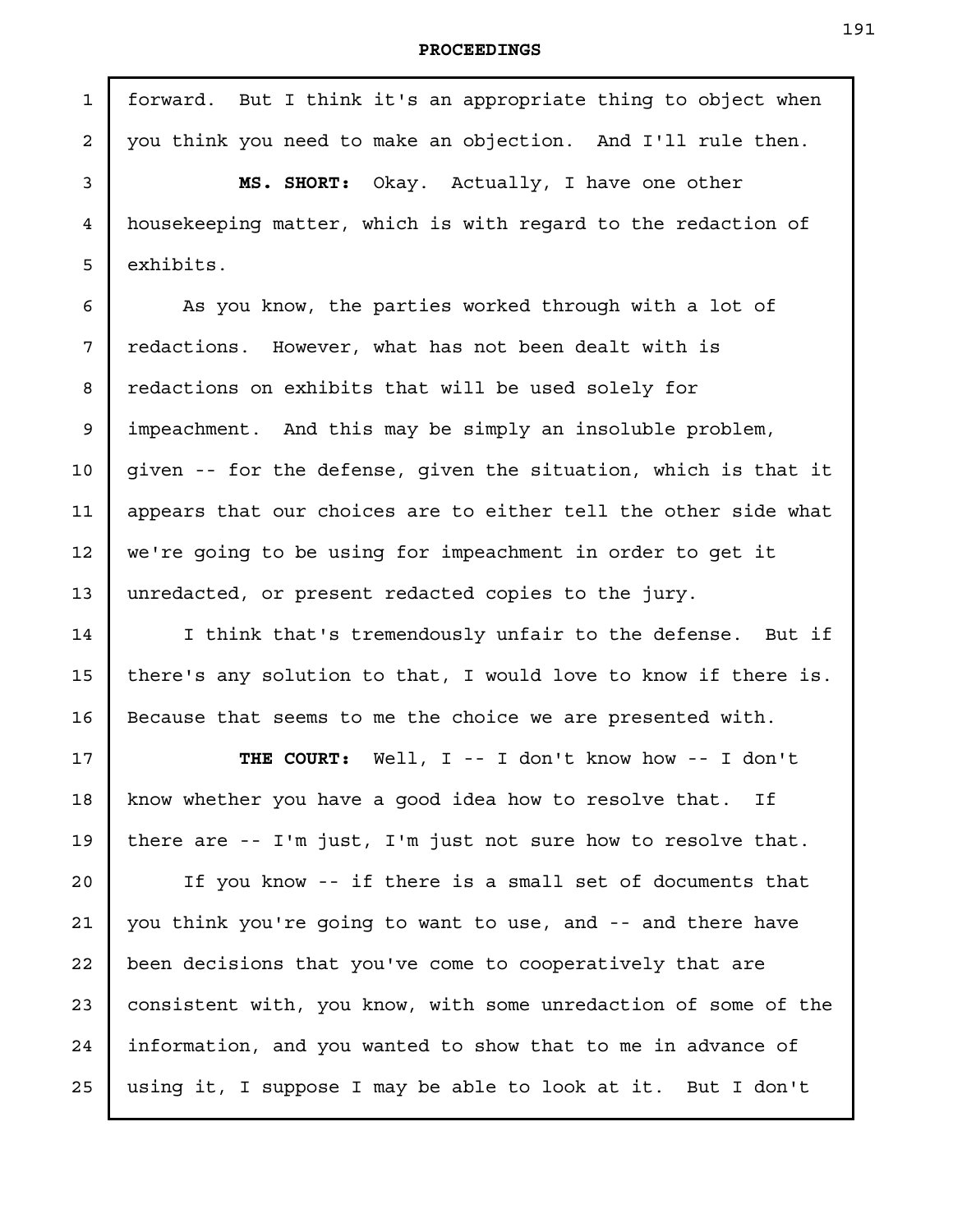forward. But I think it's an appropriate thing to object when you think you need to make an objection. And I'll rule then.

**MS. SHORT:** Okay. Actually, I have one other housekeeping matter, which is with regard to the redaction of exhibits.

As you know, the parties worked through with a lot of redactions. However, what has not been dealt with is redactions on exhibits that will be used solely for impeachment. And this may be simply an insoluble problem, given -- for the defense, given the situation, which is that it appears that our choices are to either tell the other side what we're going to be using for impeachment in order to get it unredacted, or present redacted copies to the jury.

I think that's tremendously unfair to the defense. But if there's any solution to that, I would love to know if there is. Because that seems to me the choice we are presented with.

**THE COURT:** Well, I -- I don't know how -- I don't know whether you have a good idea how to resolve that. If there are -- I'm just, I'm just not sure how to resolve that.

If you know -- if there is a small set of documents that you think you're going to want to use, and -- and there have been decisions that you've come to cooperatively that are consistent with, you know, with some unredaction of some of the information, and you wanted to show that to me in advance of using it, I suppose I may be able to look at it. But I don't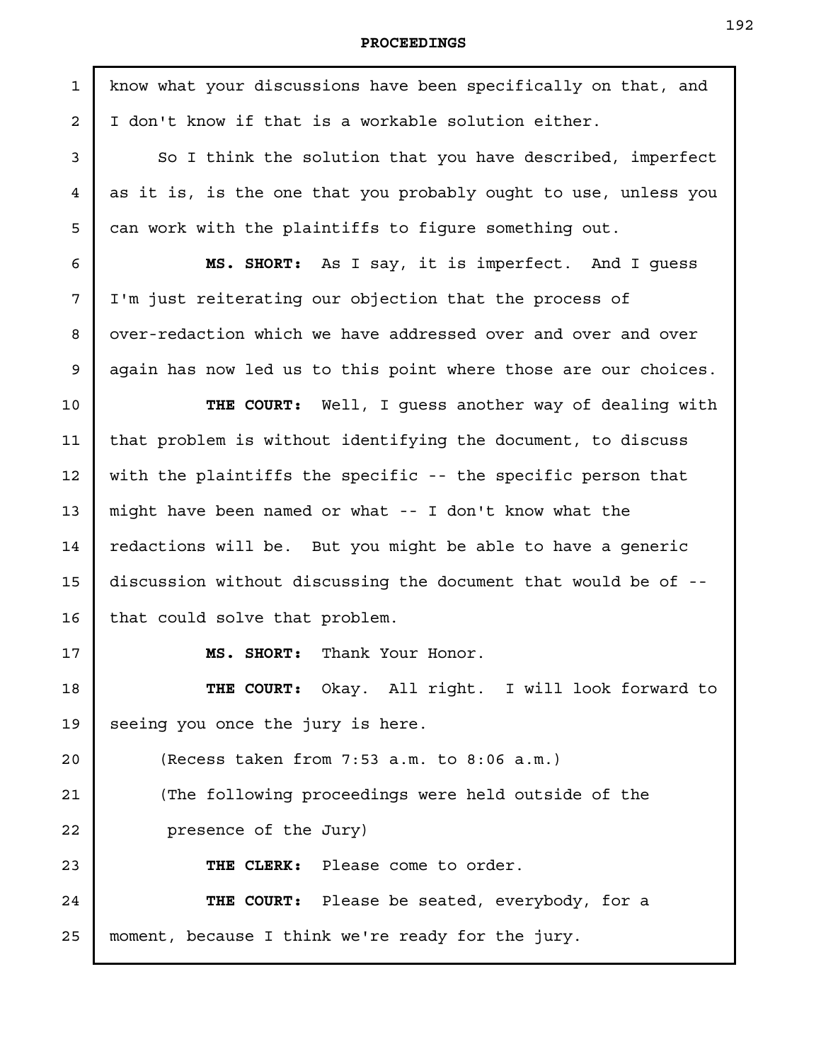know what your discussions have been specifically on that, and I don't know if that is a workable solution either.

So I think the solution that you have described, imperfect as it is, is the one that you probably ought to use, unless you can work with the plaintiffs to figure something out.

**MS. SHORT:** As I say, it is imperfect. And I guess I'm just reiterating our objection that the process of over-redaction which we have addressed over and over and over again has now led us to this point where those are our choices.

**THE COURT:** Well, I guess another way of dealing with that problem is without identifying the document, to discuss with the plaintiffs the specific -- the specific person that might have been named or what -- I don't know what the redactions will be. But you might be able to have a generic discussion without discussing the document that would be of -- that could solve that problem.

**MS. SHORT:** Thank Your Honor.

**THE COURT:** Okay. All right. I will look forward to seeing you once the jury is here.

(Recess taken from 7:53 a.m. to 8:06 a.m.)

(The following proceedings were held outside of the presence of the Jury)

**THE CLERK:** Please come to order.

**THE COURT:** Please be seated, everybody, for a moment, because I think we're ready for the jury.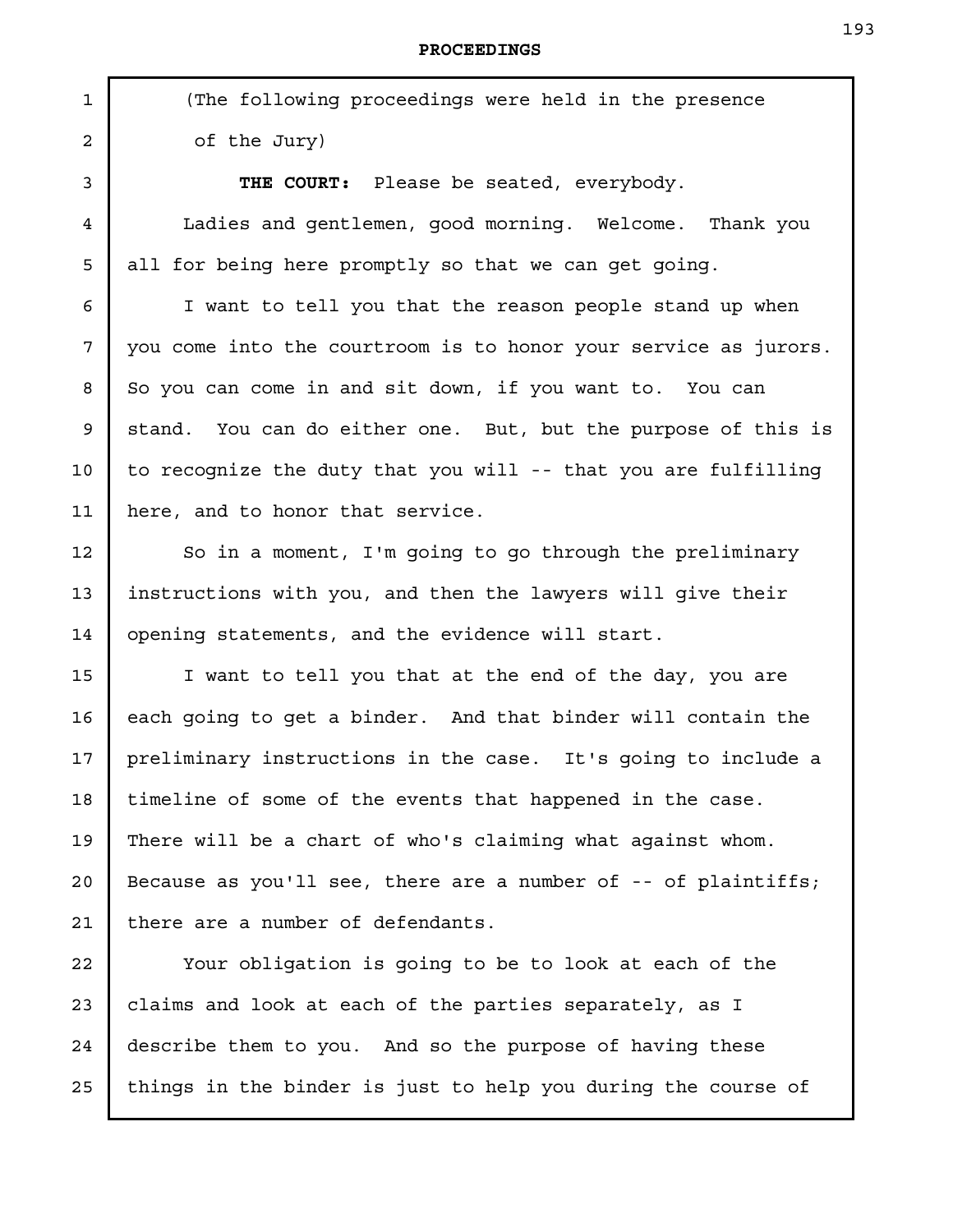(The following proceedings were held in the presence of the Jury)

**THE COURT:** Please be seated, everybody.

Ladies and gentlemen, good morning. Welcome. Thank you all for being here promptly so that we can get going.

I want to tell you that the reason people stand up when you come into the courtroom is to honor your service as jurors. So you can come in and sit down, if you want to. You can stand. You can do either one. But, but the purpose of this is to recognize the duty that you will -- that you are fulfilling here, and to honor that service.

So in a moment, I'm going to go through the preliminary instructions with you, and then the lawyers will give their opening statements, and the evidence will start.

I want to tell you that at the end of the day, you are each going to get a binder. And that binder will contain the preliminary instructions in the case. It's going to include a timeline of some of the events that happened in the case. There will be a chart of who's claiming what against whom. Because as you'll see, there are a number of -- of plaintiffs; there are a number of defendants.

Your obligation is going to be to look at each of the claims and look at each of the parties separately, as I describe them to you. And so the purpose of having these things in the binder is just to help you during the course of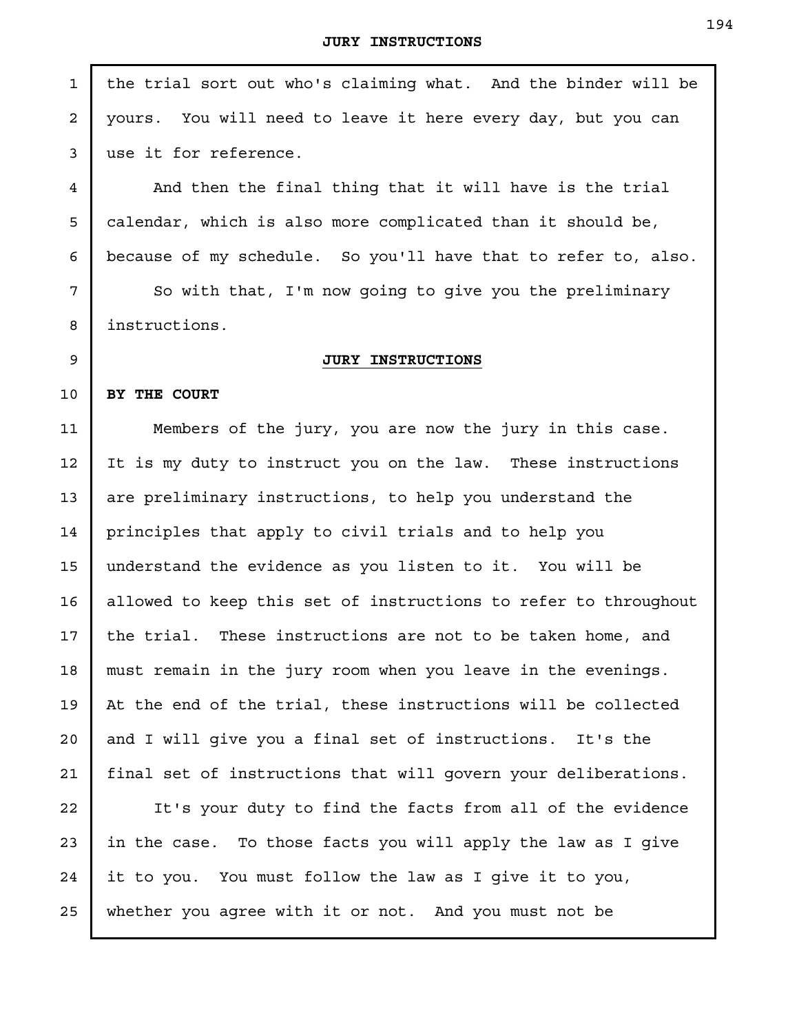the trial sort out who's claiming what. And the binder will be yours. You will need to leave it here every day, but you can use it for reference.

And then the final thing that it will have is the trial calendar, which is also more complicated than it should be, because of my schedule. So you'll have that to refer to, also.

So with that, I'm now going to give you the preliminary instructions.

## JURY INSTRUCTIONS

**BY THE COURT**

Members of the jury, you are now the jury in this case. It is my duty to instruct you on the law. These instructions are preliminary instructions, to help you understand the principles that apply to civil trials and to help you understand the evidence as you listen to it. You will be allowed to keep this set of instructions to refer to throughout the trial. These instructions are not to be taken home, and must remain in the jury room when you leave in the evenings. At the end of the trial, these instructions will be collected and I will give you a final set of instructions. It's the final set of instructions that will govern your deliberations.

It's your duty to find the facts from all of the evidence in the case. To those facts you will apply the law as I give it to you. You must follow the law as I give it to you, whether you agree with it or not. And you must not be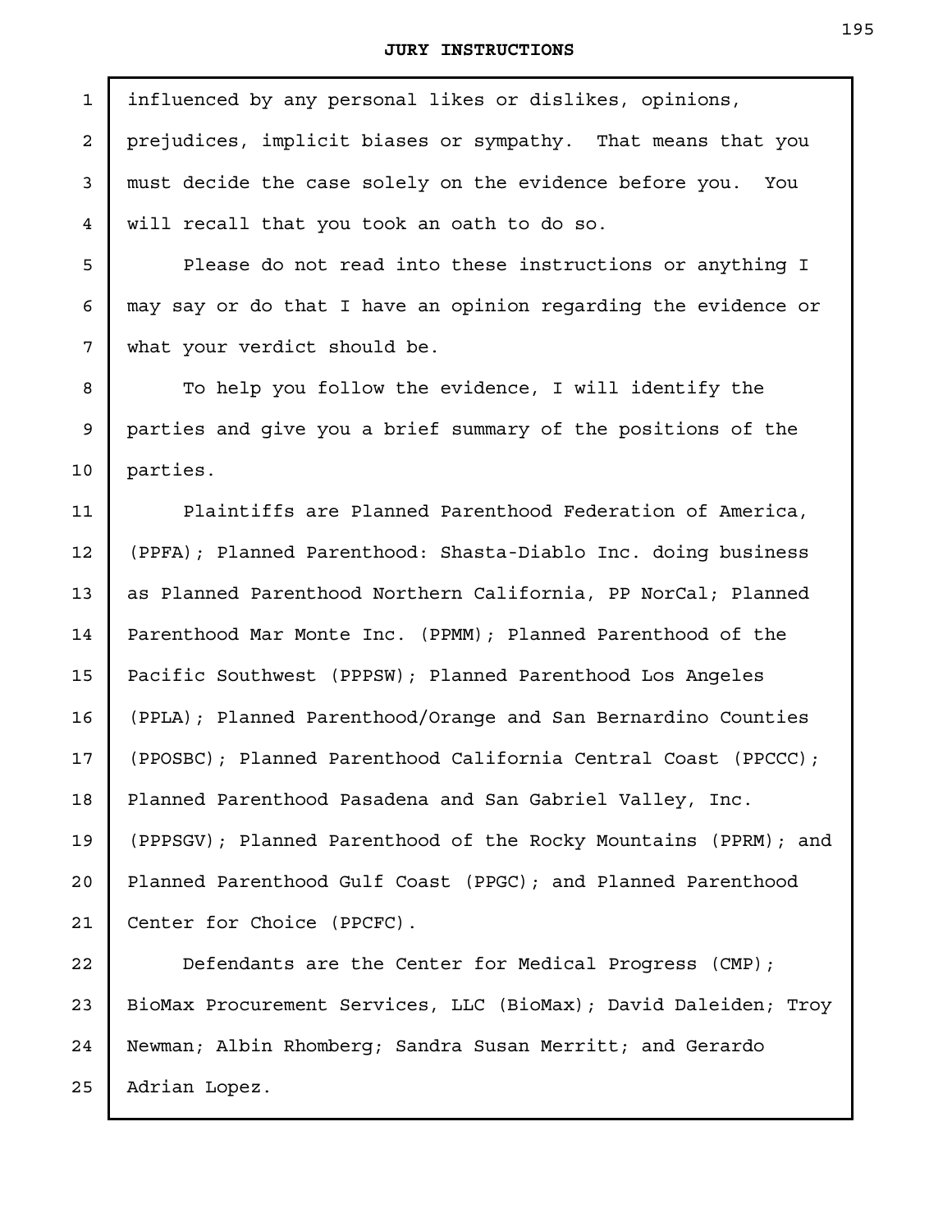influenced by any personal likes or dislikes, opinions, prejudices, implicit biases or sympathy. That means that you must decide the case solely on the evidence before you. You will recall that you took an oath to do so.

Please do not read into these instructions or anything I may say or do that I have an opinion regarding the evidence or what your verdict should be.

To help you follow the evidence, I will identify the parties and give you a brief summary of the positions of the parties.

Plaintiffs are Planned Parenthood Federation of America, (PPFA); Planned Parenthood: Shasta-Diablo Inc. doing business as Planned Parenthood Northern California, PP NorCal; Planned Parenthood Mar Monte Inc. (PPMM); Planned Parenthood of the Pacific Southwest (PPPSW); Planned Parenthood Los Angeles (PPLA); Planned Parenthood/Orange and San Bernardino Counties (PPOSBC); Planned Parenthood California Central Coast (PPCCC); Planned Parenthood Pasadena and San Gabriel Valley, Inc. (PPPSGV); Planned Parenthood of the Rocky Mountains (PPRM); and Planned Parenthood Gulf Coast (PPGC); and Planned Parenthood Center for Choice (PPCFC).

Defendants are the Center for Medical Progress (CMP); BioMax Procurement Services, LLC (BioMax); David Daleiden; Troy Newman; Albin Rhomberg; Sandra Susan Merritt; and Gerardo Adrian Lopez.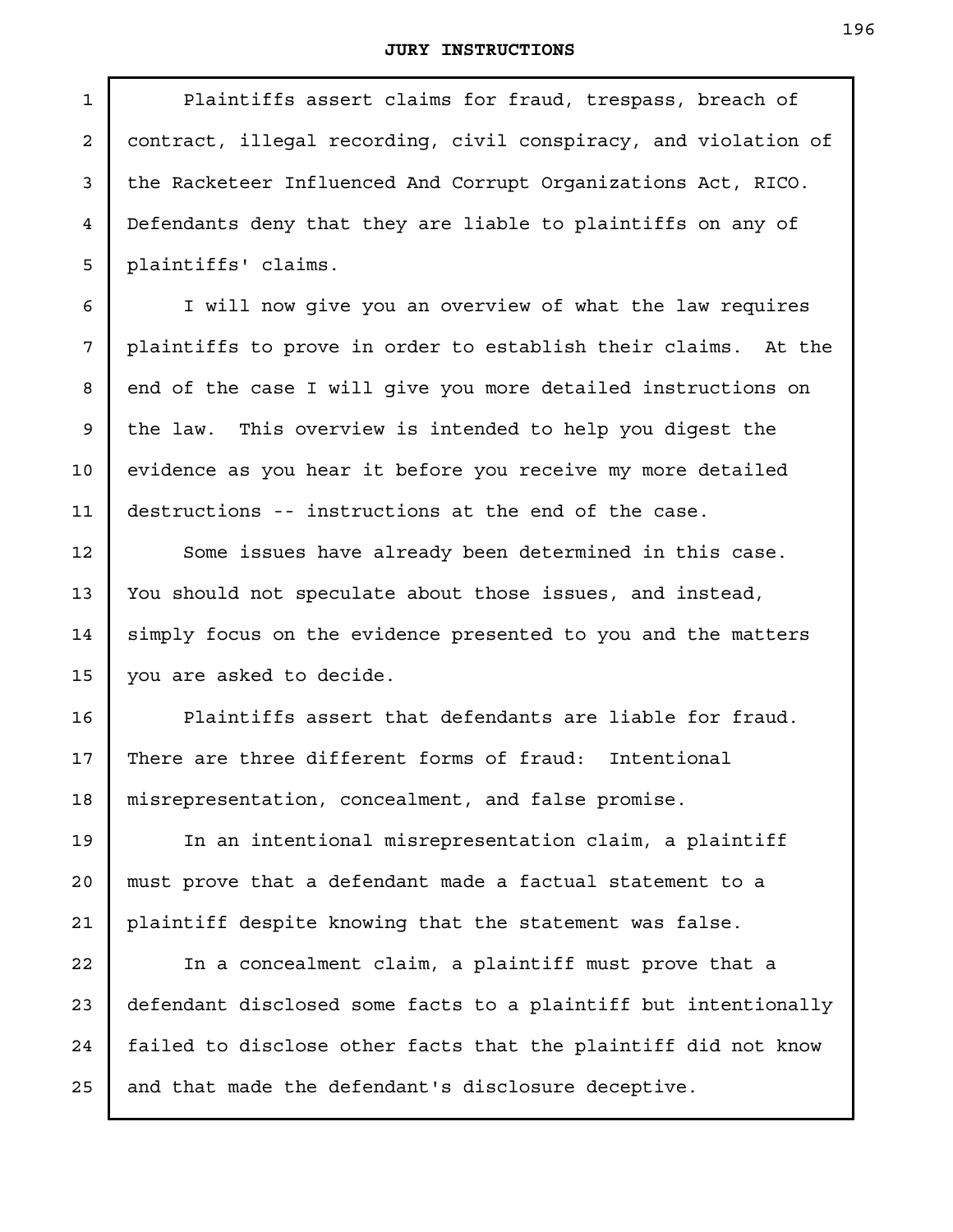Plaintiffs assert claims for fraud, trespass, breach of contract, illegal recording, civil conspiracy, and violation of the Racketeer Influenced And Corrupt Organizations Act, RICO. Defendants deny that they are liable to plaintiffs on any of plaintiffs' claims.

I will now give you an overview of what the law requires plaintiffs to prove in order to establish their claims. At the end of the case I will give you more detailed instructions on the law. This overview is intended to help you digest the evidence as you hear it before you receive my more detailed destructions -- instructions at the end of the case.

Some issues have already been determined in this case. You should not speculate about those issues, and instead, simply focus on the evidence presented to you and the matters you are asked to decide.

Plaintiffs assert that defendants are liable for fraud. There are three different forms of fraud: Intentional misrepresentation, concealment, and false promise.

In an intentional misrepresentation claim, a plaintiff must prove that a defendant made a factual statement to a plaintiff despite knowing that the statement was false.

In a concealment claim, a plaintiff must prove that a defendant disclosed some facts to a plaintiff but intentionally failed to disclose other facts that the plaintiff did not know and that made the defendant's disclosure deceptive.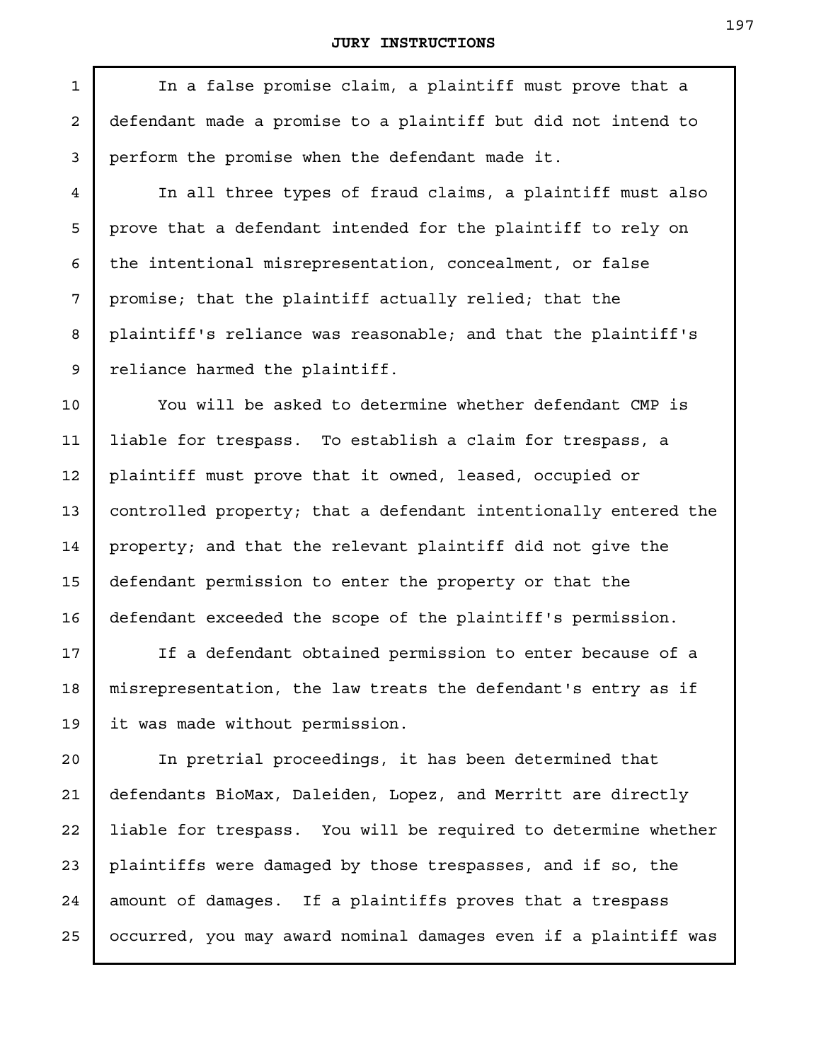In a false promise claim, a plaintiff must prove that a defendant made a promise to a plaintiff but did not intend to perform the promise when the defendant made it.

In all three types of fraud claims, a plaintiff must also prove that a defendant intended for the plaintiff to rely on the intentional misrepresentation, concealment, or false promise; that the plaintiff actually relied; that the plaintiff's reliance was reasonable; and that the plaintiff's reliance harmed the plaintiff.

You will be asked to determine whether defendant CMP is liable for trespass. To establish a claim for trespass, a plaintiff must prove that it owned, leased, occupied or controlled property; that a defendant intentionally entered the property; and that the relevant plaintiff did not give the defendant permission to enter the property or that the defendant exceeded the scope of the plaintiff's permission.

If a defendant obtained permission to enter because of a misrepresentation, the law treats the defendant's entry as if it was made without permission.

In pretrial proceedings, it has been determined that defendants BioMax, Daleiden, Lopez, and Merritt are directly liable for trespass. You will be required to determine whether plaintiffs were damaged by those trespasses, and if so, the amount of damages. If a plaintiffs proves that a trespass occurred, you may award nominal damages even if a plaintiff was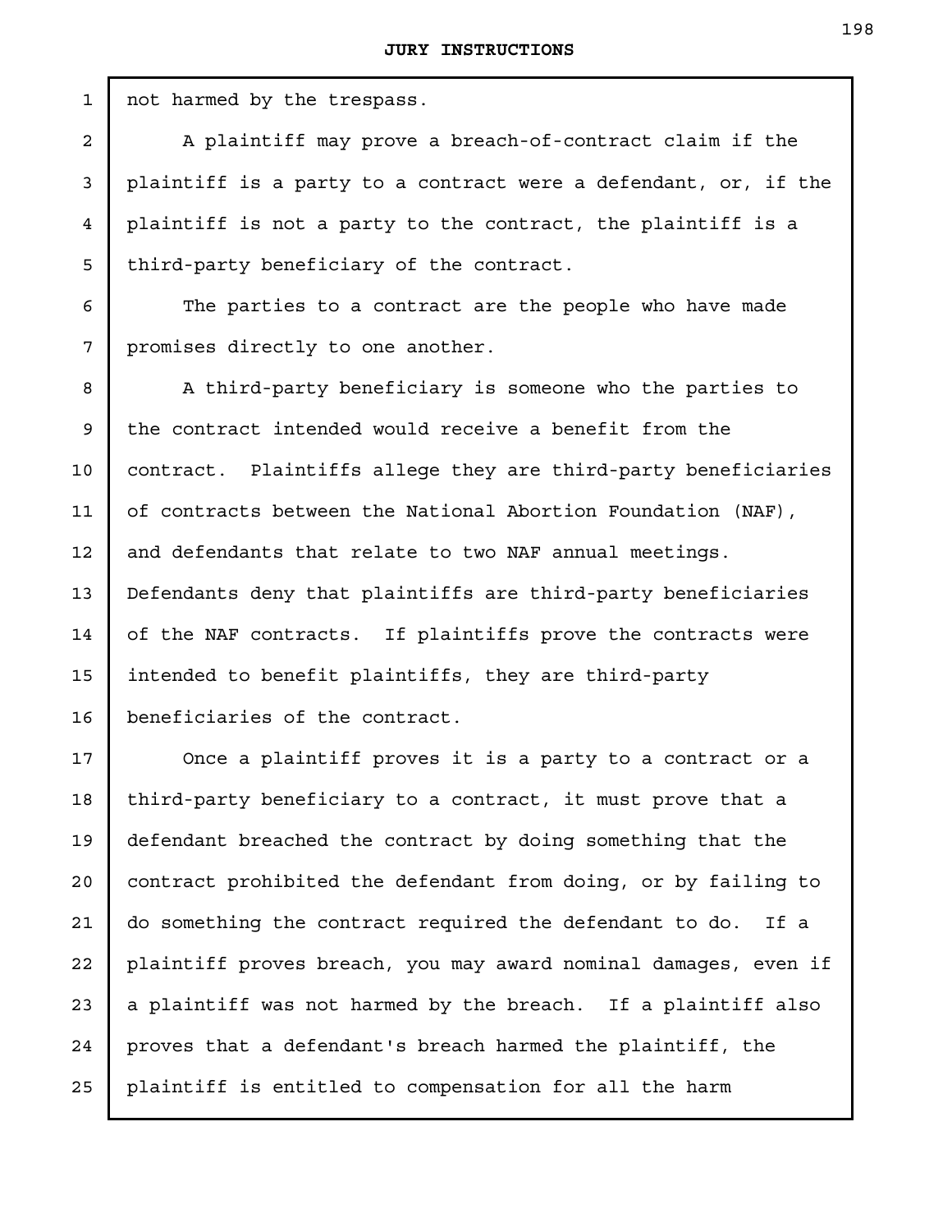not harmed by the trespass.

A plaintiff may prove a breach-of-contract claim if the plaintiff is a party to a contract were a defendant, or, if the plaintiff is not a party to the contract, the plaintiff is a third-party beneficiary of the contract.

The parties to a contract are the people who have made promises directly to one another.

A third-party beneficiary is someone who the parties to the contract intended would receive a benefit from the contract. Plaintiffs allege they are third-party beneficiaries of contracts between the National Abortion Foundation (NAF), and defendants that relate to two NAF annual meetings. Defendants deny that plaintiffs are third-party beneficiaries of the NAF contracts. If plaintiffs prove the contracts were intended to benefit plaintiffs, they are third-party beneficiaries of the contract.

Once a plaintiff proves it is a party to a contract or a third-party beneficiary to a contract, it must prove that a defendant breached the contract by doing something that the contract prohibited the defendant from doing, or by failing to do something the contract required the defendant to do. If a plaintiff proves breach, you may award nominal damages, even if a plaintiff was not harmed by the breach. If a plaintiff also proves that a defendant's breach harmed the plaintiff, the plaintiff is entitled to compensation for all the harm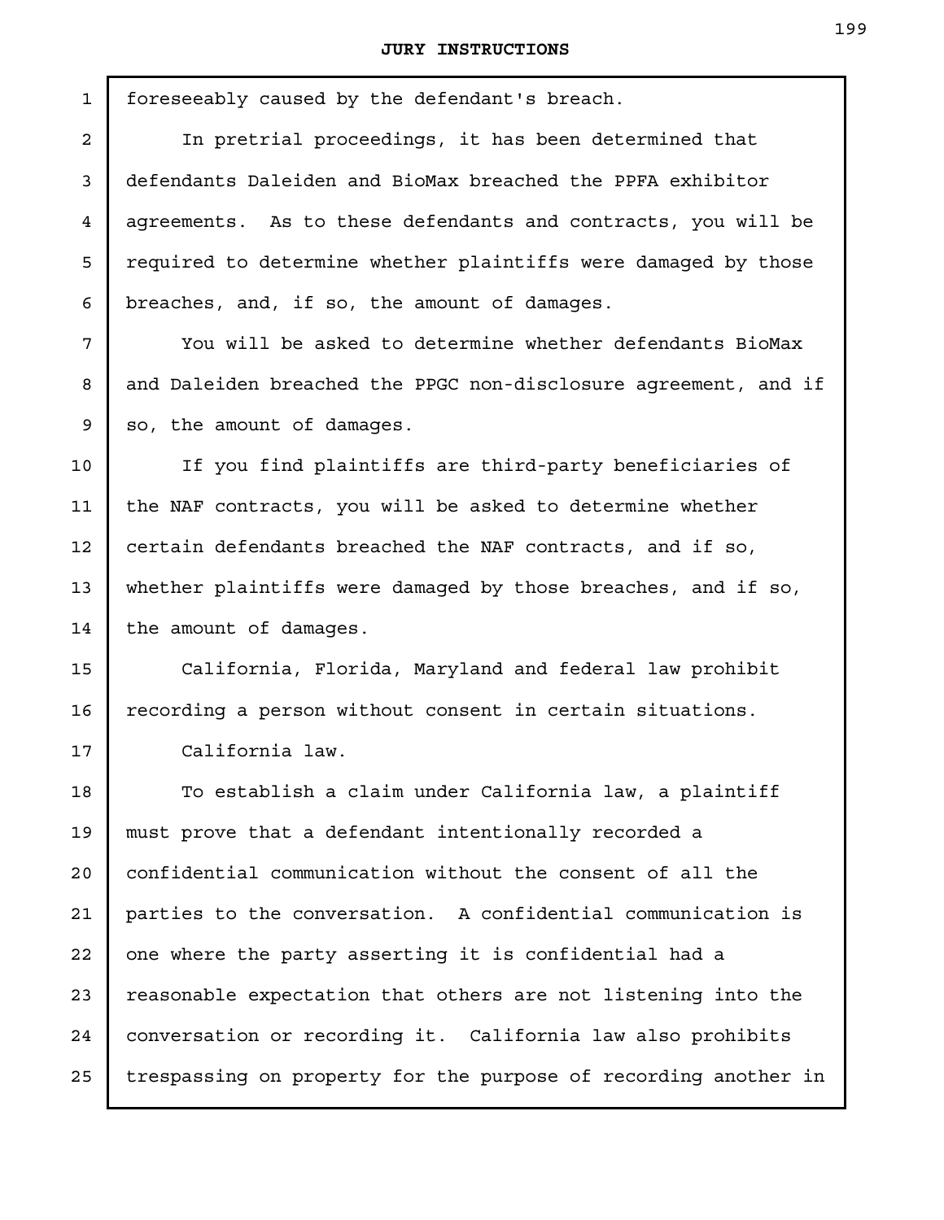foreseeably caused by the defendant's breach.

In pretrial proceedings, it has been determined that defendants Daleiden and BioMax breached the PPFA exhibitor agreements. As to these defendants and contracts, you will be required to determine whether plaintiffs were damaged by those breaches, and, if so, the amount of damages.

You will be asked to determine whether defendants BioMax and Daleiden breached the PPGC non-disclosure agreement, and if so, the amount of damages.

If you find plaintiffs are third-party beneficiaries of the NAF contracts, you will be asked to determine whether certain defendants breached the NAF contracts, and if so, whether plaintiffs were damaged by those breaches, and if so, the amount of damages.

California, Florida, Maryland and federal law prohibit recording a person without consent in certain situations.

California law.

To establish a claim under California law, a plaintiff must prove that a defendant intentionally recorded a confidential communication without the consent of all the parties to the conversation. A confidential communication is one where the party asserting it is confidential had a reasonable expectation that others are not listening into the conversation or recording it. California law also prohibits trespassing on property for the purpose of recording another in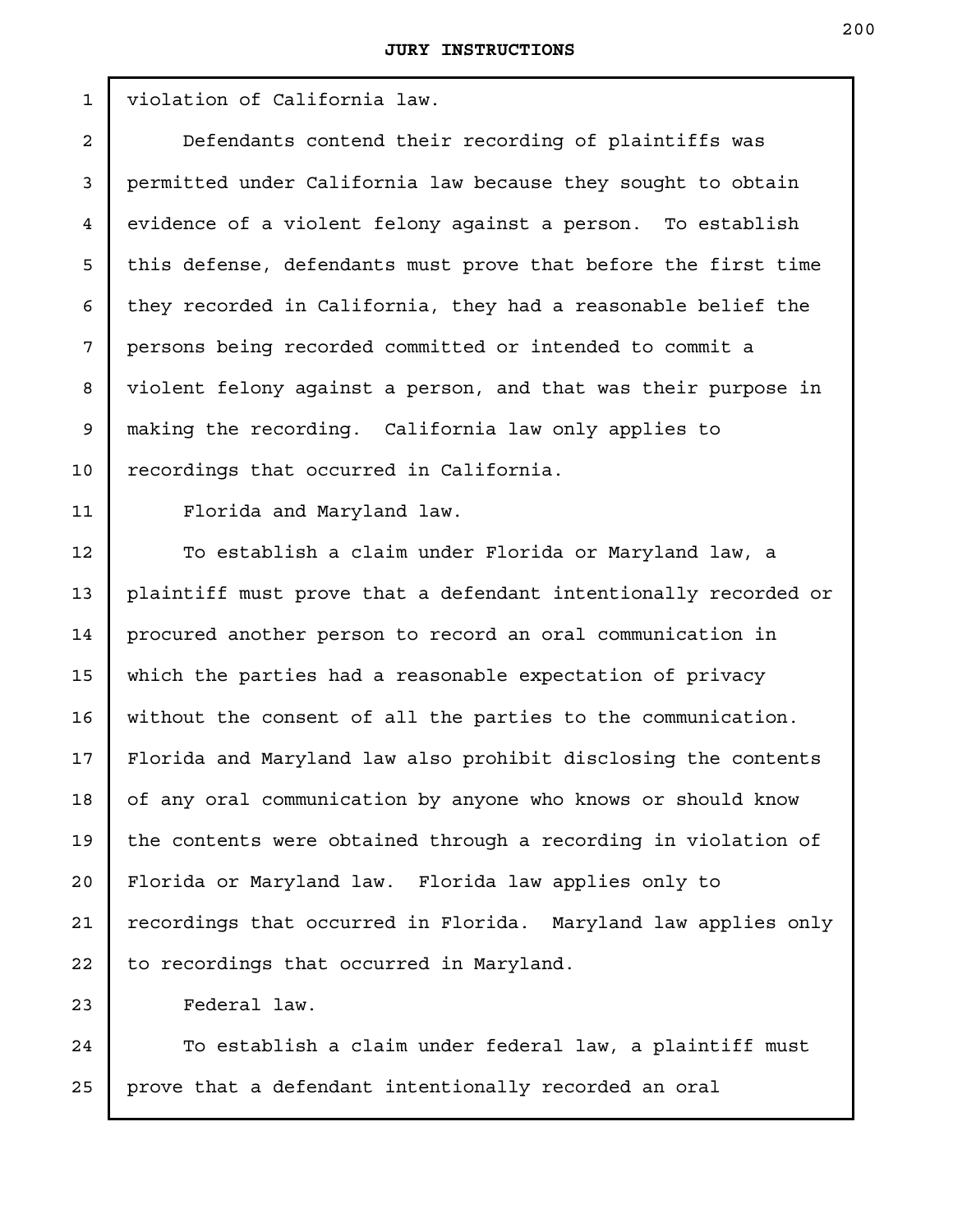violation of California law.

Defendants contend their recording of plaintiffs was permitted under California law because they sought to obtain evidence of a violent felony against a person. To establish this defense, defendants must prove that before the first time they recorded in California, they had a reasonable belief the persons being recorded committed or intended to commit a violent felony against a person, and that was their purpose in making the recording. California law only applies to recordings that occurred in California.

Florida and Maryland law.

To establish a claim under Florida or Maryland law, a plaintiff must prove that a defendant intentionally recorded or procured another person to record an oral communication in which the parties had a reasonable expectation of privacy without the consent of all the parties to the communication. Florida and Maryland law also prohibit disclosing the contents of any oral communication by anyone who knows or should know the contents were obtained through a recording in violation of Florida or Maryland law. Florida law applies only to recordings that occurred in Florida. Maryland law applies only to recordings that occurred in Maryland.

Federal law.

To establish a claim under federal law, a plaintiff must prove that a defendant intentionally recorded an oral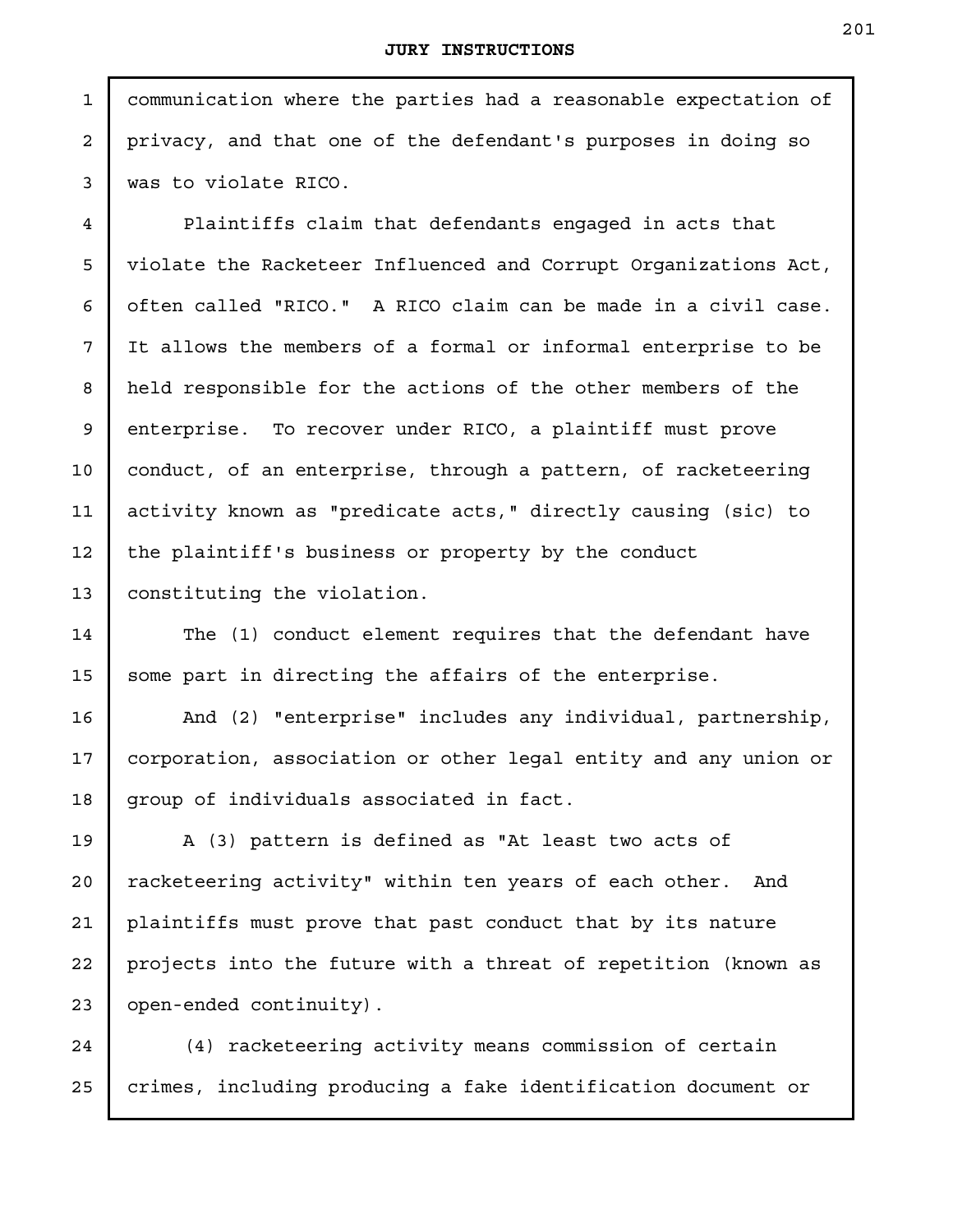communication where the parties had a reasonable expectation of privacy, and that one of the defendant's purposes in doing so was to violate RICO.

Plaintiffs claim that defendants engaged in acts that violate the Racketeer Influenced and Corrupt Organizations Act, often called "RICO." A RICO claim can be made in a civil case. It allows the members of a formal or informal enterprise to be held responsible for the actions of the other members of the enterprise. To recover under RICO, a plaintiff must prove conduct, of an enterprise, through a pattern, of racketeering activity known as "predicate acts," directly causing (sic) to the plaintiff's business or property by the conduct constituting the violation.

The (1) conduct element requires that the defendant have some part in directing the affairs of the enterprise.

And (2) "enterprise" includes any individual, partnership, corporation, association or other legal entity and any union or group of individuals associated in fact.

A (3) pattern is defined as "At least two acts of racketeering activity" within ten years of each other. And plaintiffs must prove that past conduct that by its nature projects into the future with a threat of repetition (known as open-ended continuity).

(4) racketeering activity means commission of certain crimes, including producing a fake identification document or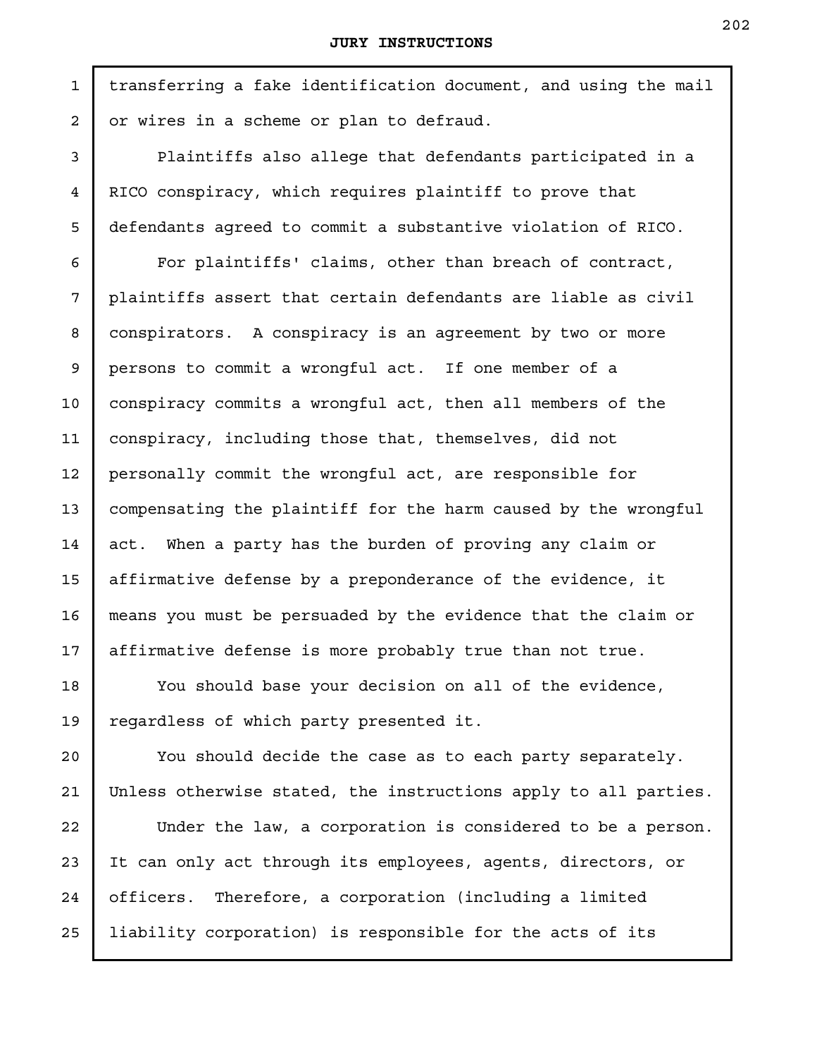transferring a fake identification document, and using the mail or wires in a scheme or plan to defraud.

Plaintiffs also allege that defendants participated in a RICO conspiracy, which requires plaintiff to prove that defendants agreed to commit a substantive violation of RICO.

For plaintiffs' claims, other than breach of contract, plaintiffs assert that certain defendants are liable as civil conspirators. A conspiracy is an agreement by two or more persons to commit a wrongful act. If one member of a conspiracy commits a wrongful act, then all members of the conspiracy, including those that, themselves, did not personally commit the wrongful act, are responsible for compensating the plaintiff for the harm caused by the wrongful act. When a party has the burden of proving any claim or affirmative defense by a preponderance of the evidence, it means you must be persuaded by the evidence that the claim or affirmative defense is more probably true than not true.

You should base your decision on all of the evidence, regardless of which party presented it.

You should decide the case as to each party separately. Unless otherwise stated, the instructions apply to all parties.

Under the law, a corporation is considered to be a person. It can only act through its employees, agents, directors, or officers. Therefore, a corporation (including a limited liability corporation) is responsible for the acts of its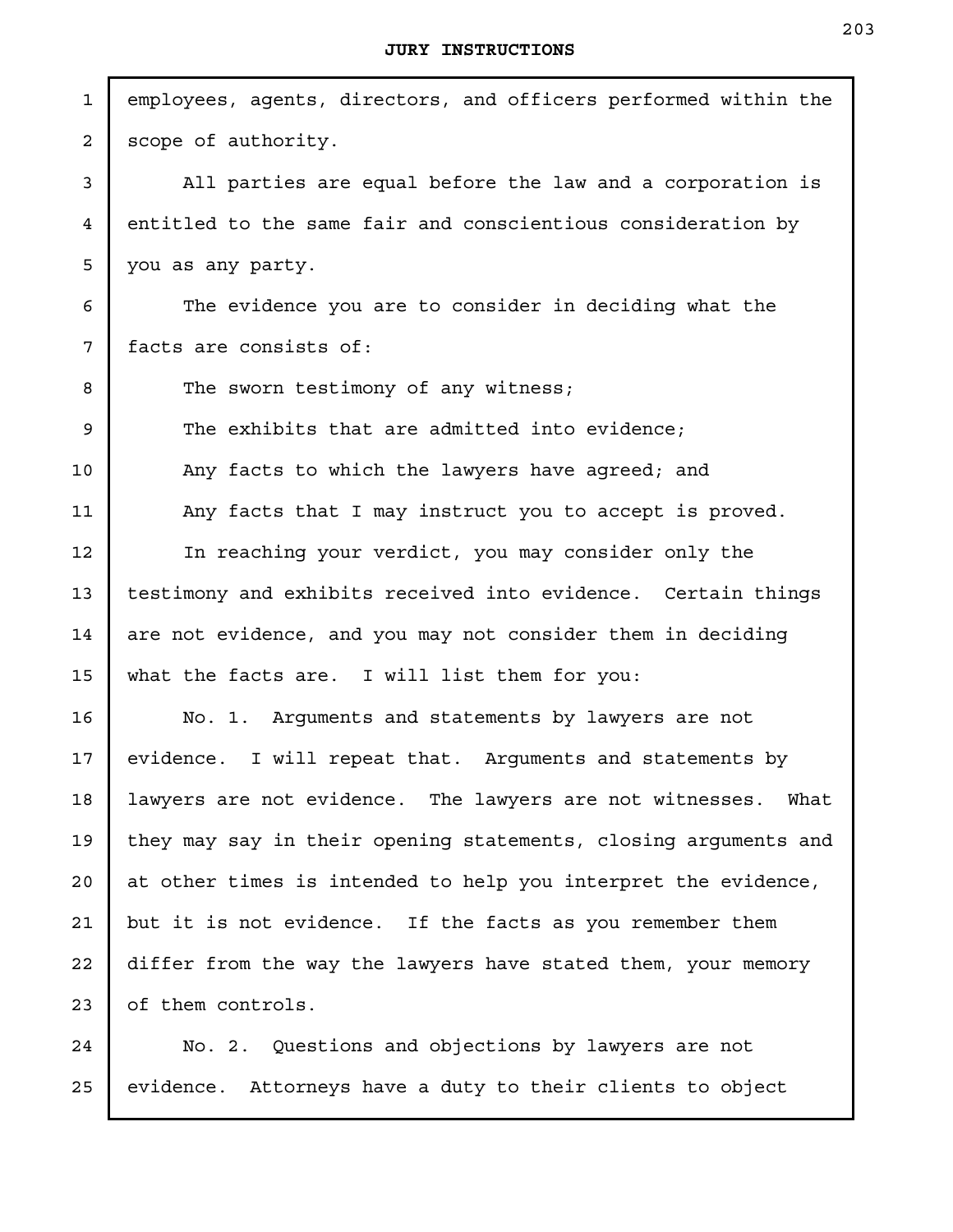employees, agents, directors, and officers performed within the scope of authority.

All parties are equal before the law and a corporation is entitled to the same fair and conscientious consideration by you as any party.

The evidence you are to consider in deciding what the facts are consists of:

The sworn testimony of any witness;

The exhibits that are admitted into evidence;

Any facts to which the lawyers have agreed; and

Any facts that I may instruct you to accept is proved.

In reaching your verdict, you may consider only the testimony and exhibits received into evidence. Certain things are not evidence, and you may not consider them in deciding what the facts are. I will list them for you:

No. 1. Arguments and statements by lawyers are not evidence. I will repeat that. Arguments and statements by lawyers are not evidence. The lawyers are not witnesses. What they may say in their opening statements, closing arguments and at other times is intended to help you interpret the evidence, but it is not evidence. If the facts as you remember them differ from the way the lawyers have stated them, your memory of them controls.

No. 2. Questions and objections by lawyers are not evidence. Attorneys have a duty to their clients to object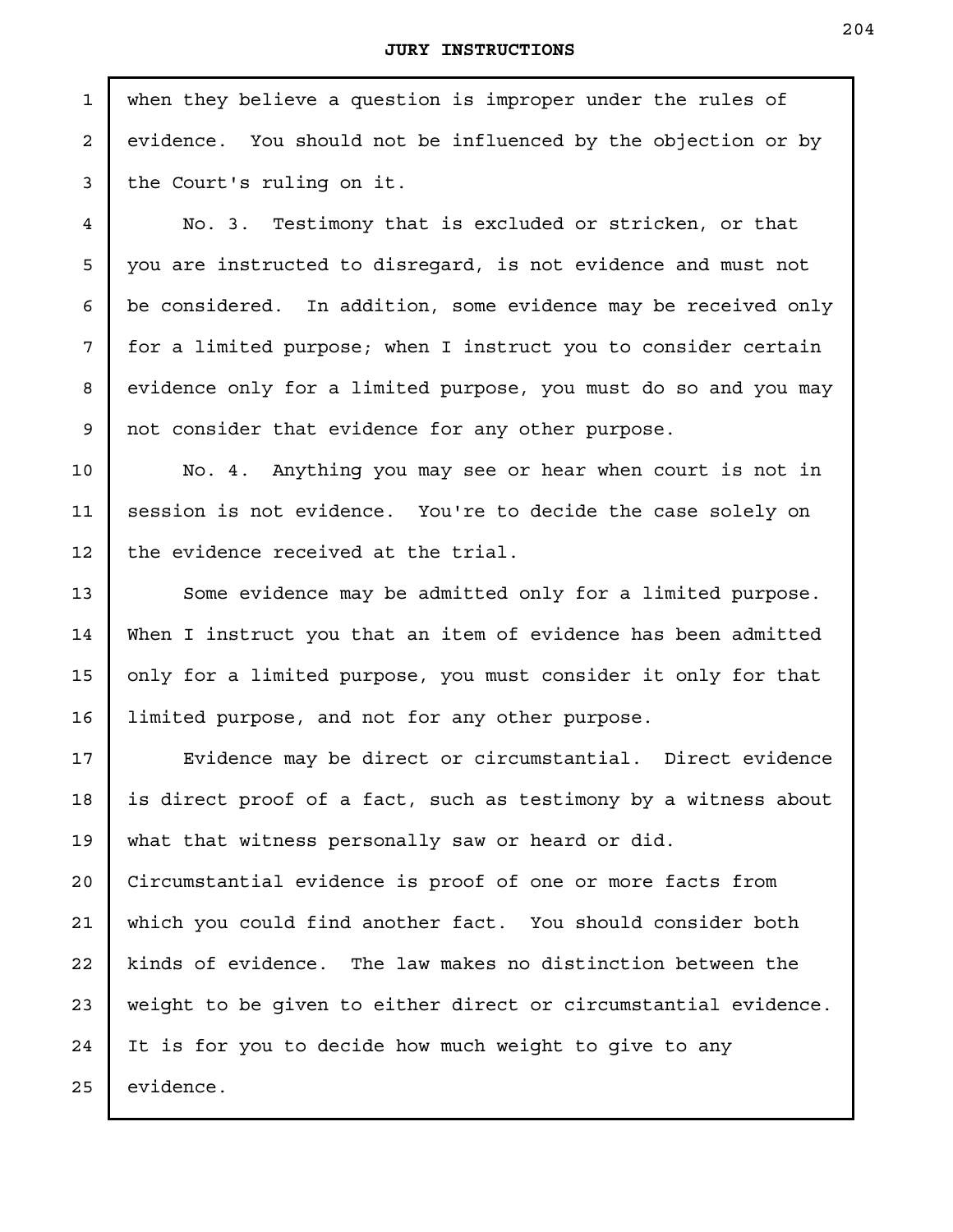when they believe a question is improper under the rules of evidence. You should not be influenced by the objection or by the Court's ruling on it.

No. 3. Testimony that is excluded or stricken, or that you are instructed to disregard, is not evidence and must not be considered. In addition, some evidence may be received only for a limited purpose; when I instruct you to consider certain evidence only for a limited purpose, you must do so and you may not consider that evidence for any other purpose.

No. 4. Anything you may see or hear when court is not in session is not evidence. You're to decide the case solely on the evidence received at the trial.

Some evidence may be admitted only for a limited purpose. When I instruct you that an item of evidence has been admitted only for a limited purpose, you must consider it only for that limited purpose, and not for any other purpose.

Evidence may be direct or circumstantial. Direct evidence is direct proof of a fact, such as testimony by a witness about what that witness personally saw or heard or did. Circumstantial evidence is proof of one or more facts from which you could find another fact. You should consider both kinds of evidence. The law makes no distinction between the weight to be given to either direct or circumstantial evidence. It is for you to decide how much weight to give to any evidence.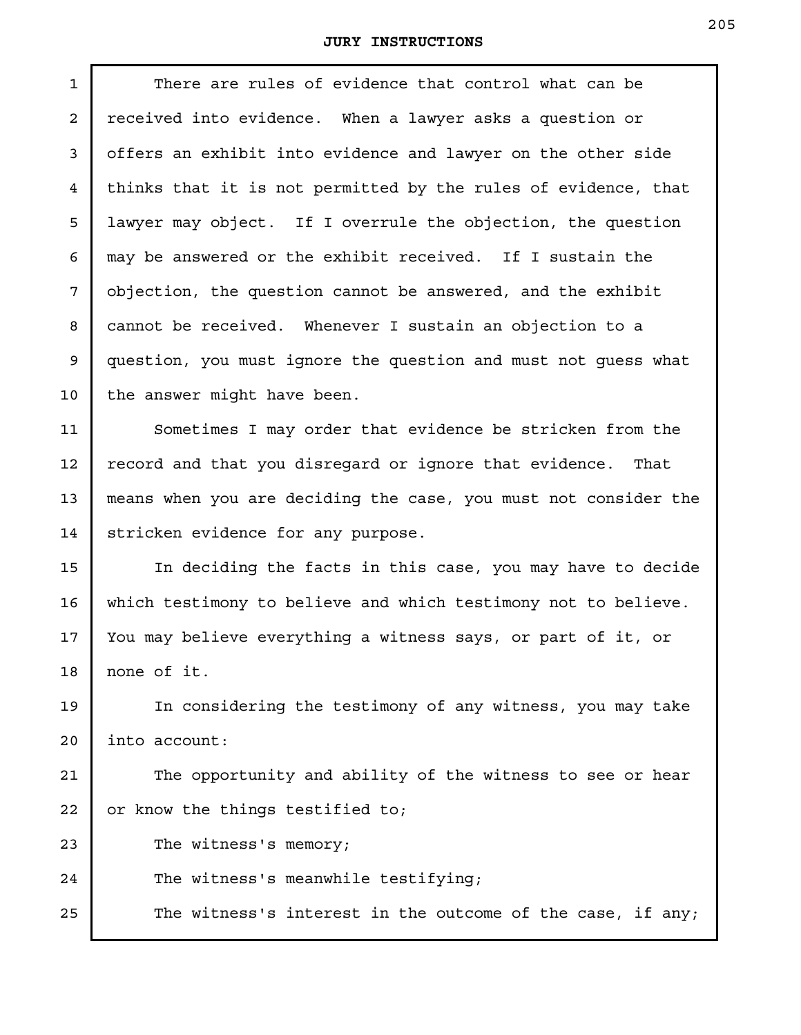There are rules of evidence that control what can be received into evidence. When a lawyer asks a question or offers an exhibit into evidence and lawyer on the other side thinks that it is not permitted by the rules of evidence, that lawyer may object. If I overrule the objection, the question may be answered or the exhibit received. If I sustain the objection, the question cannot be answered, and the exhibit cannot be received. Whenever I sustain an objection to a question, you must ignore the question and must not guess what the answer might have been.

Sometimes I may order that evidence be stricken from the record and that you disregard or ignore that evidence. That means when you are deciding the case, you must not consider the stricken evidence for any purpose.

In deciding the facts in this case, you may have to decide which testimony to believe and which testimony not to believe. You may believe everything a witness says, or part of it, or none of it.

In considering the testimony of any witness, you may take into account:

The opportunity and ability of the witness to see or hear or know the things testified to;

The witness's memory;

The witness's meanwhile testifying;

The witness's interest in the outcome of the case, if any;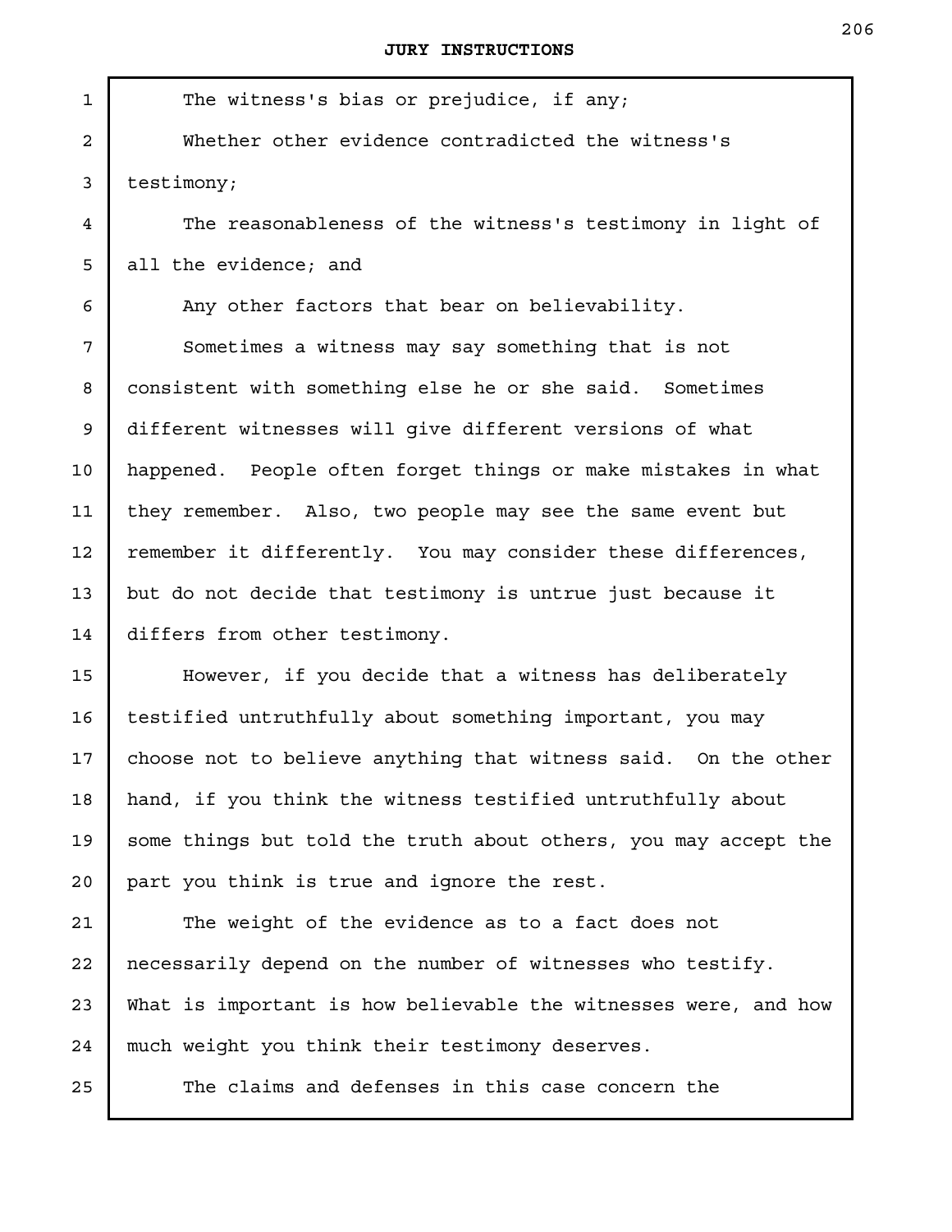The witness's bias or prejudice, if any;

Whether other evidence contradicted the witness's testimony;

The reasonableness of the witness's testimony in light of all the evidence; and

Any other factors that bear on believability.

Sometimes a witness may say something that is not consistent with something else he or she said. Sometimes different witnesses will give different versions of what happened. People often forget things or make mistakes in what they remember. Also, two people may see the same event but remember it differently. You may consider these differences, but do not decide that testimony is untrue just because it differs from other testimony.

However, if you decide that a witness has deliberately testified untruthfully about something important, you may choose not to believe anything that witness said. On the other hand, if you think the witness testified untruthfully about some things but told the truth about others, you may accept the part you think is true and ignore the rest.

The weight of the evidence as to a fact does not necessarily depend on the number of witnesses who testify. What is important is how believable the witnesses were, and how much weight you think their testimony deserves.

The claims and defenses in this case concern the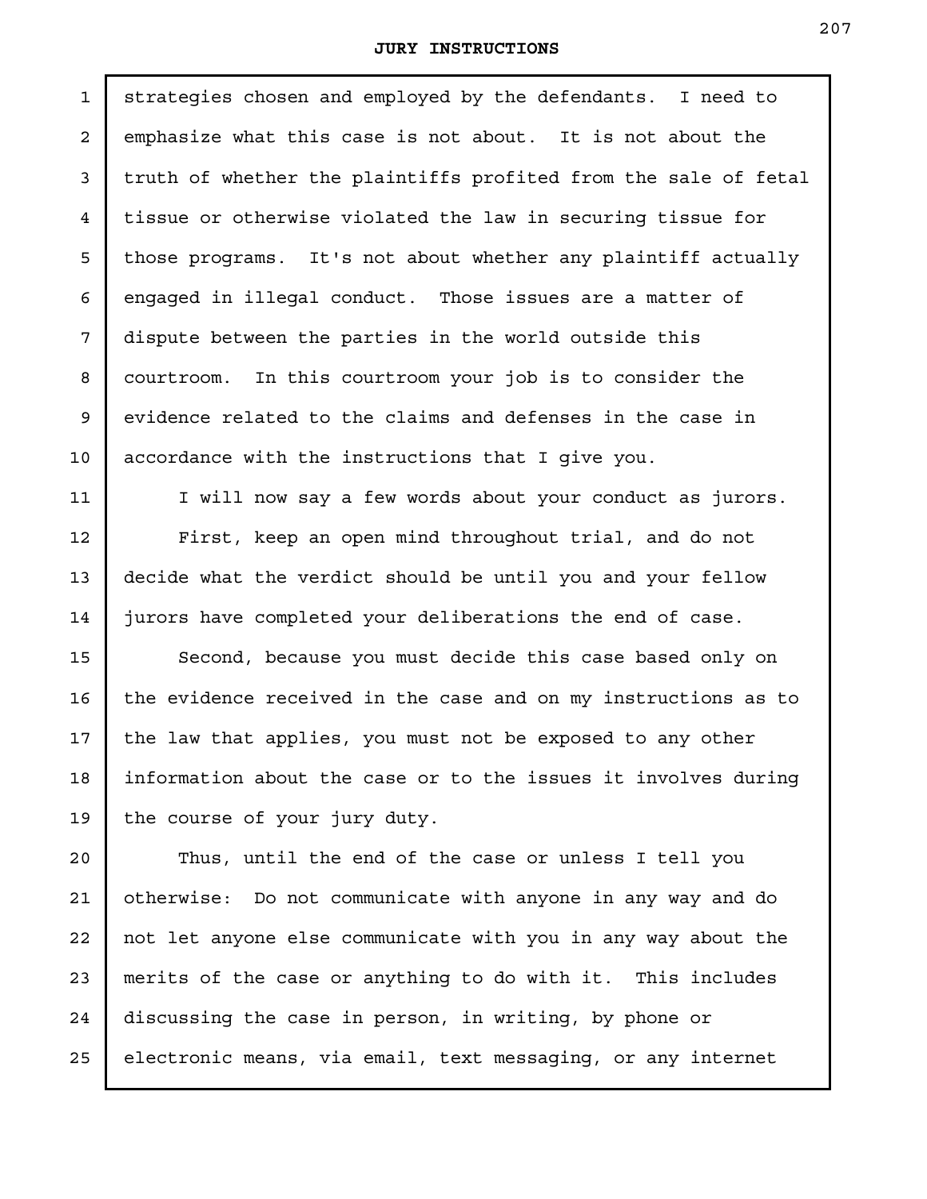strategies chosen and employed by the defendants. I need to emphasize what this case is not about. It is not about the truth of whether the plaintiffs profited from the sale of fetal tissue or otherwise violated the law in securing tissue for those programs. It's not about whether any plaintiff actually engaged in illegal conduct. Those issues are a matter of dispute between the parties in the world outside this courtroom. In this courtroom your job is to consider the evidence related to the claims and defenses in the case in accordance with the instructions that I give you.

I will now say a few words about your conduct as jurors.

First, keep an open mind throughout trial, and do not decide what the verdict should be until you and your fellow jurors have completed your deliberations the end of case.

Second, because you must decide this case based only on the evidence received in the case and on my instructions as to the law that applies, you must not be exposed to any other information about the case or to the issues it involves during the course of your jury duty.

Thus, until the end of the case or unless I tell you otherwise: Do not communicate with anyone in any way and do not let anyone else communicate with you in any way about the merits of the case or anything to do with it. This includes discussing the case in person, in writing, by phone or electronic means, via email, text messaging, or any internet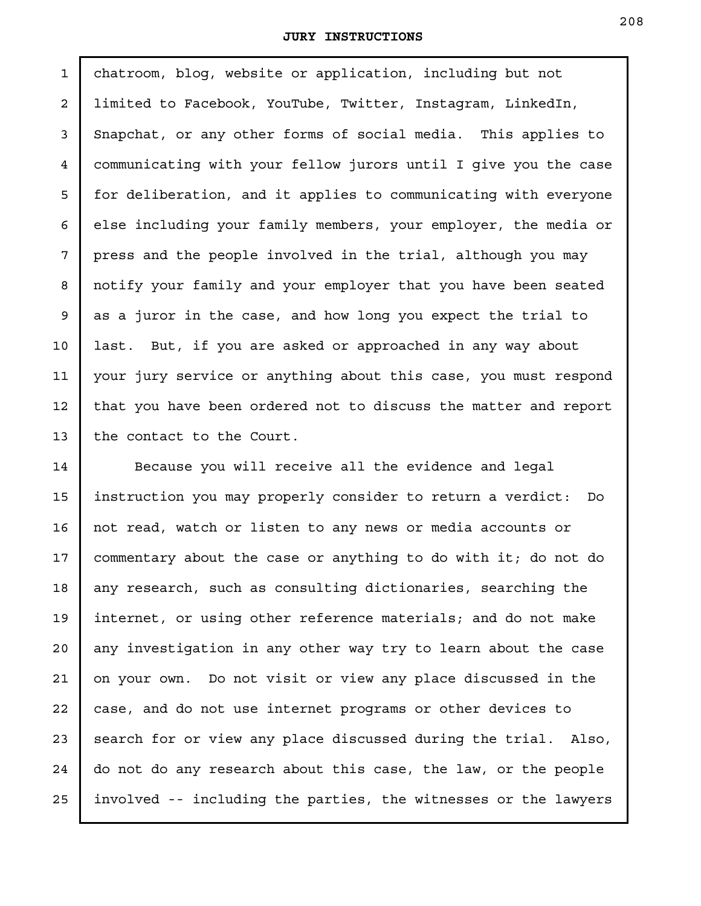chatroom, blog, website or application, including but not limited to Facebook, YouTube, Twitter, Instagram, LinkedIn, Snapchat, or any other forms of social media. This applies to communicating with your fellow jurors until I give you the case for deliberation, and it applies to communicating with everyone else including your family members, your employer, the media or press and the people involved in the trial, although you may notify your family and your employer that you have been seated as a juror in the case, and how long you expect the trial to last. But, if you are asked or approached in any way about your jury service or anything about this case, you must respond that you have been ordered not to discuss the matter and report the contact to the Court.

Because you will receive all the evidence and legal instruction you may properly consider to return a verdict: Do not read, watch or listen to any news or media accounts or commentary about the case or anything to do with it; do not do any research, such as consulting dictionaries, searching the internet, or using other reference materials; and do not make any investigation in any other way try to learn about the case on your own. Do not visit or view any place discussed in the case, and do not use internet programs or other devices to search for or view any place discussed during the trial. Also, do not do any research about this case, the law, or the people involved -- including the parties, the witnesses or the lawyers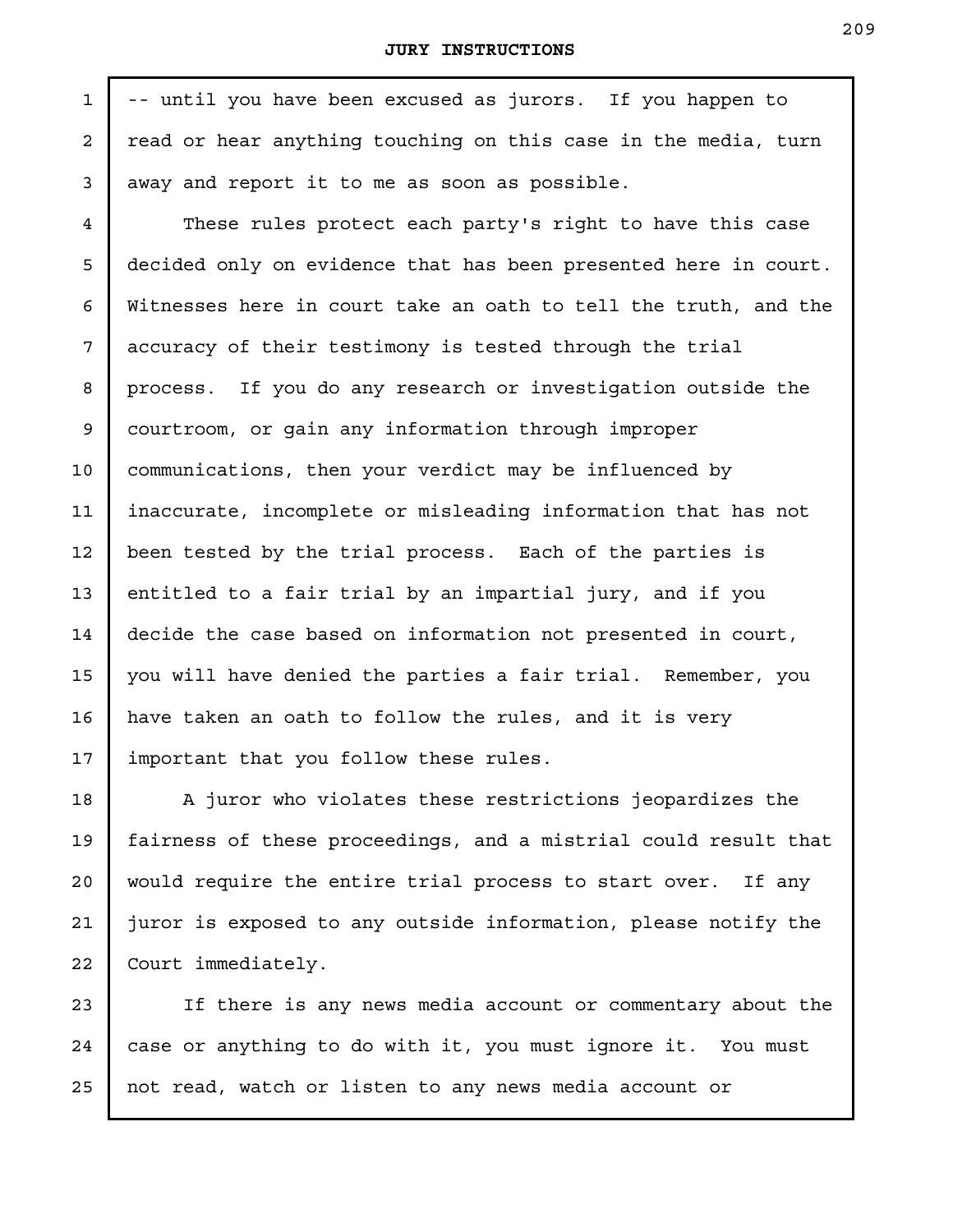-- until you have been excused as jurors. If you happen to read or hear anything touching on this case in the media, turn away and report it to me as soon as possible.

These rules protect each party's right to have this case decided only on evidence that has been presented here in court. Witnesses here in court take an oath to tell the truth, and the accuracy of their testimony is tested through the trial process. If you do any research or investigation outside the courtroom, or gain any information through improper communications, then your verdict may be influenced by inaccurate, incomplete or misleading information that has not been tested by the trial process. Each of the parties is entitled to a fair trial by an impartial jury, and if you decide the case based on information not presented in court, you will have denied the parties a fair trial. Remember, you have taken an oath to follow the rules, and it is very important that you follow these rules.

A juror who violates these restrictions jeopardizes the fairness of these proceedings, and a mistrial could result that would require the entire trial process to start over. If any juror is exposed to any outside information, please notify the Court immediately.

If there is any news media account or commentary about the case or anything to do with it, you must ignore it. You must not read, watch or listen to any news media account or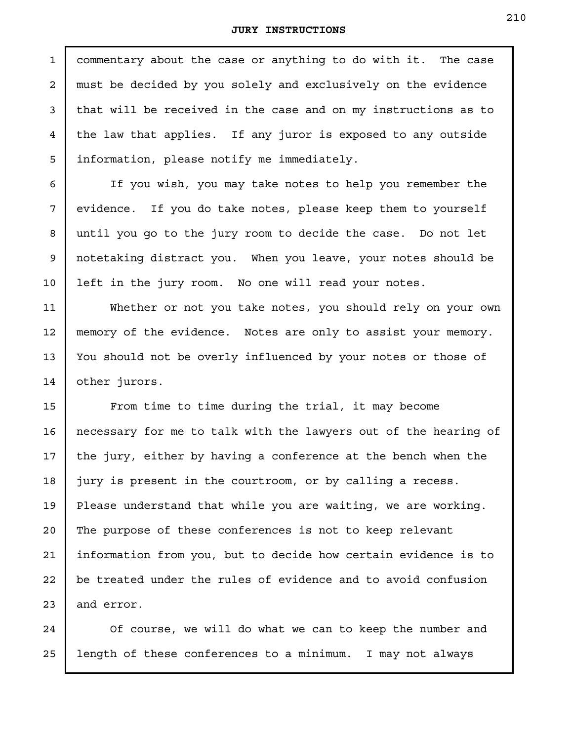commentary about the case or anything to do with it. The case must be decided by you solely and exclusively on the evidence that will be received in the case and on my instructions as to the law that applies. If any juror is exposed to any outside information, please notify me immediately.

If you wish, you may take notes to help you remember the evidence. If you do take notes, please keep them to yourself until you go to the jury room to decide the case. Do not let notetaking distract you. When you leave, your notes should be left in the jury room. No one will read your notes.

Whether or not you take notes, you should rely on your own memory of the evidence. Notes are only to assist your memory. You should not be overly influenced by your notes or those of other jurors.

From time to time during the trial, it may become necessary for me to talk with the lawyers out of the hearing of the jury, either by having a conference at the bench when the jury is present in the courtroom, or by calling a recess. Please understand that while you are waiting, we are working. The purpose of these conferences is not to keep relevant information from you, but to decide how certain evidence is to be treated under the rules of evidence and to avoid confusion and error.

Of course, we will do what we can to keep the number and length of these conferences to a minimum. I may not always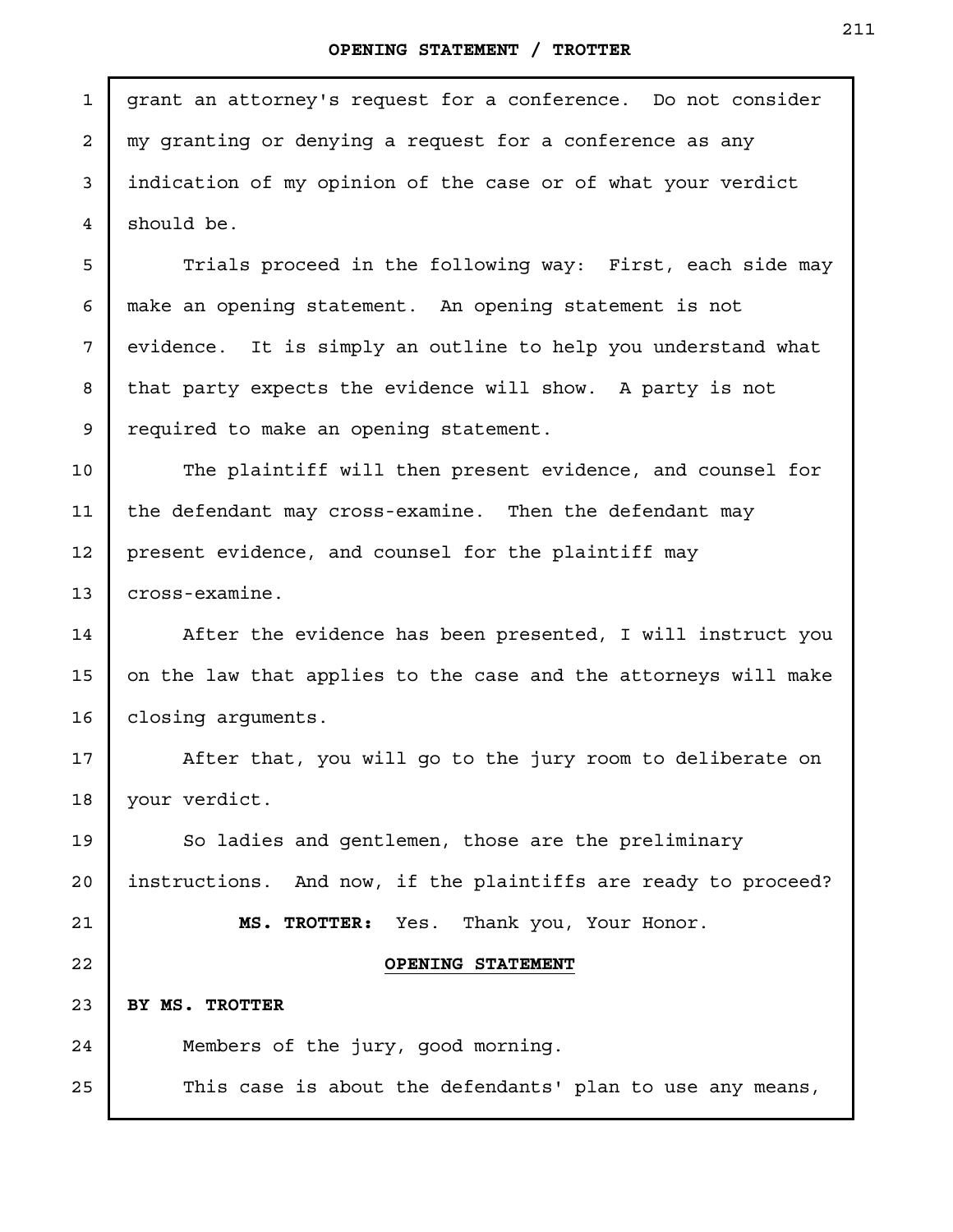grant an attorney's request for a conference. Do not consider my granting or denying a request for a conference as any indication of my opinion of the case or of what your verdict should be.

Trials proceed in the following way: First, each side may make an opening statement. An opening statement is not evidence. It is simply an outline to help you understand what that party expects the evidence will show. A party is not required to make an opening statement.

The plaintiff will then present evidence, and counsel for the defendant may cross-examine. Then the defendant may present evidence, and counsel for the plaintiff may cross-examine.

After the evidence has been presented, I will instruct you on the law that applies to the case and the attorneys will make closing arguments.

After that, you will go to the jury room to deliberate on your verdict.

So ladies and gentlemen, those are the preliminary instructions. And now, if the plaintiffs are ready to proceed?

**MS. TROTTER:** Yes. Thank you, Your Honor.

**OPENING STATEMENT**

**BY MS. TROTTER**

Members of the jury, good morning.

This case is about the defendants' plan to use any means,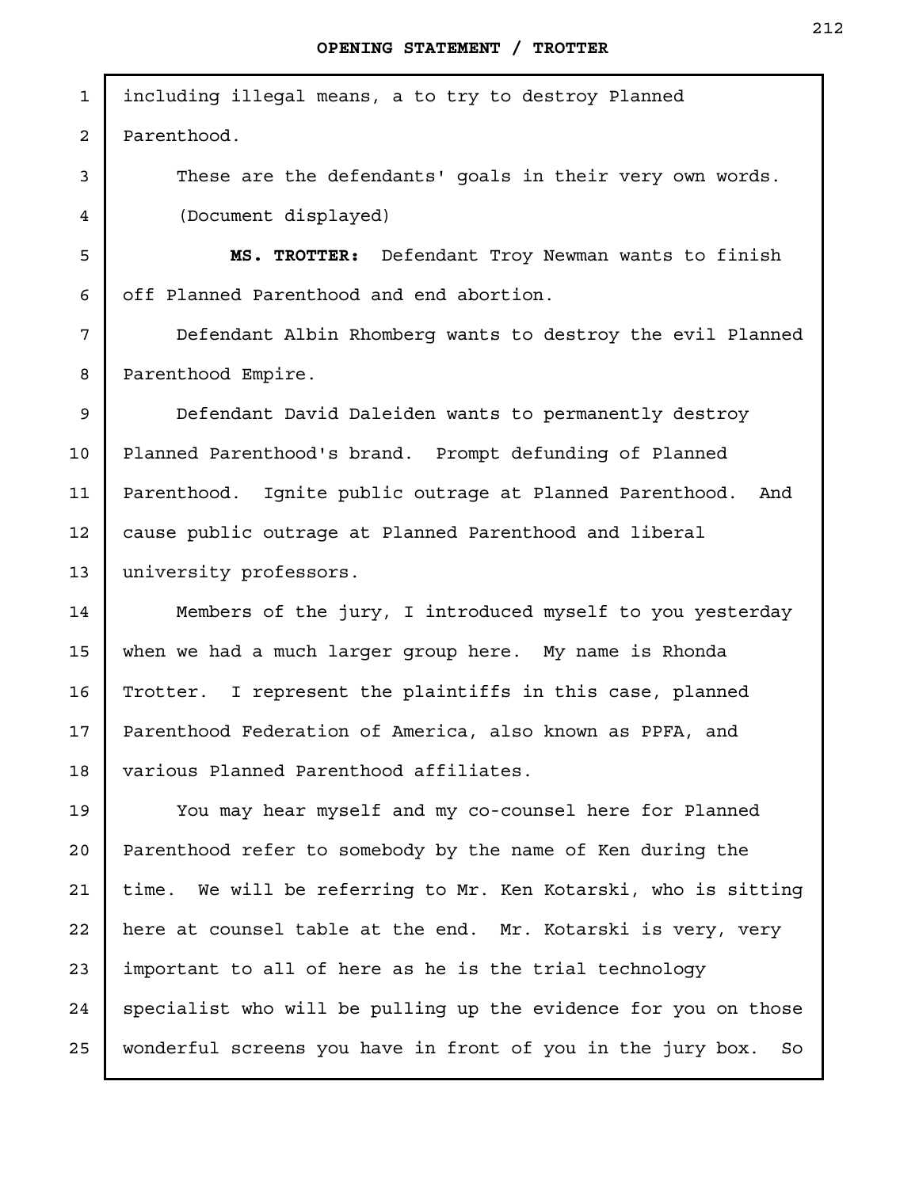including illegal means, a to try to destroy Planned Parenthood.

These are the defendants' goals in their very own words.

(Document displayed)

**MS. TROTTER:** Defendant Troy Newman wants to finish off Planned Parenthood and end abortion.

Defendant Albin Rhomberg wants to destroy the evil Planned Parenthood Empire.

Defendant David Daleiden wants to permanently destroy Planned Parenthood's brand. Prompt defunding of Planned Parenthood. Ignite public outrage at Planned Parenthood. And cause public outrage at Planned Parenthood and liberal university professors.

Members of the jury, I introduced myself to you yesterday when we had a much larger group here. My name is Rhonda Trotter. I represent the plaintiffs in this case, planned Parenthood Federation of America, also known as PPFA, and various Planned Parenthood affiliates.

You may hear myself and my co-counsel here for Planned Parenthood refer to somebody by the name of Ken during the time. We will be referring to Mr. Ken Kotarski, who is sitting here at counsel table at the end. Mr. Kotarski is very, very important to all of here as he is the trial technology specialist who will be pulling up the evidence for you on those wonderful screens you have in front of you in the jury box. So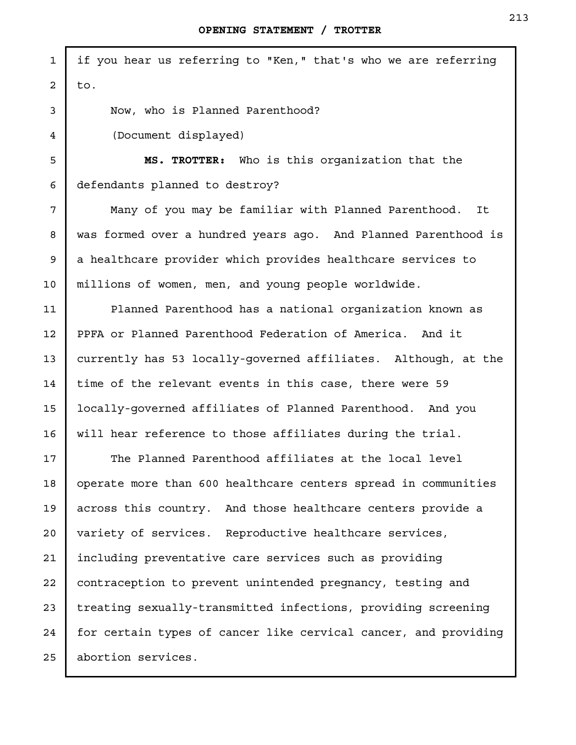if you hear us referring to "Ken," that's who we are referring to.

Now, who is Planned Parenthood?

(Document displayed)

**MS. TROTTER:** Who is this organization that the defendants planned to destroy?

Many of you may be familiar with Planned Parenthood. It was formed over a hundred years ago. And Planned Parenthood is a healthcare provider which provides healthcare services to millions of women, men, and young people worldwide.

Planned Parenthood has a national organization known as PPFA or Planned Parenthood Federation of America. And it currently has 53 locally-governed affiliates. Although, at the time of the relevant events in this case, there were 59 locally-governed affiliates of Planned Parenthood. And you will hear reference to those affiliates during the trial.

The Planned Parenthood affiliates at the local level operate more than 600 healthcare centers spread in communities across this country. And those healthcare centers provide a variety of services. Reproductive healthcare services, including preventative care services such as providing contraception to prevent unintended pregnancy, testing and treating sexually-transmitted infections, providing screening for certain types of cancer like cervical cancer, and providing abortion services.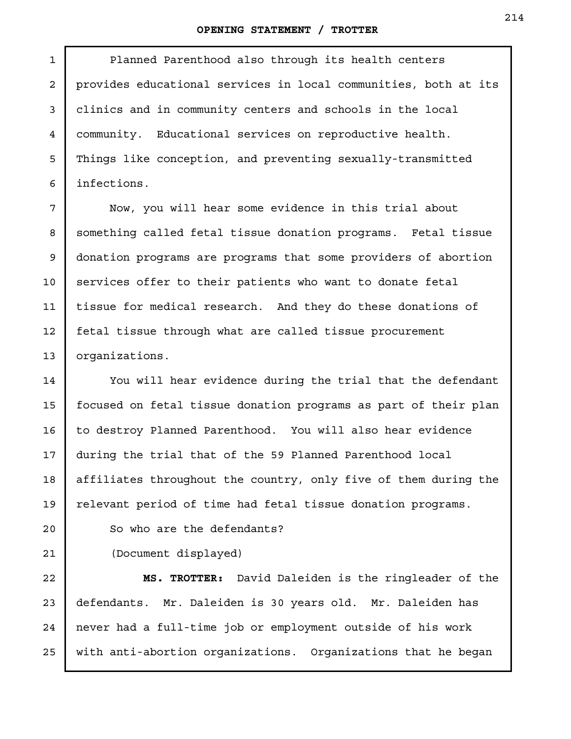Planned Parenthood also through its health centers provides educational services in local communities, both at its clinics and in community centers and schools in the local community. Educational services on reproductive health. Things like conception, and preventing sexually-transmitted infections.

Now, you will hear some evidence in this trial about something called fetal tissue donation programs. Fetal tissue donation programs are programs that some providers of abortion services offer to their patients who want to donate fetal tissue for medical research. And they do these donations of fetal tissue through what are called tissue procurement organizations.

You will hear evidence during the trial that the defendant focused on fetal tissue donation programs as part of their plan to destroy Planned Parenthood. You will also hear evidence during the trial that of the 59 Planned Parenthood local affiliates throughout the country, only five of them during the relevant period of time had fetal tissue donation programs.

So who are the defendants?

(Document displayed)

**MS. TROTTER:** David Daleiden is the ringleader of the defendants. Mr. Daleiden is 30 years old. Mr. Daleiden has never had a full-time job or employment outside of his work with anti-abortion organizations. Organizations that he began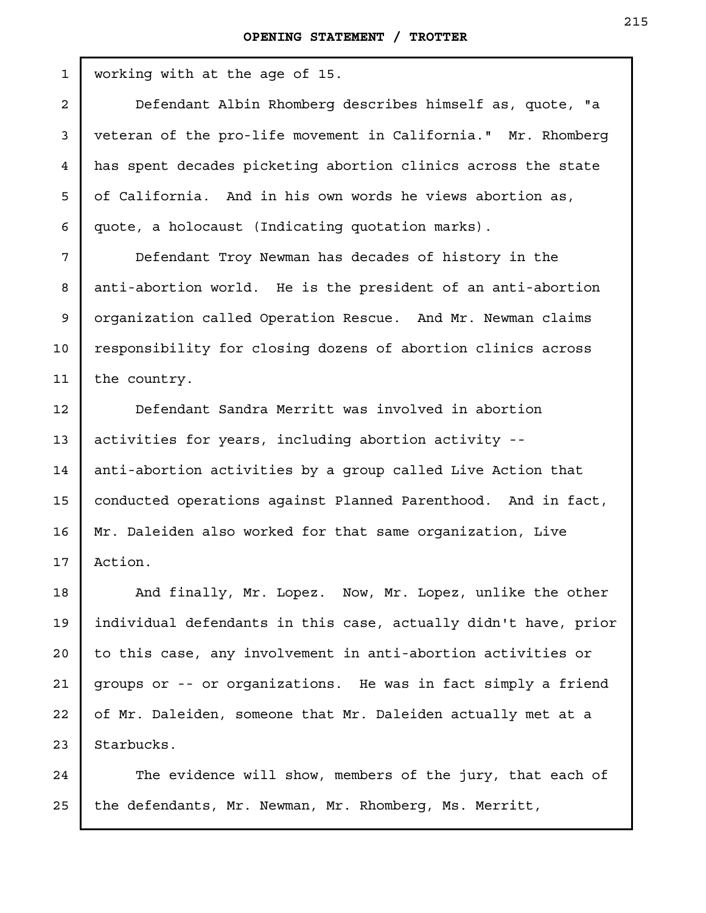working with at the age of 15.

Defendant Albin Rhomberg describes himself as, quote, "a veteran of the pro-life movement in California." Mr. Rhomberg has spent decades picketing abortion clinics across the state of California. And in his own words he views abortion as, quote, a holocaust (Indicating quotation marks).

Defendant Troy Newman has decades of history in the anti-abortion world. He is the president of an anti-abortion organization called Operation Rescue. And Mr. Newman claims responsibility for closing dozens of abortion clinics across the country.

Defendant Sandra Merritt was involved in abortion activities for years, including abortion activity -- anti-abortion activities by a group called Live Action that conducted operations against Planned Parenthood. And in fact, Mr. Daleiden also worked for that same organization, Live Action.

And finally, Mr. Lopez. Now, Mr. Lopez, unlike the other individual defendants in this case, actually didn't have, prior to this case, any involvement in anti-abortion activities or groups or -- or organizations. He was in fact simply a friend of Mr. Daleiden, someone that Mr. Daleiden actually met at a Starbucks.

The evidence will show, members of the jury, that each of the defendants, Mr. Newman, Mr. Rhomberg, Ms. Merritt,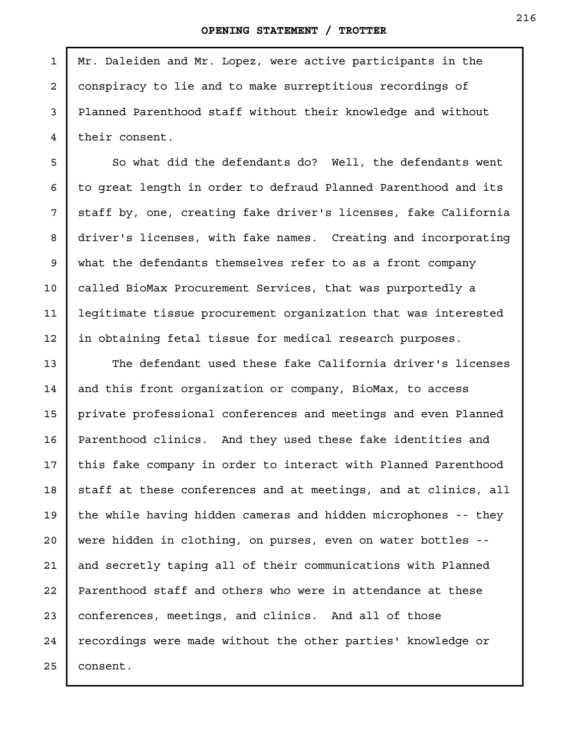Mr. Daleiden and Mr. Lopez, were active participants in the conspiracy to lie and to make surreptitious recordings of Planned Parenthood staff without their knowledge and without their consent.

So what did the defendants do? Well, the defendants went to great length in order to defraud Planned Parenthood and its staff by, one, creating fake driver's licenses, fake California driver's licenses, with fake names. Creating and incorporating what the defendants themselves refer to as a front company called BioMax Procurement Services, that was purportedly a legitimate tissue procurement organization that was interested in obtaining fetal tissue for medical research purposes.

The defendant used these fake California driver's licenses and this front organization or company, BioMax, to access private professional conferences and meetings and even Planned Parenthood clinics. And they used these fake identities and this fake company in order to interact with Planned Parenthood staff at these conferences and at meetings, and at clinics, all the while having hidden cameras and hidden microphones -- they were hidden in clothing, on purses, even on water bottles -- and secretly taping all of their communications with Planned Parenthood staff and others who were in attendance at these conferences, meetings, and clinics. And all of those recordings were made without the other parties' knowledge or consent.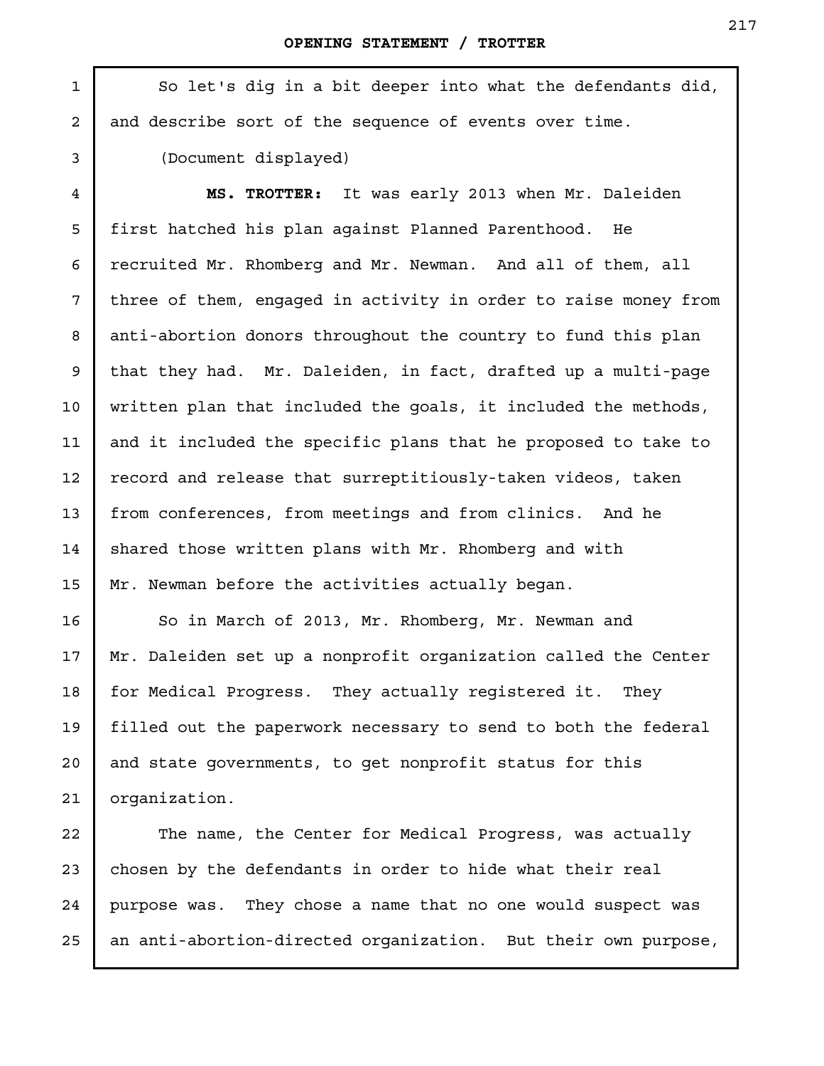So let's dig in a bit deeper into what the defendants did, and describe sort of the sequence of events over time.

(Document displayed)

**MS. TROTTER:** It was early 2013 when Mr. Daleiden first hatched his plan against Planned Parenthood. He recruited Mr. Rhomberg and Mr. Newman. And all of them, all three of them, engaged in activity in order to raise money from anti-abortion donors throughout the country to fund this plan that they had. Mr. Daleiden, in fact, drafted up a multi-page written plan that included the goals, it included the methods, and it included the specific plans that he proposed to take to record and release that surreptitiously-taken videos, taken from conferences, from meetings and from clinics. And he shared those written plans with Mr. Rhomberg and with Mr. Newman before the activities actually began.

So in March of 2013, Mr. Rhomberg, Mr. Newman and Mr. Daleiden set up a nonprofit organization called the Center for Medical Progress. They actually registered it. They filled out the paperwork necessary to send to both the federal and state governments, to get nonprofit status for this organization.

The name, the Center for Medical Progress, was actually chosen by the defendants in order to hide what their real purpose was. They chose a name that no one would suspect was an anti-abortion-directed organization. But their own purpose,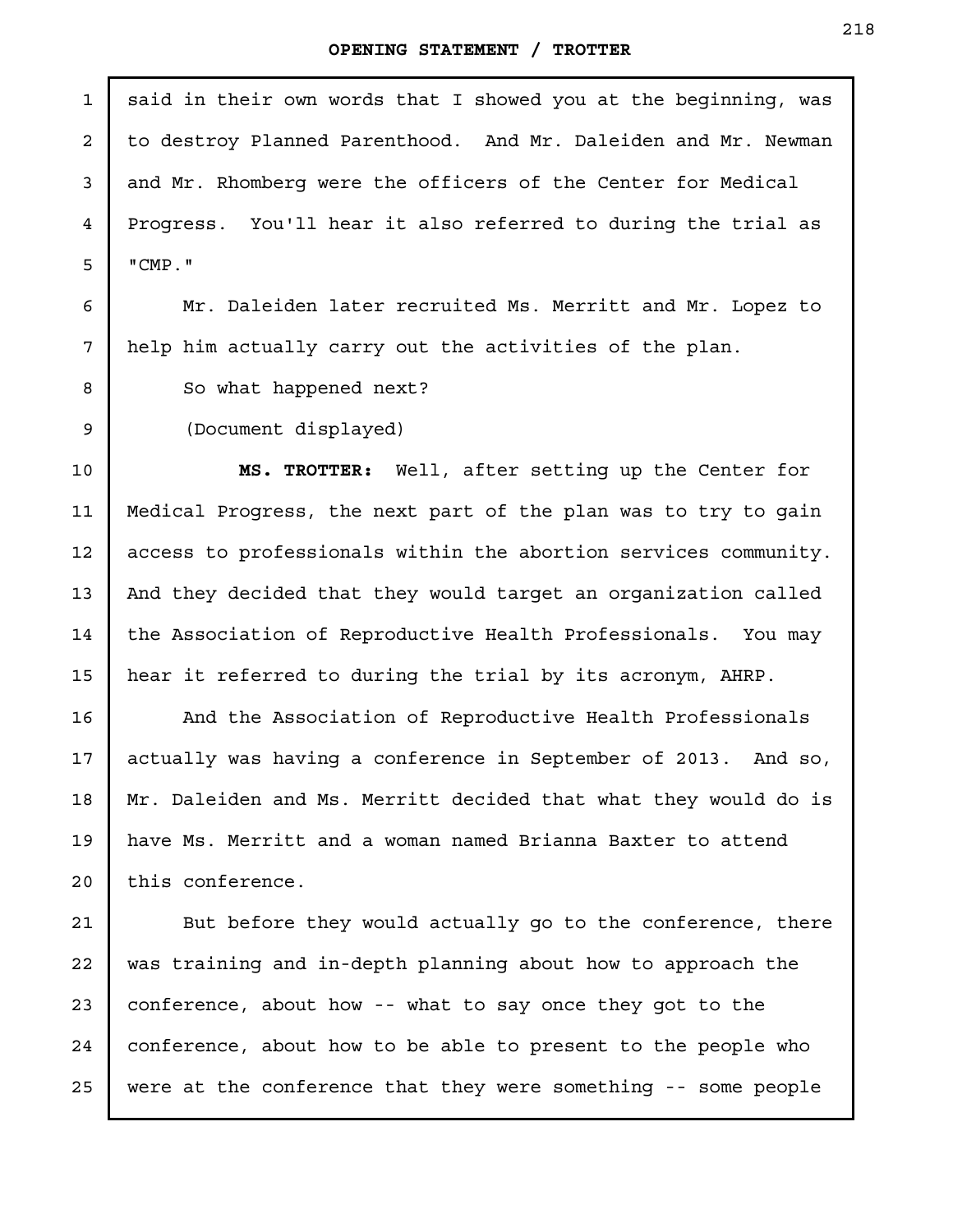said in their own words that I showed you at the beginning, was to destroy Planned Parenthood. And Mr. Daleiden and Mr. Newman and Mr. Rhomberg were the officers of the Center for Medical Progress. You'll hear it also referred to during the trial as "CMP."

Mr. Daleiden later recruited Ms. Merritt and Mr. Lopez to help him actually carry out the activities of the plan.

So what happened next?

(Document displayed)

**MS. TROTTER:** Well, after setting up the Center for Medical Progress, the next part of the plan was to try to gain access to professionals within the abortion services community. And they decided that they would target an organization called the Association of Reproductive Health Professionals. You may hear it referred to during the trial by its acronym, AHRP.

And the Association of Reproductive Health Professionals actually was having a conference in September of 2013. And so, Mr. Daleiden and Ms. Merritt decided that what they would do is have Ms. Merritt and a woman named Brianna Baxter to attend this conference.

But before they would actually go to the conference, there was training and in-depth planning about how to approach the conference, about how -- what to say once they got to the conference, about how to be able to present to the people who were at the conference that they were something -- some people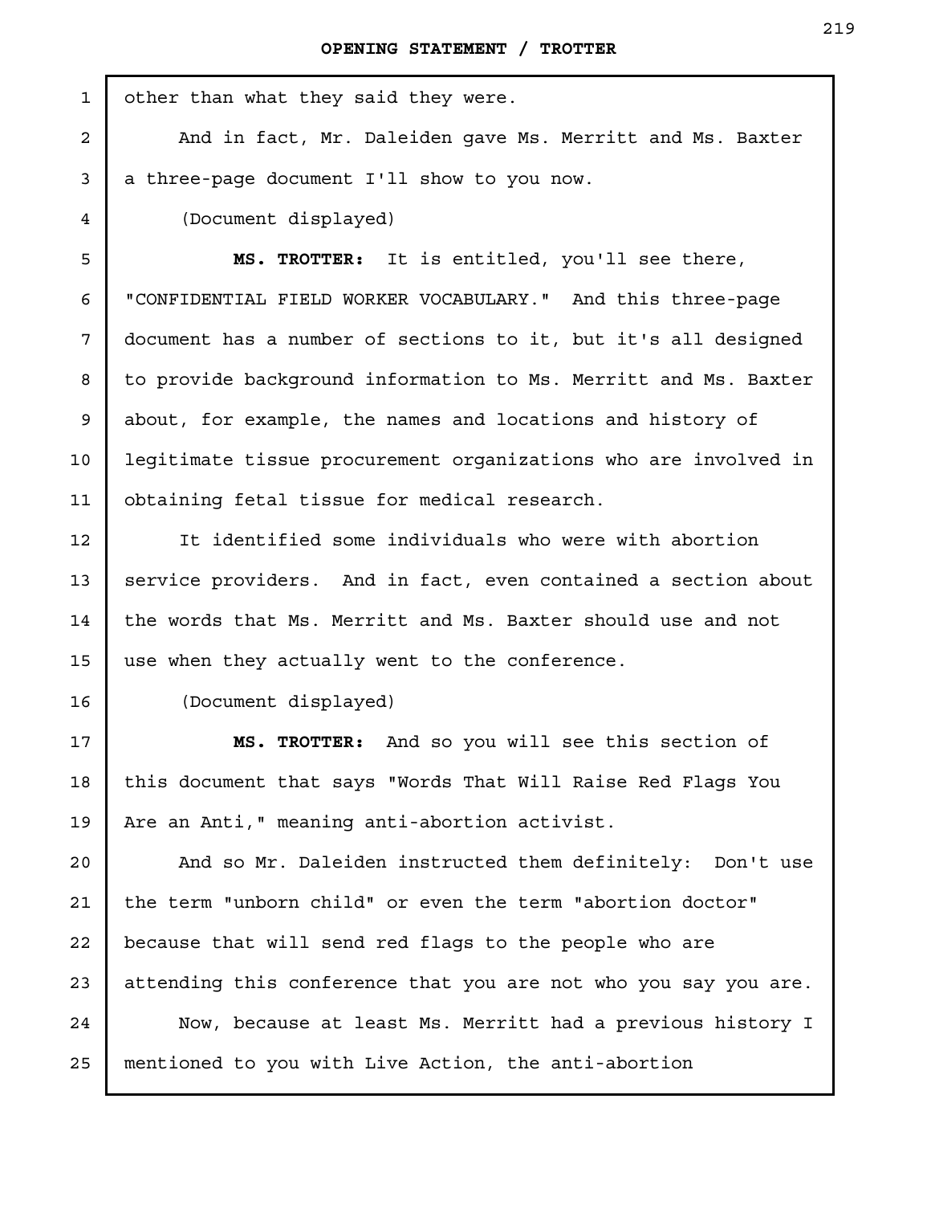other than what they said they were.

And in fact, Mr. Daleiden gave Ms. Merritt and Ms. Baxter a three-page document I'll show to you now.

(Document displayed)

**MS. TROTTER:** It is entitled, you'll see there, "CONFIDENTIAL FIELD WORKER VOCABULARY." And this three-page document has a number of sections to it, but it's all designed to provide background information to Ms. Merritt and Ms. Baxter about, for example, the names and locations and history of legitimate tissue procurement organizations who are involved in obtaining fetal tissue for medical research.

It identified some individuals who were with abortion service providers. And in fact, even contained a section about the words that Ms. Merritt and Ms. Baxter should use and not use when they actually went to the conference.

(Document displayed)

**MS. TROTTER:** And so you will see this section of this document that says "Words That Will Raise Red Flags You Are an Anti," meaning anti-abortion activist.

And so Mr. Daleiden instructed them definitely: Don't use the term "unborn child" or even the term "abortion doctor" because that will send red flags to the people who are attending this conference that you are not who you say you are.

Now, because at least Ms. Merritt had a previous history I mentioned to you with Live Action, the anti-abortion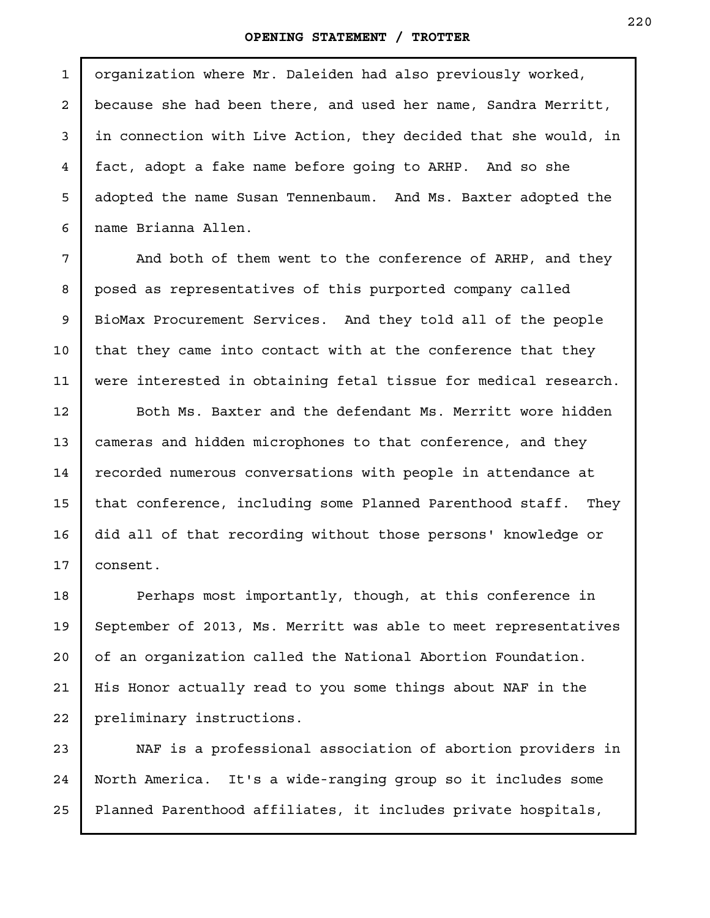organization where Mr. Daleiden had also previously worked, because she had been there, and used her name, Sandra Merritt, in connection with Live Action, they decided that she would, in fact, adopt a fake name before going to ARHP. And so she adopted the name Susan Tennenbaum. And Ms. Baxter adopted the name Brianna Allen.

And both of them went to the conference of ARHP, and they posed as representatives of this purported company called BioMax Procurement Services. And they told all of the people that they came into contact with at the conference that they were interested in obtaining fetal tissue for medical research.

Both Ms. Baxter and the defendant Ms. Merritt wore hidden cameras and hidden microphones to that conference, and they recorded numerous conversations with people in attendance at that conference, including some Planned Parenthood staff. They did all of that recording without those persons' knowledge or consent.

Perhaps most importantly, though, at this conference in September of 2013, Ms. Merritt was able to meet representatives of an organization called the National Abortion Foundation. His Honor actually read to you some things about NAF in the preliminary instructions.

NAF is a professional association of abortion providers in North America. It's a wide-ranging group so it includes some Planned Parenthood affiliates, it includes private hospitals,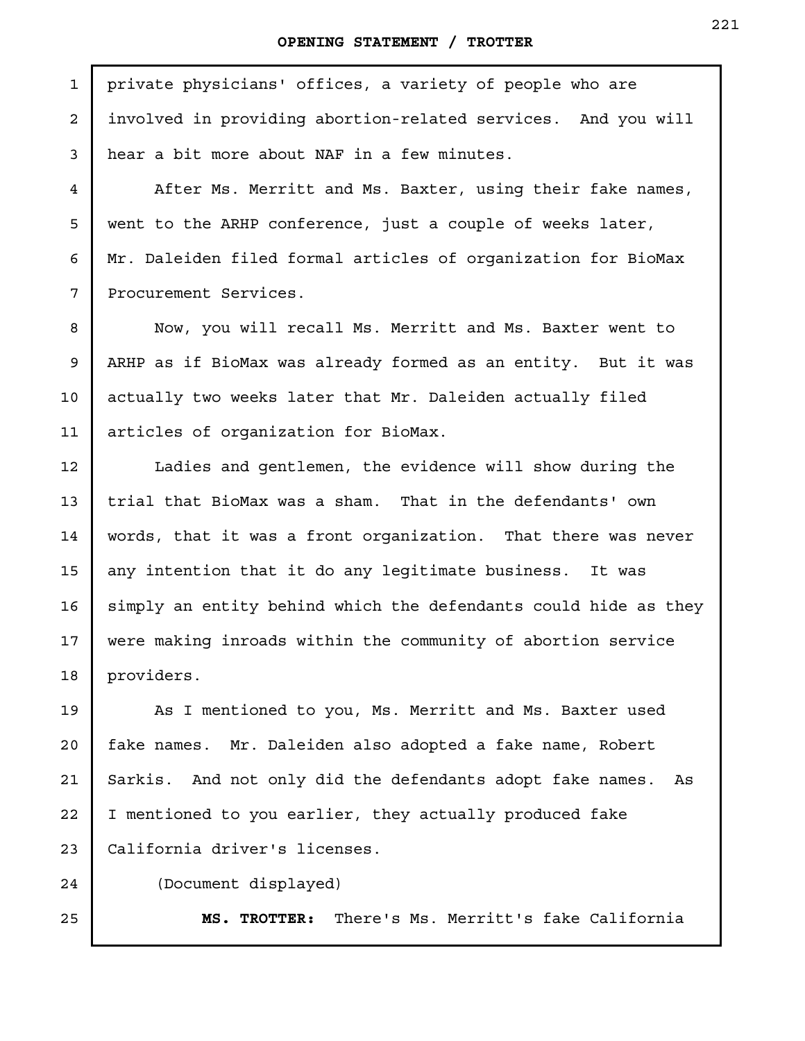private physicians' offices, a variety of people who are involved in providing abortion-related services. And you will hear a bit more about NAF in a few minutes.

After Ms. Merritt and Ms. Baxter, using their fake names, went to the ARHP conference, just a couple of weeks later, Mr. Daleiden filed formal articles of organization for BioMax Procurement Services.

Now, you will recall Ms. Merritt and Ms. Baxter went to ARHP as if BioMax was already formed as an entity. But it was actually two weeks later that Mr. Daleiden actually filed articles of organization for BioMax.

Ladies and gentlemen, the evidence will show during the trial that BioMax was a sham. That in the defendants' own words, that it was a front organization. That there was never any intention that it do any legitimate business. It was simply an entity behind which the defendants could hide as they were making inroads within the community of abortion service providers.

As I mentioned to you, Ms. Merritt and Ms. Baxter used fake names. Mr. Daleiden also adopted a fake name, Robert Sarkis. And not only did the defendants adopt fake names. As I mentioned to you earlier, they actually produced fake California driver's licenses.

(Document displayed)

**MS. TROTTER:** There's Ms. Merritt's fake California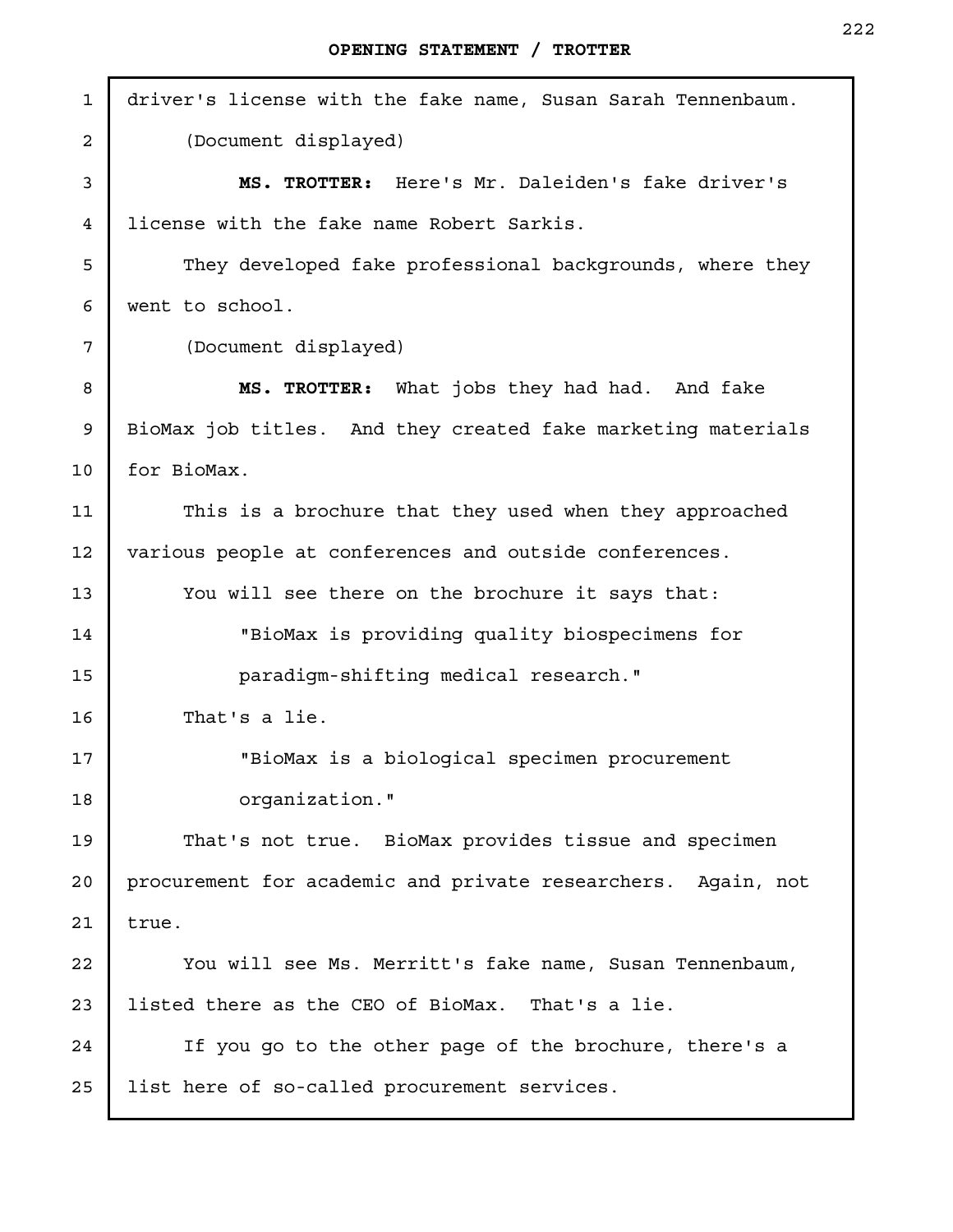driver's license with the fake name, Susan Sarah Tennenbaum.

(Document displayed)

**MS. TROTTER:** Here's Mr. Daleiden's fake driver's license with the fake name Robert Sarkis.

They developed fake professional backgrounds, where they went to school.

(Document displayed)

**MS. TROTTER:** What jobs they had had. And fake BioMax job titles. And they created fake marketing materials for BioMax.

This is a brochure that they used when they approached various people at conferences and outside conferences.

You will see there on the brochure it says that:

> "BioMax is providing quality biospecimens for paradigm-shifting medical research."

That's a lie.

> "BioMax is a biological specimen procurement organization."

That's not true. BioMax provides tissue and specimen procurement for academic and private researchers. Again, not true.

You will see Ms. Merritt's fake name, Susan Tennenbaum, listed there as the CEO of BioMax. That's a lie.

If you go to the other page of the brochure, there's a list here of so-called procurement services.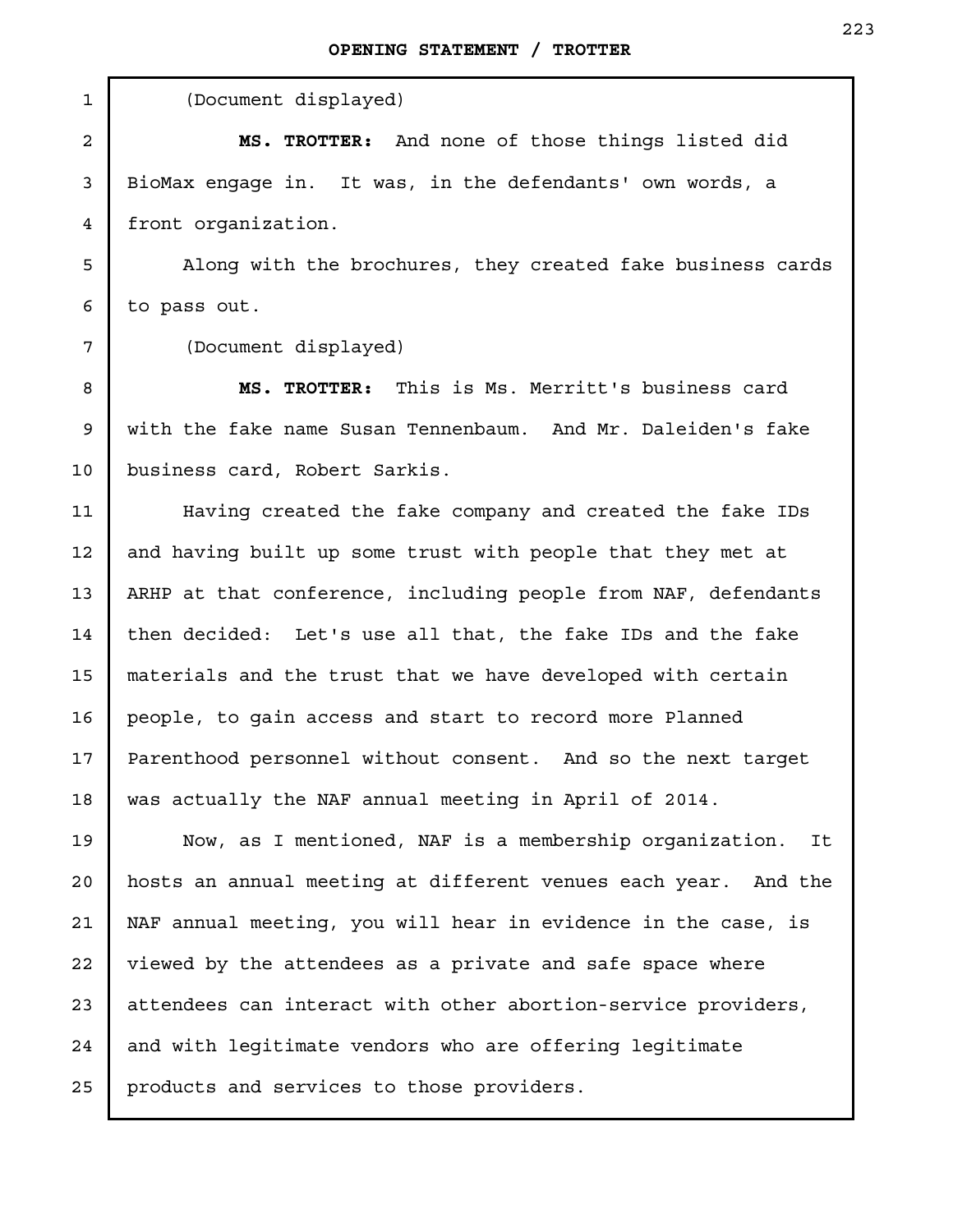(Document displayed)

**MS. TROTTER:** And none of those things listed did BioMax engage in. It was, in the defendants' own words, a front organization.

Along with the brochures, they created fake business cards to pass out.

(Document displayed)

**MS. TROTTER:** This is Ms. Merritt's business card with the fake name Susan Tennenbaum. And Mr. Daleiden's fake business card, Robert Sarkis.

Having created the fake company and created the fake IDs and having built up some trust with people that they met at ARHP at that conference, including people from NAF, defendants then decided: Let's use all that, the fake IDs and the fake materials and the trust that we have developed with certain people, to gain access and start to record more Planned Parenthood personnel without consent. And so the next target was actually the NAF annual meeting in April of 2014.

Now, as I mentioned, NAF is a membership organization. It hosts an annual meeting at different venues each year. And the NAF annual meeting, you will hear in evidence in the case, is viewed by the attendees as a private and safe space where attendees can interact with other abortion-service providers, and with legitimate vendors who are offering legitimate products and services to those providers.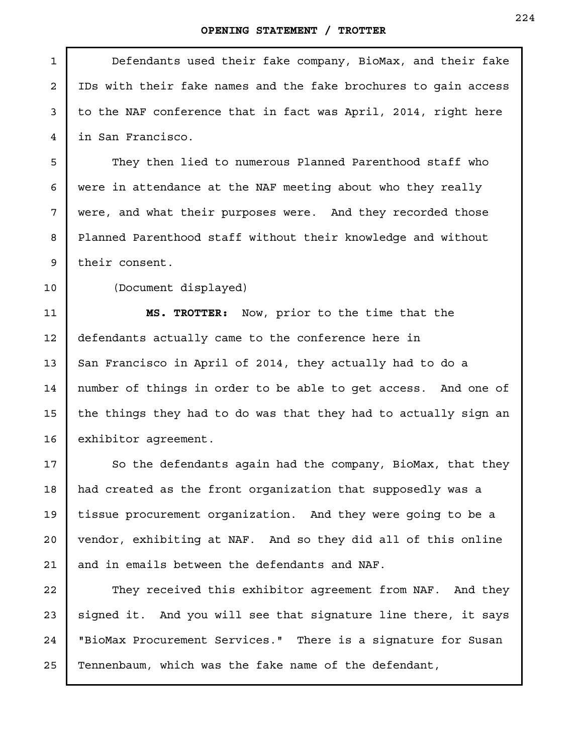Defendants used their fake company, BioMax, and their fake IDs with their fake names and the fake brochures to gain access to the NAF conference that in fact was April, 2014, right here in San Francisco.

They then lied to numerous Planned Parenthood staff who were in attendance at the NAF meeting about who they really were, and what their purposes were. And they recorded those Planned Parenthood staff without their knowledge and without their consent.

(Document displayed)

**MS. TROTTER:** Now, prior to the time that the defendants actually came to the conference here in San Francisco in April of 2014, they actually had to do a number of things in order to be able to get access. And one of the things they had to do was that they had to actually sign an exhibitor agreement.

So the defendants again had the company, BioMax, that they had created as the front organization that supposedly was a tissue procurement organization. And they were going to be a vendor, exhibiting at NAF. And so they did all of this online and in emails between the defendants and NAF.

They received this exhibitor agreement from NAF. And they signed it. And you will see that signature line there, it says "BioMax Procurement Services." There is a signature for Susan Tennenbaum, which was the fake name of the defendant,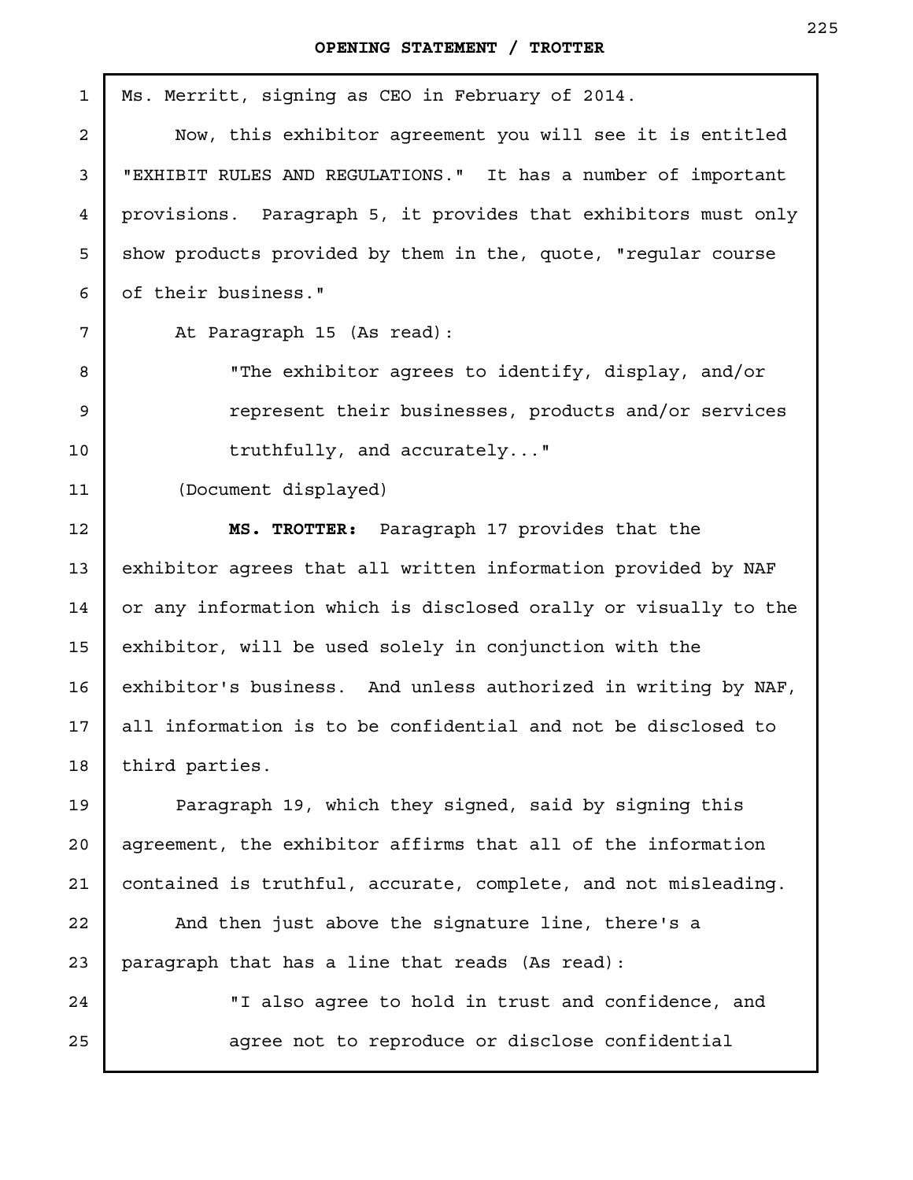Ms. Merritt, signing as CEO in February of 2014.

Now, this exhibitor agreement you will see it is entitled "EXHIBIT RULES AND REGULATIONS." It has a number of important provisions. Paragraph 5, it provides that exhibitors must only show products provided by them in the, quote, "regular course of their business."

At Paragraph 15 (As read):

> "The exhibitor agrees to identify, display, and/or represent their businesses, products and/or services truthfully, and accurately..."

(Document displayed)

**MS. TROTTER:** Paragraph 17 provides that the exhibitor agrees that all written information provided by NAF or any information which is disclosed orally or visually to the exhibitor, will be used solely in conjunction with the exhibitor's business. And unless authorized in writing by NAF, all information is to be confidential and not be disclosed to third parties.

Paragraph 19, which they signed, said by signing this agreement, the exhibitor affirms that all of the information contained is truthful, accurate, complete, and not misleading.

And then just above the signature line, there's a paragraph that has a line that reads (As read):

> "I also agree to hold in trust and confidence, and agree not to reproduce or disclose confidential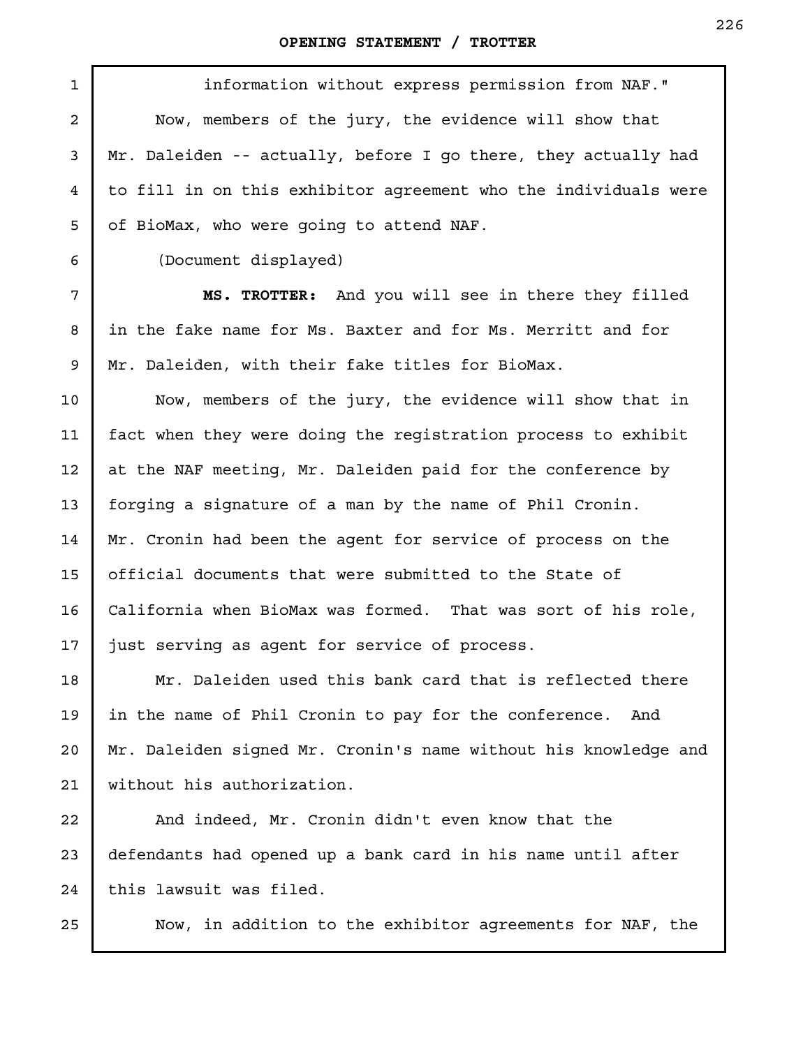information without express permission from NAF."

Now, members of the jury, the evidence will show that Mr. Daleiden -- actually, before I go there, they actually had to fill in on this exhibitor agreement who the individuals were of BioMax, who were going to attend NAF.

(Document displayed)

**MS. TROTTER:** And you will see in there they filled in the fake name for Ms. Baxter and for Ms. Merritt and for Mr. Daleiden, with their fake titles for BioMax.

Now, members of the jury, the evidence will show that in fact when they were doing the registration process to exhibit at the NAF meeting, Mr. Daleiden paid for the conference by forging a signature of a man by the name of Phil Cronin. Mr. Cronin had been the agent for service of process on the official documents that were submitted to the State of California when BioMax was formed. That was sort of his role, just serving as agent for service of process.

Mr. Daleiden used this bank card that is reflected there in the name of Phil Cronin to pay for the conference. And Mr. Daleiden signed Mr. Cronin's name without his knowledge and without his authorization.

And indeed, Mr. Cronin didn't even know that the defendants had opened up a bank card in his name until after this lawsuit was filed.

Now, in addition to the exhibitor agreements for NAF, the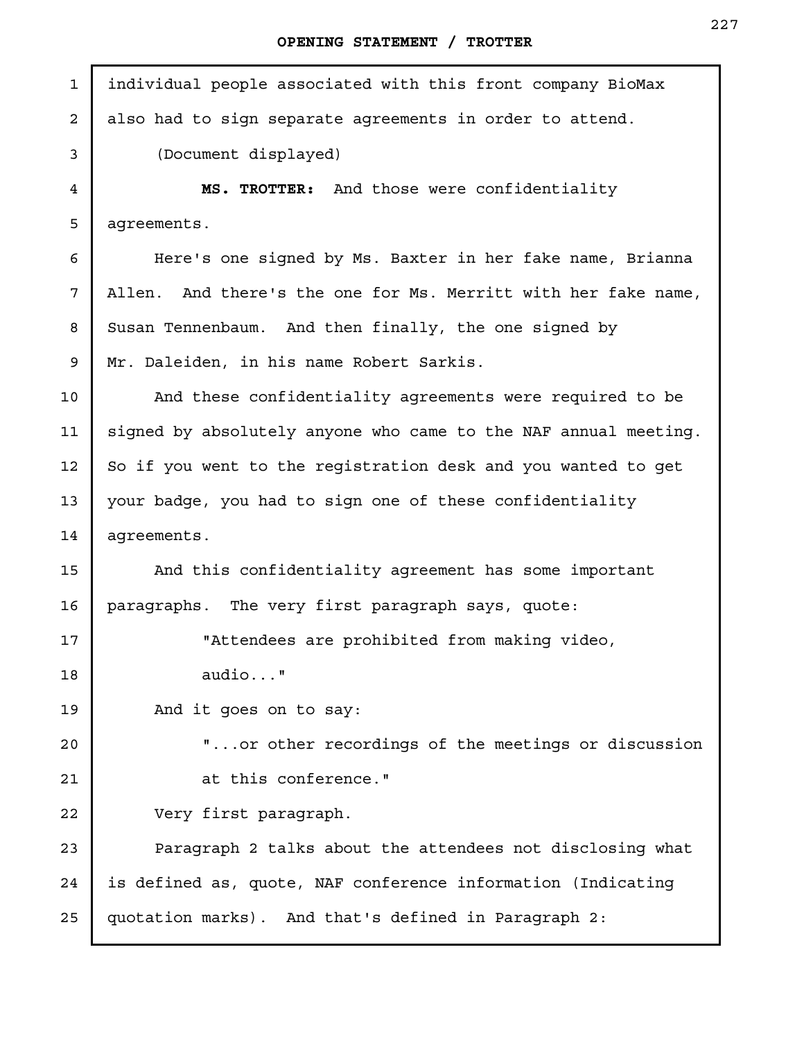individual people associated with this front company BioMax also had to sign separate agreements in order to attend.

(Document displayed)

**MS. TROTTER:** And those were confidentiality agreements.

Here's one signed by Ms. Baxter in her fake name, Brianna Allen. And there's the one for Ms. Merritt with her fake name, Susan Tennenbaum. And then finally, the one signed by Mr. Daleiden, in his name Robert Sarkis.

And these confidentiality agreements were required to be signed by absolutely anyone who came to the NAF annual meeting. So if you went to the registration desk and you wanted to get your badge, you had to sign one of these confidentiality agreements.

And this confidentiality agreement has some important paragraphs. The very first paragraph says, quote:

> "Attendees are prohibited from making video, audio..."

And it goes on to say:

> "...or other recordings of the meetings or discussion at this conference."

Very first paragraph.

Paragraph 2 talks about the attendees not disclosing what is defined as, quote, NAF conference information (Indicating quotation marks). And that's defined in Paragraph 2: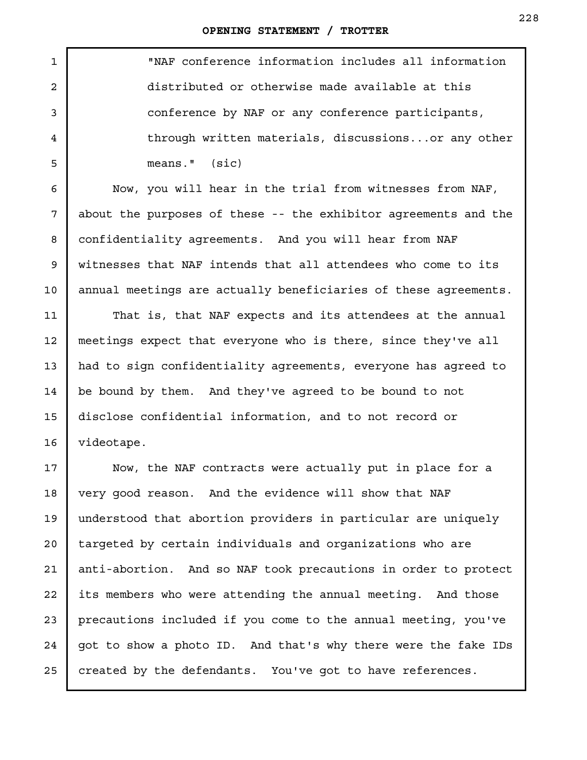"NAF conference information includes all information distributed or otherwise made available at this conference by NAF or any conference participants, through written materials, discussions...or any other means." (sic)

Now, you will hear in the trial from witnesses from NAF, about the purposes of these -- the exhibitor agreements and the confidentiality agreements. And you will hear from NAF witnesses that NAF intends that all attendees who come to its annual meetings are actually beneficiaries of these agreements.

That is, that NAF expects and its attendees at the annual meetings expect that everyone who is there, since they've all had to sign confidentiality agreements, everyone has agreed to be bound by them. And they've agreed to be bound to not disclose confidential information, and to not record or videotape.

Now, the NAF contracts were actually put in place for a very good reason. And the evidence will show that NAF understood that abortion providers in particular are uniquely targeted by certain individuals and organizations who are anti-abortion. And so NAF took precautions in order to protect its members who were attending the annual meeting. And those precautions included if you come to the annual meeting, you've got to show a photo ID. And that's why there were the fake IDs created by the defendants. You've got to have references.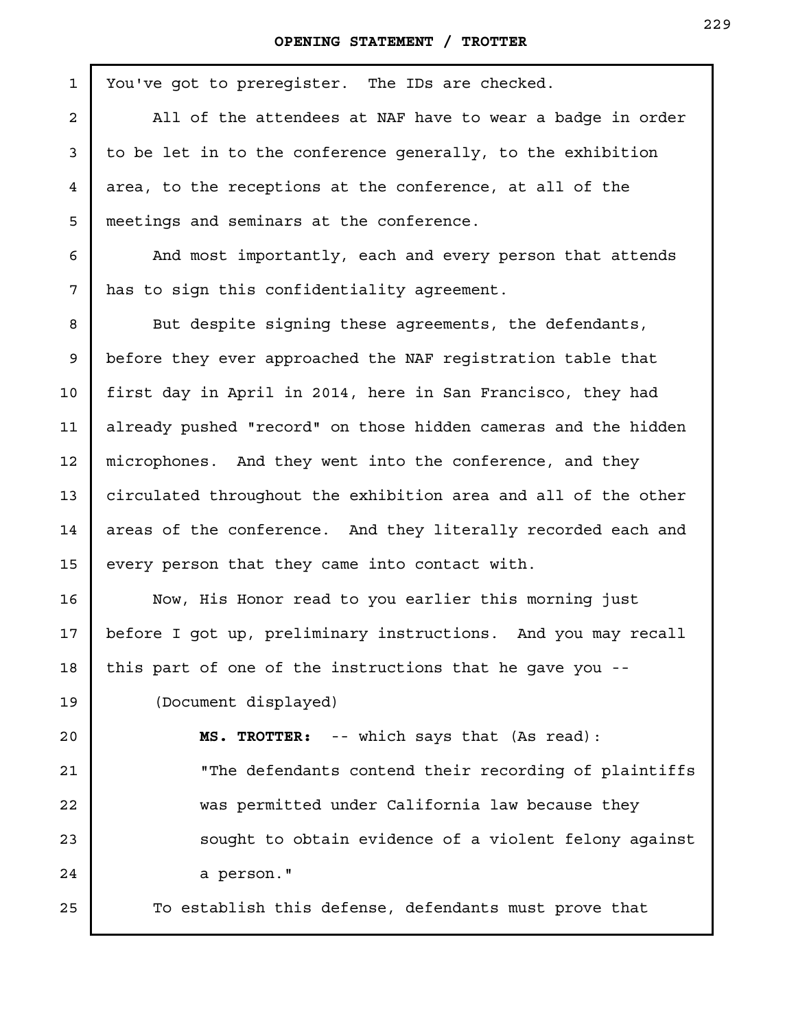You've got to preregister. The IDs are checked.

All of the attendees at NAF have to wear a badge in order to be let in to the conference generally, to the exhibition area, to the receptions at the conference, at all of the meetings and seminars at the conference.

And most importantly, each and every person that attends has to sign this confidentiality agreement.

But despite signing these agreements, the defendants, before they ever approached the NAF registration table that first day in April in 2014, here in San Francisco, they had already pushed "record" on those hidden cameras and the hidden microphones. And they went into the conference, and they circulated throughout the exhibition area and all of the other areas of the conference. And they literally recorded each and every person that they came into contact with.

Now, His Honor read to you earlier this morning just before I got up, preliminary instructions. And you may recall this part of one of the instructions that he gave you --

(Document displayed)

**MS. TROTTER:** -- which says that (As read):

> "The defendants contend their recording of plaintiffs was permitted under California law because they sought to obtain evidence of a violent felony against a person."

To establish this defense, defendants must prove that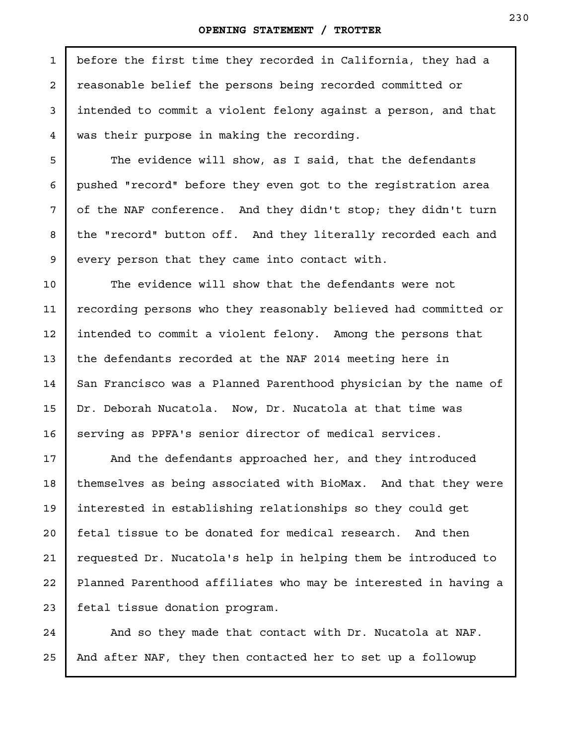before the first time they recorded in California, they had a reasonable belief the persons being recorded committed or intended to commit a violent felony against a person, and that was their purpose in making the recording.

The evidence will show, as I said, that the defendants pushed "record" before they even got to the registration area of the NAF conference. And they didn't stop; they didn't turn the "record" button off. And they literally recorded each and every person that they came into contact with.

The evidence will show that the defendants were not recording persons who they reasonably believed had committed or intended to commit a violent felony. Among the persons that the defendants recorded at the NAF 2014 meeting here in San Francisco was a Planned Parenthood physician by the name of Dr. Deborah Nucatola. Now, Dr. Nucatola at that time was serving as PPFA's senior director of medical services.

And the defendants approached her, and they introduced themselves as being associated with BioMax. And that they were interested in establishing relationships so they could get fetal tissue to be donated for medical research. And then requested Dr. Nucatola's help in helping them be introduced to Planned Parenthood affiliates who may be interested in having a fetal tissue donation program.

And so they made that contact with Dr. Nucatola at NAF. And after NAF, they then contacted her to set up a followup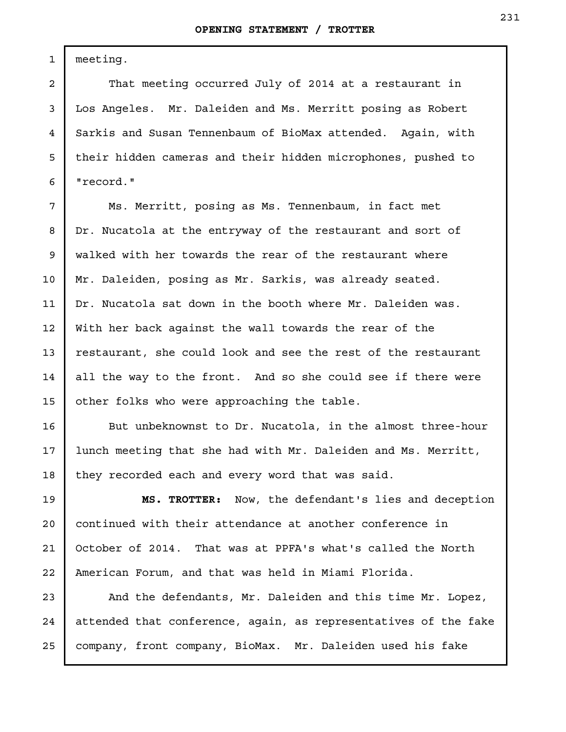meeting.

That meeting occurred July of 2014 at a restaurant in Los Angeles. Mr. Daleiden and Ms. Merritt posing as Robert Sarkis and Susan Tennenbaum of BioMax attended. Again, with their hidden cameras and their hidden microphones, pushed to "record."

Ms. Merritt, posing as Ms. Tennenbaum, in fact met Dr. Nucatola at the entryway of the restaurant and sort of walked with her towards the rear of the restaurant where Mr. Daleiden, posing as Mr. Sarkis, was already seated. Dr. Nucatola sat down in the booth where Mr. Daleiden was. With her back against the wall towards the rear of the restaurant, she could look and see the rest of the restaurant all the way to the front. And so she could see if there were other folks who were approaching the table.

But unbeknownst to Dr. Nucatola, in the almost three-hour lunch meeting that she had with Mr. Daleiden and Ms. Merritt, they recorded each and every word that was said.

**MS. TROTTER:** Now, the defendant's lies and deception continued with their attendance at another conference in October of 2014. That was at PPFA's what's called the North American Forum, and that was held in Miami Florida.

And the defendants, Mr. Daleiden and this time Mr. Lopez, attended that conference, again, as representatives of the fake company, front company, BioMax. Mr. Daleiden used his fake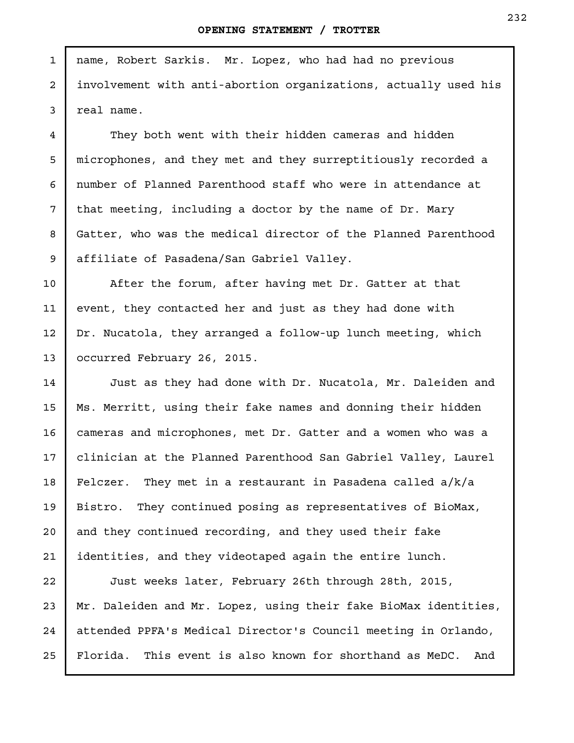name, Robert Sarkis. Mr. Lopez, who had had no previous involvement with anti-abortion organizations, actually used his real name.

They both went with their hidden cameras and hidden microphones, and they met and they surreptitiously recorded a number of Planned Parenthood staff who were in attendance at that meeting, including a doctor by the name of Dr. Mary Gatter, who was the medical director of the Planned Parenthood affiliate of Pasadena/San Gabriel Valley.

After the forum, after having met Dr. Gatter at that event, they contacted her and just as they had done with Dr. Nucatola, they arranged a follow-up lunch meeting, which occurred February 26, 2015.

Just as they had done with Dr. Nucatola, Mr. Daleiden and Ms. Merritt, using their fake names and donning their hidden cameras and microphones, met Dr. Gatter and a women who was a clinician at the Planned Parenthood San Gabriel Valley, Laurel Felczer. They met in a restaurant in Pasadena called a/k/a Bistro. They continued posing as representatives of BioMax, and they continued recording, and they used their fake identities, and they videotaped again the entire lunch.

Just weeks later, February 26th through 28th, 2015, Mr. Daleiden and Mr. Lopez, using their fake BioMax identities, attended PPFA's Medical Director's Council meeting in Orlando, Florida. This event is also known for shorthand as MeDC. And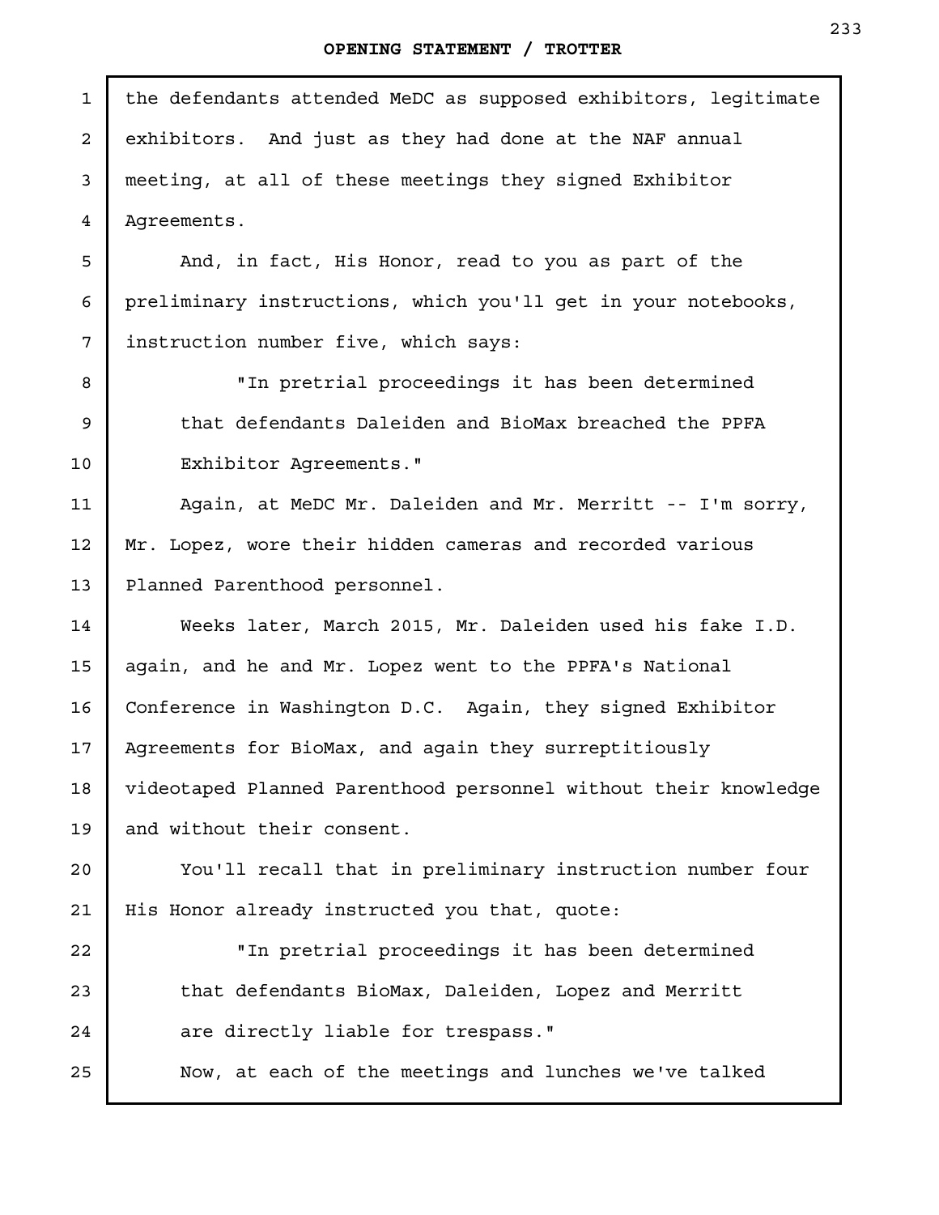the defendants attended MeDC as supposed exhibitors, legitimate exhibitors. And just as they had done at the NAF annual meeting, at all of these meetings they signed Exhibitor Agreements.

And, in fact, His Honor, read to you as part of the preliminary instructions, which you'll get in your notebooks, instruction number five, which says:

> "In pretrial proceedings it has been determined that defendants Daleiden and BioMax breached the PPFA Exhibitor Agreements."

Again, at MeDC Mr. Daleiden and Mr. Merritt -- I'm sorry, Mr. Lopez, wore their hidden cameras and recorded various Planned Parenthood personnel.

Weeks later, March 2015, Mr. Daleiden used his fake I.D. again, and he and Mr. Lopez went to the PPFA's National Conference in Washington D.C. Again, they signed Exhibitor Agreements for BioMax, and again they surreptitiously videotaped Planned Parenthood personnel without their knowledge and without their consent.

You'll recall that in preliminary instruction number four His Honor already instructed you that, quote:

> "In pretrial proceedings it has been determined that defendants BioMax, Daleiden, Lopez and Merritt are directly liable for trespass."

Now, at each of the meetings and lunches we've talked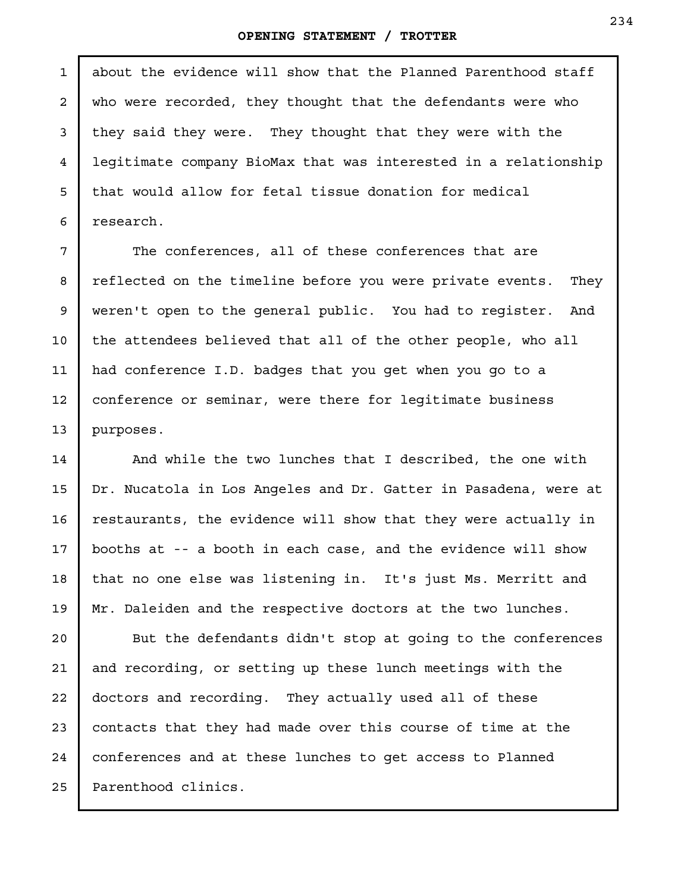about the evidence will show that the Planned Parenthood staff who were recorded, they thought that the defendants were who they said they were. They thought that they were with the legitimate company BioMax that was interested in a relationship that would allow for fetal tissue donation for medical research.

The conferences, all of these conferences that are reflected on the timeline before you were private events. They weren't open to the general public. You had to register. And the attendees believed that all of the other people, who all had conference I.D. badges that you get when you go to a conference or seminar, were there for legitimate business purposes.

And while the two lunches that I described, the one with Dr. Nucatola in Los Angeles and Dr. Gatter in Pasadena, were at restaurants, the evidence will show that they were actually in booths at -- a booth in each case, and the evidence will show that no one else was listening in. It's just Ms. Merritt and Mr. Daleiden and the respective doctors at the two lunches.

But the defendants didn't stop at going to the conferences and recording, or setting up these lunch meetings with the doctors and recording. They actually used all of these contacts that they had made over this course of time at the conferences and at these lunches to get access to Planned Parenthood clinics.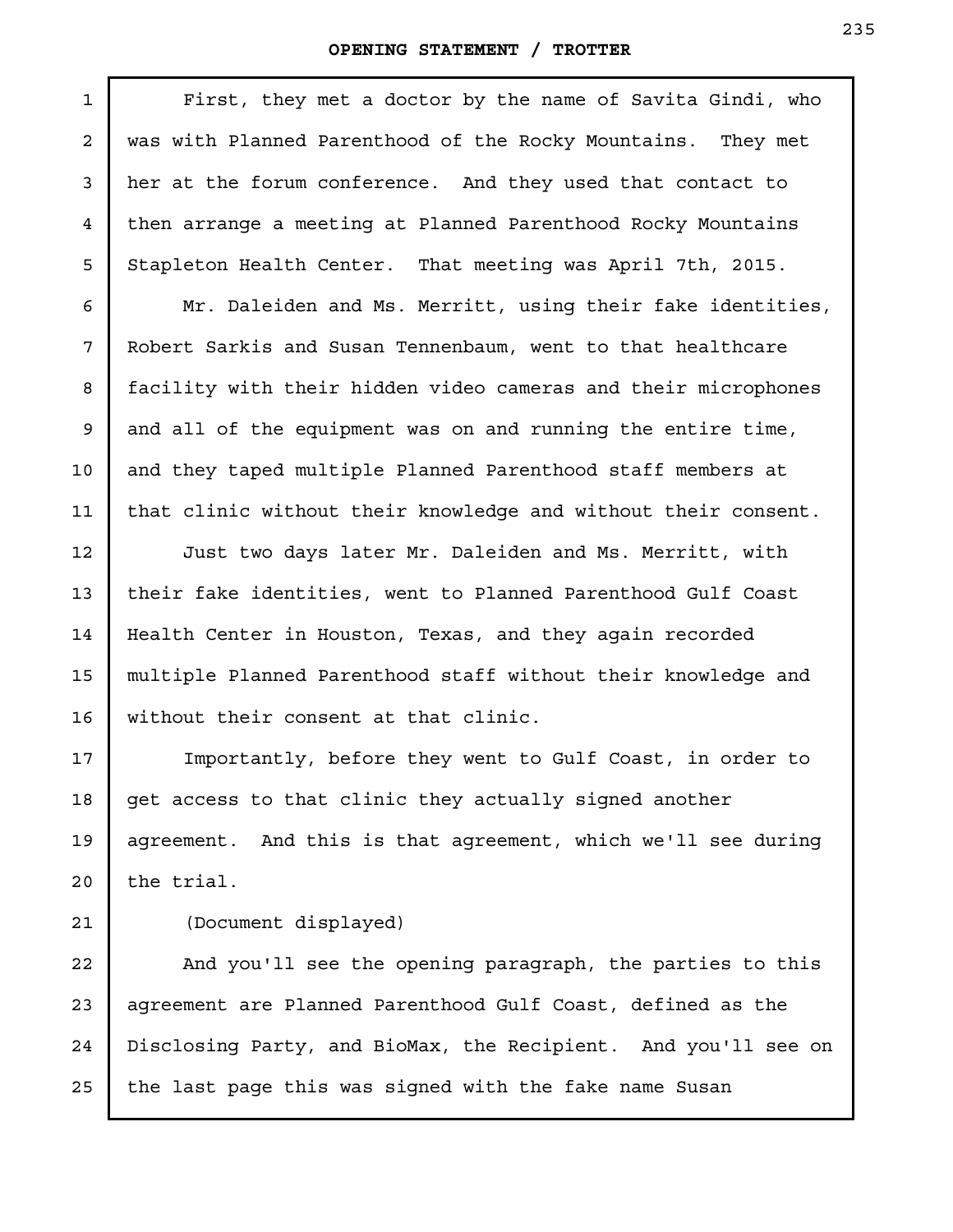First, they met a doctor by the name of Savita Gindi, who was with Planned Parenthood of the Rocky Mountains. They met her at the forum conference. And they used that contact to then arrange a meeting at Planned Parenthood Rocky Mountains Stapleton Health Center. That meeting was April 7th, 2015.

Mr. Daleiden and Ms. Merritt, using their fake identities, Robert Sarkis and Susan Tennenbaum, went to that healthcare facility with their hidden video cameras and their microphones and all of the equipment was on and running the entire time, and they taped multiple Planned Parenthood staff members at that clinic without their knowledge and without their consent.

Just two days later Mr. Daleiden and Ms. Merritt, with their fake identities, went to Planned Parenthood Gulf Coast Health Center in Houston, Texas, and they again recorded multiple Planned Parenthood staff without their knowledge and without their consent at that clinic.

Importantly, before they went to Gulf Coast, in order to get access to that clinic they actually signed another agreement. And this is that agreement, which we'll see during the trial.

(Document displayed)

And you'll see the opening paragraph, the parties to this agreement are Planned Parenthood Gulf Coast, defined as the Disclosing Party, and BioMax, the Recipient. And you'll see on the last page this was signed with the fake name Susan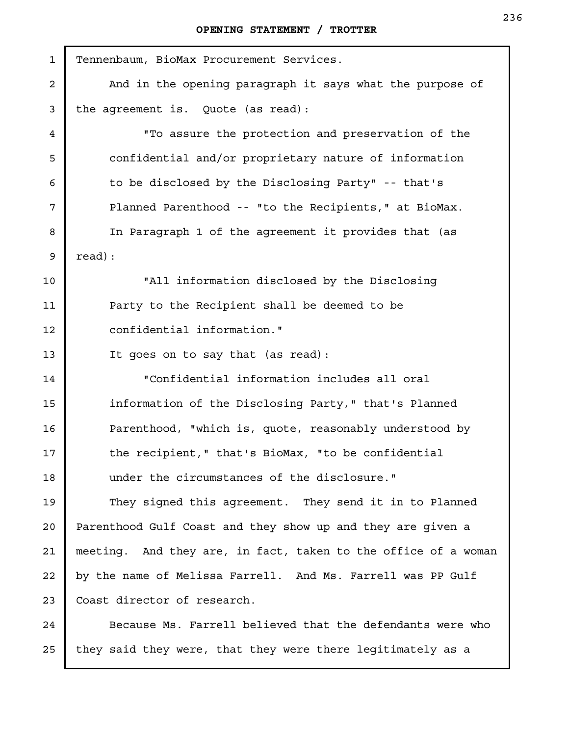Tennenbaum, BioMax Procurement Services.

And in the opening paragraph it says what the purpose of the agreement is. Quote (as read):

> "To assure the protection and preservation of the confidential and/or proprietary nature of information to be disclosed by the Disclosing Party" -- that's Planned Parenthood -- "to the Recipients," at BioMax.

In Paragraph 1 of the agreement it provides that (as read):

> "All information disclosed by the Disclosing Party to the Recipient shall be deemed to be confidential information."

It goes on to say that (as read):

> "Confidential information includes all oral information of the Disclosing Party," that's Planned Parenthood, "which is, quote, reasonably understood by the recipient," that's BioMax, "to be confidential under the circumstances of the disclosure."

They signed this agreement. They send it in to Planned Parenthood Gulf Coast and they show up and they are given a meeting. And they are, in fact, taken to the office of a woman by the name of Melissa Farrell. And Ms. Farrell was PP Gulf Coast director of research.

Because Ms. Farrell believed that the defendants were who they said they were, that they were there legitimately as a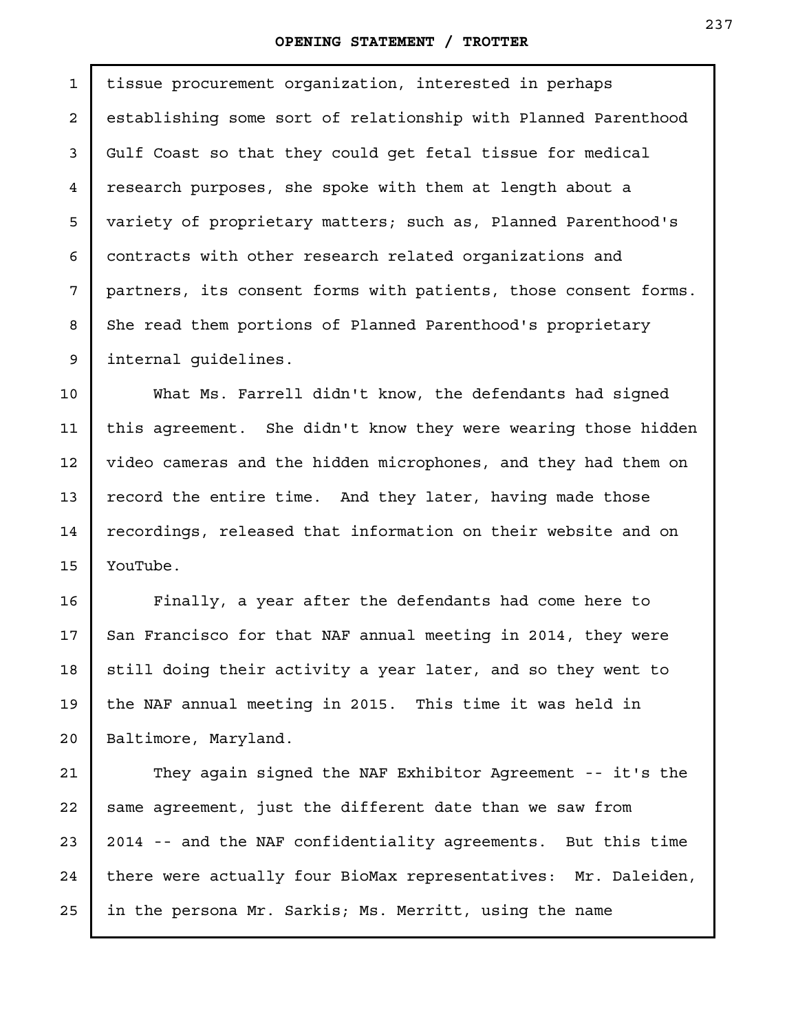tissue procurement organization, interested in perhaps establishing some sort of relationship with Planned Parenthood Gulf Coast so that they could get fetal tissue for medical research purposes, she spoke with them at length about a variety of proprietary matters; such as, Planned Parenthood's contracts with other research related organizations and partners, its consent forms with patients, those consent forms. She read them portions of Planned Parenthood's proprietary internal guidelines.

What Ms. Farrell didn't know, the defendants had signed this agreement. She didn't know they were wearing those hidden video cameras and the hidden microphones, and they had them on record the entire time. And they later, having made those recordings, released that information on their website and on YouTube.

Finally, a year after the defendants had come here to San Francisco for that NAF annual meeting in 2014, they were still doing their activity a year later, and so they went to the NAF annual meeting in 2015. This time it was held in Baltimore, Maryland.

They again signed the NAF Exhibitor Agreement -- it's the same agreement, just the different date than we saw from 2014 -- and the NAF confidentiality agreements. But this time there were actually four BioMax representatives: Mr. Daleiden, in the persona Mr. Sarkis; Ms. Merritt, using the name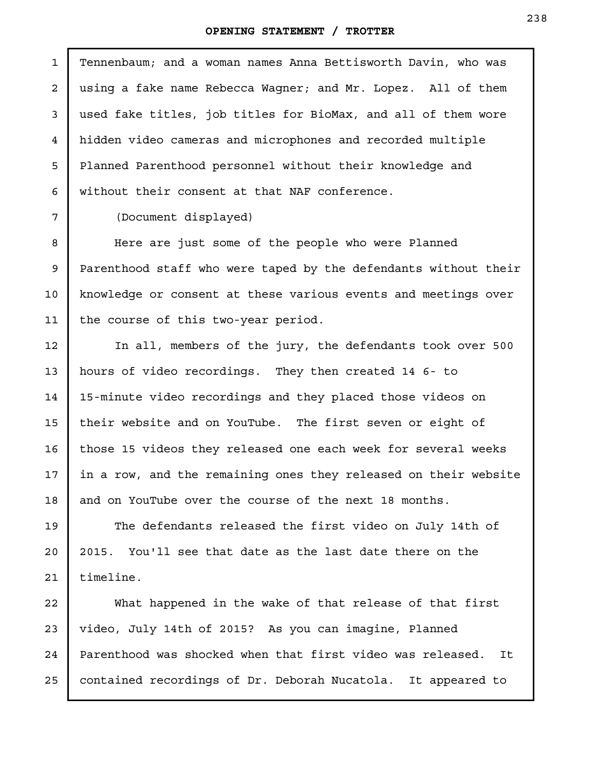Tennenbaum; and a woman names Anna Bettisworth Davin, who was using a fake name Rebecca Wagner; and Mr. Lopez. All of them used fake titles, job titles for BioMax, and all of them wore hidden video cameras and microphones and recorded multiple Planned Parenthood personnel without their knowledge and without their consent at that NAF conference.

(Document displayed)

Here are just some of the people who were Planned Parenthood staff who were taped by the defendants without their knowledge or consent at these various events and meetings over the course of this two-year period.

In all, members of the jury, the defendants took over 500 hours of video recordings. They then created 14 6- to 15-minute video recordings and they placed those videos on their website and on YouTube. The first seven or eight of those 15 videos they released one each week for several weeks in a row, and the remaining ones they released on their website and on YouTube over the course of the next 18 months.

The defendants released the first video on July 14th of 2015. You'll see that date as the last date there on the timeline.

What happened in the wake of that release of that first video, July 14th of 2015? As you can imagine, Planned Parenthood was shocked when that first video was released. It contained recordings of Dr. Deborah Nucatola. It appeared to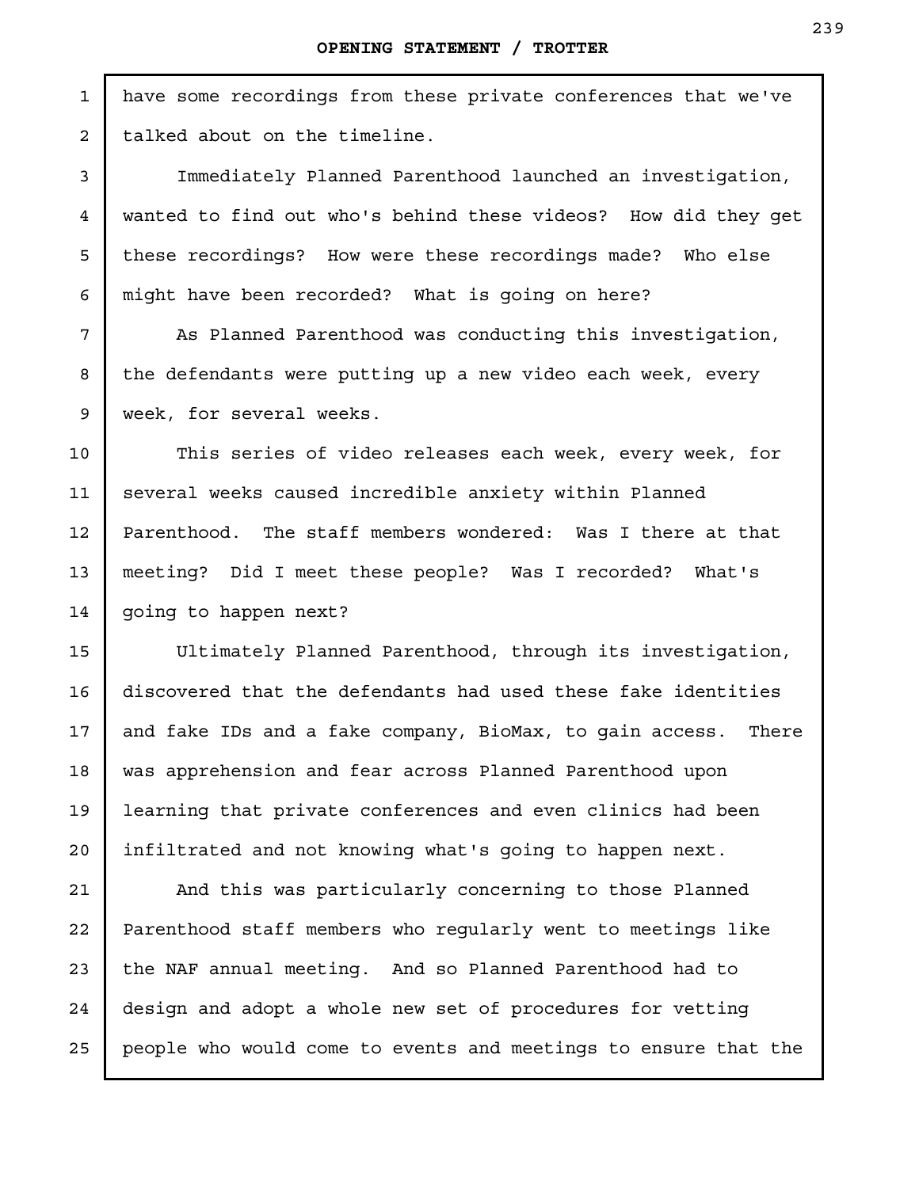have some recordings from these private conferences that we've talked about on the timeline.

Immediately Planned Parenthood launched an investigation, wanted to find out who's behind these videos? How did they get these recordings? How were these recordings made? Who else might have been recorded? What is going on here?

As Planned Parenthood was conducting this investigation, the defendants were putting up a new video each week, every week, for several weeks.

This series of video releases each week, every week, for several weeks caused incredible anxiety within Planned Parenthood. The staff members wondered: Was I there at that meeting? Did I meet these people? Was I recorded? What's going to happen next?

Ultimately Planned Parenthood, through its investigation, discovered that the defendants had used these fake identities and fake IDs and a fake company, BioMax, to gain access. There was apprehension and fear across Planned Parenthood upon learning that private conferences and even clinics had been infiltrated and not knowing what's going to happen next.

And this was particularly concerning to those Planned Parenthood staff members who regularly went to meetings like the NAF annual meeting. And so Planned Parenthood had to design and adopt a whole new set of procedures for vetting people who would come to events and meetings to ensure that the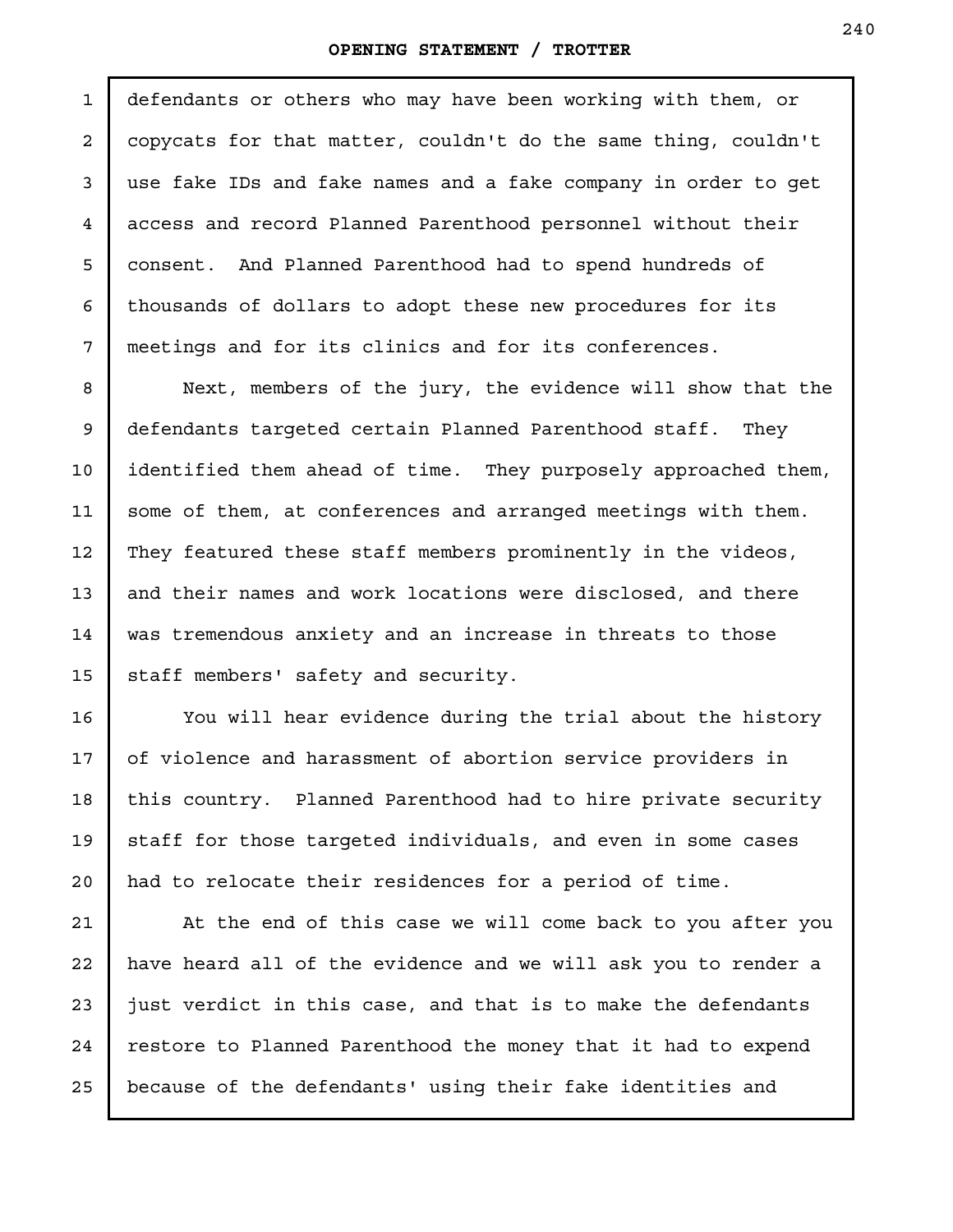defendants or others who may have been working with them, or copycats for that matter, couldn't do the same thing, couldn't use fake IDs and fake names and a fake company in order to get access and record Planned Parenthood personnel without their consent. And Planned Parenthood had to spend hundreds of thousands of dollars to adopt these new procedures for its meetings and for its clinics and for its conferences.

Next, members of the jury, the evidence will show that the defendants targeted certain Planned Parenthood staff. They identified them ahead of time. They purposely approached them, some of them, at conferences and arranged meetings with them. They featured these staff members prominently in the videos, and their names and work locations were disclosed, and there was tremendous anxiety and an increase in threats to those staff members' safety and security.

You will hear evidence during the trial about the history of violence and harassment of abortion service providers in this country. Planned Parenthood had to hire private security staff for those targeted individuals, and even in some cases had to relocate their residences for a period of time.

At the end of this case we will come back to you after you have heard all of the evidence and we will ask you to render a just verdict in this case, and that is to make the defendants restore to Planned Parenthood the money that it had to expend because of the defendants' using their fake identities and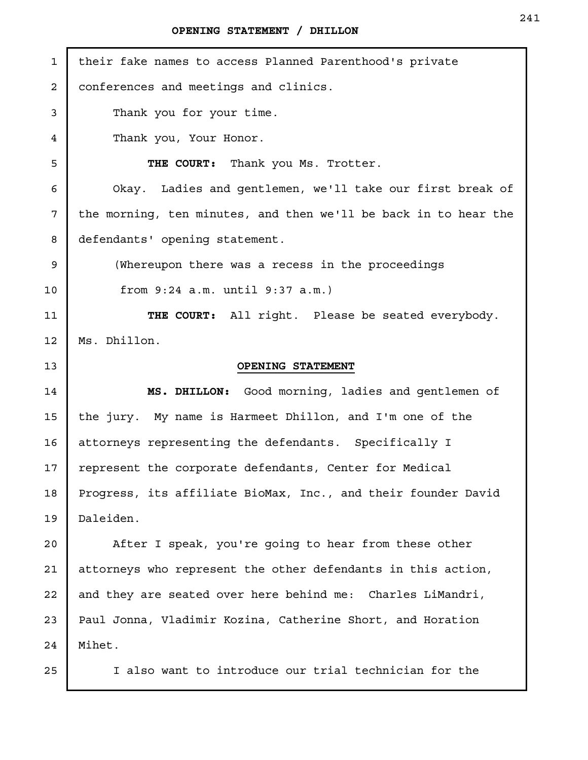their fake names to access Planned Parenthood's private conferences and meetings and clinics.

Thank you for your time.

Thank you, Your Honor.

**THE COURT:** Thank you Ms. Trotter.

Okay. Ladies and gentlemen, we'll take our first break of the morning, ten minutes, and then we'll be back in to hear the defendants' opening statement.

(Whereupon there was a recess in the proceedings from 9:24 a.m. until 9:37 a.m.)

**THE COURT:** All right. Please be seated everybody. Ms. Dhillon.

## OPENING STATEMENT

**MS. DHILLON:** Good morning, ladies and gentlemen of the jury. My name is Harmeet Dhillon, and I'm one of the attorneys representing the defendants. Specifically I represent the corporate defendants, Center for Medical Progress, its affiliate BioMax, Inc., and their founder David Daleiden.

After I speak, you're going to hear from these other attorneys who represent the other defendants in this action, and they are seated over here behind me: Charles LiMandri, Paul Jonna, Vladimir Kozina, Catherine Short, and Horation Mihet.

I also want to introduce our trial technician for the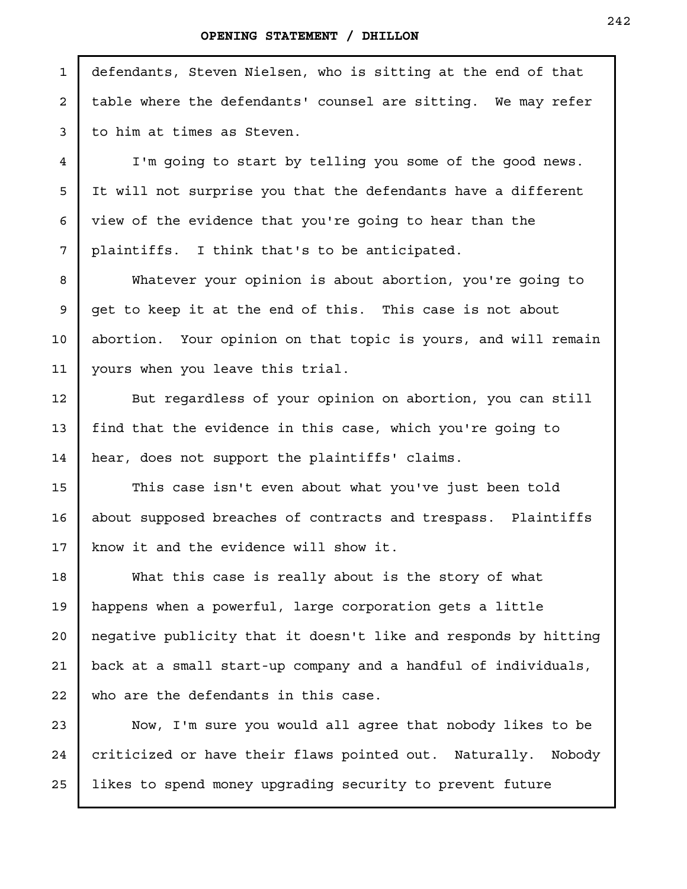defendants, Steven Nielsen, who is sitting at the end of that table where the defendants' counsel are sitting. We may refer to him at times as Steven.

I'm going to start by telling you some of the good news. It will not surprise you that the defendants have a different view of the evidence that you're going to hear than the plaintiffs. I think that's to be anticipated.

Whatever your opinion is about abortion, you're going to get to keep it at the end of this. This case is not about abortion. Your opinion on that topic is yours, and will remain yours when you leave this trial.

But regardless of your opinion on abortion, you can still find that the evidence in this case, which you're going to hear, does not support the plaintiffs' claims.

This case isn't even about what you've just been told about supposed breaches of contracts and trespass. Plaintiffs know it and the evidence will show it.

What this case is really about is the story of what happens when a powerful, large corporation gets a little negative publicity that it doesn't like and responds by hitting back at a small start-up company and a handful of individuals, who are the defendants in this case.

Now, I'm sure you would all agree that nobody likes to be criticized or have their flaws pointed out. Naturally. Nobody likes to spend money upgrading security to prevent future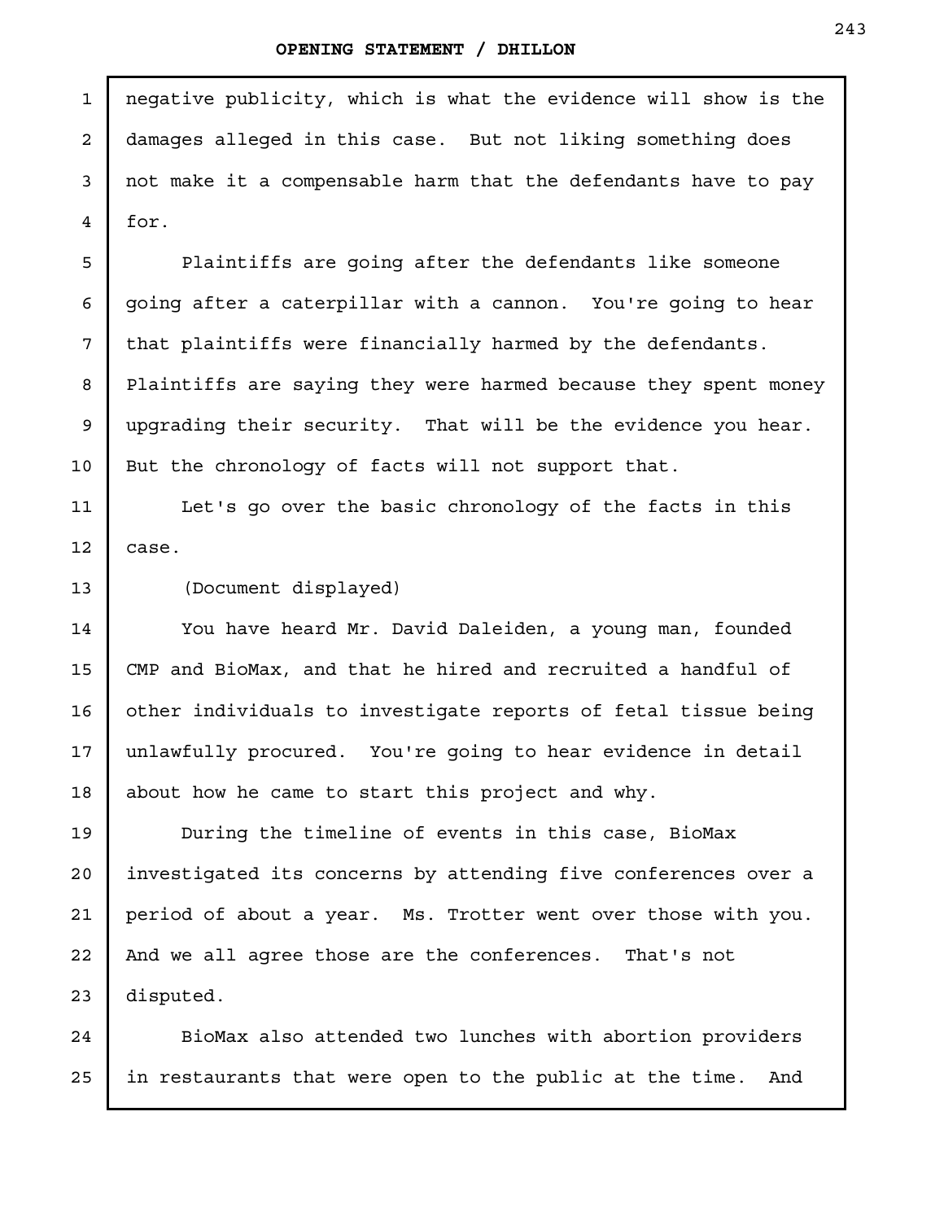negative publicity, which is what the evidence will show is the damages alleged in this case. But not liking something does not make it a compensable harm that the defendants have to pay for.

Plaintiffs are going after the defendants like someone going after a caterpillar with a cannon. You're going to hear that plaintiffs were financially harmed by the defendants. Plaintiffs are saying they were harmed because they spent money upgrading their security. That will be the evidence you hear. But the chronology of facts will not support that.

Let's go over the basic chronology of the facts in this case.

(Document displayed)

You have heard Mr. David Daleiden, a young man, founded CMP and BioMax, and that he hired and recruited a handful of other individuals to investigate reports of fetal tissue being unlawfully procured. You're going to hear evidence in detail about how he came to start this project and why.

During the timeline of events in this case, BioMax investigated its concerns by attending five conferences over a period of about a year. Ms. Trotter went over those with you. And we all agree those are the conferences. That's not disputed.

BioMax also attended two lunches with abortion providers in restaurants that were open to the public at the time. And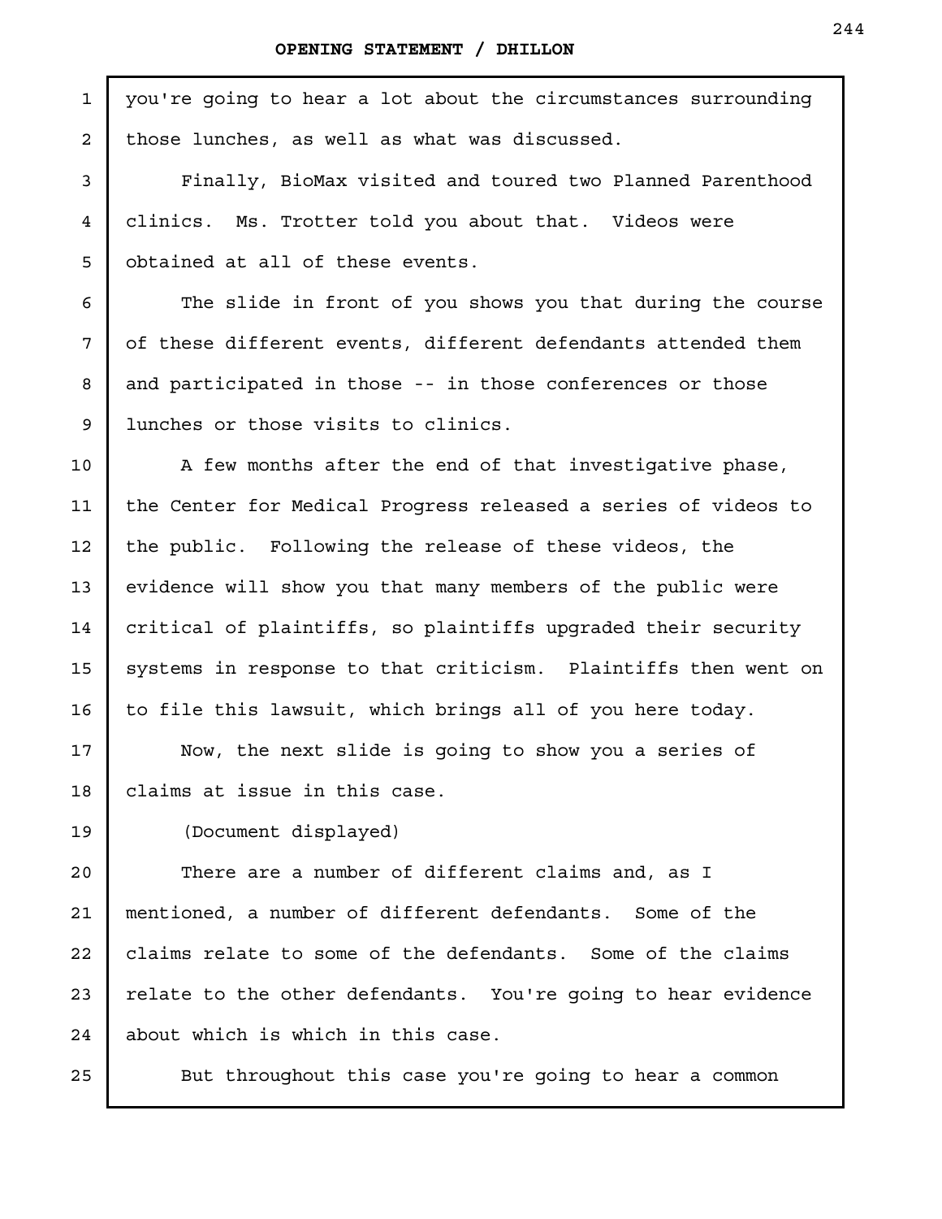you're going to hear a lot about the circumstances surrounding those lunches, as well as what was discussed.

Finally, BioMax visited and toured two Planned Parenthood clinics. Ms. Trotter told you about that. Videos were obtained at all of these events.

The slide in front of you shows you that during the course of these different events, different defendants attended them and participated in those -- in those conferences or those lunches or those visits to clinics.

A few months after the end of that investigative phase, the Center for Medical Progress released a series of videos to the public. Following the release of these videos, the evidence will show you that many members of the public were critical of plaintiffs, so plaintiffs upgraded their security systems in response to that criticism. Plaintiffs then went on to file this lawsuit, which brings all of you here today.

Now, the next slide is going to show you a series of claims at issue in this case.

(Document displayed)

There are a number of different claims and, as I mentioned, a number of different defendants. Some of the claims relate to some of the defendants. Some of the claims relate to the other defendants. You're going to hear evidence about which is which in this case.

But throughout this case you're going to hear a common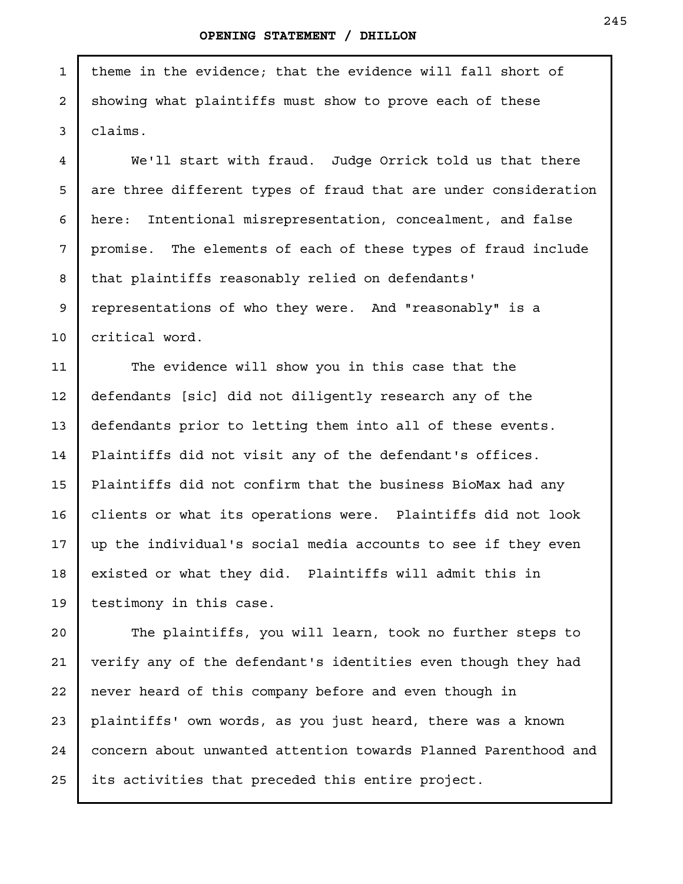theme in the evidence; that the evidence will fall short of showing what plaintiffs must show to prove each of these claims.

We'll start with fraud. Judge Orrick told us that there are three different types of fraud that are under consideration here: Intentional misrepresentation, concealment, and false promise. The elements of each of these types of fraud include that plaintiffs reasonably relied on defendants' representations of who they were. And "reasonably" is a critical word.

The evidence will show you in this case that the defendants [sic] did not diligently research any of the defendants prior to letting them into all of these events. Plaintiffs did not visit any of the defendant's offices. Plaintiffs did not confirm that the business BioMax had any clients or what its operations were. Plaintiffs did not look up the individual's social media accounts to see if they even existed or what they did. Plaintiffs will admit this in testimony in this case.

The plaintiffs, you will learn, took no further steps to verify any of the defendant's identities even though they had never heard of this company before and even though in plaintiffs' own words, as you just heard, there was a known concern about unwanted attention towards Planned Parenthood and its activities that preceded this entire project.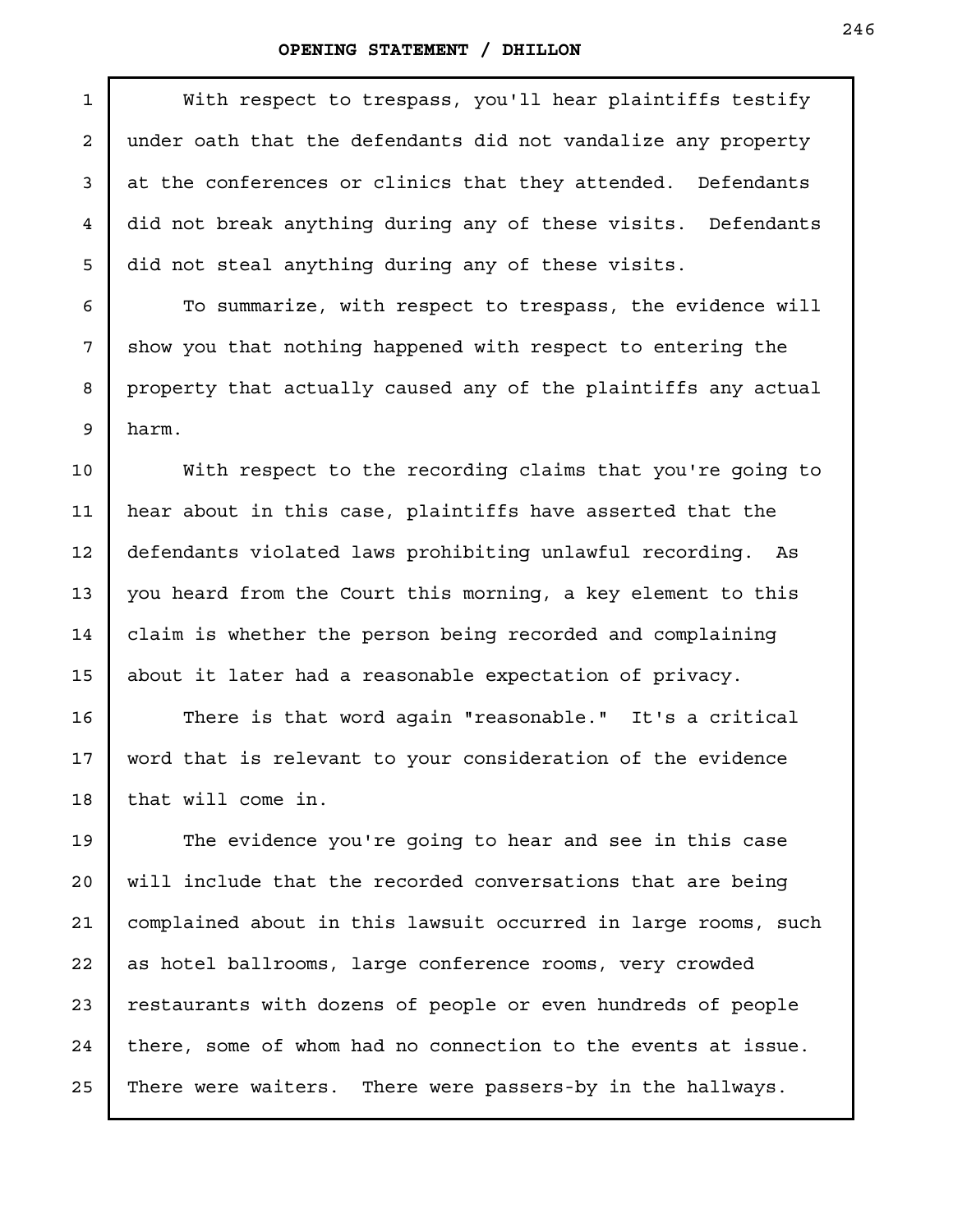With respect to trespass, you'll hear plaintiffs testify under oath that the defendants did not vandalize any property at the conferences or clinics that they attended. Defendants did not break anything during any of these visits. Defendants did not steal anything during any of these visits.

To summarize, with respect to trespass, the evidence will show you that nothing happened with respect to entering the property that actually caused any of the plaintiffs any actual harm.

With respect to the recording claims that you're going to hear about in this case, plaintiffs have asserted that the defendants violated laws prohibiting unlawful recording. As you heard from the Court this morning, a key element to this claim is whether the person being recorded and complaining about it later had a reasonable expectation of privacy.

There is that word again "reasonable." It's a critical word that is relevant to your consideration of the evidence that will come in.

The evidence you're going to hear and see in this case will include that the recorded conversations that are being complained about in this lawsuit occurred in large rooms, such as hotel ballrooms, large conference rooms, very crowded restaurants with dozens of people or even hundreds of people there, some of whom had no connection to the events at issue. There were waiters. There were passers-by in the hallways.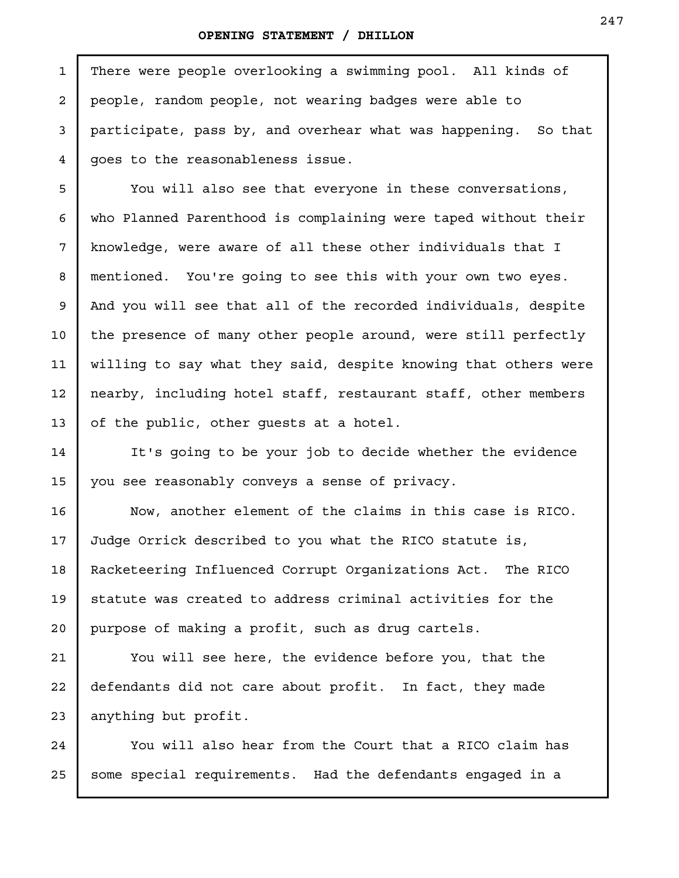There were people overlooking a swimming pool. All kinds of people, random people, not wearing badges were able to participate, pass by, and overhear what was happening. So that goes to the reasonableness issue.

You will also see that everyone in these conversations, who Planned Parenthood is complaining were taped without their knowledge, were aware of all these other individuals that I mentioned. You're going to see this with your own two eyes. And you will see that all of the recorded individuals, despite the presence of many other people around, were still perfectly willing to say what they said, despite knowing that others were nearby, including hotel staff, restaurant staff, other members of the public, other guests at a hotel.

It's going to be your job to decide whether the evidence you see reasonably conveys a sense of privacy.

Now, another element of the claims in this case is RICO. Judge Orrick described to you what the RICO statute is, Racketeering Influenced Corrupt Organizations Act. The RICO statute was created to address criminal activities for the purpose of making a profit, such as drug cartels.

You will see here, the evidence before you, that the defendants did not care about profit. In fact, they made anything but profit.

You will also hear from the Court that a RICO claim has some special requirements. Had the defendants engaged in a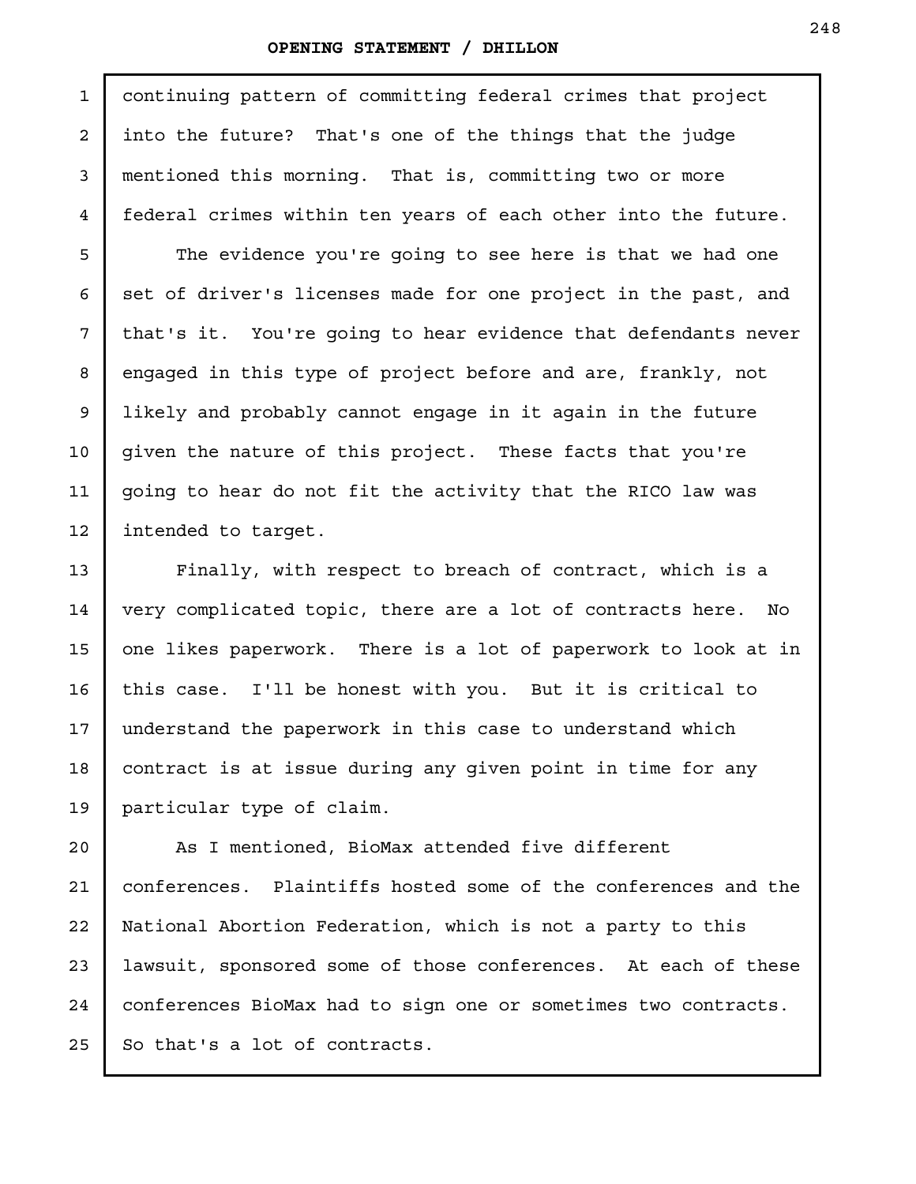continuing pattern of committing federal crimes that project into the future? That's one of the things that the judge mentioned this morning. That is, committing two or more federal crimes within ten years of each other into the future.

The evidence you're going to see here is that we had one set of driver's licenses made for one project in the past, and that's it. You're going to hear evidence that defendants never engaged in this type of project before and are, frankly, not likely and probably cannot engage in it again in the future given the nature of this project. These facts that you're going to hear do not fit the activity that the RICO law was intended to target.

Finally, with respect to breach of contract, which is a very complicated topic, there are a lot of contracts here. No one likes paperwork. There is a lot of paperwork to look at in this case. I'll be honest with you. But it is critical to understand the paperwork in this case to understand which contract is at issue during any given point in time for any particular type of claim.

As I mentioned, BioMax attended five different conferences. Plaintiffs hosted some of the conferences and the National Abortion Federation, which is not a party to this lawsuit, sponsored some of those conferences. At each of these conferences BioMax had to sign one or sometimes two contracts. So that's a lot of contracts.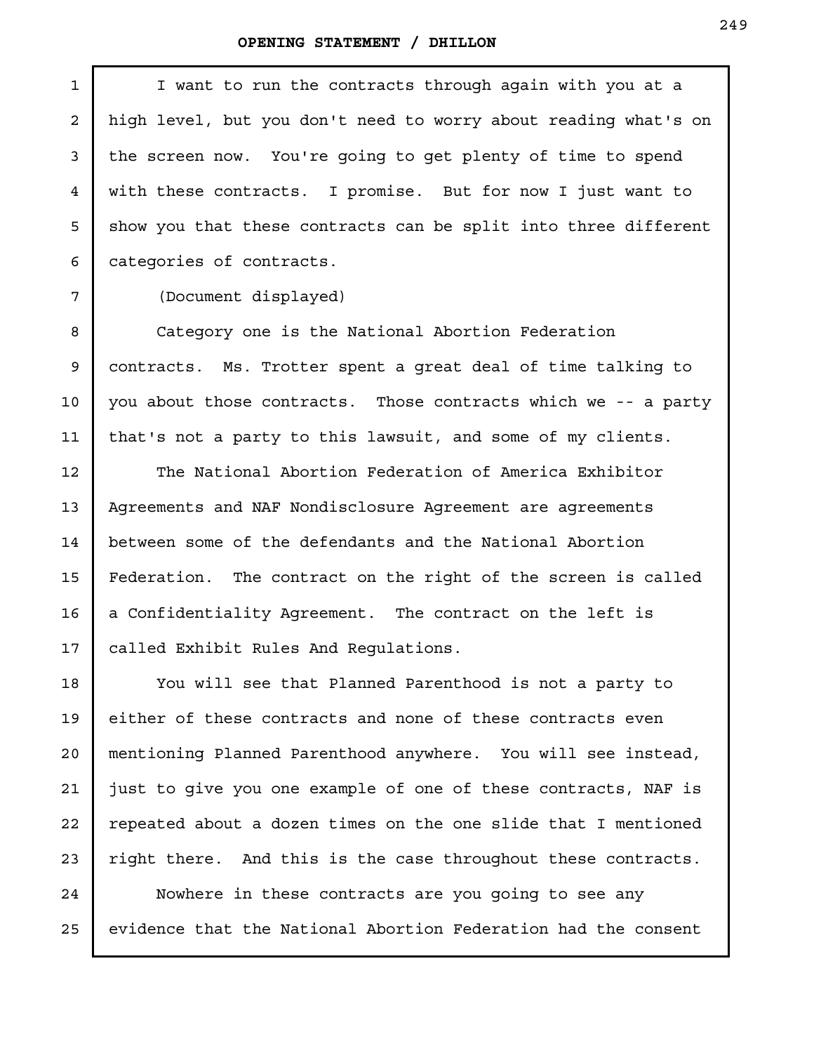I want to run the contracts through again with you at a high level, but you don't need to worry about reading what's on the screen now. You're going to get plenty of time to spend with these contracts. I promise. But for now I just want to show you that these contracts can be split into three different categories of contracts.

(Document displayed)

Category one is the National Abortion Federation contracts. Ms. Trotter spent a great deal of time talking to you about those contracts. Those contracts which we -- a party that's not a party to this lawsuit, and some of my clients.

The National Abortion Federation of America Exhibitor Agreements and NAF Nondisclosure Agreement are agreements between some of the defendants and the National Abortion Federation. The contract on the right of the screen is called a Confidentiality Agreement. The contract on the left is called Exhibit Rules And Regulations.

You will see that Planned Parenthood is not a party to either of these contracts and none of these contracts even mentioning Planned Parenthood anywhere. You will see instead, just to give you one example of one of these contracts, NAF is repeated about a dozen times on the one slide that I mentioned right there. And this is the case throughout these contracts.

Nowhere in these contracts are you going to see any evidence that the National Abortion Federation had the consent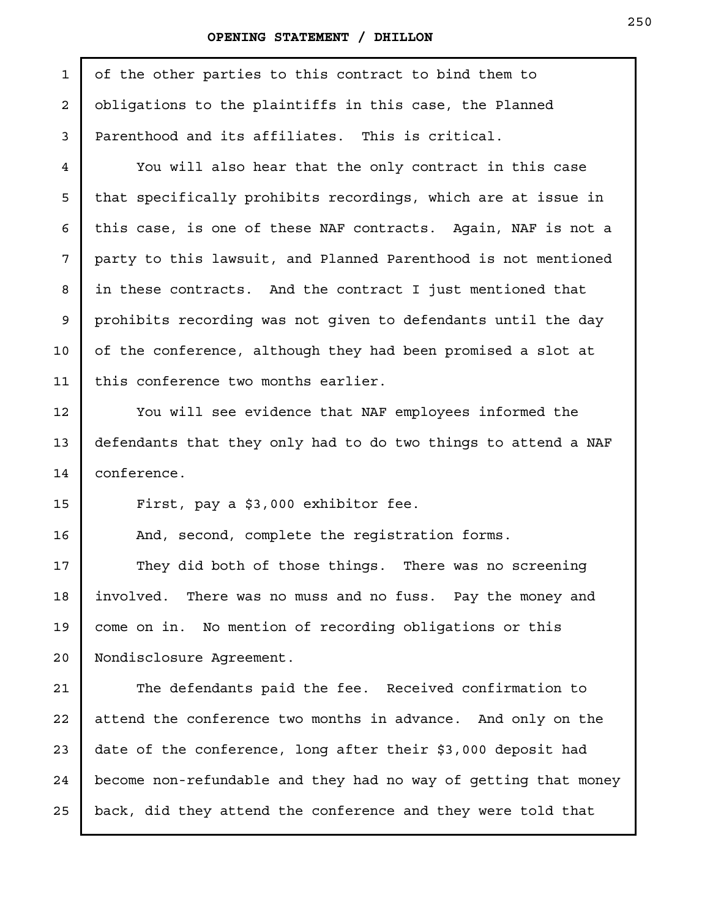of the other parties to this contract to bind them to obligations to the plaintiffs in this case, the Planned Parenthood and its affiliates. This is critical.

You will also hear that the only contract in this case that specifically prohibits recordings, which are at issue in this case, is one of these NAF contracts. Again, NAF is not a party to this lawsuit, and Planned Parenthood is not mentioned in these contracts. And the contract I just mentioned that prohibits recording was not given to defendants until the day of the conference, although they had been promised a slot at this conference two months earlier.

You will see evidence that NAF employees informed the defendants that they only had to do two things to attend a NAF conference.

First, pay a $3,000 exhibitor fee.

And, second, complete the registration forms.

They did both of those things. There was no screening involved. There was no muss and no fuss. Pay the money and come on in. No mention of recording obligations or this Nondisclosure Agreement.

The defendants paid the fee. Received confirmation to attend the conference two months in advance. And only on the date of the conference, long after their $3,000 deposit had become non-refundable and they had no way of getting that money back, did they attend the conference and they were told that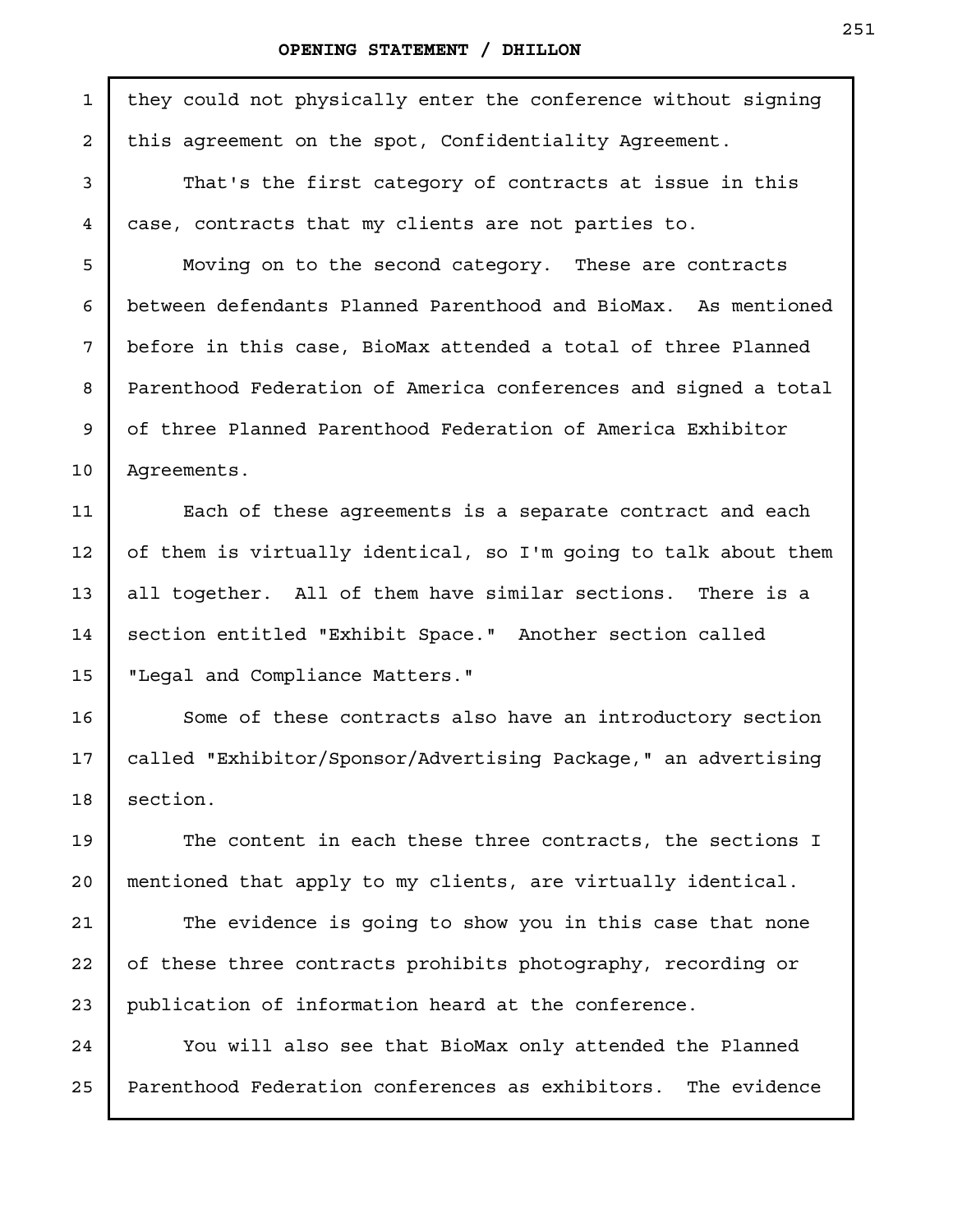they could not physically enter the conference without signing this agreement on the spot, Confidentiality Agreement.

That's the first category of contracts at issue in this case, contracts that my clients are not parties to.

Moving on to the second category. These are contracts between defendants Planned Parenthood and BioMax. As mentioned before in this case, BioMax attended a total of three Planned Parenthood Federation of America conferences and signed a total of three Planned Parenthood Federation of America Exhibitor Agreements.

Each of these agreements is a separate contract and each of them is virtually identical, so I'm going to talk about them all together. All of them have similar sections. There is a section entitled "Exhibit Space." Another section called "Legal and Compliance Matters."

Some of these contracts also have an introductory section called "Exhibitor/Sponsor/Advertising Package," an advertising section.

The content in each these three contracts, the sections I mentioned that apply to my clients, are virtually identical.

The evidence is going to show you in this case that none of these three contracts prohibits photography, recording or publication of information heard at the conference.

You will also see that BioMax only attended the Planned Parenthood Federation conferences as exhibitors. The evidence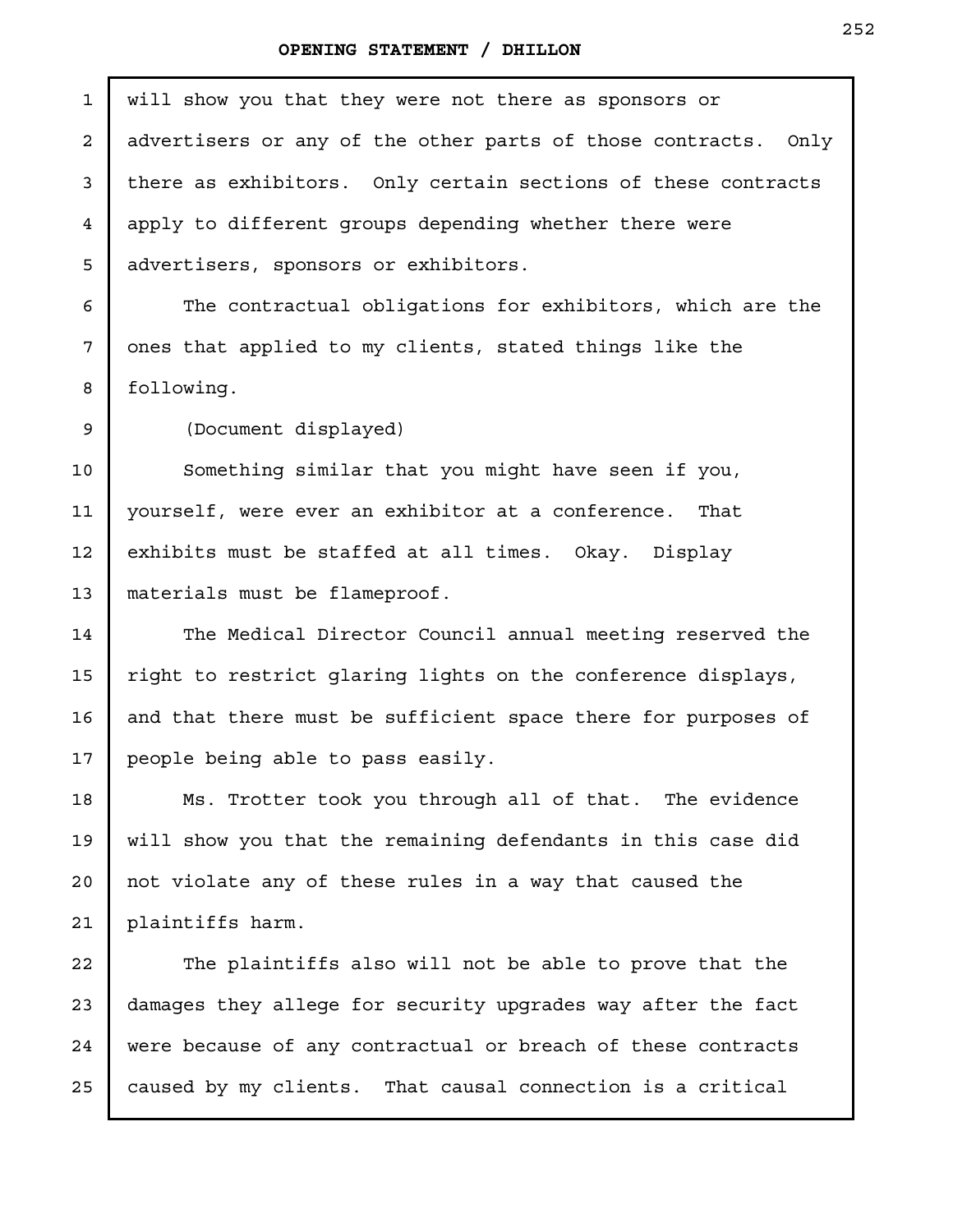will show you that they were not there as sponsors or advertisers or any of the other parts of those contracts. Only there as exhibitors. Only certain sections of these contracts apply to different groups depending whether there were advertisers, sponsors or exhibitors.

The contractual obligations for exhibitors, which are the ones that applied to my clients, stated things like the following.

(Document displayed)

Something similar that you might have seen if you, yourself, were ever an exhibitor at a conference. That exhibits must be staffed at all times. Okay. Display materials must be flameproof.

The Medical Director Council annual meeting reserved the right to restrict glaring lights on the conference displays, and that there must be sufficient space there for purposes of people being able to pass easily.

Ms. Trotter took you through all of that. The evidence will show you that the remaining defendants in this case did not violate any of these rules in a way that caused the plaintiffs harm.

The plaintiffs also will not be able to prove that the damages they allege for security upgrades way after the fact were because of any contractual or breach of these contracts caused by my clients. That causal connection is a critical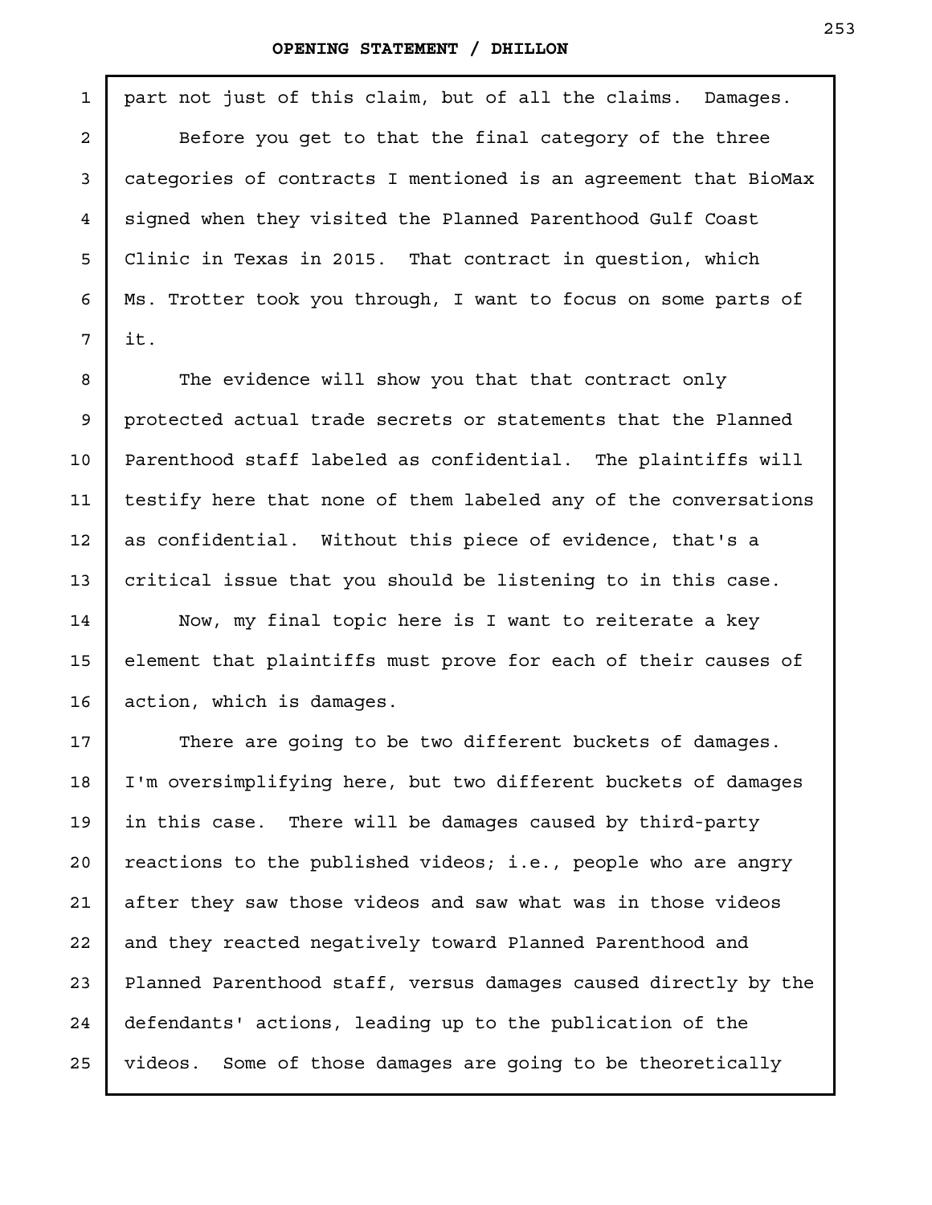part not just of this claim, but of all the claims. Damages.

Before you get to that the final category of the three categories of contracts I mentioned is an agreement that BioMax signed when they visited the Planned Parenthood Gulf Coast Clinic in Texas in 2015. That contract in question, which Ms. Trotter took you through, I want to focus on some parts of it.

The evidence will show you that that contract only protected actual trade secrets or statements that the Planned Parenthood staff labeled as confidential. The plaintiffs will testify here that none of them labeled any of the conversations as confidential. Without this piece of evidence, that's a critical issue that you should be listening to in this case.

Now, my final topic here is I want to reiterate a key element that plaintiffs must prove for each of their causes of action, which is damages.

There are going to be two different buckets of damages. I'm oversimplifying here, but two different buckets of damages in this case. There will be damages caused by third-party reactions to the published videos; i.e., people who are angry after they saw those videos and saw what was in those videos and they reacted negatively toward Planned Parenthood and Planned Parenthood staff, versus damages caused directly by the defendants' actions, leading up to the publication of the videos. Some of those damages are going to be theoretically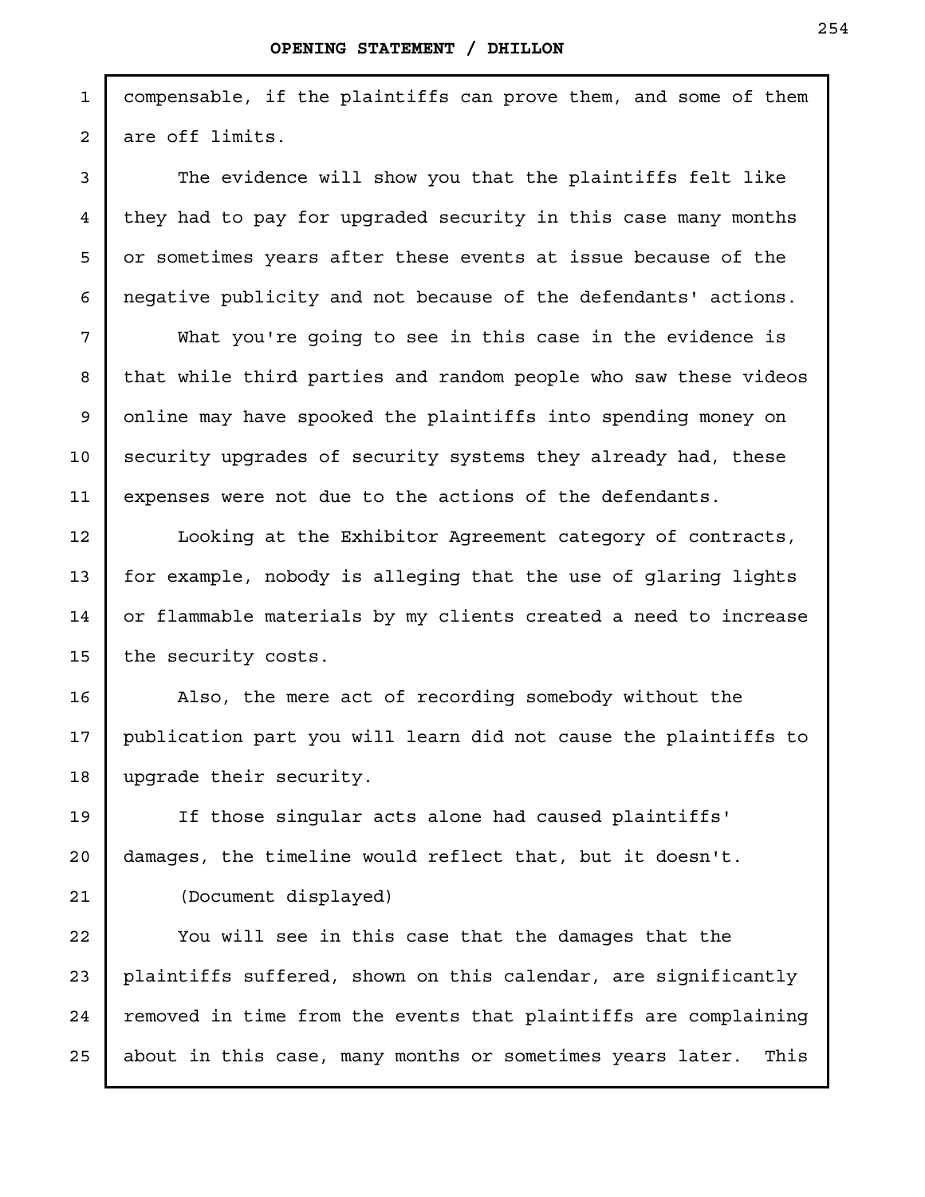compensable, if the plaintiffs can prove them, and some of them are off limits.

The evidence will show you that the plaintiffs felt like they had to pay for upgraded security in this case many months or sometimes years after these events at issue because of the negative publicity and not because of the defendants' actions.

What you're going to see in this case in the evidence is that while third parties and random people who saw these videos online may have spooked the plaintiffs into spending money on security upgrades of security systems they already had, these expenses were not due to the actions of the defendants.

Looking at the Exhibitor Agreement category of contracts, for example, nobody is alleging that the use of glaring lights or flammable materials by my clients created a need to increase the security costs.

Also, the mere act of recording somebody without the publication part you will learn did not cause the plaintiffs to upgrade their security.

If those singular acts alone had caused plaintiffs' damages, the timeline would reflect that, but it doesn't.

(Document displayed)

You will see in this case that the damages that the plaintiffs suffered, shown on this calendar, are significantly removed in time from the events that plaintiffs are complaining about in this case, many months or sometimes years later. This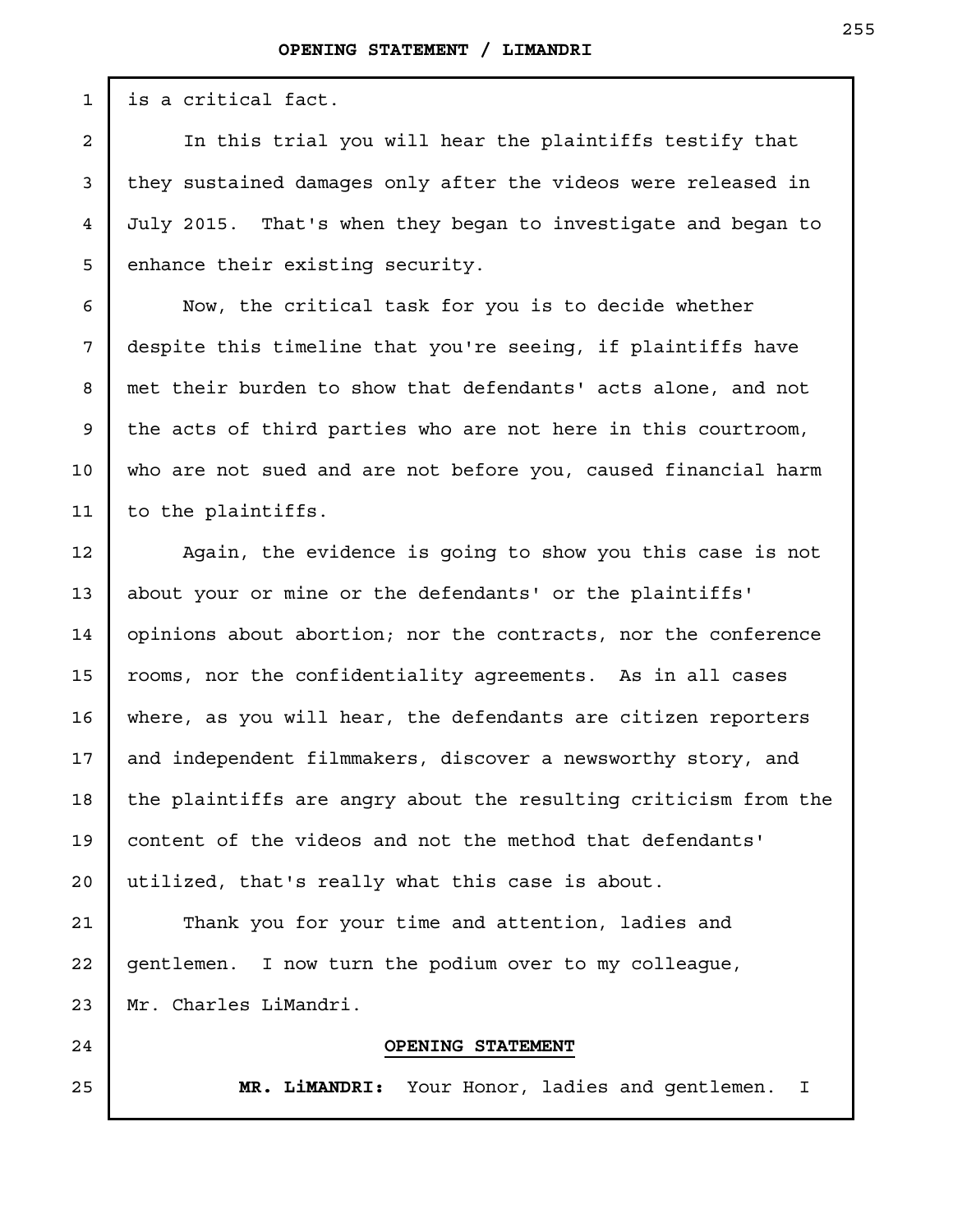is a critical fact.

In this trial you will hear the plaintiffs testify that they sustained damages only after the videos were released in July 2015. That's when they began to investigate and began to enhance their existing security.

Now, the critical task for you is to decide whether despite this timeline that you're seeing, if plaintiffs have met their burden to show that defendants' acts alone, and not the acts of third parties who are not here in this courtroom, who are not sued and are not before you, caused financial harm to the plaintiffs.

Again, the evidence is going to show you this case is not about your or mine or the defendants' or the plaintiffs' opinions about abortion; nor the contracts, nor the conference rooms, nor the confidentiality agreements. As in all cases where, as you will hear, the defendants are citizen reporters and independent filmmakers, discover a newsworthy story, and the plaintiffs are angry about the resulting criticism from the content of the videos and not the method that defendants' utilized, that's really what this case is about.

Thank you for your time and attention, ladies and gentlemen. I now turn the podium over to my colleague, Mr. Charles LiMandri.

**OPENING STATEMENT**

**MR. LiMANDRI:** Your Honor, ladies and gentlemen. I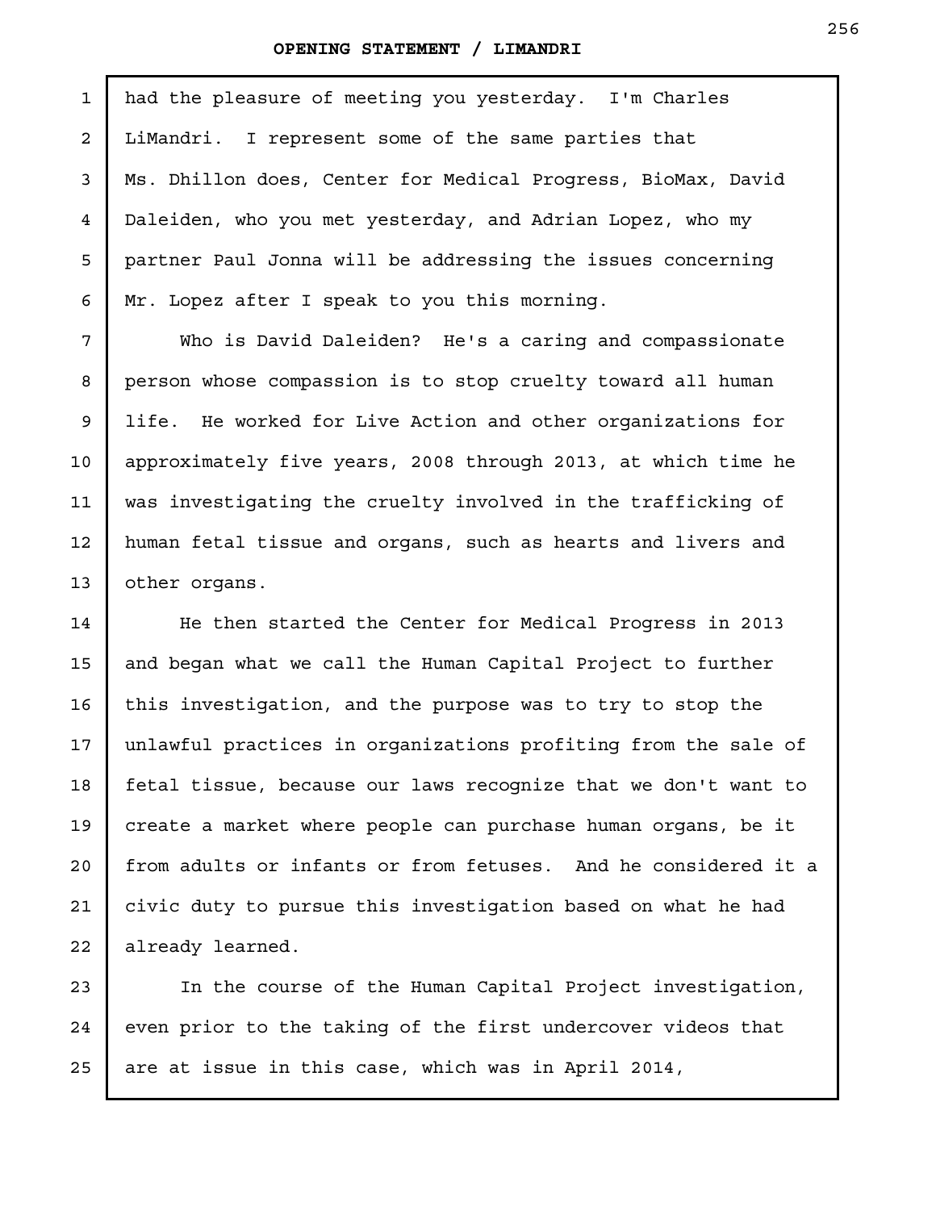had the pleasure of meeting you yesterday. I'm Charles LiMandri. I represent some of the same parties that Ms. Dhillon does, Center for Medical Progress, BioMax, David Daleiden, who you met yesterday, and Adrian Lopez, who my partner Paul Jonna will be addressing the issues concerning Mr. Lopez after I speak to you this morning.

Who is David Daleiden? He's a caring and compassionate person whose compassion is to stop cruelty toward all human life. He worked for Live Action and other organizations for approximately five years, 2008 through 2013, at which time he was investigating the cruelty involved in the trafficking of human fetal tissue and organs, such as hearts and livers and other organs.

He then started the Center for Medical Progress in 2013 and began what we call the Human Capital Project to further this investigation, and the purpose was to try to stop the unlawful practices in organizations profiting from the sale of fetal tissue, because our laws recognize that we don't want to create a market where people can purchase human organs, be it from adults or infants or from fetuses. And he considered it a civic duty to pursue this investigation based on what he had already learned.

In the course of the Human Capital Project investigation, even prior to the taking of the first undercover videos that are at issue in this case, which was in April 2014,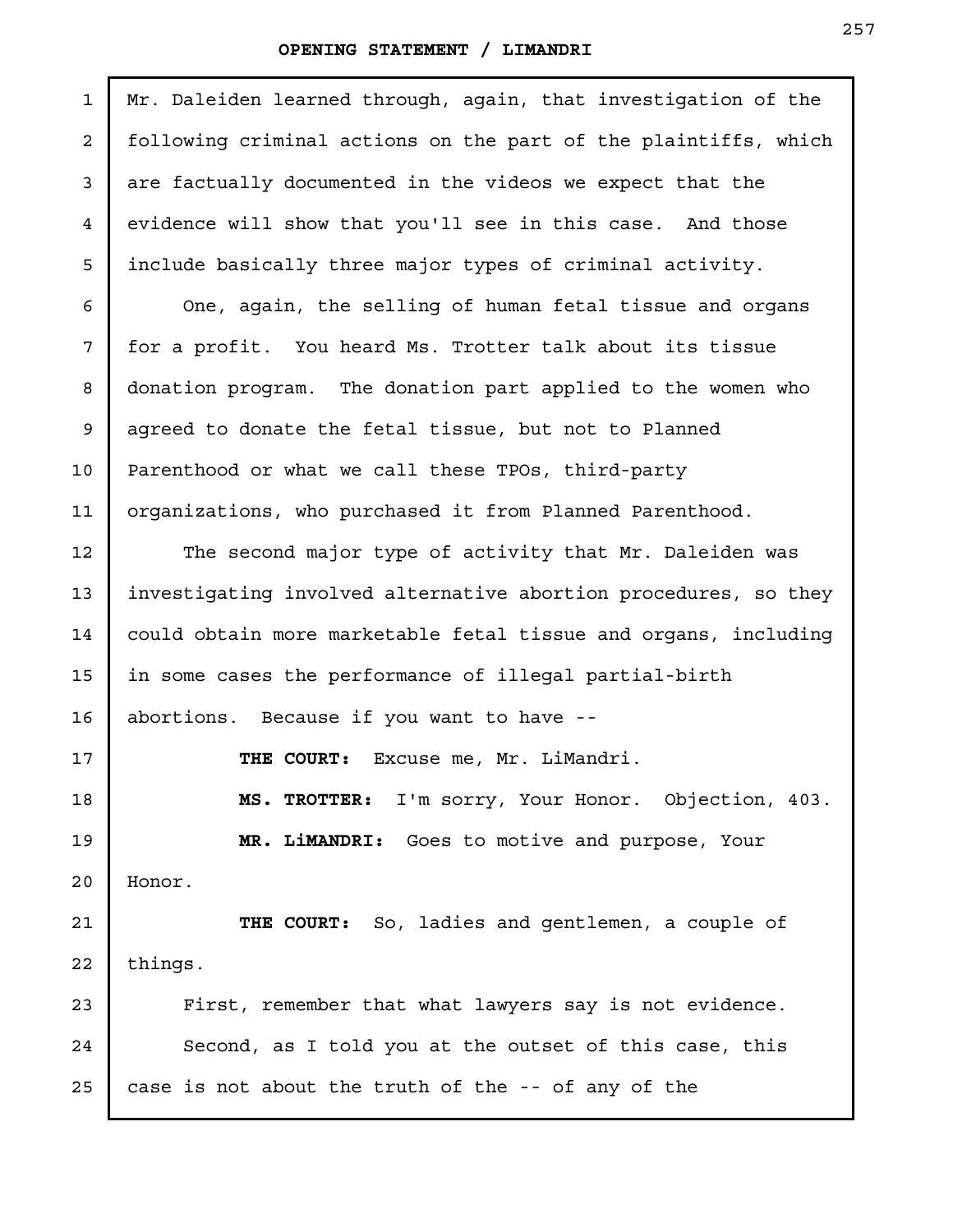Mr. Daleiden learned through, again, that investigation of the following criminal actions on the part of the plaintiffs, which are factually documented in the videos we expect that the evidence will show that you'll see in this case. And those include basically three major types of criminal activity.

One, again, the selling of human fetal tissue and organs for a profit. You heard Ms. Trotter talk about its tissue donation program. The donation part applied to the women who agreed to donate the fetal tissue, but not to Planned Parenthood or what we call these TPOs, third-party organizations, who purchased it from Planned Parenthood.

The second major type of activity that Mr. Daleiden was investigating involved alternative abortion procedures, so they could obtain more marketable fetal tissue and organs, including in some cases the performance of illegal partial-birth abortions. Because if you want to have --

**THE COURT:** Excuse me, Mr. LiMandri.

**MS. TROTTER:** I'm sorry, Your Honor. Objection, 403.

**MR. LiMANDRI:** Goes to motive and purpose, Your Honor.

**THE COURT:** So, ladies and gentlemen, a couple of things.

First, remember that what lawyers say is not evidence.

Second, as I told you at the outset of this case, this case is not about the truth of the -- of any of the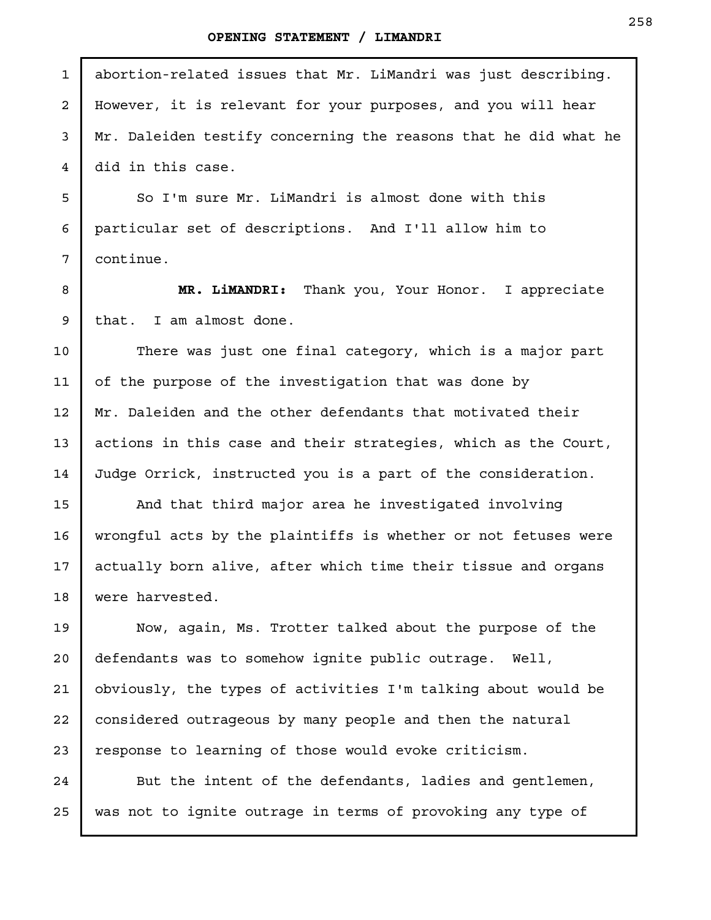abortion-related issues that Mr. LiMandri was just describing. However, it is relevant for your purposes, and you will hear Mr. Daleiden testify concerning the reasons that he did what he did in this case.

So I'm sure Mr. LiMandri is almost done with this particular set of descriptions. And I'll allow him to continue.

**MR. LiMANDRI:** Thank you, Your Honor. I appreciate that. I am almost done.

There was just one final category, which is a major part of the purpose of the investigation that was done by Mr. Daleiden and the other defendants that motivated their actions in this case and their strategies, which as the Court, Judge Orrick, instructed you is a part of the consideration.

And that third major area he investigated involving wrongful acts by the plaintiffs is whether or not fetuses were actually born alive, after which time their tissue and organs were harvested.

Now, again, Ms. Trotter talked about the purpose of the defendants was to somehow ignite public outrage. Well, obviously, the types of activities I'm talking about would be considered outrageous by many people and then the natural response to learning of those would evoke criticism.

But the intent of the defendants, ladies and gentlemen, was not to ignite outrage in terms of provoking any type of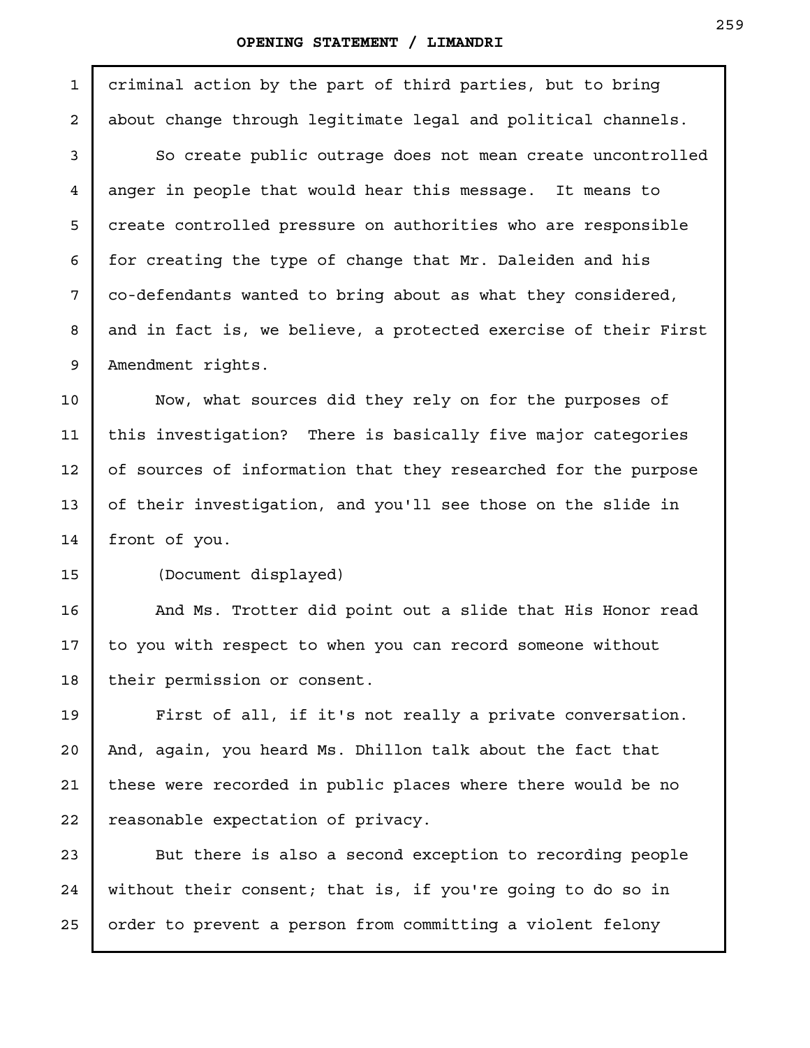criminal action by the part of third parties, but to bring about change through legitimate legal and political channels.

So create public outrage does not mean create uncontrolled anger in people that would hear this message. It means to create controlled pressure on authorities who are responsible for creating the type of change that Mr. Daleiden and his co-defendants wanted to bring about as what they considered, and in fact is, we believe, a protected exercise of their First Amendment rights.

Now, what sources did they rely on for the purposes of this investigation? There is basically five major categories of sources of information that they researched for the purpose of their investigation, and you'll see those on the slide in front of you.

(Document displayed)

And Ms. Trotter did point out a slide that His Honor read to you with respect to when you can record someone without their permission or consent.

First of all, if it's not really a private conversation. And, again, you heard Ms. Dhillon talk about the fact that these were recorded in public places where there would be no reasonable expectation of privacy.

But there is also a second exception to recording people without their consent; that is, if you're going to do so in order to prevent a person from committing a violent felony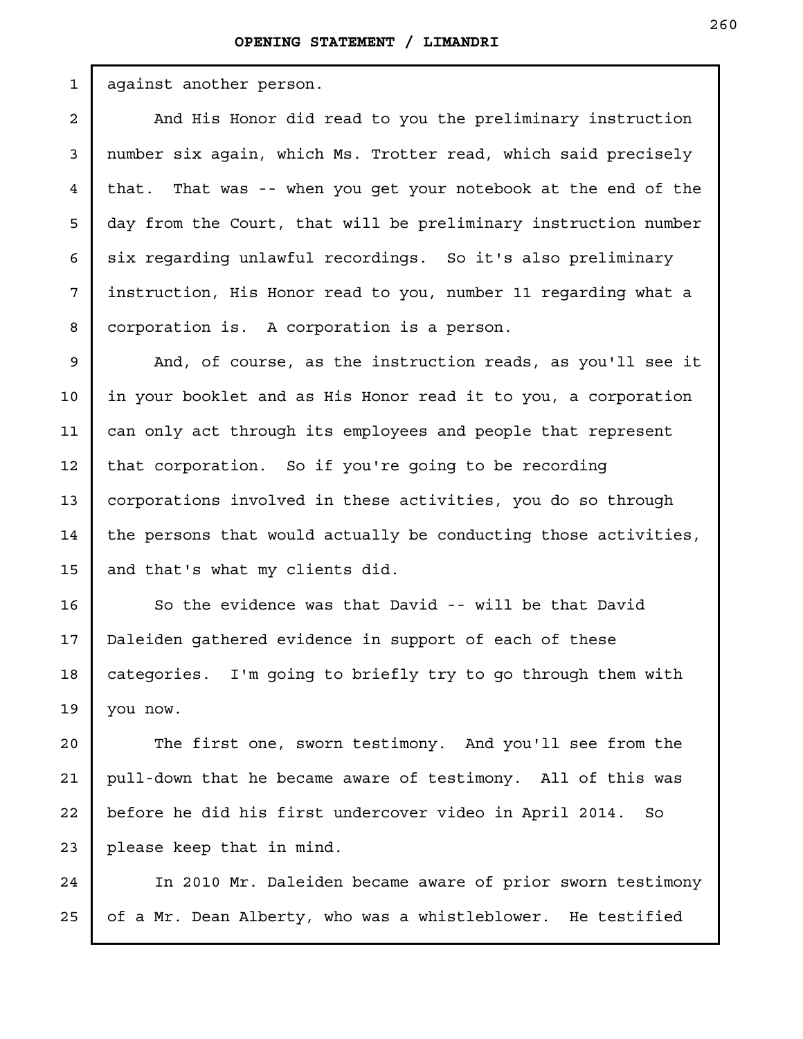against another person.

And His Honor did read to you the preliminary instruction number six again, which Ms. Trotter read, which said precisely that. That was -- when you get your notebook at the end of the day from the Court, that will be preliminary instruction number six regarding unlawful recordings. So it's also preliminary instruction, His Honor read to you, number 11 regarding what a corporation is. A corporation is a person.

And, of course, as the instruction reads, as you'll see it in your booklet and as His Honor read it to you, a corporation can only act through its employees and people that represent that corporation. So if you're going to be recording corporations involved in these activities, you do so through the persons that would actually be conducting those activities, and that's what my clients did.

So the evidence was that David -- will be that David Daleiden gathered evidence in support of each of these categories. I'm going to briefly try to go through them with you now.

The first one, sworn testimony. And you'll see from the pull-down that he became aware of testimony. All of this was before he did his first undercover video in April 2014. So please keep that in mind.

In 2010 Mr. Daleiden became aware of prior sworn testimony of a Mr. Dean Alberty, who was a whistleblower. He testified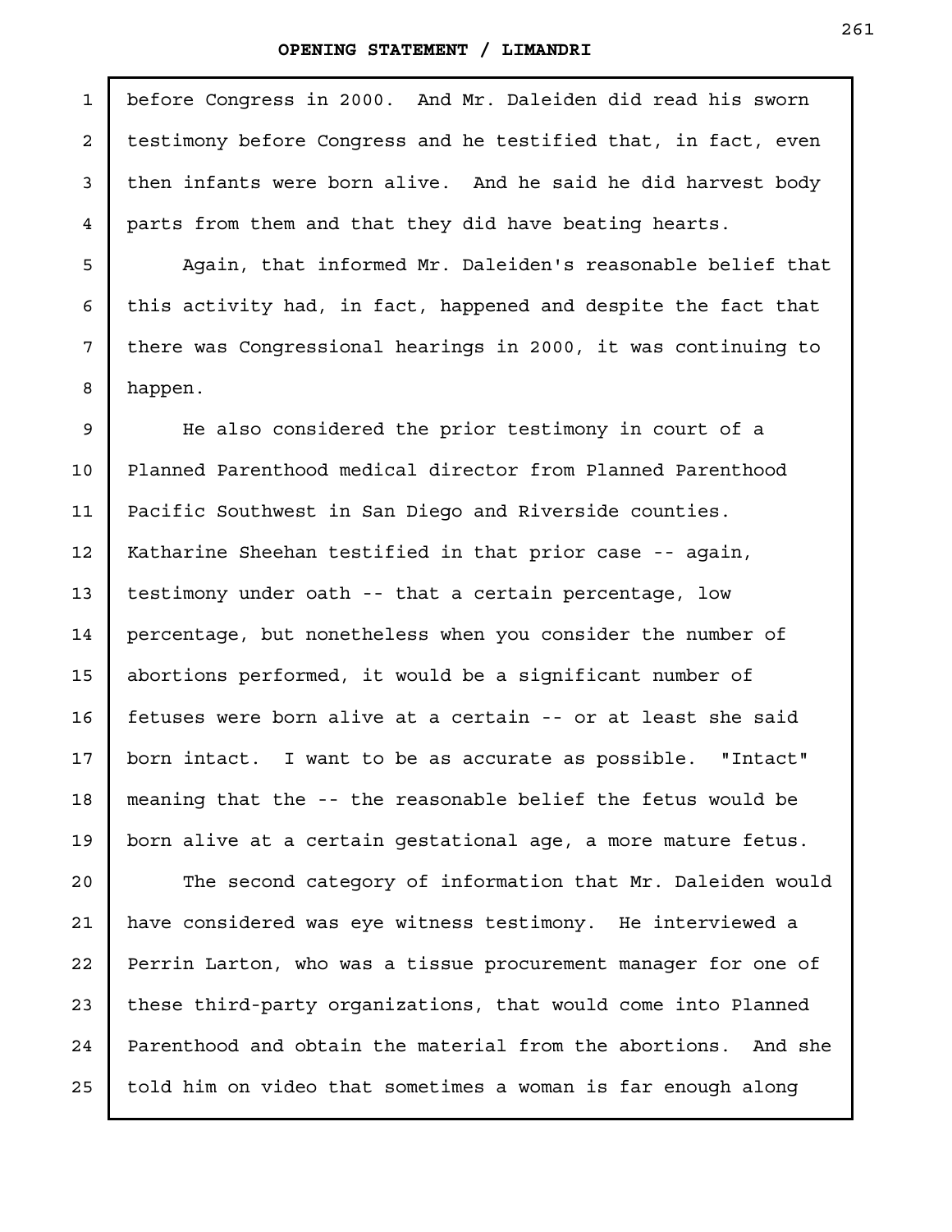before Congress in 2000. And Mr. Daleiden did read his sworn testimony before Congress and he testified that, in fact, even then infants were born alive. And he said he did harvest body parts from them and that they did have beating hearts.

Again, that informed Mr. Daleiden's reasonable belief that this activity had, in fact, happened and despite the fact that there was Congressional hearings in 2000, it was continuing to happen.

He also considered the prior testimony in court of a Planned Parenthood medical director from Planned Parenthood Pacific Southwest in San Diego and Riverside counties. Katharine Sheehan testified in that prior case -- again, testimony under oath -- that a certain percentage, low percentage, but nonetheless when you consider the number of abortions performed, it would be a significant number of fetuses were born alive at a certain -- or at least she said born intact. I want to be as accurate as possible. "Intact" meaning that the -- the reasonable belief the fetus would be born alive at a certain gestational age, a more mature fetus.

The second category of information that Mr. Daleiden would have considered was eye witness testimony. He interviewed a Perrin Larton, who was a tissue procurement manager for one of these third-party organizations, that would come into Planned Parenthood and obtain the material from the abortions. And she told him on video that sometimes a woman is far enough along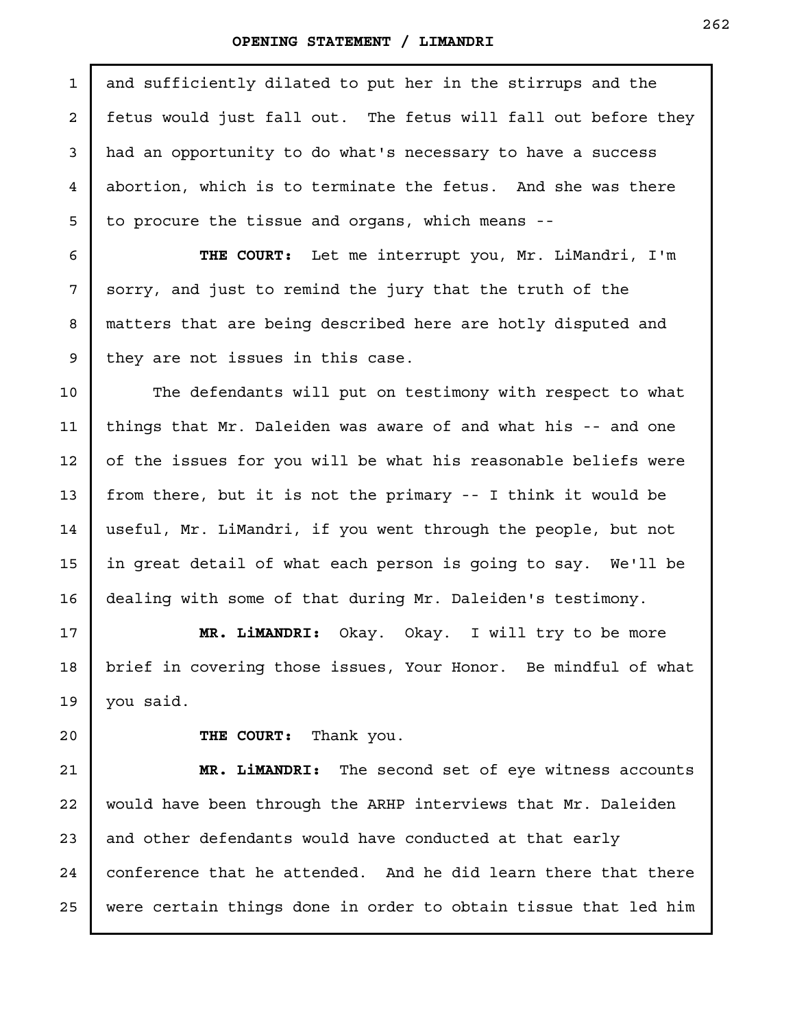and sufficiently dilated to put her in the stirrups and the fetus would just fall out. The fetus will fall out before they had an opportunity to do what's necessary to have a success abortion, which is to terminate the fetus. And she was there to procure the tissue and organs, which means --

**THE COURT:** Let me interrupt you, Mr. LiMandri, I'm sorry, and just to remind the jury that the truth of the matters that are being described here are hotly disputed and they are not issues in this case.

The defendants will put on testimony with respect to what things that Mr. Daleiden was aware of and what his -- and one of the issues for you will be what his reasonable beliefs were from there, but it is not the primary -- I think it would be useful, Mr. LiMandri, if you went through the people, but not in great detail of what each person is going to say. We'll be dealing with some of that during Mr. Daleiden's testimony.

**MR. LiMANDRI:** Okay. Okay. I will try to be more brief in covering those issues, Your Honor. Be mindful of what you said.

**THE COURT:** Thank you.

**MR. LiMANDRI:** The second set of eye witness accounts would have been through the ARHP interviews that Mr. Daleiden and other defendants would have conducted at that early conference that he attended. And he did learn there that there were certain things done in order to obtain tissue that led him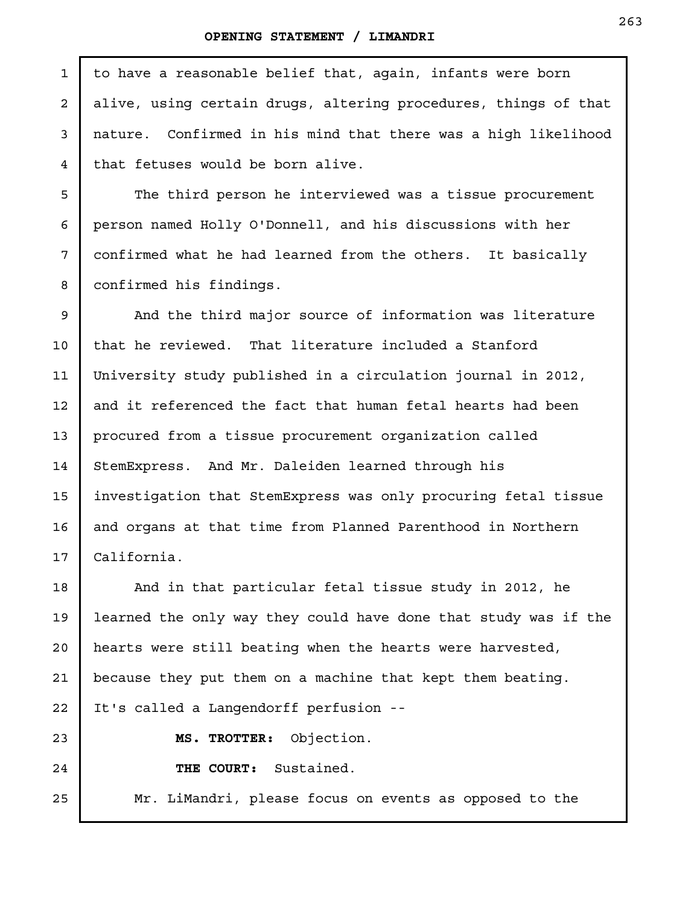to have a reasonable belief that, again, infants were born alive, using certain drugs, altering procedures, things of that nature. Confirmed in his mind that there was a high likelihood that fetuses would be born alive.

The third person he interviewed was a tissue procurement person named Holly O'Donnell, and his discussions with her confirmed what he had learned from the others. It basically confirmed his findings.

And the third major source of information was literature that he reviewed. That literature included a Stanford University study published in a circulation journal in 2012, and it referenced the fact that human fetal hearts had been procured from a tissue procurement organization called StemExpress. And Mr. Daleiden learned through his investigation that StemExpress was only procuring fetal tissue and organs at that time from Planned Parenthood in Northern California.

And in that particular fetal tissue study in 2012, he learned the only way they could have done that study was if the hearts were still beating when the hearts were harvested, because they put them on a machine that kept them beating. It's called a Langendorff perfusion --

**MS. TROTTER:** Objection.

**THE COURT:** Sustained.

Mr. LiMandri, please focus on events as opposed to the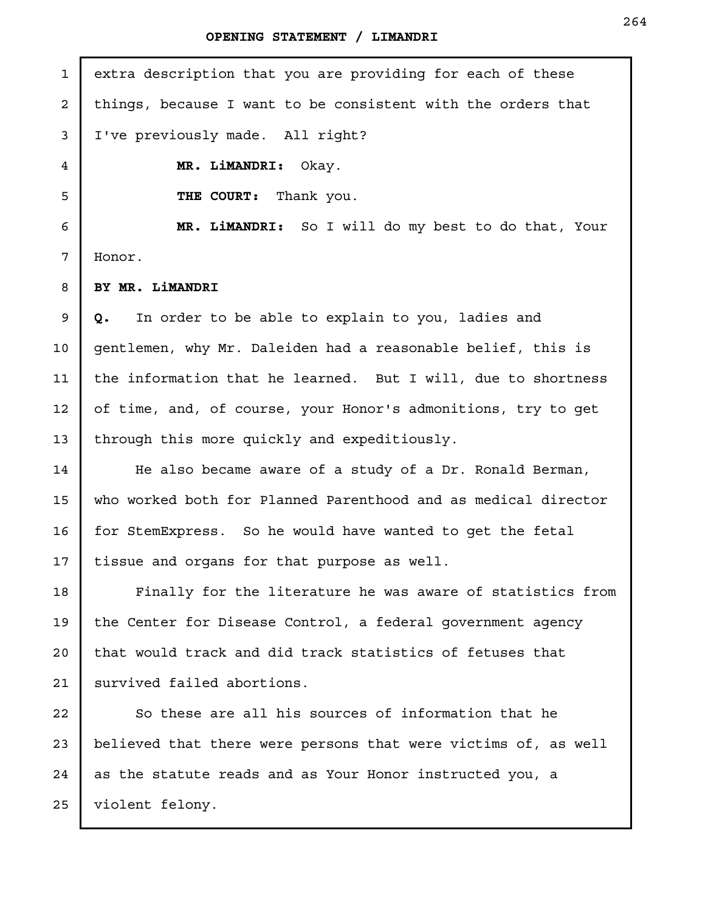extra description that you are providing for each of these things, because I want to be consistent with the orders that I've previously made. All right?

**MR. LiMANDRI:** Okay.

**THE COURT:** Thank you.

**MR. LiMANDRI:** So I will do my best to do that, Your Honor.

**BY MR. LiMANDRI**

**Q.** In order to be able to explain to you, ladies and gentlemen, why Mr. Daleiden had a reasonable belief, this is the information that he learned. But I will, due to shortness of time, and, of course, your Honor's admonitions, try to get through this more quickly and expeditiously.

He also became aware of a study of a Dr. Ronald Berman, who worked both for Planned Parenthood and as medical director for StemExpress. So he would have wanted to get the fetal tissue and organs for that purpose as well.

Finally for the literature he was aware of statistics from the Center for Disease Control, a federal government agency that would track and did track statistics of fetuses that survived failed abortions.

So these are all his sources of information that he believed that there were persons that were victims of, as well as the statute reads and as Your Honor instructed you, a violent felony.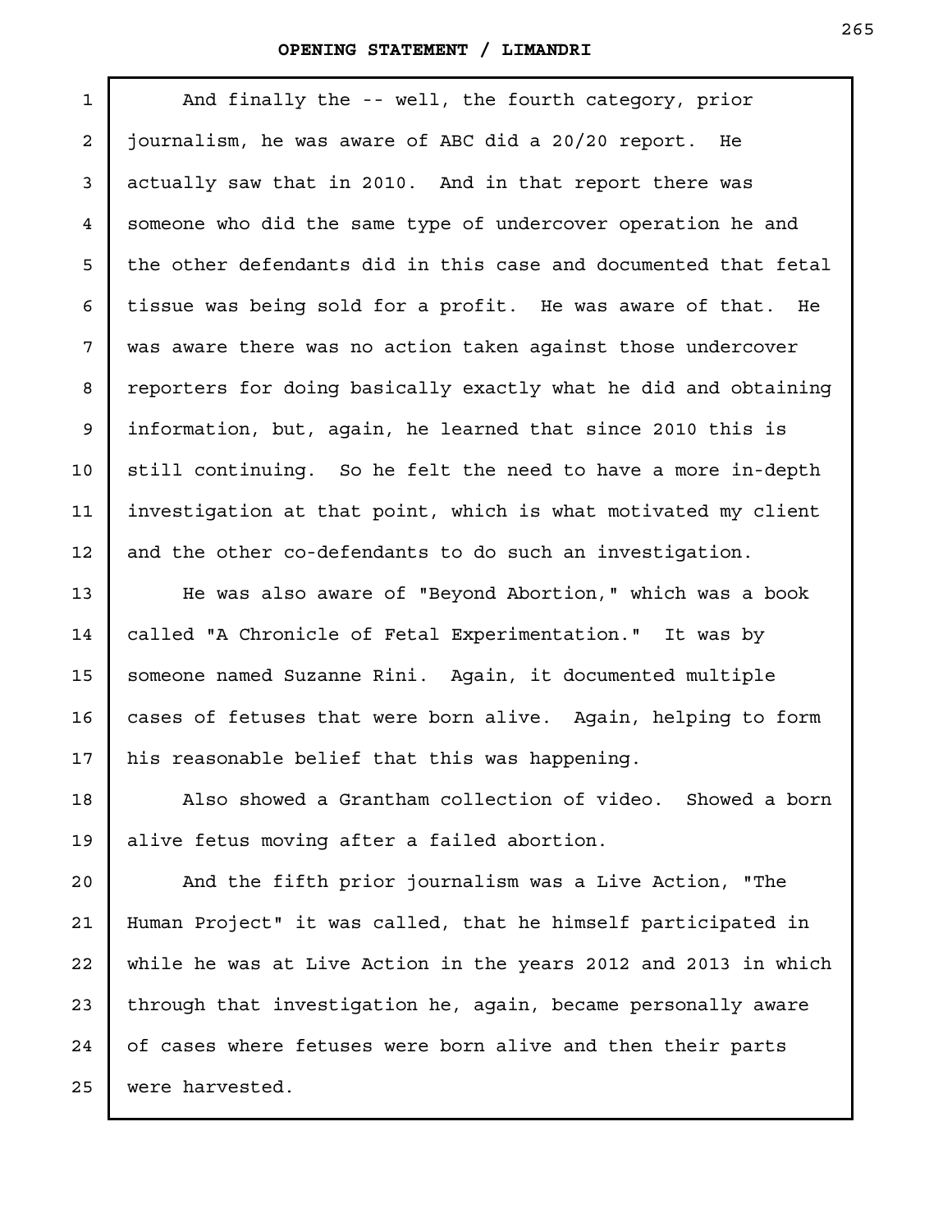And finally the -- well, the fourth category, prior journalism, he was aware of ABC did a 20/20 report. He actually saw that in 2010. And in that report there was someone who did the same type of undercover operation he and the other defendants did in this case and documented that fetal tissue was being sold for a profit. He was aware of that. He was aware there was no action taken against those undercover reporters for doing basically exactly what he did and obtaining information, but, again, he learned that since 2010 this is still continuing. So he felt the need to have a more in-depth investigation at that point, which is what motivated my client and the other co-defendants to do such an investigation.

He was also aware of "Beyond Abortion," which was a book called "A Chronicle of Fetal Experimentation." It was by someone named Suzanne Rini. Again, it documented multiple cases of fetuses that were born alive. Again, helping to form his reasonable belief that this was happening.

Also showed a Grantham collection of video. Showed a born alive fetus moving after a failed abortion.

And the fifth prior journalism was a Live Action, "The Human Project" it was called, that he himself participated in while he was at Live Action in the years 2012 and 2013 in which through that investigation he, again, became personally aware of cases where fetuses were born alive and then their parts were harvested.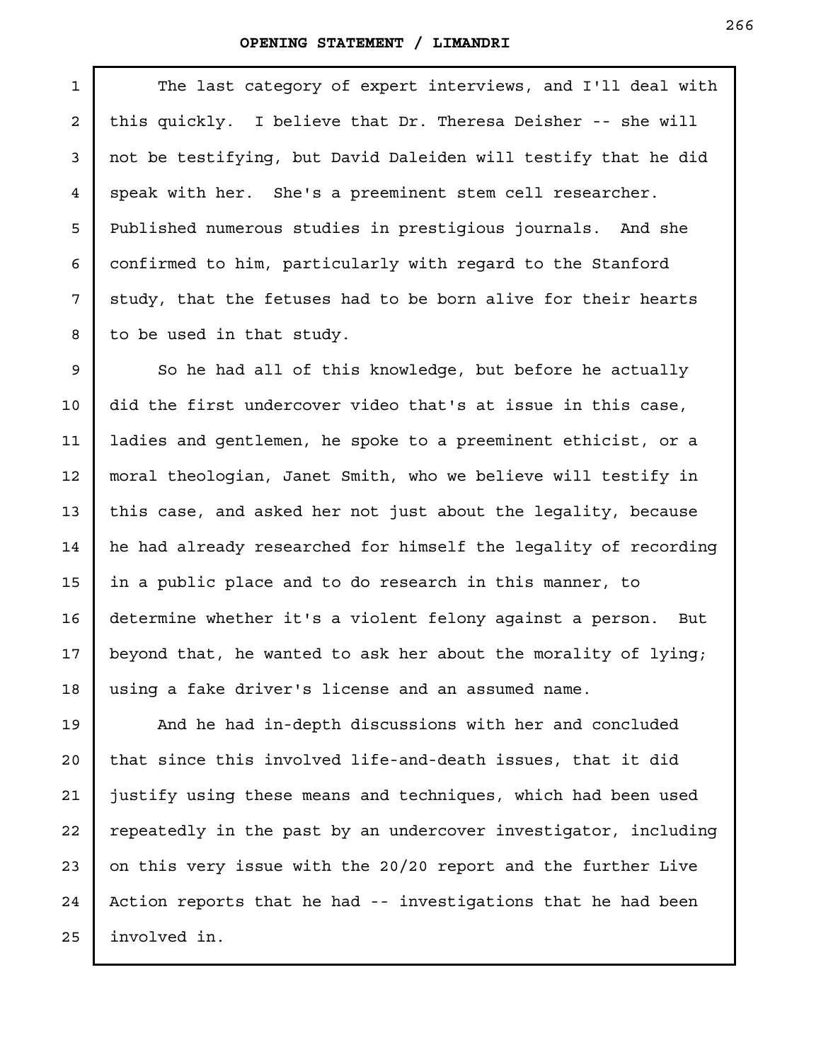The last category of expert interviews, and I'll deal with this quickly. I believe that Dr. Theresa Deisher -- she will not be testifying, but David Daleiden will testify that he did speak with her. She's a preeminent stem cell researcher. Published numerous studies in prestigious journals. And she confirmed to him, particularly with regard to the Stanford study, that the fetuses had to be born alive for their hearts to be used in that study.

So he had all of this knowledge, but before he actually did the first undercover video that's at issue in this case, ladies and gentlemen, he spoke to a preeminent ethicist, or a moral theologian, Janet Smith, who we believe will testify in this case, and asked her not just about the legality, because he had already researched for himself the legality of recording in a public place and to do research in this manner, to determine whether it's a violent felony against a person. But beyond that, he wanted to ask her about the morality of lying; using a fake driver's license and an assumed name.

And he had in-depth discussions with her and concluded that since this involved life-and-death issues, that it did justify using these means and techniques, which had been used repeatedly in the past by an undercover investigator, including on this very issue with the 20/20 report and the further Live Action reports that he had -- investigations that he had been involved in.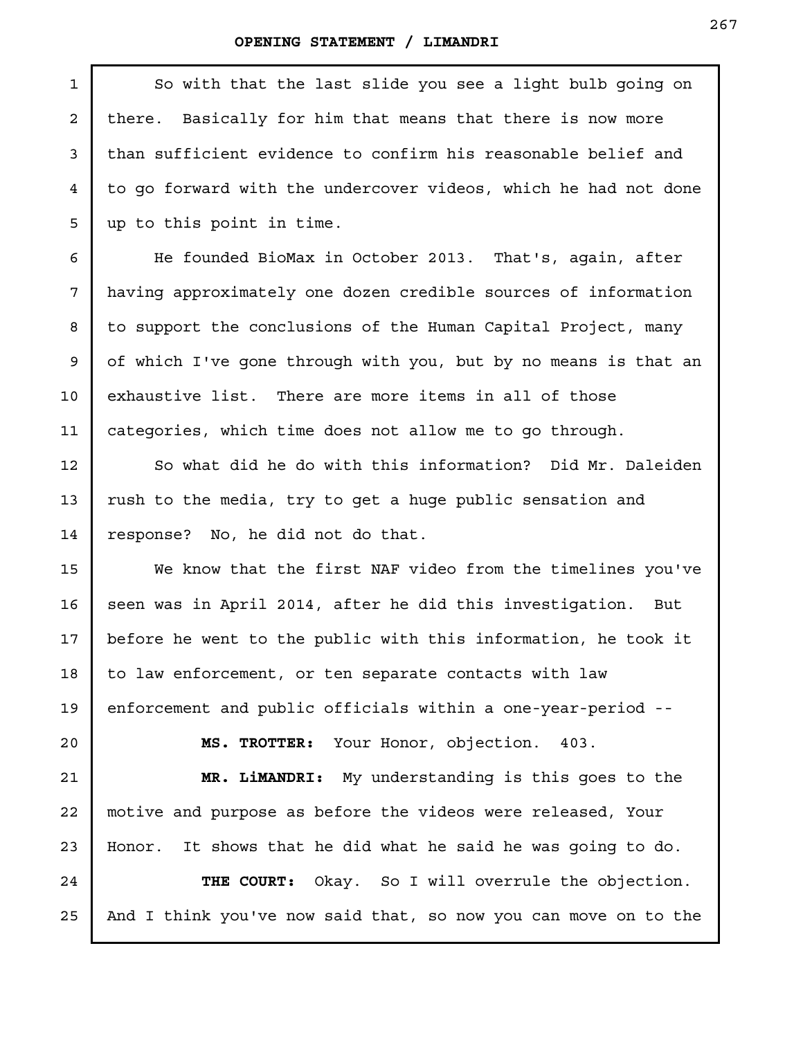So with that the last slide you see a light bulb going on there. Basically for him that means that there is now more than sufficient evidence to confirm his reasonable belief and to go forward with the undercover videos, which he had not done up to this point in time.

He founded BioMax in October 2013. That's, again, after having approximately one dozen credible sources of information to support the conclusions of the Human Capital Project, many of which I've gone through with you, but by no means is that an exhaustive list. There are more items in all of those categories, which time does not allow me to go through.

So what did he do with this information? Did Mr. Daleiden rush to the media, try to get a huge public sensation and response? No, he did not do that.

We know that the first NAF video from the timelines you've seen was in April 2014, after he did this investigation. But before he went to the public with this information, he took it to law enforcement, or ten separate contacts with law enforcement and public officials within a one-year-period --

**MS. TROTTER:** Your Honor, objection. 403.

**MR. LiMANDRI:** My understanding is this goes to the motive and purpose as before the videos were released, Your Honor. It shows that he did what he said he was going to do.

**THE COURT:** Okay. So I will overrule the objection. And I think you've now said that, so now you can move on to the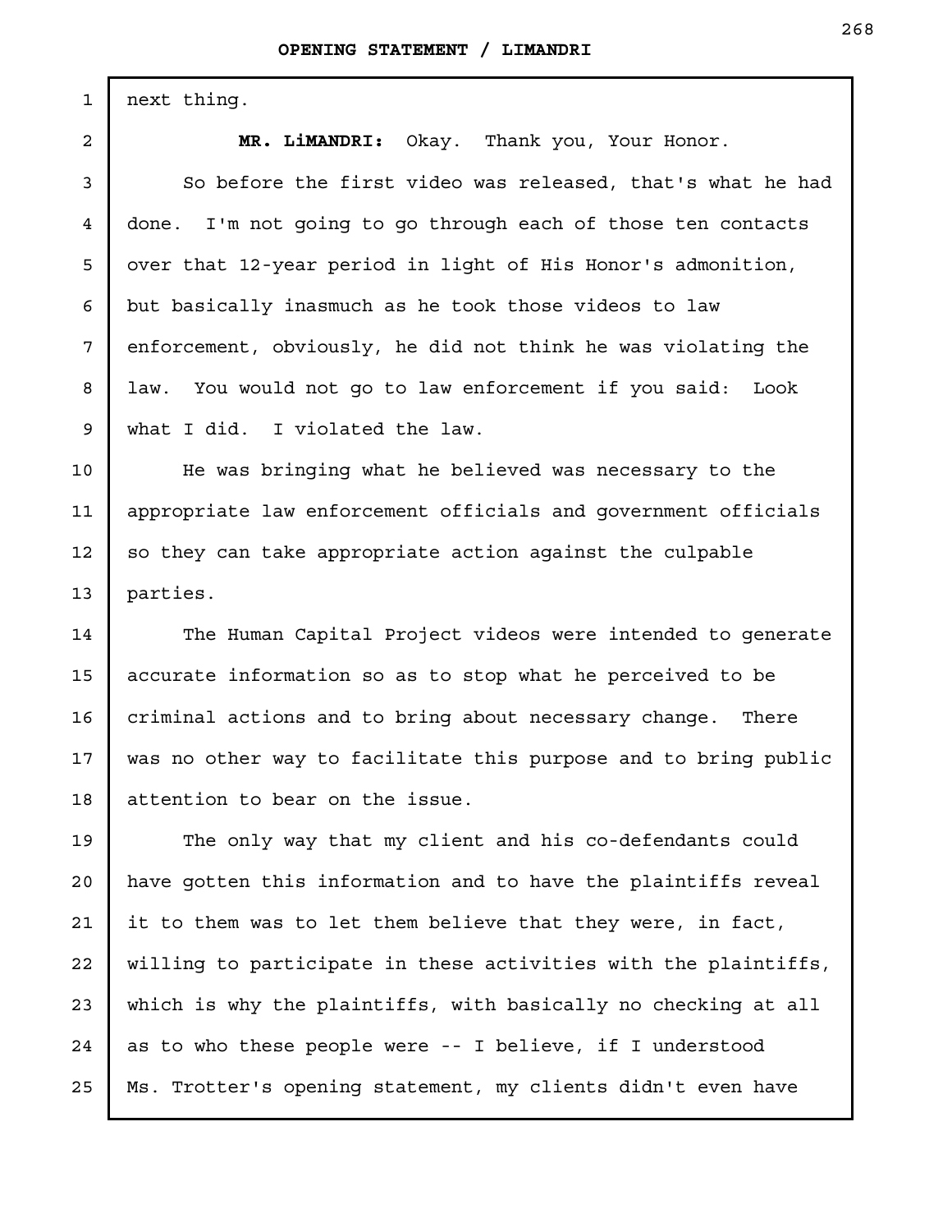next thing.

**MR. LiMANDRI:** Okay. Thank you, Your Honor.

So before the first video was released, that's what he had done. I'm not going to go through each of those ten contacts over that 12-year period in light of His Honor's admonition, but basically inasmuch as he took those videos to law enforcement, obviously, he did not think he was violating the law. You would not go to law enforcement if you said: Look what I did. I violated the law.

He was bringing what he believed was necessary to the appropriate law enforcement officials and government officials so they can take appropriate action against the culpable parties.

The Human Capital Project videos were intended to generate accurate information so as to stop what he perceived to be criminal actions and to bring about necessary change. There was no other way to facilitate this purpose and to bring public attention to bear on the issue.

The only way that my client and his co-defendants could have gotten this information and to have the plaintiffs reveal it to them was to let them believe that they were, in fact, willing to participate in these activities with the plaintiffs, which is why the plaintiffs, with basically no checking at all as to who these people were -- I believe, if I understood Ms. Trotter's opening statement, my clients didn't even have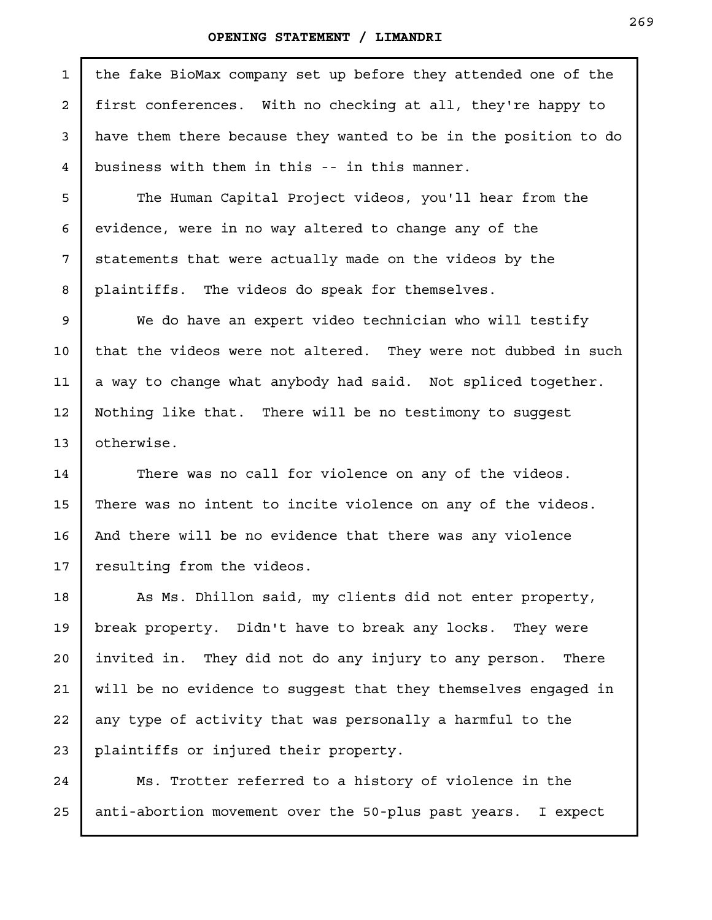the fake BioMax company set up before they attended one of the first conferences. With no checking at all, they're happy to have them there because they wanted to be in the position to do business with them in this -- in this manner.

The Human Capital Project videos, you'll hear from the evidence, were in no way altered to change any of the statements that were actually made on the videos by the plaintiffs. The videos do speak for themselves.

We do have an expert video technician who will testify that the videos were not altered. They were not dubbed in such a way to change what anybody had said. Not spliced together. Nothing like that. There will be no testimony to suggest otherwise.

There was no call for violence on any of the videos. There was no intent to incite violence on any of the videos. And there will be no evidence that there was any violence resulting from the videos.

As Ms. Dhillon said, my clients did not enter property, break property. Didn't have to break any locks. They were invited in. They did not do any injury to any person. There will be no evidence to suggest that they themselves engaged in any type of activity that was personally a harmful to the plaintiffs or injured their property.

Ms. Trotter referred to a history of violence in the anti-abortion movement over the 50-plus past years. I expect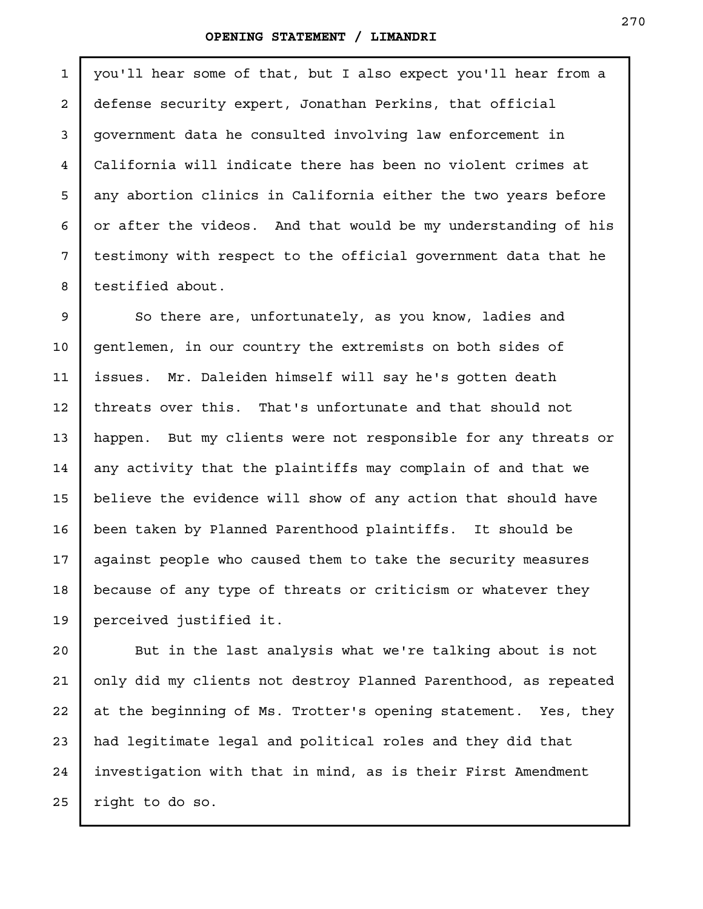you'll hear some of that, but I also expect you'll hear from a defense security expert, Jonathan Perkins, that official government data he consulted involving law enforcement in California will indicate there has been no violent crimes at any abortion clinics in California either the two years before or after the videos. And that would be my understanding of his testimony with respect to the official government data that he testified about.

So there are, unfortunately, as you know, ladies and gentlemen, in our country the extremists on both sides of issues. Mr. Daleiden himself will say he's gotten death threats over this. That's unfortunate and that should not happen. But my clients were not responsible for any threats or any activity that the plaintiffs may complain of and that we believe the evidence will show of any action that should have been taken by Planned Parenthood plaintiffs. It should be against people who caused them to take the security measures because of any type of threats or criticism or whatever they perceived justified it.

But in the last analysis what we're talking about is not only did my clients not destroy Planned Parenthood, as repeated at the beginning of Ms. Trotter's opening statement. Yes, they had legitimate legal and political roles and they did that investigation with that in mind, as is their First Amendment right to do so.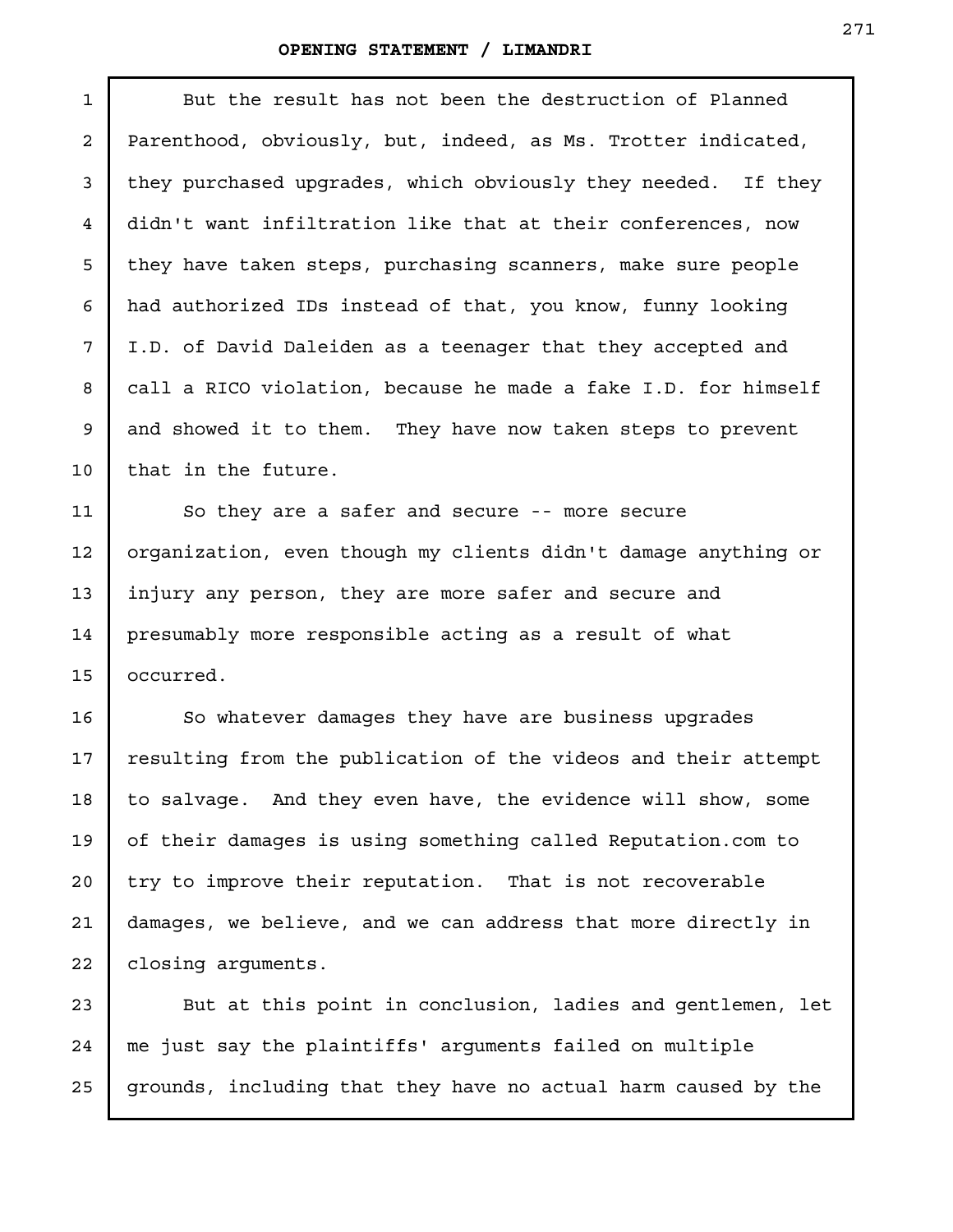But the result has not been the destruction of Planned Parenthood, obviously, but, indeed, as Ms. Trotter indicated, they purchased upgrades, which obviously they needed. If they didn't want infiltration like that at their conferences, now they have taken steps, purchasing scanners, make sure people had authorized IDs instead of that, you know, funny looking I.D. of David Daleiden as a teenager that they accepted and call a RICO violation, because he made a fake I.D. for himself and showed it to them. They have now taken steps to prevent that in the future.

So they are a safer and secure -- more secure organization, even though my clients didn't damage anything or injury any person, they are more safer and secure and presumably more responsible acting as a result of what occurred.

So whatever damages they have are business upgrades resulting from the publication of the videos and their attempt to salvage. And they even have, the evidence will show, some of their damages is using something called Reputation.com to try to improve their reputation. That is not recoverable damages, we believe, and we can address that more directly in closing arguments.

But at this point in conclusion, ladies and gentlemen, let me just say the plaintiffs' arguments failed on multiple grounds, including that they have no actual harm caused by the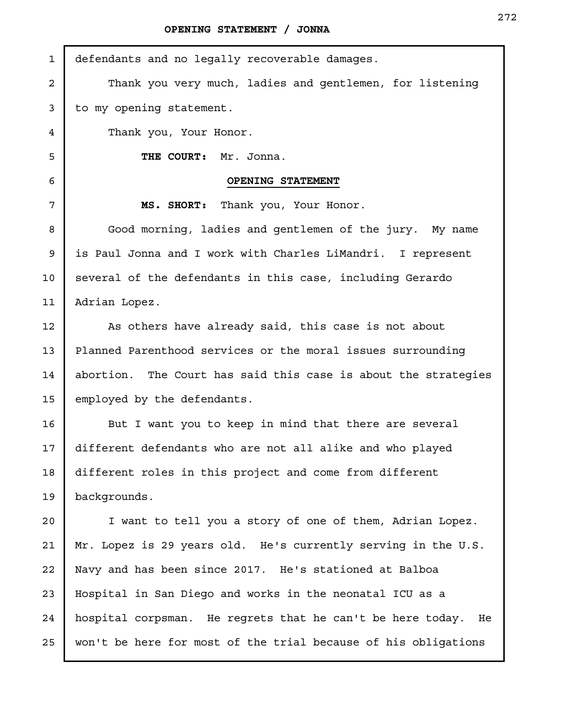defendants and no legally recoverable damages.

Thank you very much, ladies and gentlemen, for listening to my opening statement.

Thank you, Your Honor.

**THE COURT:** Mr. Jonna.

## OPENING STATEMENT

**MS. SHORT:** Thank you, Your Honor.

Good morning, ladies and gentlemen of the jury. My name is Paul Jonna and I work with Charles LiMandri. I represent several of the defendants in this case, including Gerardo Adrian Lopez.

As others have already said, this case is not about Planned Parenthood services or the moral issues surrounding abortion. The Court has said this case is about the strategies employed by the defendants.

But I want you to keep in mind that there are several different defendants who are not all alike and who played different roles in this project and come from different backgrounds.

I want to tell you a story of one of them, Adrian Lopez. Mr. Lopez is 29 years old. He's currently serving in the U.S. Navy and has been since 2017. He's stationed at Balboa Hospital in San Diego and works in the neonatal ICU as a hospital corpsman. He regrets that he can't be here today. He won't be here for most of the trial because of his obligations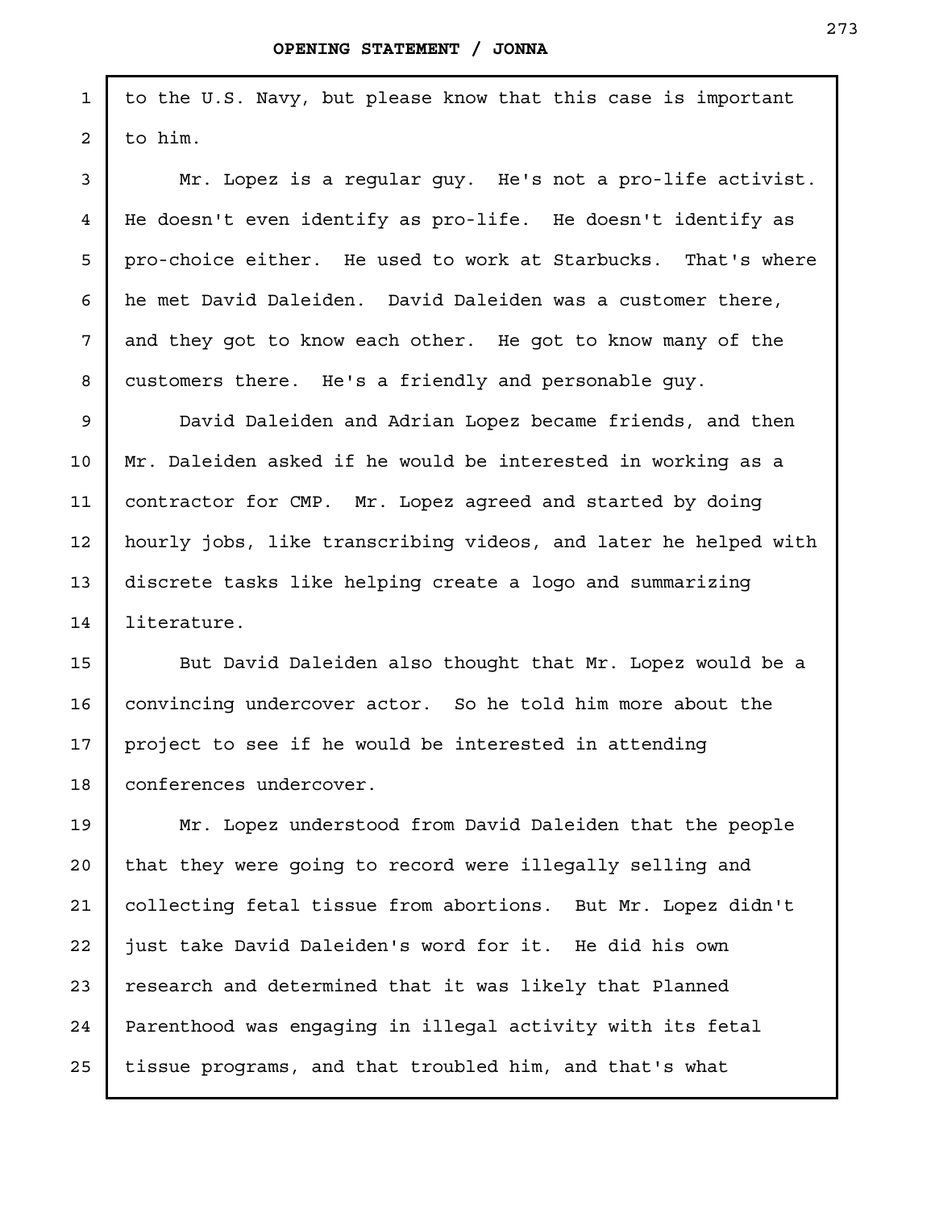to the U.S. Navy, but please know that this case is important to him.

Mr. Lopez is a regular guy. He's not a pro-life activist. He doesn't even identify as pro-life. He doesn't identify as pro-choice either. He used to work at Starbucks. That's where he met David Daleiden. David Daleiden was a customer there, and they got to know each other. He got to know many of the customers there. He's a friendly and personable guy.

David Daleiden and Adrian Lopez became friends, and then Mr. Daleiden asked if he would be interested in working as a contractor for CMP. Mr. Lopez agreed and started by doing hourly jobs, like transcribing videos, and later he helped with discrete tasks like helping create a logo and summarizing literature.

But David Daleiden also thought that Mr. Lopez would be a convincing undercover actor. So he told him more about the project to see if he would be interested in attending conferences undercover.

Mr. Lopez understood from David Daleiden that the people that they were going to record were illegally selling and collecting fetal tissue from abortions. But Mr. Lopez didn't just take David Daleiden's word for it. He did his own research and determined that it was likely that Planned Parenthood was engaging in illegal activity with its fetal tissue programs, and that troubled him, and that's what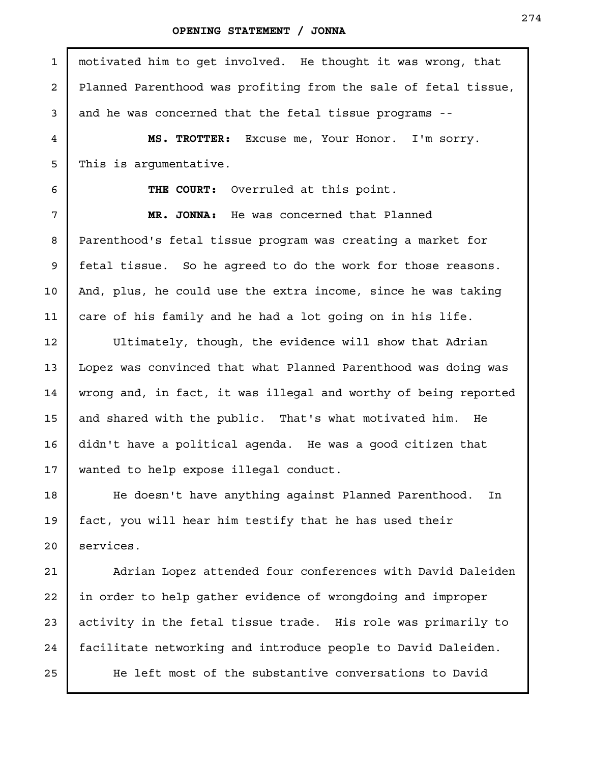motivated him to get involved. He thought it was wrong, that Planned Parenthood was profiting from the sale of fetal tissue, and he was concerned that the fetal tissue programs --

**MS. TROTTER:** Excuse me, Your Honor. I'm sorry. This is argumentative.

**THE COURT:** Overruled at this point.

**MR. JONNA:** He was concerned that Planned Parenthood's fetal tissue program was creating a market for fetal tissue. So he agreed to do the work for those reasons. And, plus, he could use the extra income, since he was taking care of his family and he had a lot going on in his life.

Ultimately, though, the evidence will show that Adrian Lopez was convinced that what Planned Parenthood was doing was wrong and, in fact, it was illegal and worthy of being reported and shared with the public. That's what motivated him. He didn't have a political agenda. He was a good citizen that wanted to help expose illegal conduct.

He doesn't have anything against Planned Parenthood. In fact, you will hear him testify that he has used their services.

Adrian Lopez attended four conferences with David Daleiden in order to help gather evidence of wrongdoing and improper activity in the fetal tissue trade. His role was primarily to facilitate networking and introduce people to David Daleiden.

He left most of the substantive conversations to David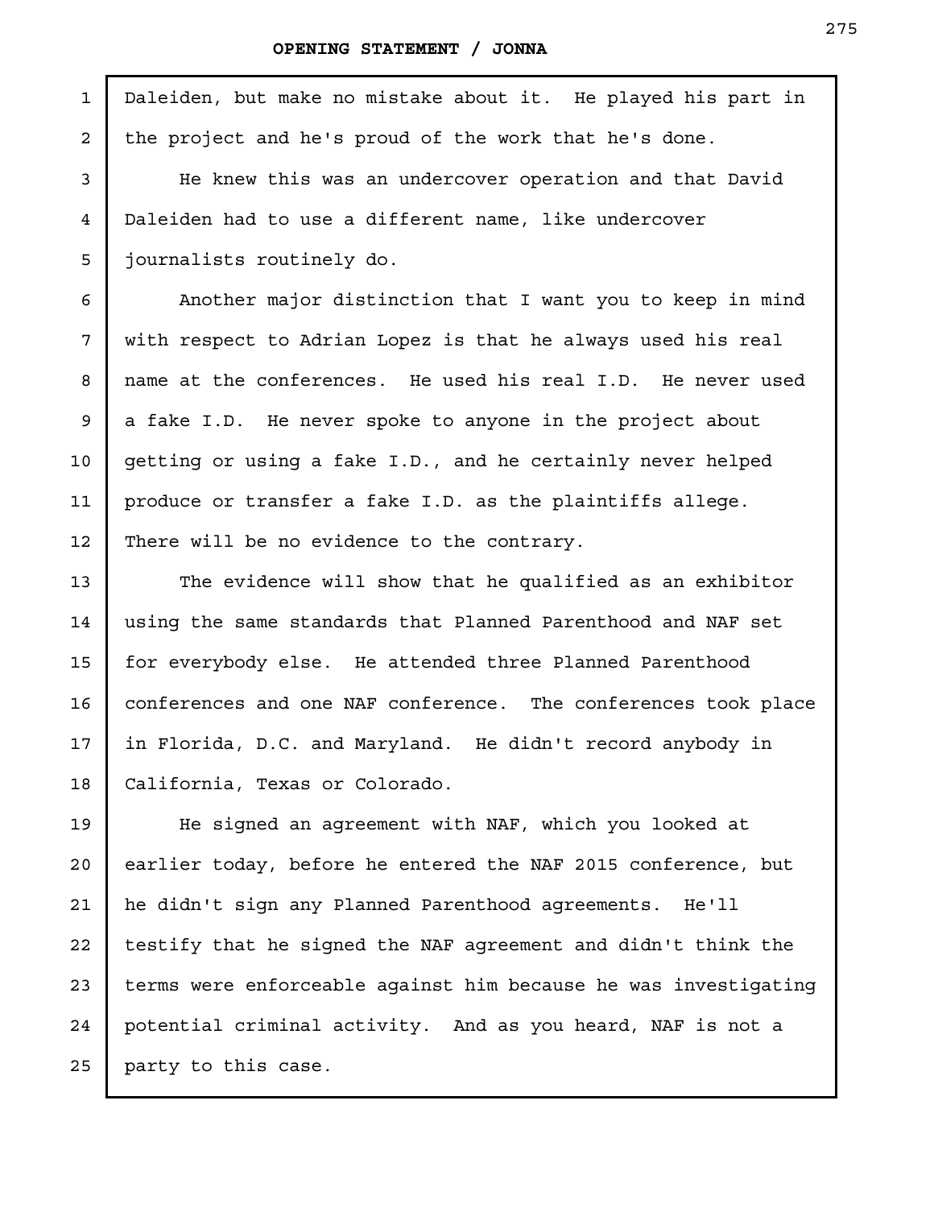Daleiden, but make no mistake about it. He played his part in the project and he's proud of the work that he's done.

He knew this was an undercover operation and that David Daleiden had to use a different name, like undercover journalists routinely do.

Another major distinction that I want you to keep in mind with respect to Adrian Lopez is that he always used his real name at the conferences. He used his real I.D. He never used a fake I.D. He never spoke to anyone in the project about getting or using a fake I.D., and he certainly never helped produce or transfer a fake I.D. as the plaintiffs allege. There will be no evidence to the contrary.

The evidence will show that he qualified as an exhibitor using the same standards that Planned Parenthood and NAF set for everybody else. He attended three Planned Parenthood conferences and one NAF conference. The conferences took place in Florida, D.C. and Maryland. He didn't record anybody in California, Texas or Colorado.

He signed an agreement with NAF, which you looked at earlier today, before he entered the NAF 2015 conference, but he didn't sign any Planned Parenthood agreements. He'll testify that he signed the NAF agreement and didn't think the terms were enforceable against him because he was investigating potential criminal activity. And as you heard, NAF is not a party to this case.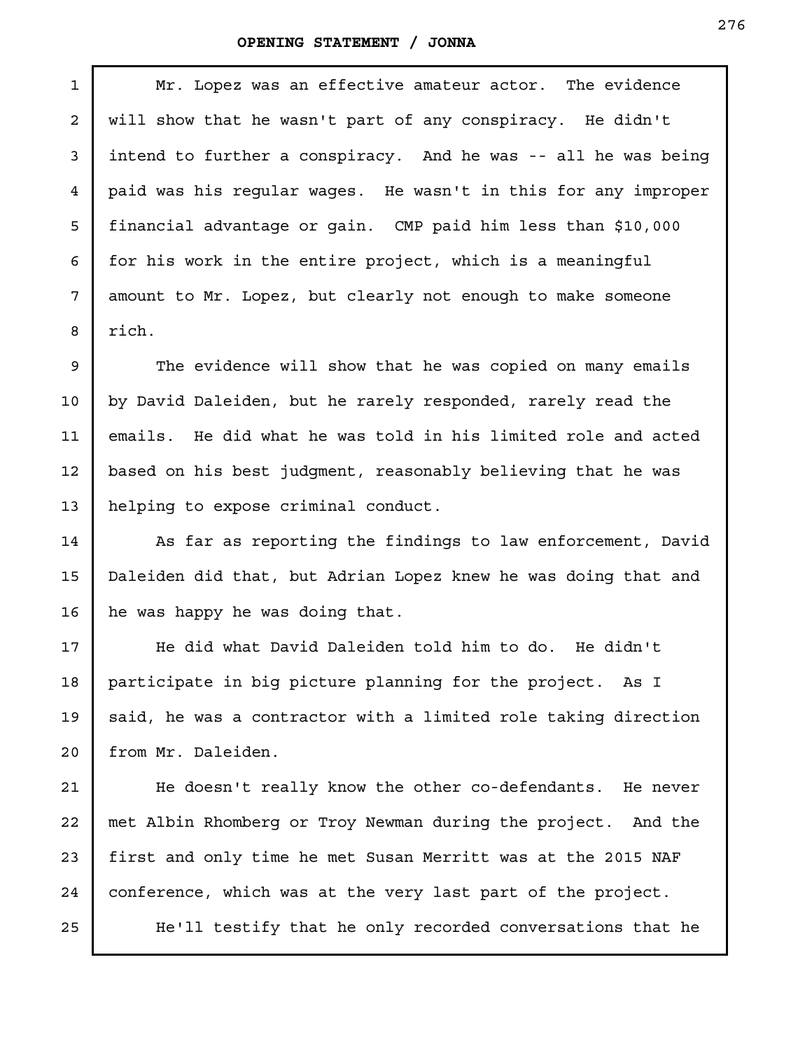Mr. Lopez was an effective amateur actor. The evidence will show that he wasn't part of any conspiracy. He didn't intend to further a conspiracy. And he was -- all he was being paid was his regular wages. He wasn't in this for any improper financial advantage or gain. CMP paid him less than $10,000 for his work in the entire project, which is a meaningful amount to Mr. Lopez, but clearly not enough to make someone rich.

The evidence will show that he was copied on many emails by David Daleiden, but he rarely responded, rarely read the emails. He did what he was told in his limited role and acted based on his best judgment, reasonably believing that he was helping to expose criminal conduct.

As far as reporting the findings to law enforcement, David Daleiden did that, but Adrian Lopez knew he was doing that and he was happy he was doing that.

He did what David Daleiden told him to do. He didn't participate in big picture planning for the project. As I said, he was a contractor with a limited role taking direction from Mr. Daleiden.

He doesn't really know the other co-defendants. He never met Albin Rhomberg or Troy Newman during the project. And the first and only time he met Susan Merritt was at the 2015 NAF conference, which was at the very last part of the project.

He'll testify that he only recorded conversations that he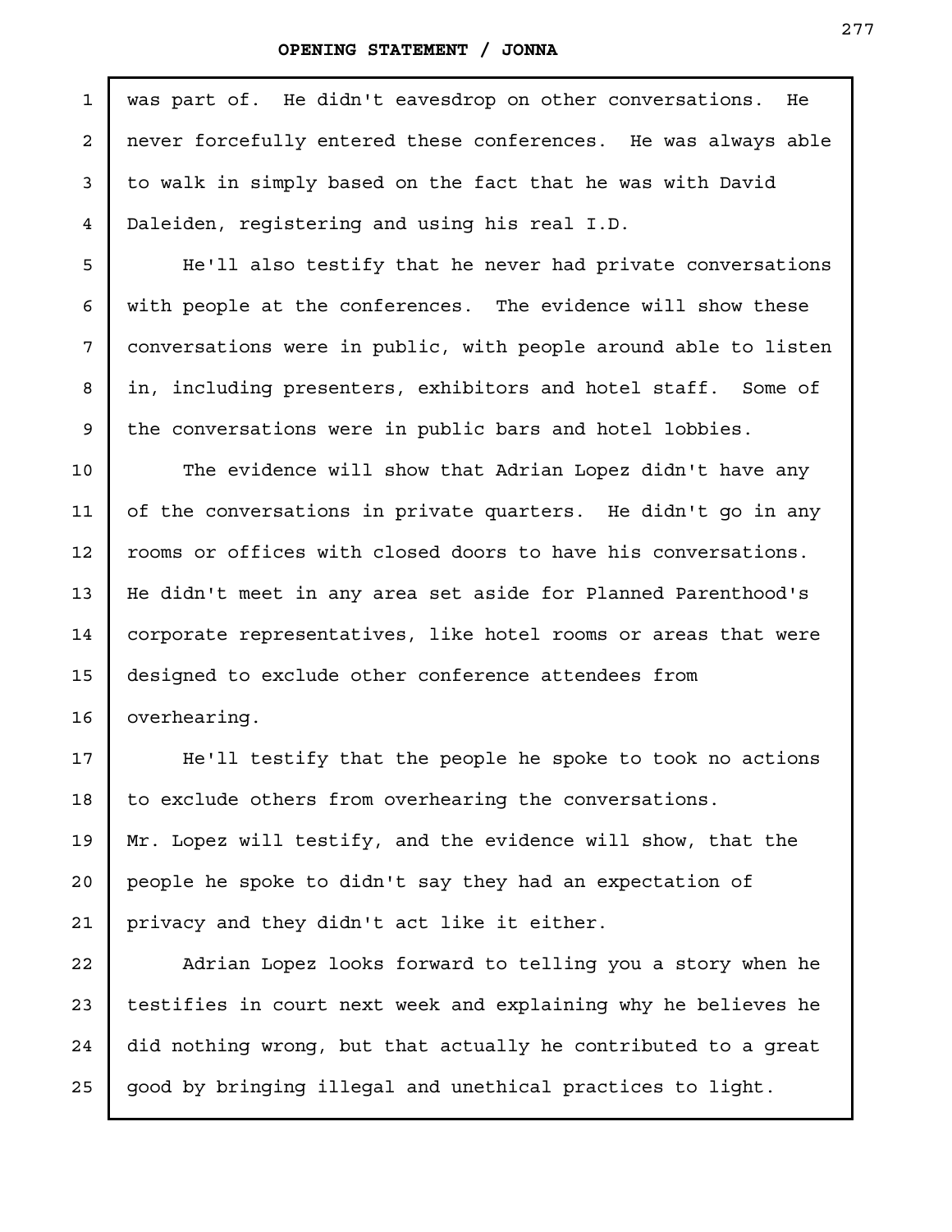was part of. He didn't eavesdrop on other conversations. He never forcefully entered these conferences. He was always able to walk in simply based on the fact that he was with David Daleiden, registering and using his real I.D.

He'll also testify that he never had private conversations with people at the conferences. The evidence will show these conversations were in public, with people around able to listen in, including presenters, exhibitors and hotel staff. Some of the conversations were in public bars and hotel lobbies.

The evidence will show that Adrian Lopez didn't have any of the conversations in private quarters. He didn't go in any rooms or offices with closed doors to have his conversations. He didn't meet in any area set aside for Planned Parenthood's corporate representatives, like hotel rooms or areas that were designed to exclude other conference attendees from overhearing.

He'll testify that the people he spoke to took no actions to exclude others from overhearing the conversations. Mr. Lopez will testify, and the evidence will show, that the people he spoke to didn't say they had an expectation of privacy and they didn't act like it either.

Adrian Lopez looks forward to telling you a story when he testifies in court next week and explaining why he believes he did nothing wrong, but that actually he contributed to a great good by bringing illegal and unethical practices to light.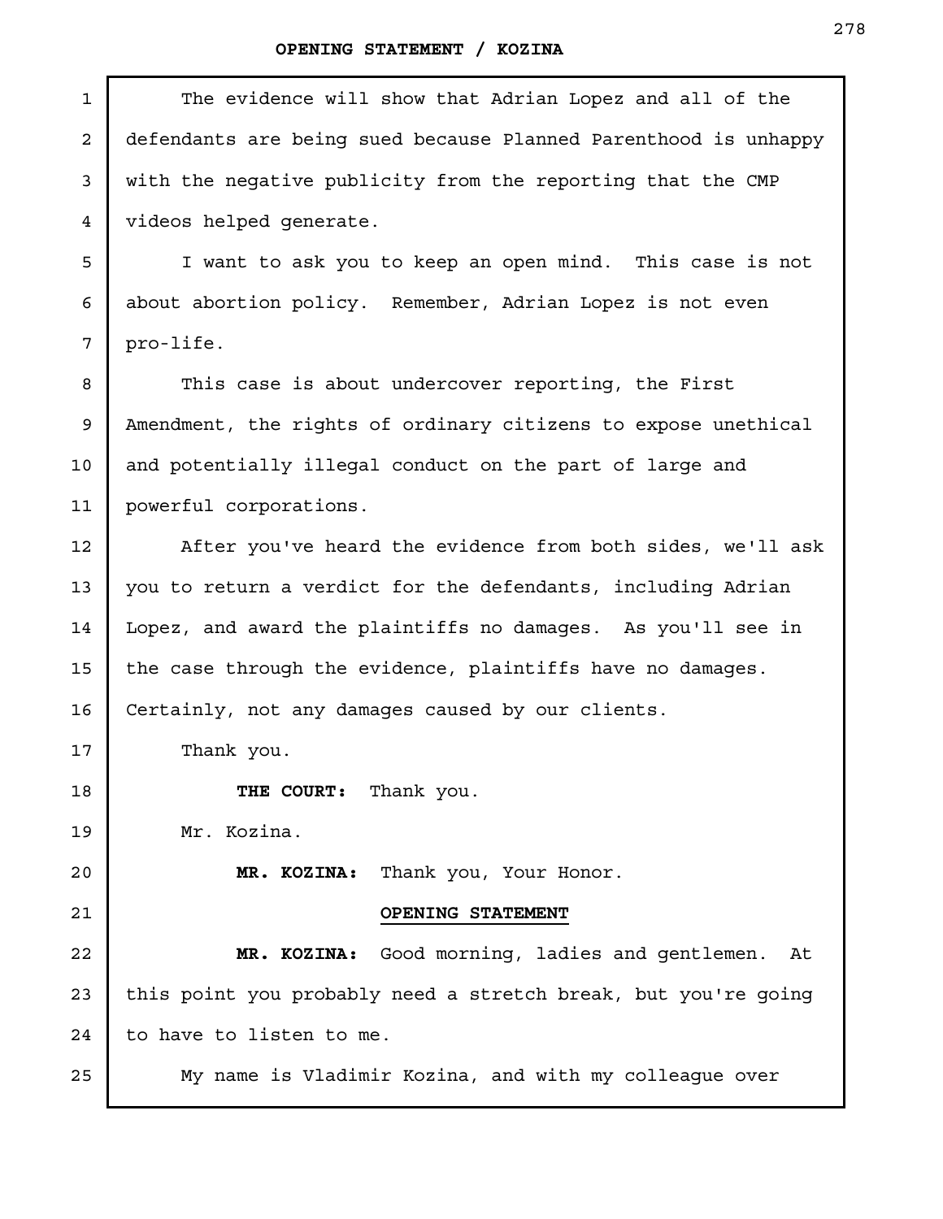The evidence will show that Adrian Lopez and all of the defendants are being sued because Planned Parenthood is unhappy with the negative publicity from the reporting that the CMP videos helped generate.

I want to ask you to keep an open mind. This case is not about abortion policy. Remember, Adrian Lopez is not even pro-life.

This case is about undercover reporting, the First Amendment, the rights of ordinary citizens to expose unethical and potentially illegal conduct on the part of large and powerful corporations.

After you've heard the evidence from both sides, we'll ask you to return a verdict for the defendants, including Adrian Lopez, and award the plaintiffs no damages. As you'll see in the case through the evidence, plaintiffs have no damages. Certainly, not any damages caused by our clients.

Thank you.

**THE COURT:** Thank you.

Mr. Kozina.

**MR. KOZINA:** Thank you, Your Honor.

## OPENING STATEMENT

**MR. KOZINA:** Good morning, ladies and gentlemen. At this point you probably need a stretch break, but you're going to have to listen to me.

My name is Vladimir Kozina, and with my colleague over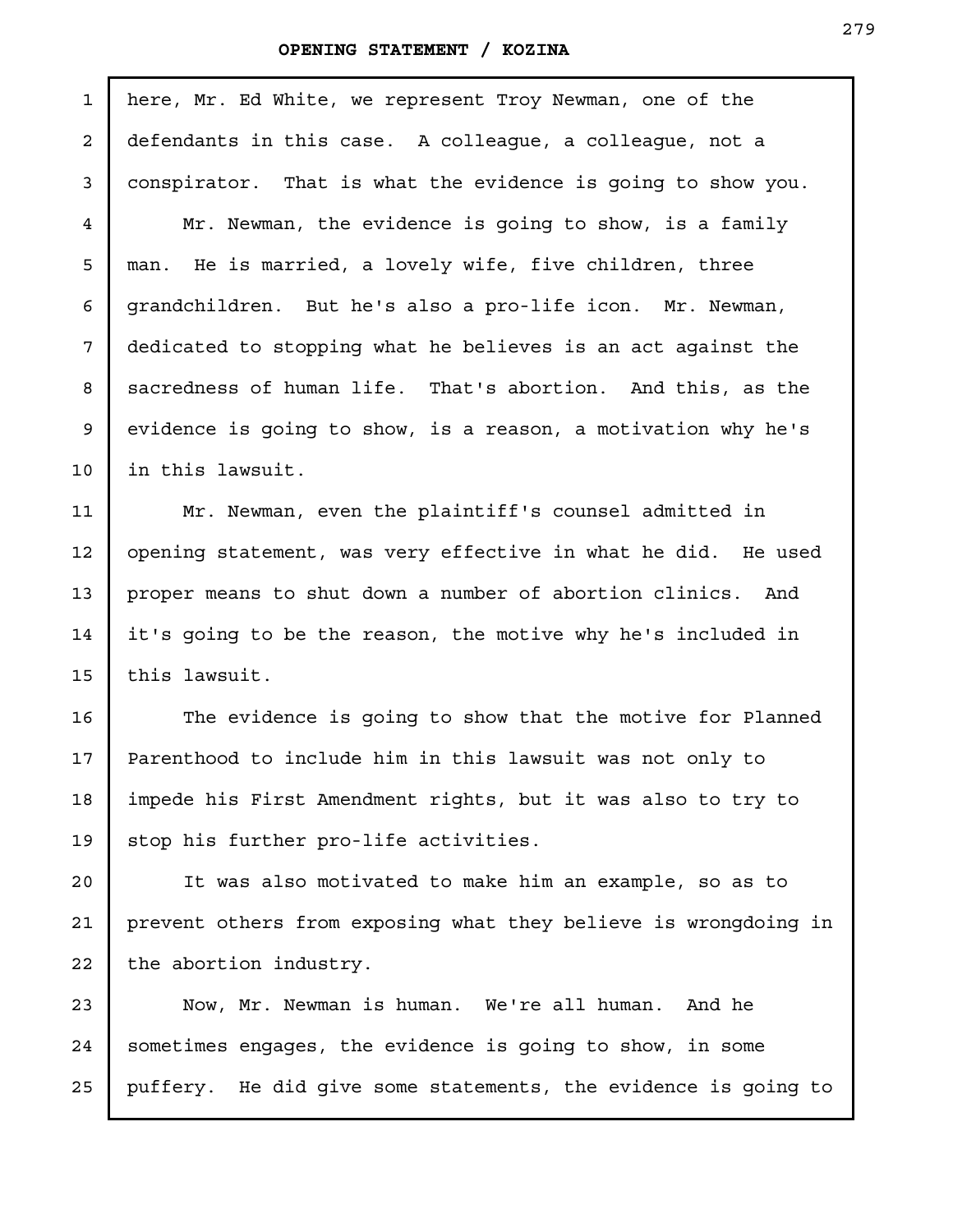here, Mr. Ed White, we represent Troy Newman, one of the defendants in this case. A colleague, a colleague, not a conspirator. That is what the evidence is going to show you.

Mr. Newman, the evidence is going to show, is a family man. He is married, a lovely wife, five children, three grandchildren. But he's also a pro-life icon. Mr. Newman, dedicated to stopping what he believes is an act against the sacredness of human life. That's abortion. And this, as the evidence is going to show, is a reason, a motivation why he's in this lawsuit.

Mr. Newman, even the plaintiff's counsel admitted in opening statement, was very effective in what he did. He used proper means to shut down a number of abortion clinics. And it's going to be the reason, the motive why he's included in this lawsuit.

The evidence is going to show that the motive for Planned Parenthood to include him in this lawsuit was not only to impede his First Amendment rights, but it was also to try to stop his further pro-life activities.

It was also motivated to make him an example, so as to prevent others from exposing what they believe is wrongdoing in the abortion industry.

Now, Mr. Newman is human. We're all human. And he sometimes engages, the evidence is going to show, in some puffery. He did give some statements, the evidence is going to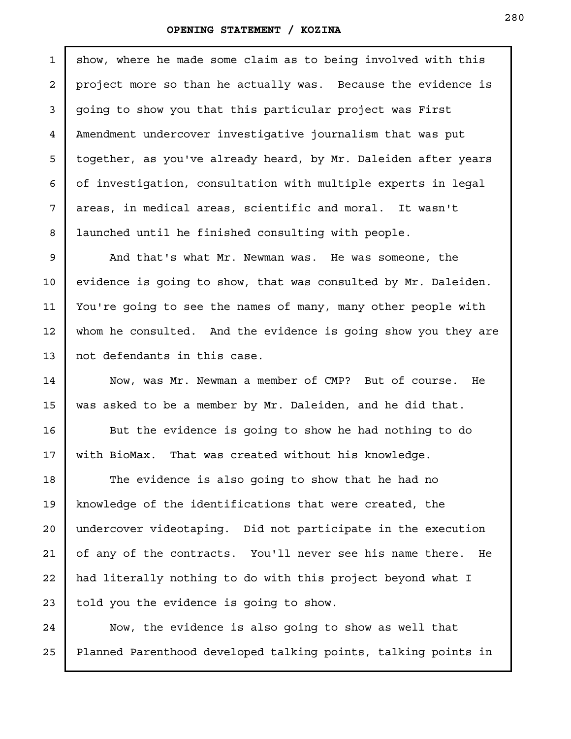show, where he made some claim as to being involved with this project more so than he actually was. Because the evidence is going to show you that this particular project was First Amendment undercover investigative journalism that was put together, as you've already heard, by Mr. Daleiden after years of investigation, consultation with multiple experts in legal areas, in medical areas, scientific and moral. It wasn't launched until he finished consulting with people.

And that's what Mr. Newman was. He was someone, the evidence is going to show, that was consulted by Mr. Daleiden. You're going to see the names of many, many other people with whom he consulted. And the evidence is going show you they are not defendants in this case.

Now, was Mr. Newman a member of CMP? But of course. He was asked to be a member by Mr. Daleiden, and he did that.

But the evidence is going to show he had nothing to do with BioMax. That was created without his knowledge.

The evidence is also going to show that he had no knowledge of the identifications that were created, the undercover videotaping. Did not participate in the execution of any of the contracts. You'll never see his name there. He had literally nothing to do with this project beyond what I told you the evidence is going to show.

Now, the evidence is also going to show as well that Planned Parenthood developed talking points, talking points in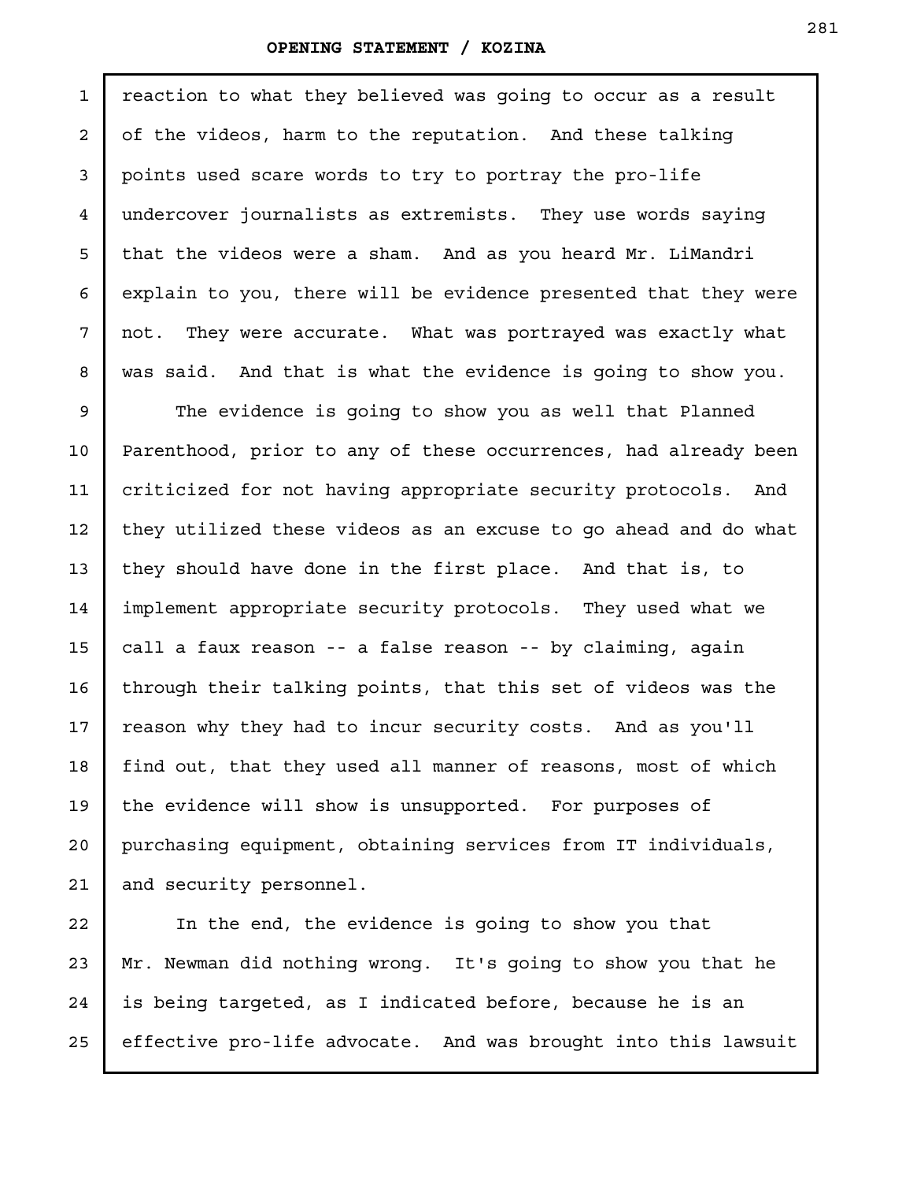reaction to what they believed was going to occur as a result of the videos, harm to the reputation. And these talking points used scare words to try to portray the pro-life undercover journalists as extremists. They use words saying that the videos were a sham. And as you heard Mr. LiMandri explain to you, there will be evidence presented that they were not. They were accurate. What was portrayed was exactly what was said. And that is what the evidence is going to show you.

The evidence is going to show you as well that Planned Parenthood, prior to any of these occurrences, had already been criticized for not having appropriate security protocols. And they utilized these videos as an excuse to go ahead and do what they should have done in the first place. And that is, to implement appropriate security protocols. They used what we call a faux reason -- a false reason -- by claiming, again through their talking points, that this set of videos was the reason why they had to incur security costs. And as you'll find out, that they used all manner of reasons, most of which the evidence will show is unsupported. For purposes of purchasing equipment, obtaining services from IT individuals, and security personnel.

In the end, the evidence is going to show you that Mr. Newman did nothing wrong. It's going to show you that he is being targeted, as I indicated before, because he is an effective pro-life advocate. And was brought into this lawsuit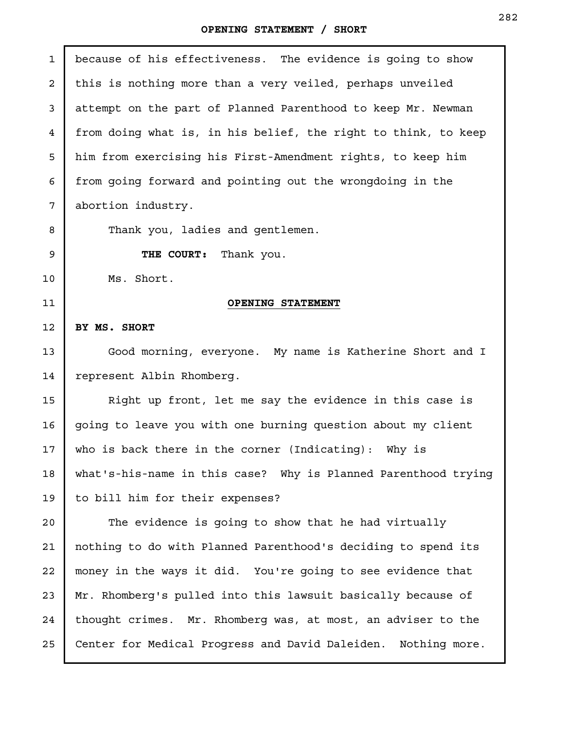because of his effectiveness. The evidence is going to show this is nothing more than a very veiled, perhaps unveiled attempt on the part of Planned Parenthood to keep Mr. Newman from doing what is, in his belief, the right to think, to keep him from exercising his First-Amendment rights, to keep him from going forward and pointing out the wrongdoing in the abortion industry.

Thank you, ladies and gentlemen.

**THE COURT:** Thank you.

Ms. Short.

**OPENING STATEMENT**

**BY MS. SHORT**

Good morning, everyone. My name is Katherine Short and I represent Albin Rhomberg.

Right up front, let me say the evidence in this case is going to leave you with one burning question about my client who is back there in the corner (Indicating): Why is what's-his-name in this case? Why is Planned Parenthood trying to bill him for their expenses?

The evidence is going to show that he had virtually nothing to do with Planned Parenthood's deciding to spend its money in the ways it did. You're going to see evidence that Mr. Rhomberg's pulled into this lawsuit basically because of thought crimes. Mr. Rhomberg was, at most, an adviser to the Center for Medical Progress and David Daleiden. Nothing more.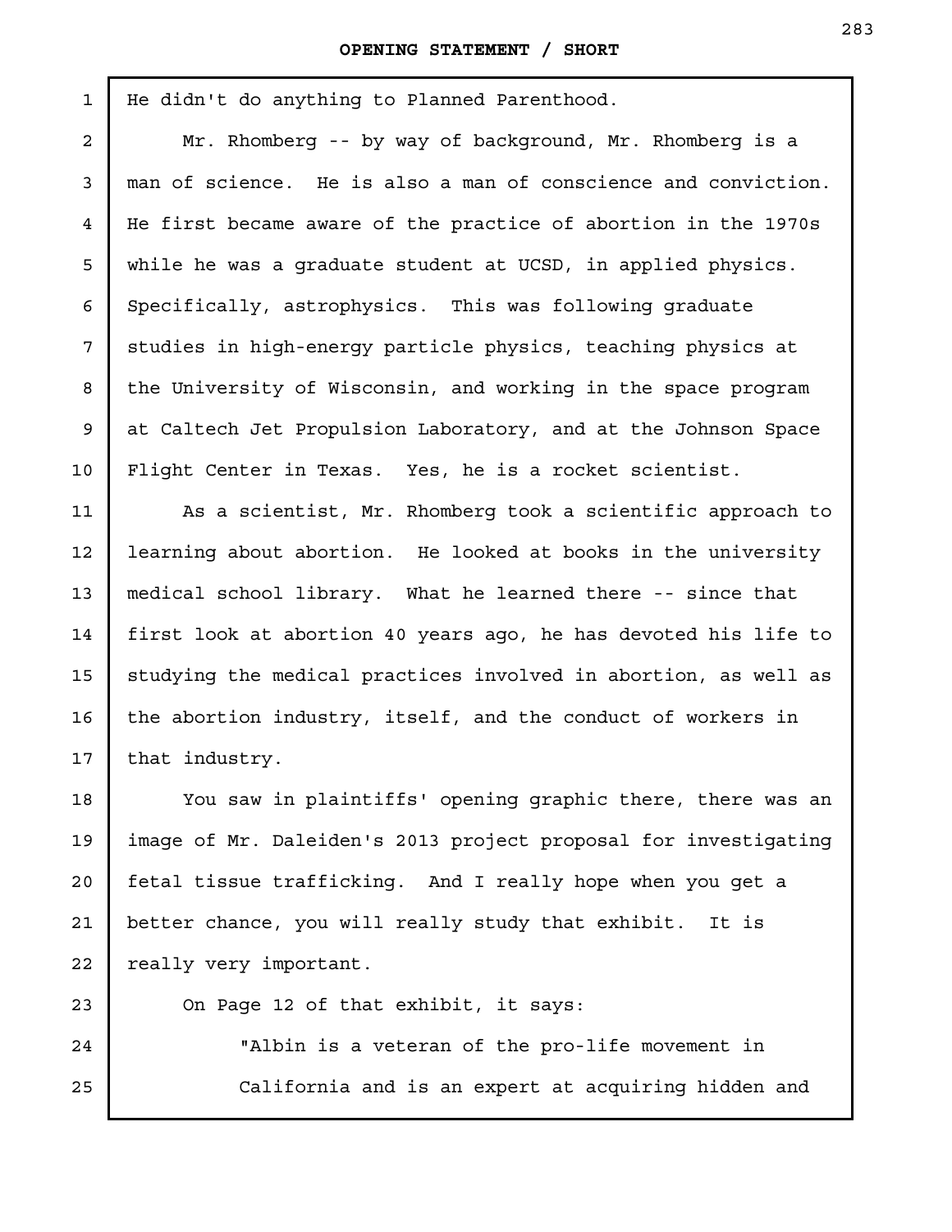He didn't do anything to Planned Parenthood.

Mr. Rhomberg -- by way of background, Mr. Rhomberg is a man of science. He is also a man of conscience and conviction. He first became aware of the practice of abortion in the 1970s while he was a graduate student at UCSD, in applied physics. Specifically, astrophysics. This was following graduate studies in high-energy particle physics, teaching physics at the University of Wisconsin, and working in the space program at Caltech Jet Propulsion Laboratory, and at the Johnson Space Flight Center in Texas. Yes, he is a rocket scientist.

As a scientist, Mr. Rhomberg took a scientific approach to learning about abortion. He looked at books in the university medical school library. What he learned there -- since that first look at abortion 40 years ago, he has devoted his life to studying the medical practices involved in abortion, as well as the abortion industry, itself, and the conduct of workers in that industry.

You saw in plaintiffs' opening graphic there, there was an image of Mr. Daleiden's 2013 project proposal for investigating fetal tissue trafficking. And I really hope when you get a better chance, you will really study that exhibit. It is really very important.

On Page 12 of that exhibit, it says:

> "Albin is a veteran of the pro-life movement in California and is an expert at acquiring hidden and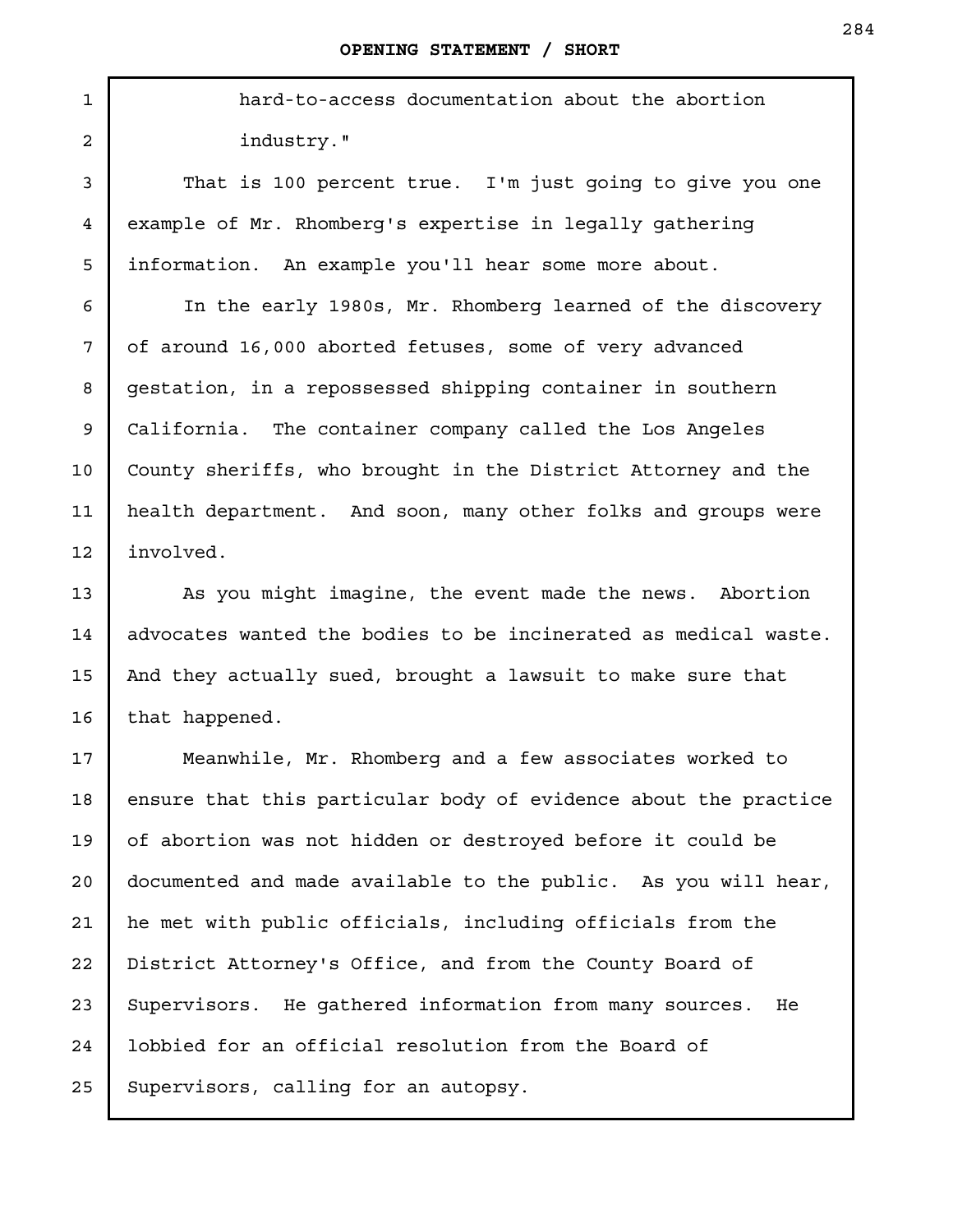hard-to-access documentation about the abortion industry."

That is 100 percent true. I'm just going to give you one example of Mr. Rhomberg's expertise in legally gathering information. An example you'll hear some more about.

In the early 1980s, Mr. Rhomberg learned of the discovery of around 16,000 aborted fetuses, some of very advanced gestation, in a repossessed shipping container in southern California. The container company called the Los Angeles County sheriffs, who brought in the District Attorney and the health department. And soon, many other folks and groups were involved.

As you might imagine, the event made the news. Abortion advocates wanted the bodies to be incinerated as medical waste. And they actually sued, brought a lawsuit to make sure that that happened.

Meanwhile, Mr. Rhomberg and a few associates worked to ensure that this particular body of evidence about the practice of abortion was not hidden or destroyed before it could be documented and made available to the public. As you will hear, he met with public officials, including officials from the District Attorney's Office, and from the County Board of Supervisors. He gathered information from many sources. He lobbied for an official resolution from the Board of Supervisors, calling for an autopsy.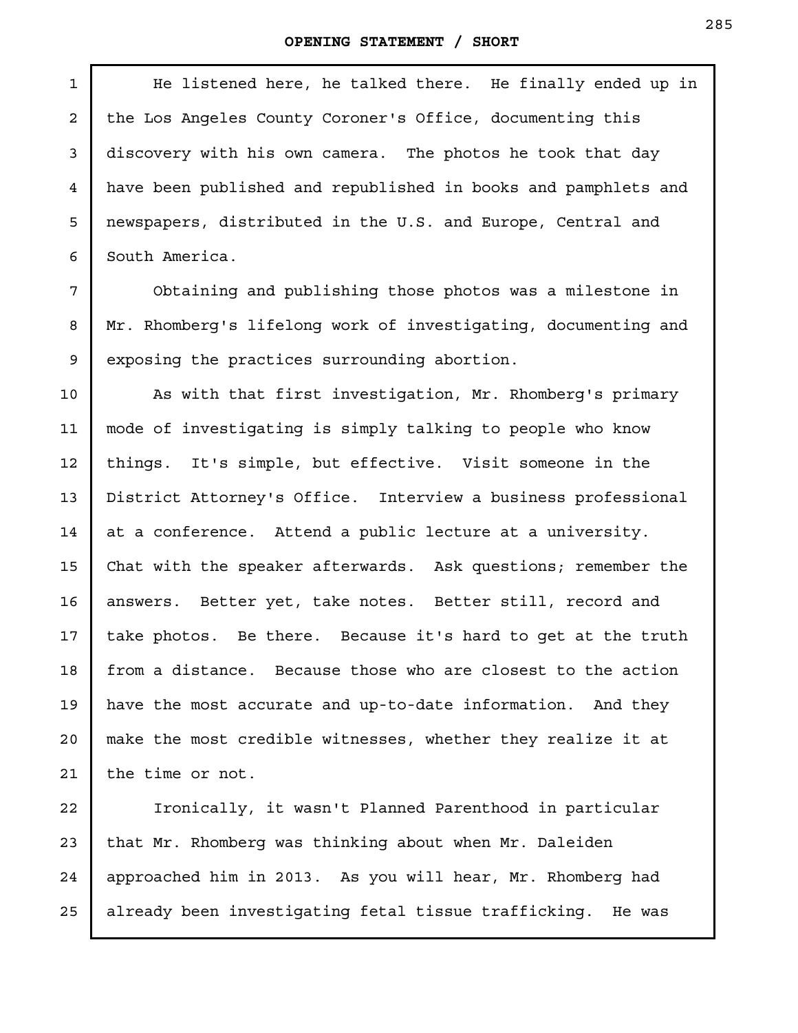He listened here, he talked there. He finally ended up in the Los Angeles County Coroner's Office, documenting this discovery with his own camera. The photos he took that day have been published and republished in books and pamphlets and newspapers, distributed in the U.S. and Europe, Central and South America.

Obtaining and publishing those photos was a milestone in Mr. Rhomberg's lifelong work of investigating, documenting and exposing the practices surrounding abortion.

As with that first investigation, Mr. Rhomberg's primary mode of investigating is simply talking to people who know things. It's simple, but effective. Visit someone in the District Attorney's Office. Interview a business professional at a conference. Attend a public lecture at a university. Chat with the speaker afterwards. Ask questions; remember the answers. Better yet, take notes. Better still, record and take photos. Be there. Because it's hard to get at the truth from a distance. Because those who are closest to the action have the most accurate and up-to-date information. And they make the most credible witnesses, whether they realize it at the time or not.

Ironically, it wasn't Planned Parenthood in particular that Mr. Rhomberg was thinking about when Mr. Daleiden approached him in 2013. As you will hear, Mr. Rhomberg had already been investigating fetal tissue trafficking. He was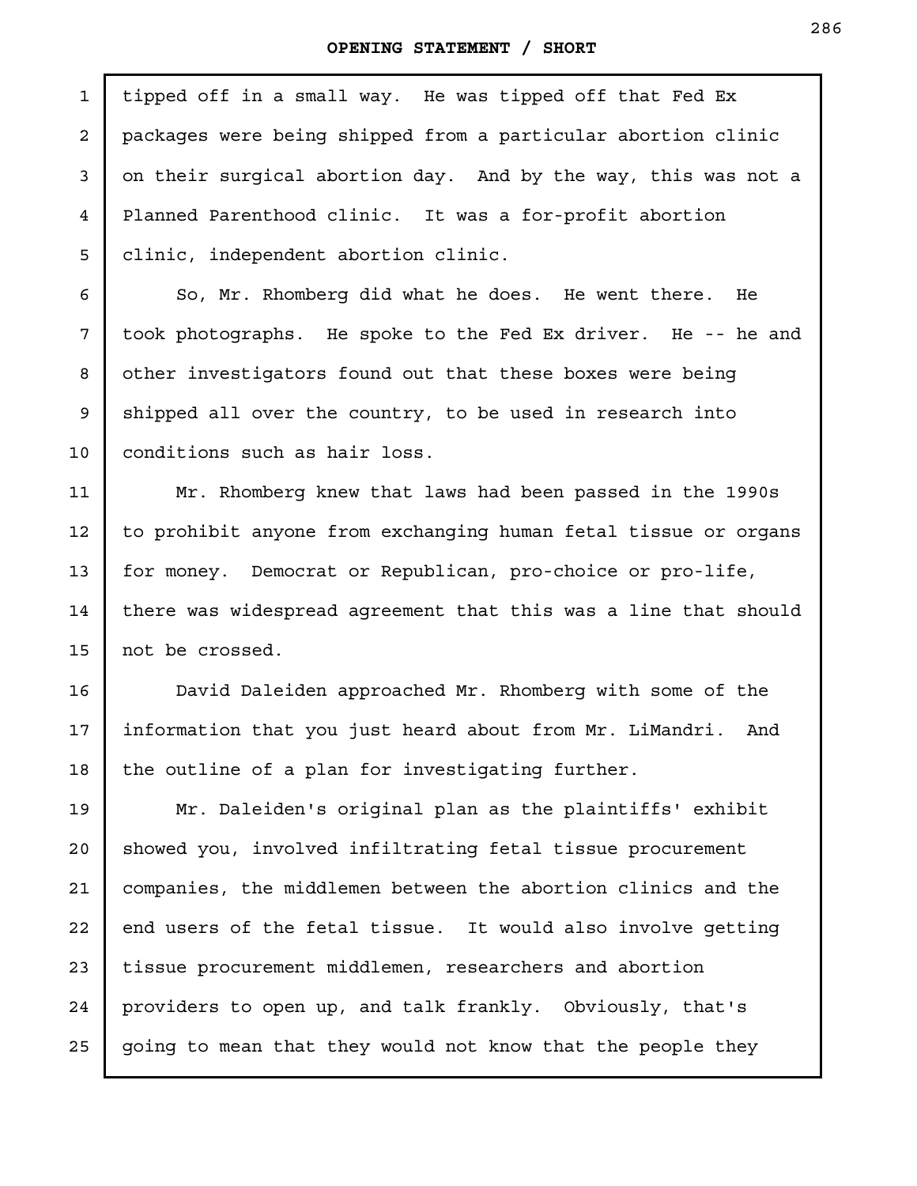tipped off in a small way. He was tipped off that Fed Ex packages were being shipped from a particular abortion clinic on their surgical abortion day. And by the way, this was not a Planned Parenthood clinic. It was a for-profit abortion clinic, independent abortion clinic.

So, Mr. Rhomberg did what he does. He went there. He took photographs. He spoke to the Fed Ex driver. He -- he and other investigators found out that these boxes were being shipped all over the country, to be used in research into conditions such as hair loss.

Mr. Rhomberg knew that laws had been passed in the 1990s to prohibit anyone from exchanging human fetal tissue or organs for money. Democrat or Republican, pro-choice or pro-life, there was widespread agreement that this was a line that should not be crossed.

David Daleiden approached Mr. Rhomberg with some of the information that you just heard about from Mr. LiMandri. And the outline of a plan for investigating further.

Mr. Daleiden's original plan as the plaintiffs' exhibit showed you, involved infiltrating fetal tissue procurement companies, the middlemen between the abortion clinics and the end users of the fetal tissue. It would also involve getting tissue procurement middlemen, researchers and abortion providers to open up, and talk frankly. Obviously, that's going to mean that they would not know that the people they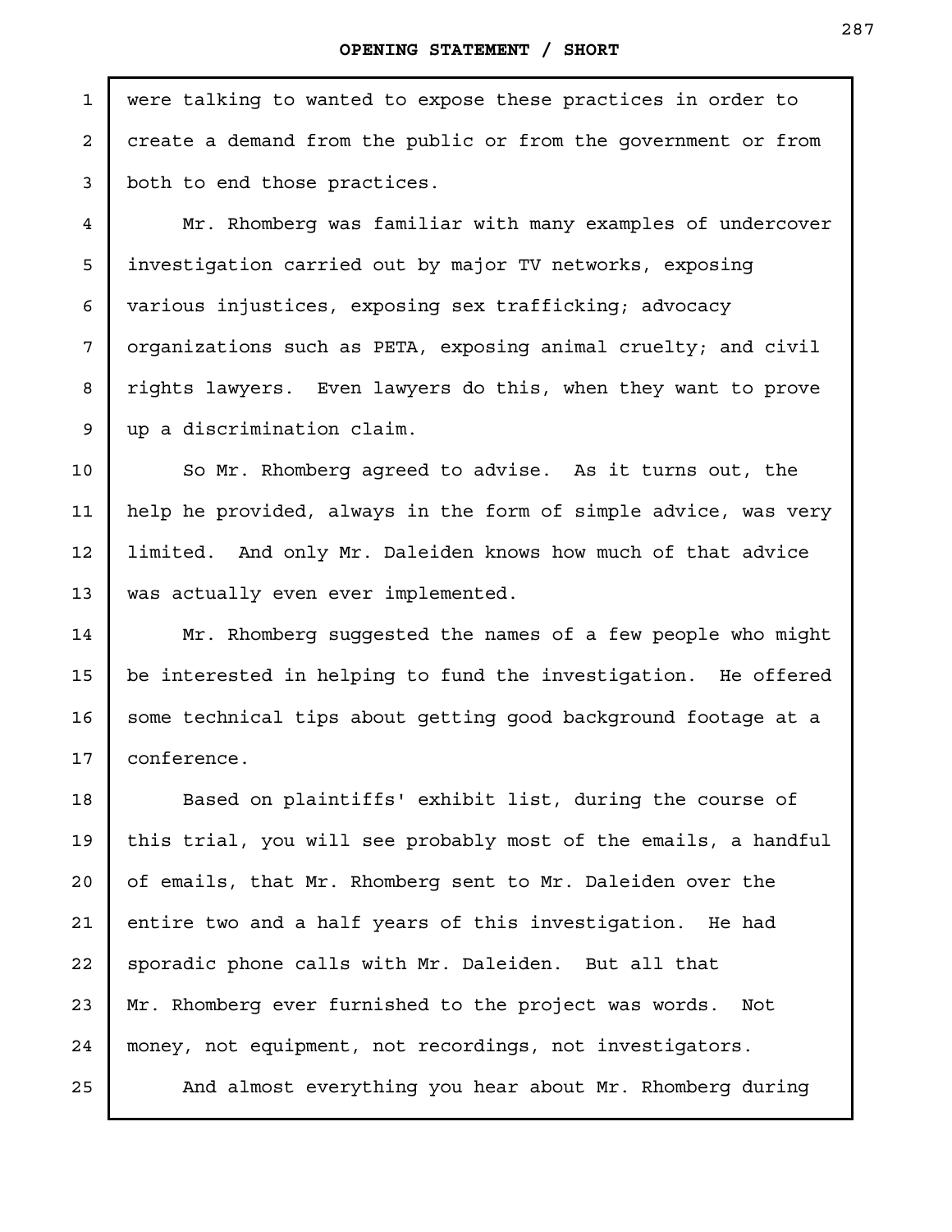were talking to wanted to expose these practices in order to create a demand from the public or from the government or from both to end those practices.

Mr. Rhomberg was familiar with many examples of undercover investigation carried out by major TV networks, exposing various injustices, exposing sex trafficking; advocacy organizations such as PETA, exposing animal cruelty; and civil rights lawyers. Even lawyers do this, when they want to prove up a discrimination claim.

So Mr. Rhomberg agreed to advise. As it turns out, the help he provided, always in the form of simple advice, was very limited. And only Mr. Daleiden knows how much of that advice was actually even ever implemented.

Mr. Rhomberg suggested the names of a few people who might be interested in helping to fund the investigation. He offered some technical tips about getting good background footage at a conference.

Based on plaintiffs' exhibit list, during the course of this trial, you will see probably most of the emails, a handful of emails, that Mr. Rhomberg sent to Mr. Daleiden over the entire two and a half years of this investigation. He had sporadic phone calls with Mr. Daleiden. But all that Mr. Rhomberg ever furnished to the project was words. Not money, not equipment, not recordings, not investigators.

And almost everything you hear about Mr. Rhomberg during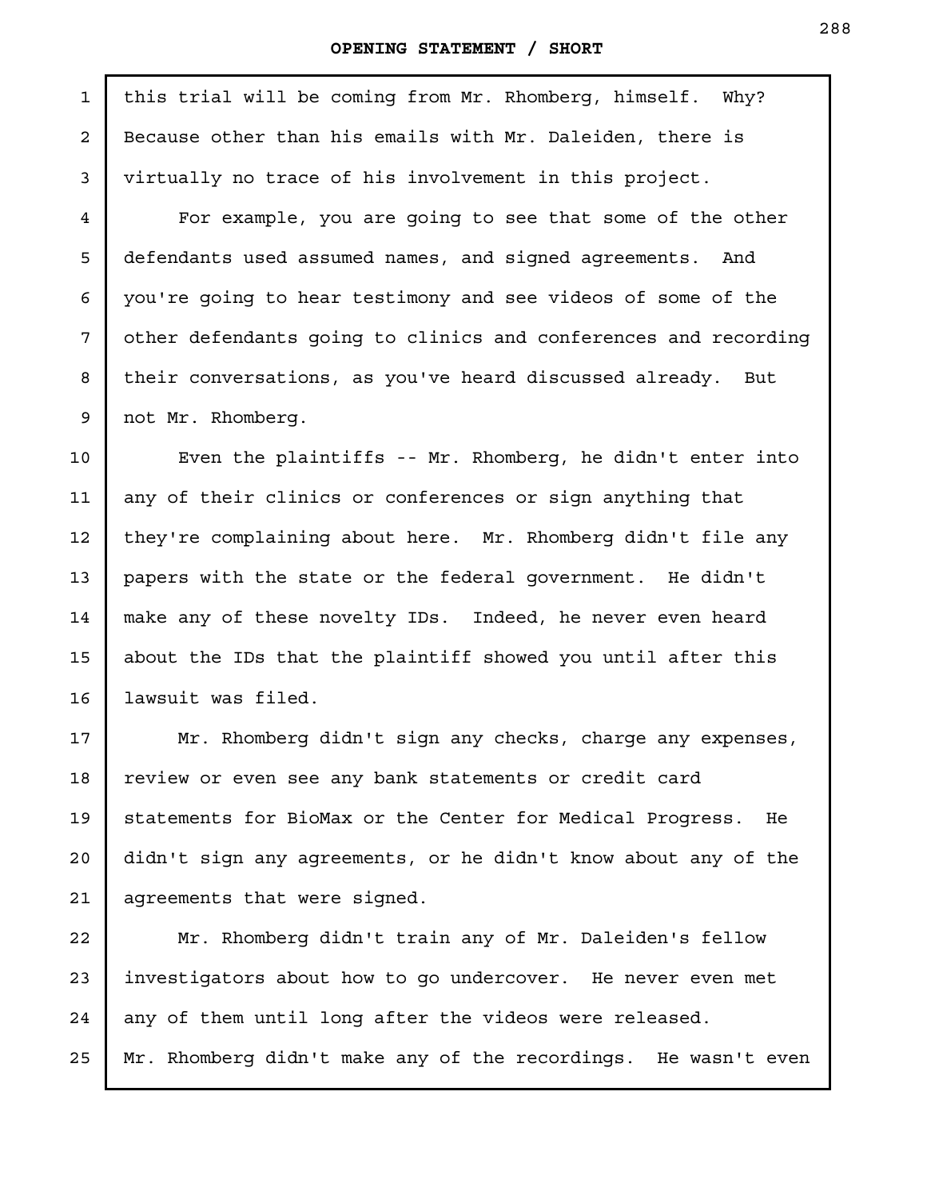this trial will be coming from Mr. Rhomberg, himself. Why? Because other than his emails with Mr. Daleiden, there is virtually no trace of his involvement in this project.

For example, you are going to see that some of the other defendants used assumed names, and signed agreements. And you're going to hear testimony and see videos of some of the other defendants going to clinics and conferences and recording their conversations, as you've heard discussed already. But not Mr. Rhomberg.

Even the plaintiffs -- Mr. Rhomberg, he didn't enter into any of their clinics or conferences or sign anything that they're complaining about here. Mr. Rhomberg didn't file any papers with the state or the federal government. He didn't make any of these novelty IDs. Indeed, he never even heard about the IDs that the plaintiff showed you until after this lawsuit was filed.

Mr. Rhomberg didn't sign any checks, charge any expenses, review or even see any bank statements or credit card statements for BioMax or the Center for Medical Progress. He didn't sign any agreements, or he didn't know about any of the agreements that were signed.

Mr. Rhomberg didn't train any of Mr. Daleiden's fellow investigators about how to go undercover. He never even met any of them until long after the videos were released. Mr. Rhomberg didn't make any of the recordings. He wasn't even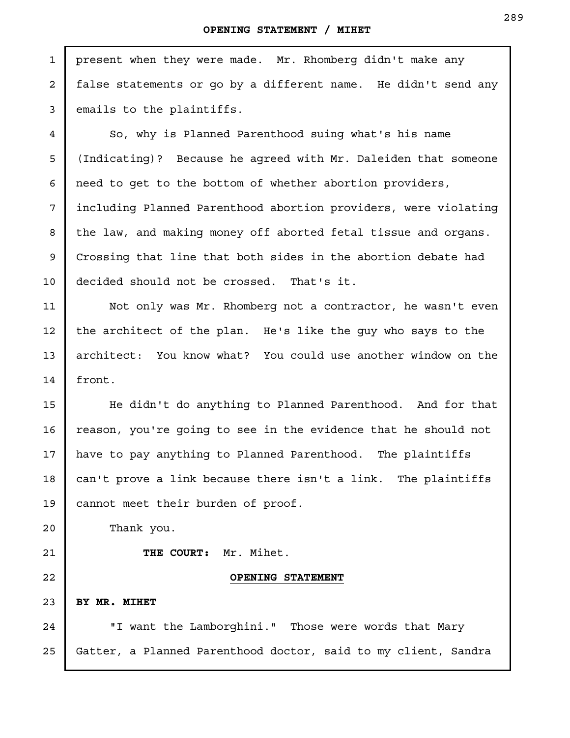present when they were made. Mr. Rhomberg didn't make any false statements or go by a different name. He didn't send any emails to the plaintiffs.

So, why is Planned Parenthood suing what's his name (Indicating)? Because he agreed with Mr. Daleiden that someone need to get to the bottom of whether abortion providers, including Planned Parenthood abortion providers, were violating the law, and making money off aborted fetal tissue and organs. Crossing that line that both sides in the abortion debate had decided should not be crossed. That's it.

Not only was Mr. Rhomberg not a contractor, he wasn't even the architect of the plan. He's like the guy who says to the architect: You know what? You could use another window on the front.

He didn't do anything to Planned Parenthood. And for that reason, you're going to see in the evidence that he should not have to pay anything to Planned Parenthood. The plaintiffs can't prove a link because there isn't a link. The plaintiffs cannot meet their burden of proof.

Thank you.

**THE COURT:** Mr. Mihet.

## OPENING STATEMENT

**BY MR. MIHET**

"I want the Lamborghini." Those were words that Mary Gatter, a Planned Parenthood doctor, said to my client, Sandra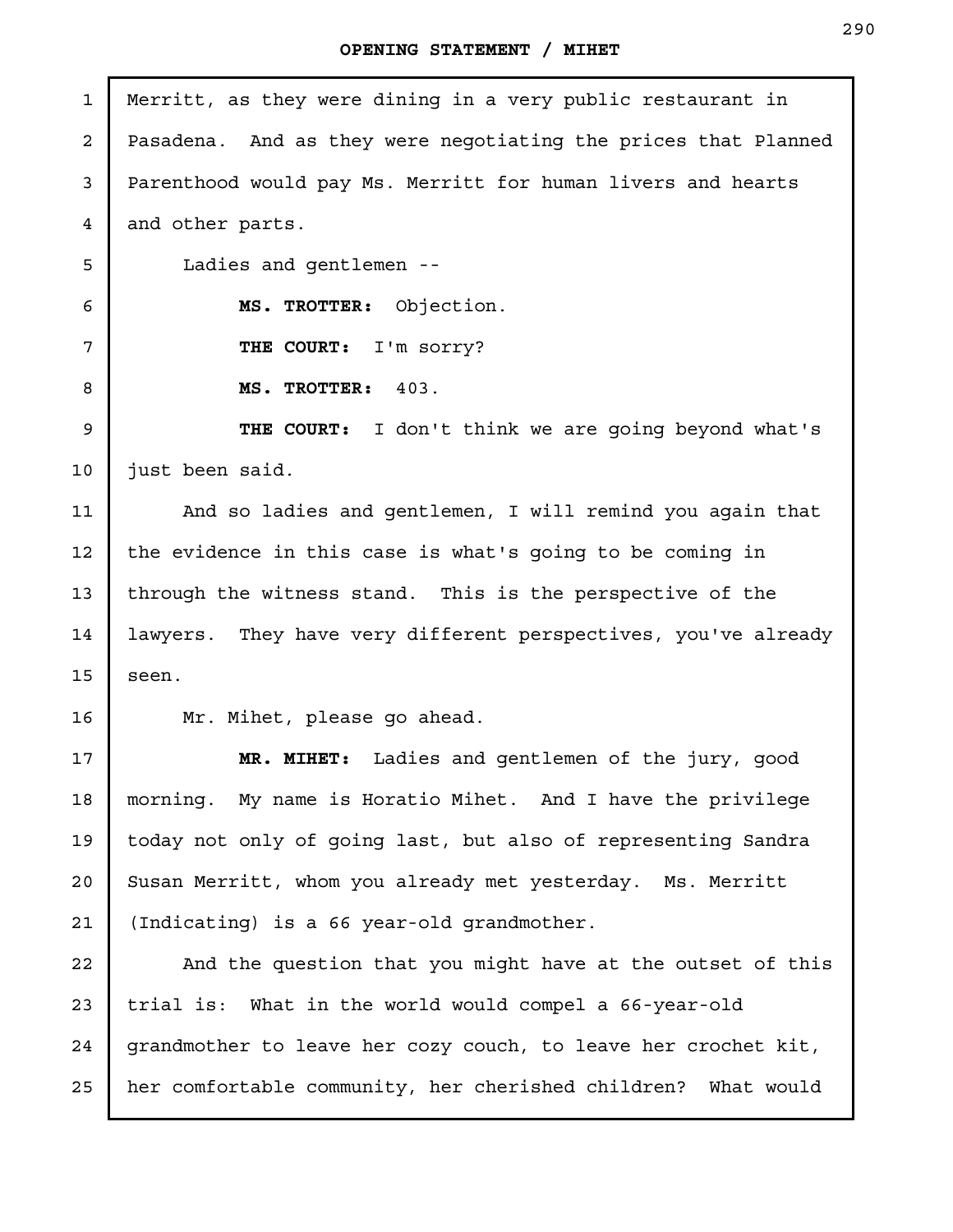Merritt, as they were dining in a very public restaurant in Pasadena. And as they were negotiating the prices that Planned Parenthood would pay Ms. Merritt for human livers and hearts and other parts.

Ladies and gentlemen --

**MS. TROTTER:** Objection.

**THE COURT:** I'm sorry?

**MS. TROTTER:** 403.

**THE COURT:** I don't think we are going beyond what's just been said.

And so ladies and gentlemen, I will remind you again that the evidence in this case is what's going to be coming in through the witness stand. This is the perspective of the lawyers. They have very different perspectives, you've already seen.

Mr. Mihet, please go ahead.

**MR. MIHET:** Ladies and gentlemen of the jury, good morning. My name is Horatio Mihet. And I have the privilege today not only of going last, but also of representing Sandra Susan Merritt, whom you already met yesterday. Ms. Merritt (Indicating) is a 66 year-old grandmother.

And the question that you might have at the outset of this trial is: What in the world would compel a 66-year-old grandmother to leave her cozy couch, to leave her crochet kit, her comfortable community, her cherished children? What would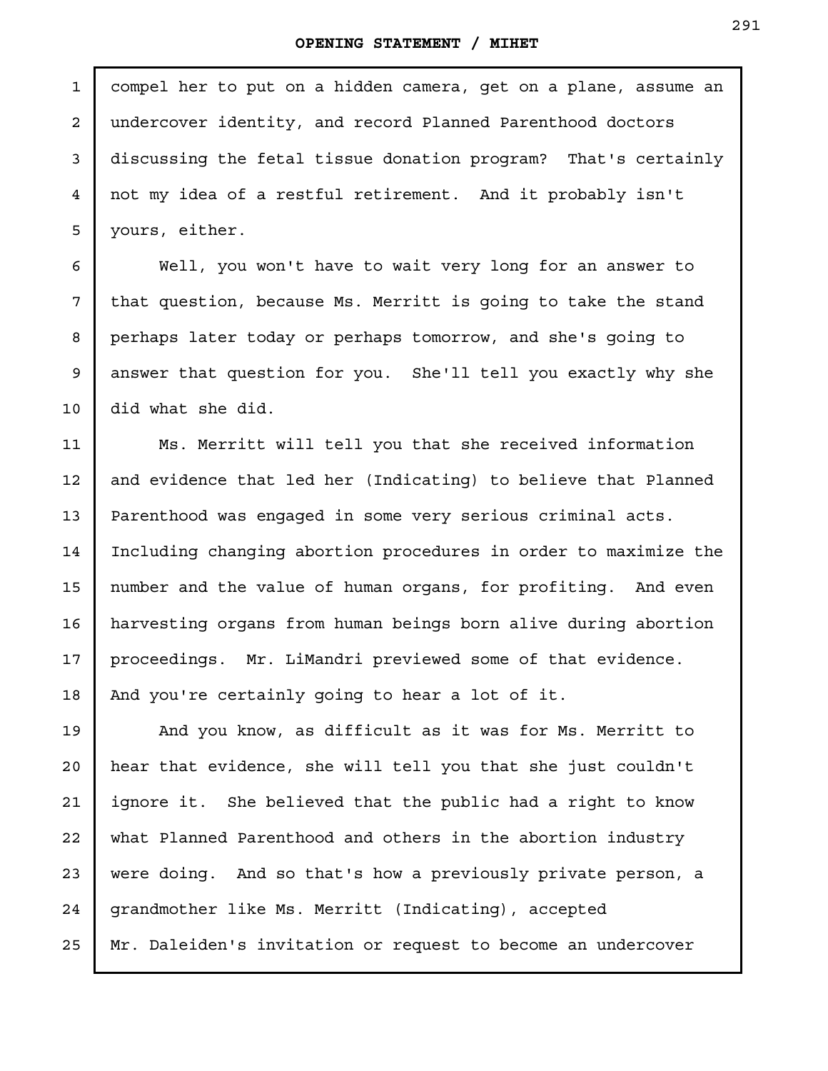compel her to put on a hidden camera, get on a plane, assume an undercover identity, and record Planned Parenthood doctors discussing the fetal tissue donation program? That's certainly not my idea of a restful retirement. And it probably isn't yours, either.

Well, you won't have to wait very long for an answer to that question, because Ms. Merritt is going to take the stand perhaps later today or perhaps tomorrow, and she's going to answer that question for you. She'll tell you exactly why she did what she did.

Ms. Merritt will tell you that she received information and evidence that led her (Indicating) to believe that Planned Parenthood was engaged in some very serious criminal acts. Including changing abortion procedures in order to maximize the number and the value of human organs, for profiting. And even harvesting organs from human beings born alive during abortion proceedings. Mr. LiMandri previewed some of that evidence. And you're certainly going to hear a lot of it.

And you know, as difficult as it was for Ms. Merritt to hear that evidence, she will tell you that she just couldn't ignore it. She believed that the public had a right to know what Planned Parenthood and others in the abortion industry were doing. And so that's how a previously private person, a grandmother like Ms. Merritt (Indicating), accepted Mr. Daleiden's invitation or request to become an undercover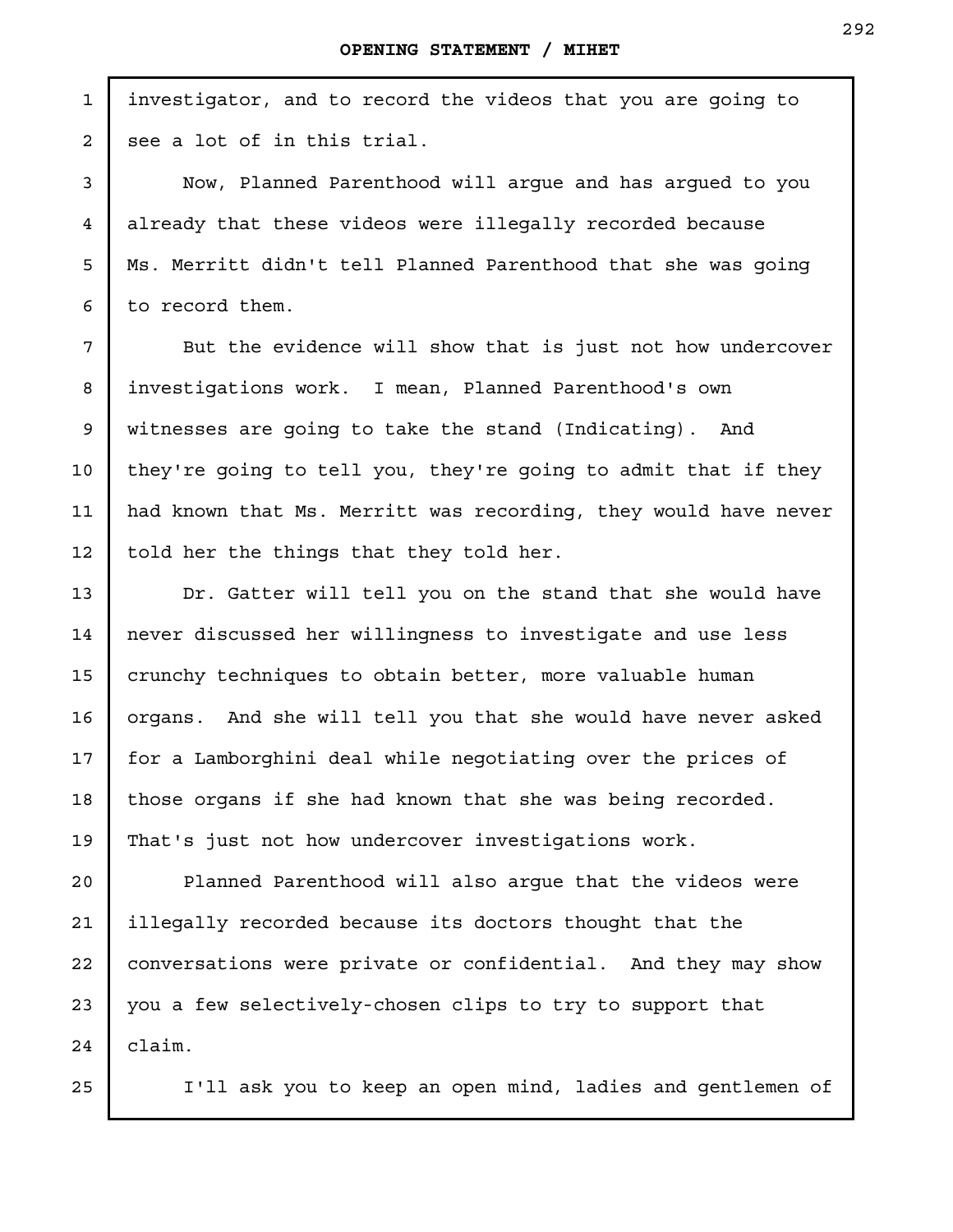investigator, and to record the videos that you are going to see a lot of in this trial.

Now, Planned Parenthood will argue and has argued to you already that these videos were illegally recorded because Ms. Merritt didn't tell Planned Parenthood that she was going to record them.

But the evidence will show that is just not how undercover investigations work. I mean, Planned Parenthood's own witnesses are going to take the stand (Indicating). And they're going to tell you, they're going to admit that if they had known that Ms. Merritt was recording, they would have never told her the things that they told her.

Dr. Gatter will tell you on the stand that she would have never discussed her willingness to investigate and use less crunchy techniques to obtain better, more valuable human organs. And she will tell you that she would have never asked for a Lamborghini deal while negotiating over the prices of those organs if she had known that she was being recorded. That's just not how undercover investigations work.

Planned Parenthood will also argue that the videos were illegally recorded because its doctors thought that the conversations were private or confidential. And they may show you a few selectively-chosen clips to try to support that claim.

I'll ask you to keep an open mind, ladies and gentlemen of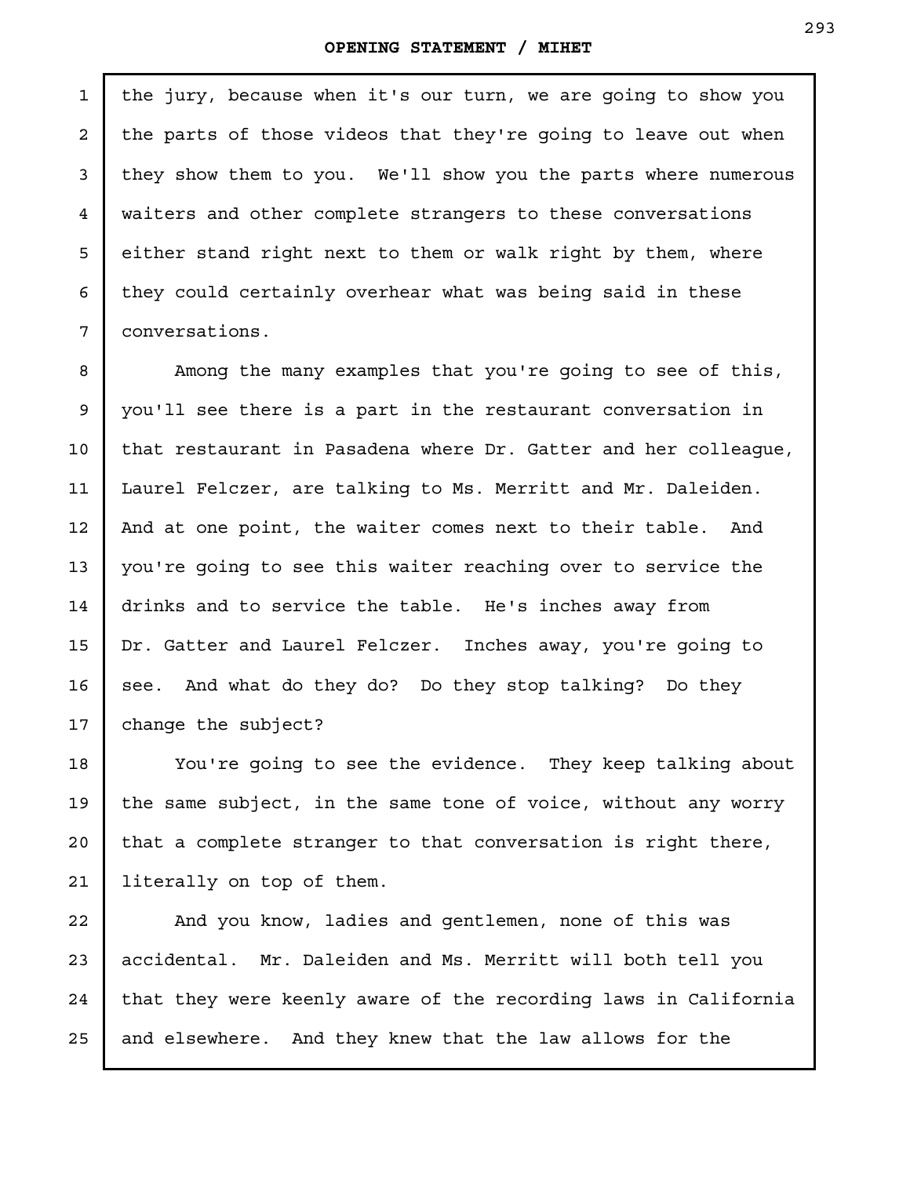the jury, because when it's our turn, we are going to show you the parts of those videos that they're going to leave out when they show them to you. We'll show you the parts where numerous waiters and other complete strangers to these conversations either stand right next to them or walk right by them, where they could certainly overhear what was being said in these conversations.

Among the many examples that you're going to see of this, you'll see there is a part in the restaurant conversation in that restaurant in Pasadena where Dr. Gatter and her colleague, Laurel Felczer, are talking to Ms. Merritt and Mr. Daleiden. And at one point, the waiter comes next to their table. And you're going to see this waiter reaching over to service the drinks and to service the table. He's inches away from Dr. Gatter and Laurel Felczer. Inches away, you're going to see. And what do they do? Do they stop talking? Do they change the subject?

You're going to see the evidence. They keep talking about the same subject, in the same tone of voice, without any worry that a complete stranger to that conversation is right there, literally on top of them.

And you know, ladies and gentlemen, none of this was accidental. Mr. Daleiden and Ms. Merritt will both tell you that they were keenly aware of the recording laws in California and elsewhere. And they knew that the law allows for the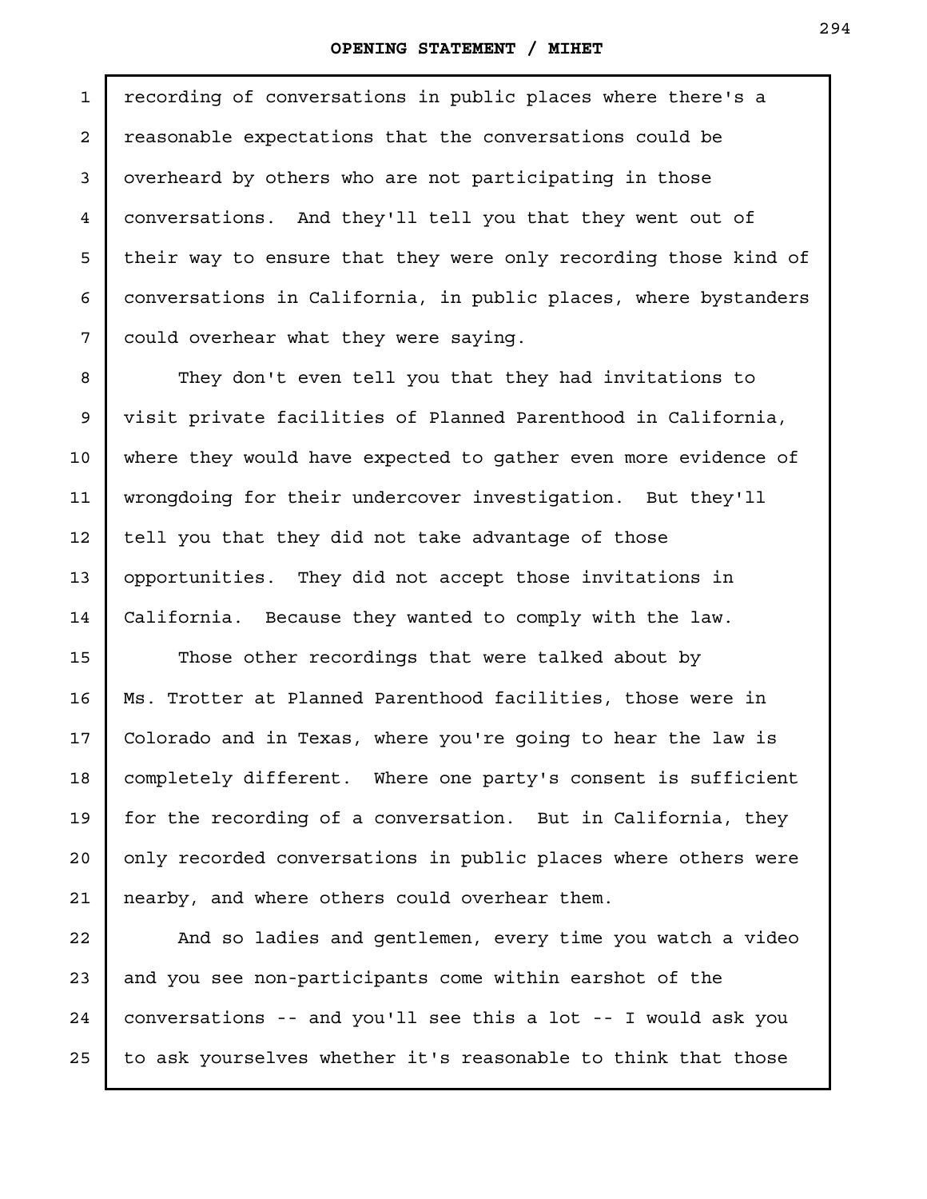recording of conversations in public places where there's a reasonable expectations that the conversations could be overheard by others who are not participating in those conversations. And they'll tell you that they went out of their way to ensure that they were only recording those kind of conversations in California, in public places, where bystanders could overhear what they were saying.

They don't even tell you that they had invitations to visit private facilities of Planned Parenthood in California, where they would have expected to gather even more evidence of wrongdoing for their undercover investigation. But they'll tell you that they did not take advantage of those opportunities. They did not accept those invitations in California. Because they wanted to comply with the law.

Those other recordings that were talked about by Ms. Trotter at Planned Parenthood facilities, those were in Colorado and in Texas, where you're going to hear the law is completely different. Where one party's consent is sufficient for the recording of a conversation. But in California, they only recorded conversations in public places where others were nearby, and where others could overhear them.

And so ladies and gentlemen, every time you watch a video and you see non-participants come within earshot of the conversations -- and you'll see this a lot -- I would ask you to ask yourselves whether it's reasonable to think that those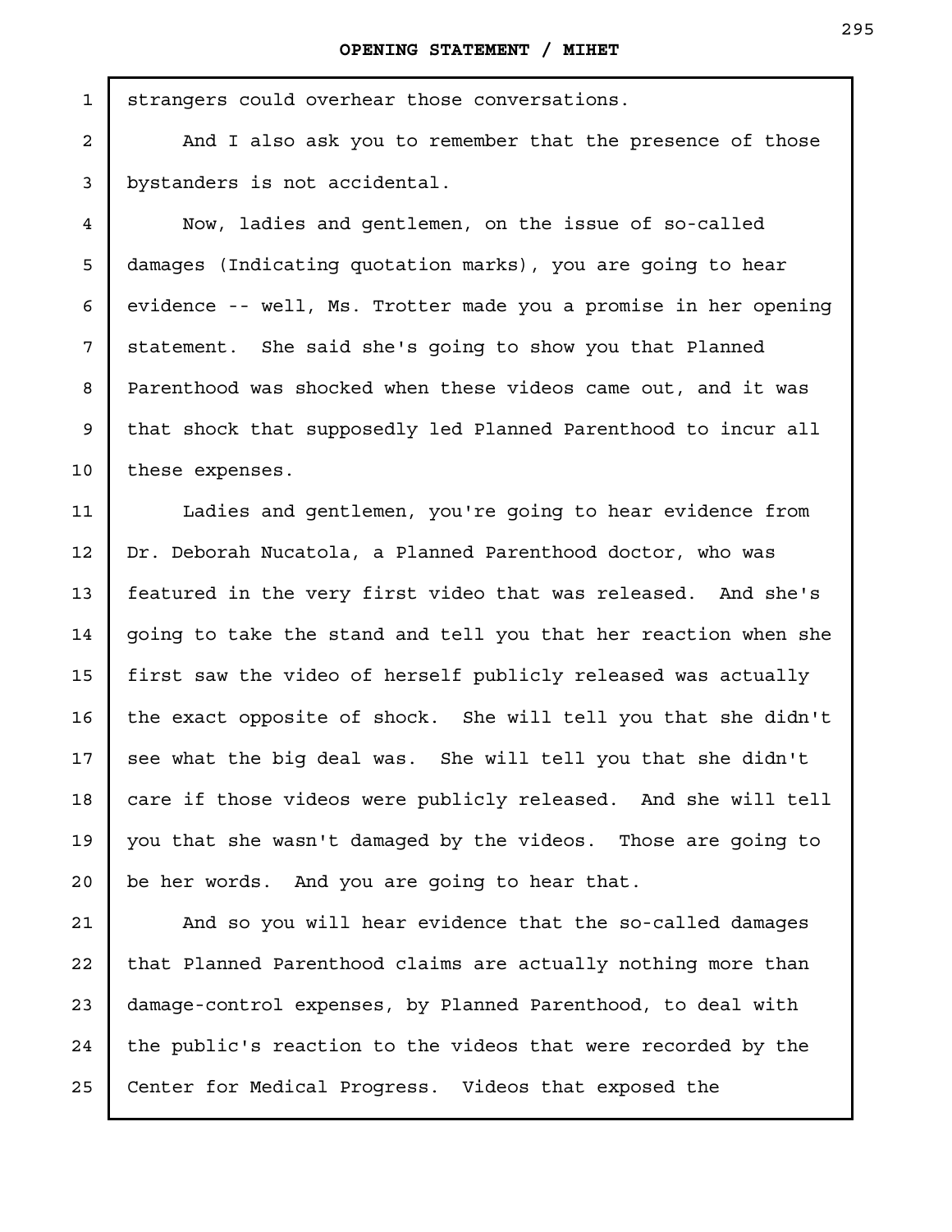strangers could overhear those conversations.

And I also ask you to remember that the presence of those bystanders is not accidental.

Now, ladies and gentlemen, on the issue of so-called damages (Indicating quotation marks), you are going to hear evidence -- well, Ms. Trotter made you a promise in her opening statement. She said she's going to show you that Planned Parenthood was shocked when these videos came out, and it was that shock that supposedly led Planned Parenthood to incur all these expenses.

Ladies and gentlemen, you're going to hear evidence from Dr. Deborah Nucatola, a Planned Parenthood doctor, who was featured in the very first video that was released. And she's going to take the stand and tell you that her reaction when she first saw the video of herself publicly released was actually the exact opposite of shock. She will tell you that she didn't see what the big deal was. She will tell you that she didn't care if those videos were publicly released. And she will tell you that she wasn't damaged by the videos. Those are going to be her words. And you are going to hear that.

And so you will hear evidence that the so-called damages that Planned Parenthood claims are actually nothing more than damage-control expenses, by Planned Parenthood, to deal with the public's reaction to the videos that were recorded by the Center for Medical Progress. Videos that exposed the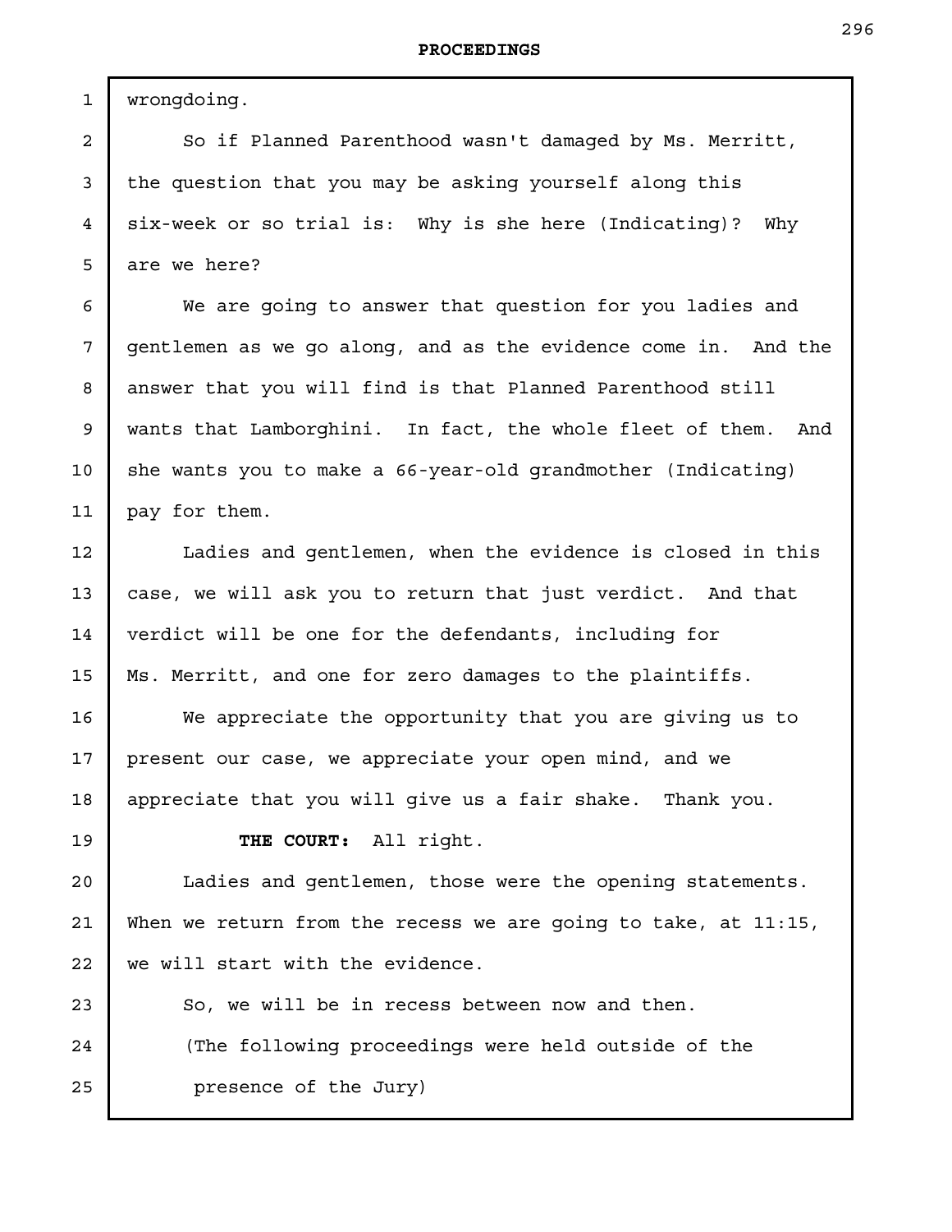wrongdoing.

So if Planned Parenthood wasn't damaged by Ms. Merritt, the question that you may be asking yourself along this six-week or so trial is: Why is she here (Indicating)? Why are we here?

We are going to answer that question for you ladies and gentlemen as we go along, and as the evidence come in. And the answer that you will find is that Planned Parenthood still wants that Lamborghini. In fact, the whole fleet of them. And she wants you to make a 66-year-old grandmother (Indicating) pay for them.

Ladies and gentlemen, when the evidence is closed in this case, we will ask you to return that just verdict. And that verdict will be one for the defendants, including for Ms. Merritt, and one for zero damages to the plaintiffs.

We appreciate the opportunity that you are giving us to present our case, we appreciate your open mind, and we appreciate that you will give us a fair shake. Thank you.

**THE COURT:** All right.

Ladies and gentlemen, those were the opening statements. When we return from the recess we are going to take, at 11:15, we will start with the evidence.

So, we will be in recess between now and then.

(The following proceedings were held outside of the presence of the Jury)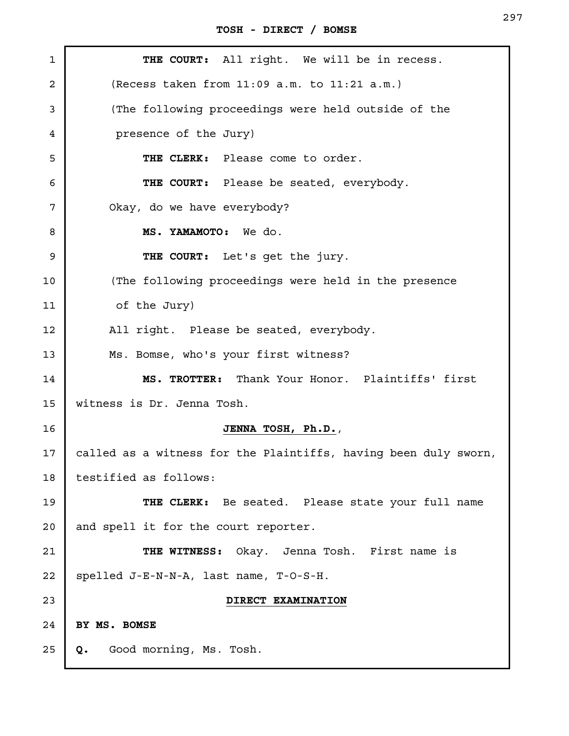**THE COURT:** All right. We will be in recess.

(Recess taken from 11:09 a.m. to 11:21 a.m.)

(The following proceedings were held outside of the presence of the Jury)

**THE CLERK:** Please come to order.

**THE COURT:** Please be seated, everybody.

Okay, do we have everybody?

**MS. YAMAMOTO:** We do.

**THE COURT:** Let's get the jury.

(The following proceedings were held in the presence of the Jury)

All right. Please be seated, everybody.

Ms. Bomse, who's your first witness?

**MS. TROTTER:** Thank Your Honor. Plaintiffs' first witness is Dr. Jenna Tosh.

**JENNA TOSH, Ph.D.**,

called as a witness for the Plaintiffs, having been duly sworn, testified as follows:

**THE CLERK:** Be seated. Please state your full name and spell it for the court reporter.

**THE WITNESS:** Okay. Jenna Tosh. First name is spelled J-E-N-N-A, last name, T-O-S-H.

**DIRECT EXAMINATION**

**BY MS. BOMSE**

**Q.** Good morning, Ms. Tosh.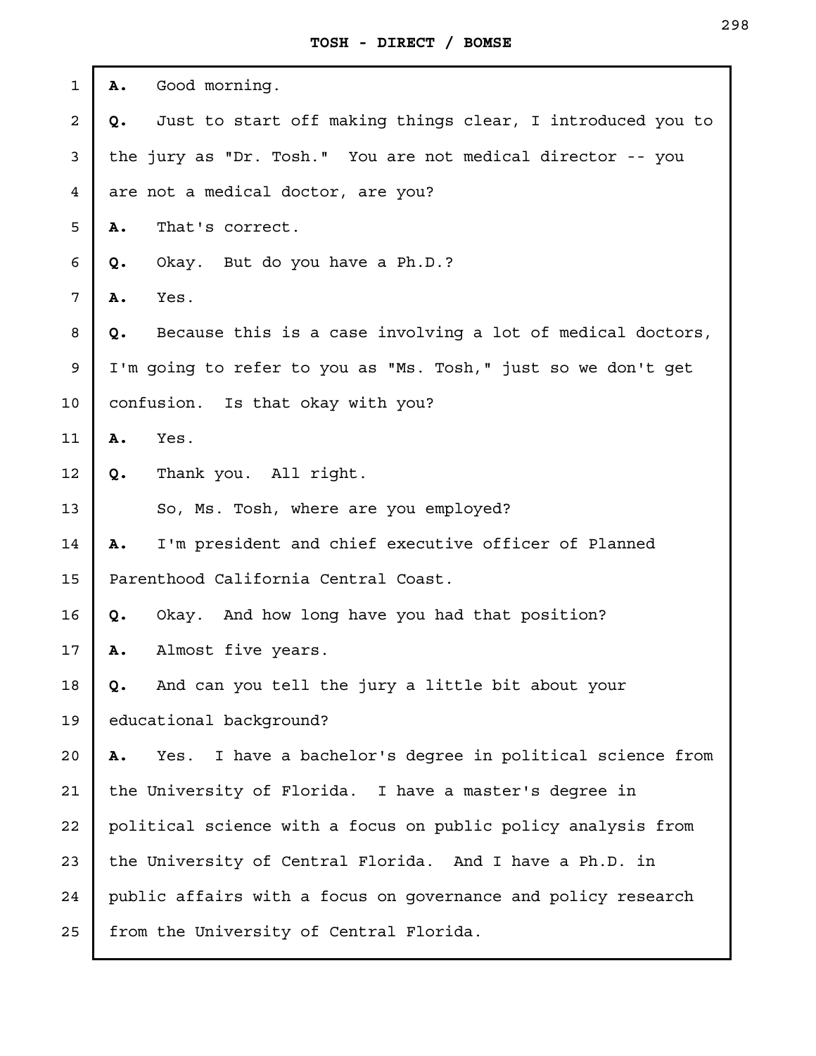**A.** Good morning.

**Q.** Just to start off making things clear, I introduced you to the jury as "Dr. Tosh." You are not medical director -- you are not a medical doctor, are you?

**A.** That's correct.

**Q.** Okay. But do you have a Ph.D.?

**A.** Yes.

**Q.** Because this is a case involving a lot of medical doctors, I'm going to refer to you as "Ms. Tosh," just so we don't get confusion. Is that okay with you?

**A.** Yes.

**Q.** Thank you. All right.

So, Ms. Tosh, where are you employed?

**A.** I'm president and chief executive officer of Planned Parenthood California Central Coast.

**Q.** Okay. And how long have you had that position?

**A.** Almost five years.

**Q.** And can you tell the jury a little bit about your educational background?

**A.** Yes. I have a bachelor's degree in political science from the University of Florida. I have a master's degree in political science with a focus on public policy analysis from the University of Central Florida. And I have a Ph.D. in public affairs with a focus on governance and policy research from the University of Central Florida.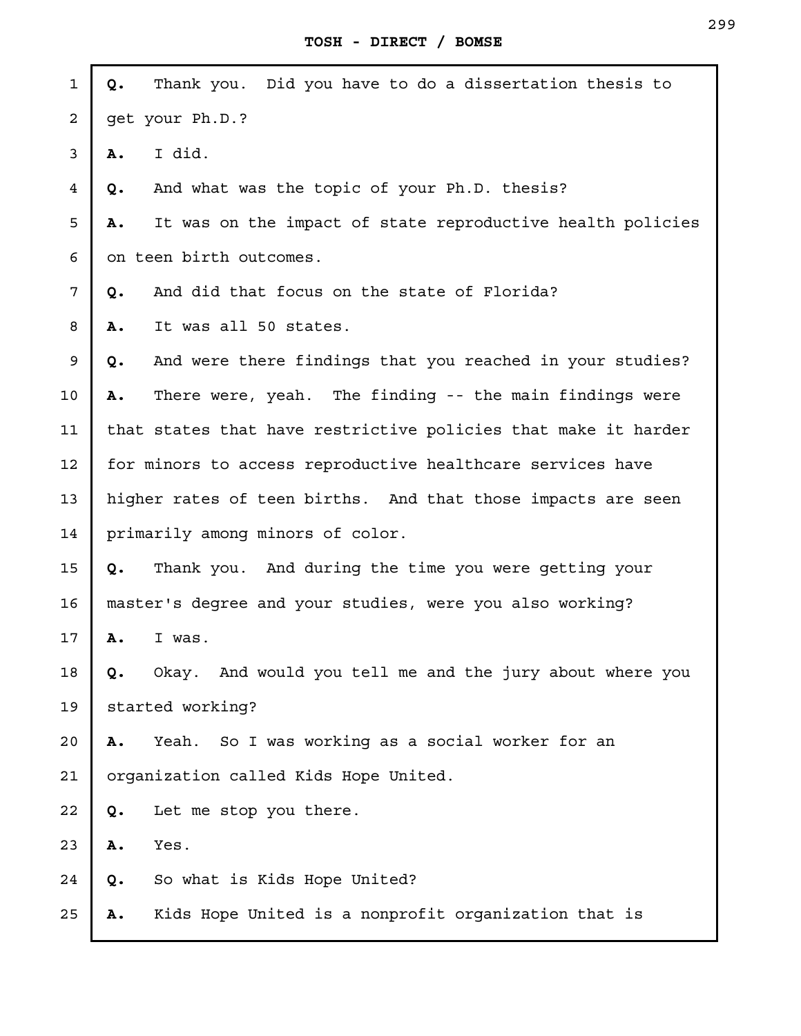**Q.** Thank you. Did you have to do a dissertation thesis to get your Ph.D.?

**A.** I did.

**Q.** And what was the topic of your Ph.D. thesis?

**A.** It was on the impact of state reproductive health policies on teen birth outcomes.

**Q.** And did that focus on the state of Florida?

**A.** It was all 50 states.

**Q.** And were there findings that you reached in your studies?

**A.** There were, yeah. The finding -- the main findings were that states that have restrictive policies that make it harder for minors to access reproductive healthcare services have higher rates of teen births. And that those impacts are seen primarily among minors of color.

**Q.** Thank you. And during the time you were getting your master's degree and your studies, were you also working?

**A.** I was.

**Q.** Okay. And would you tell me and the jury about where you started working?

**A.** Yeah. So I was working as a social worker for an organization called Kids Hope United.

**Q.** Let me stop you there.

**A.** Yes.

**Q.** So what is Kids Hope United?

**A.** Kids Hope United is a nonprofit organization that is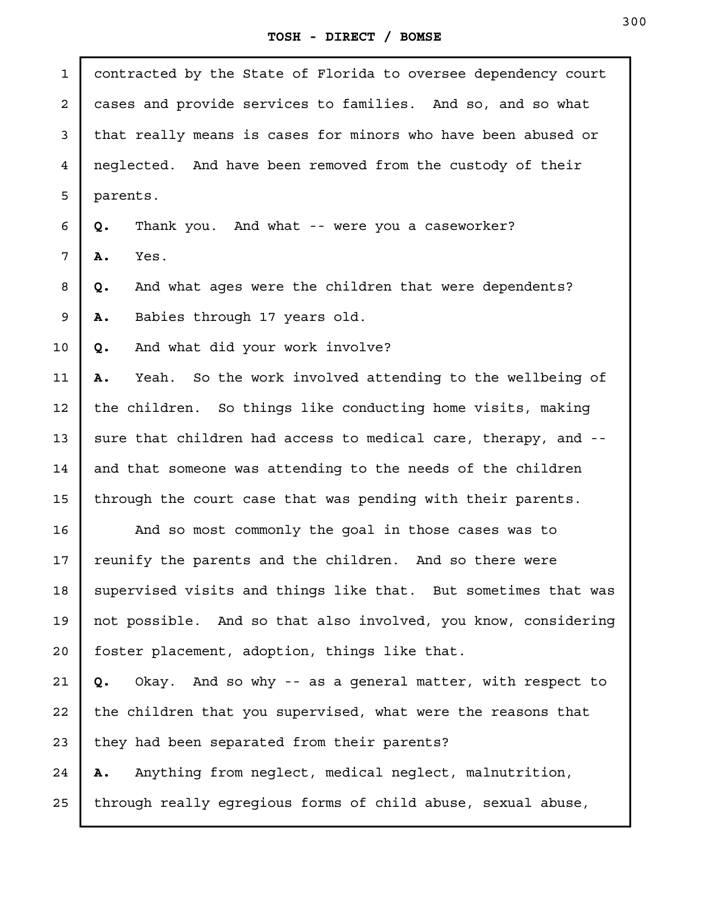contracted by the State of Florida to oversee dependency court cases and provide services to families. And so, and so what that really means is cases for minors who have been abused or neglected. And have been removed from the custody of their parents.

**Q.** Thank you. And what -- were you a caseworker?

**A.** Yes.

**Q.** And what ages were the children that were dependents?

**A.** Babies through 17 years old.

**Q.** And what did your work involve?

**A.** Yeah. So the work involved attending to the wellbeing of the children. So things like conducting home visits, making sure that children had access to medical care, therapy, and -- and that someone was attending to the needs of the children through the court case that was pending with their parents.

And so most commonly the goal in those cases was to reunify the parents and the children. And so there were supervised visits and things like that. But sometimes that was not possible. And so that also involved, you know, considering foster placement, adoption, things like that.

**Q.** Okay. And so why -- as a general matter, with respect to the children that you supervised, what were the reasons that they had been separated from their parents?

**A.** Anything from neglect, medical neglect, malnutrition, through really egregious forms of child abuse, sexual abuse,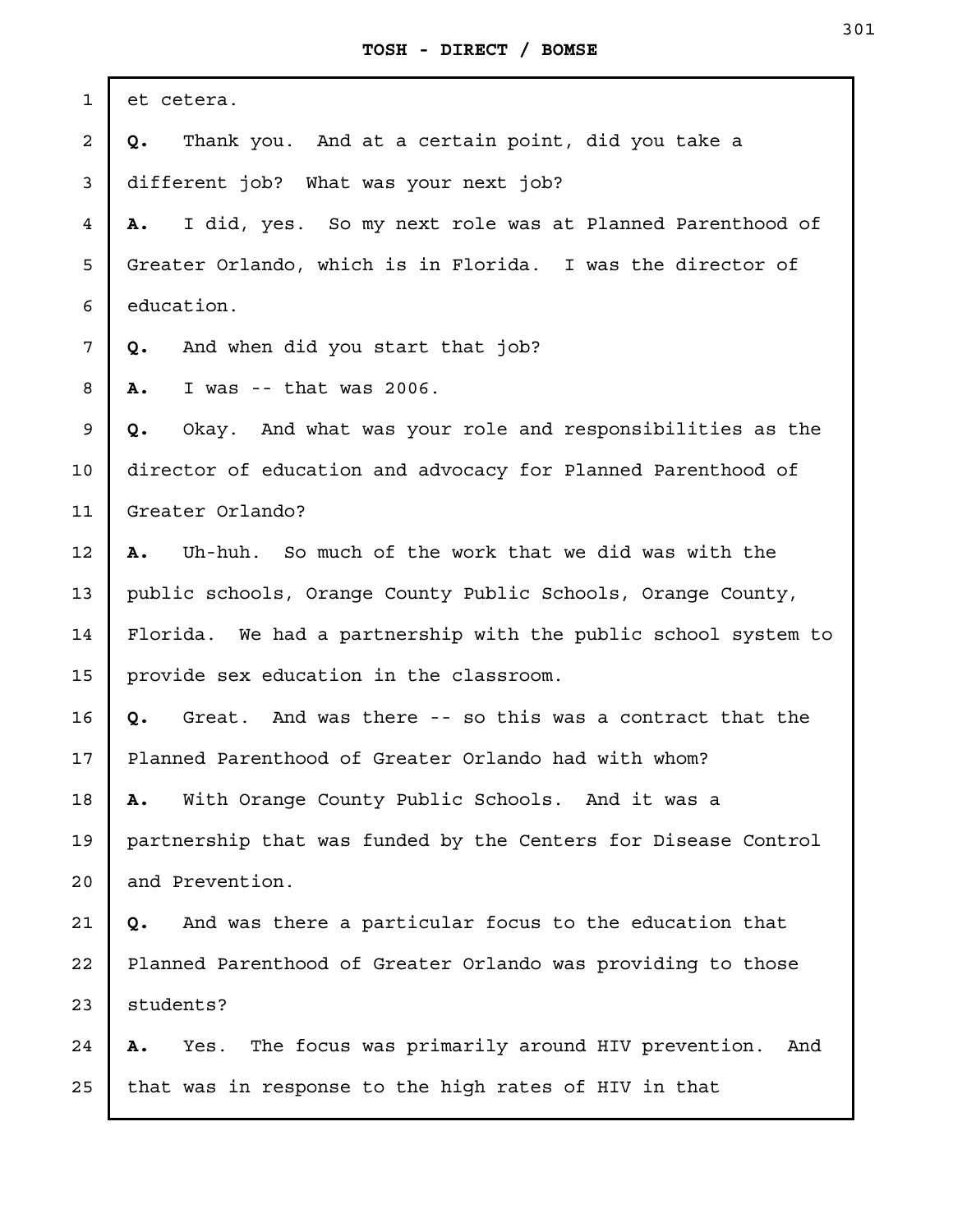et cetera.

**Q.** Thank you. And at a certain point, did you take a different job? What was your next job?

**A.** I did, yes. So my next role was at Planned Parenthood of Greater Orlando, which is in Florida. I was the director of education.

**Q.** And when did you start that job?

**A.** I was -- that was 2006.

**Q.** Okay. And what was your role and responsibilities as the director of education and advocacy for Planned Parenthood of Greater Orlando?

**A.** Uh-huh. So much of the work that we did was with the public schools, Orange County Public Schools, Orange County, Florida. We had a partnership with the public school system to provide sex education in the classroom.

**Q.** Great. And was there -- so this was a contract that the Planned Parenthood of Greater Orlando had with whom?

**A.** With Orange County Public Schools. And it was a partnership that was funded by the Centers for Disease Control and Prevention.

**Q.** And was there a particular focus to the education that Planned Parenthood of Greater Orlando was providing to those students?

**A.** Yes. The focus was primarily around HIV prevention. And that was in response to the high rates of HIV in that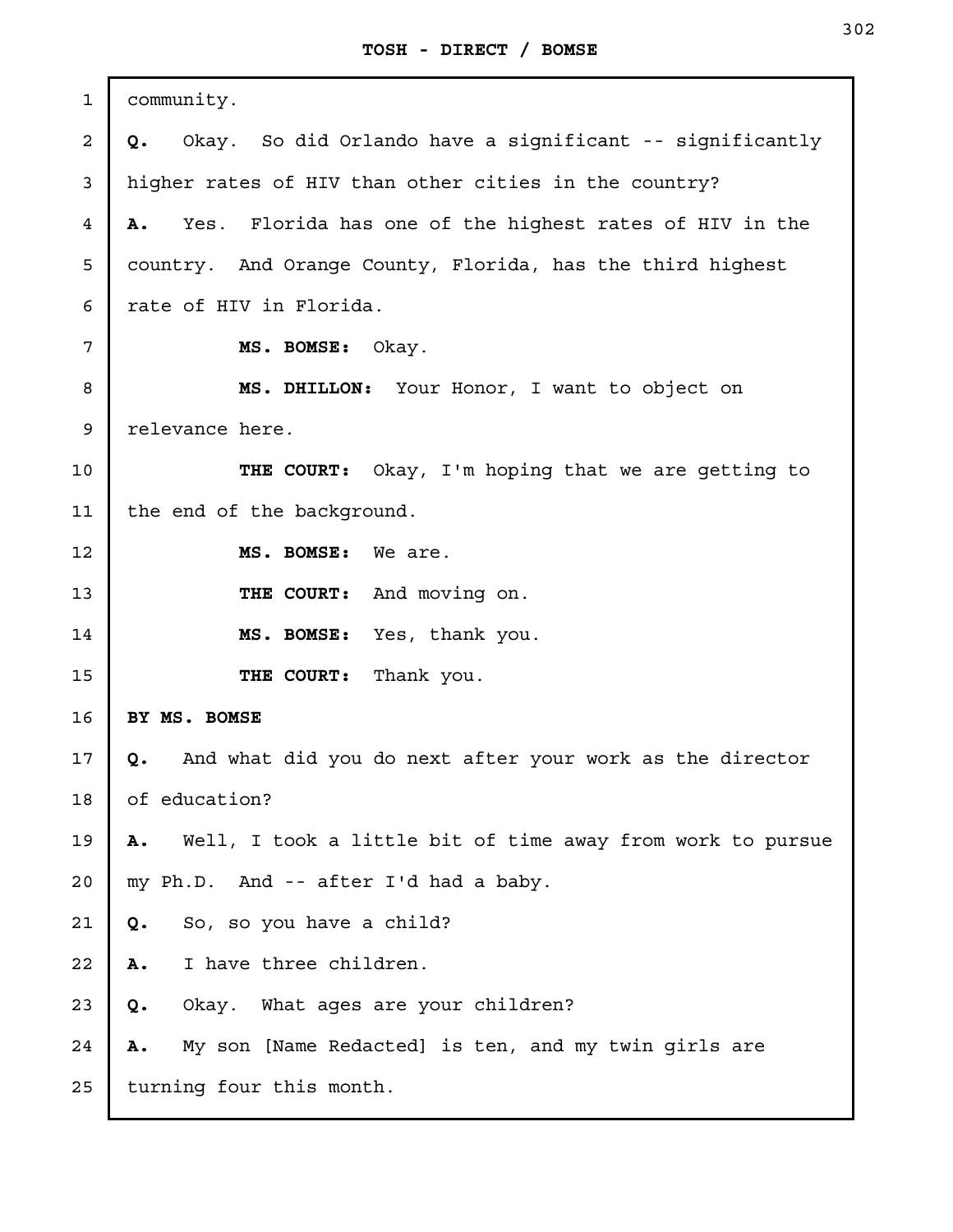community.

**Q.** Okay. So did Orlando have a significant -- significantly higher rates of HIV than other cities in the country?

**A.** Yes. Florida has one of the highest rates of HIV in the country. And Orange County, Florida, has the third highest rate of HIV in Florida.

**MS. BOMSE:** Okay.

**MS. DHILLON:** Your Honor, I want to object on relevance here.

**THE COURT:** Okay, I'm hoping that we are getting to the end of the background.

**MS. BOMSE:** We are.

**THE COURT:** And moving on.

**MS. BOMSE:** Yes, thank you.

**THE COURT:** Thank you.

**BY MS. BOMSE**

**Q.** And what did you do next after your work as the director of education?

**A.** Well, I took a little bit of time away from work to pursue my Ph.D. And -- after I'd had a baby.

**Q.** So, so you have a child?

**A.** I have three children.

**Q.** Okay. What ages are your children?

**A.** My son [Name Redacted] is ten, and my twin girls are turning four this month.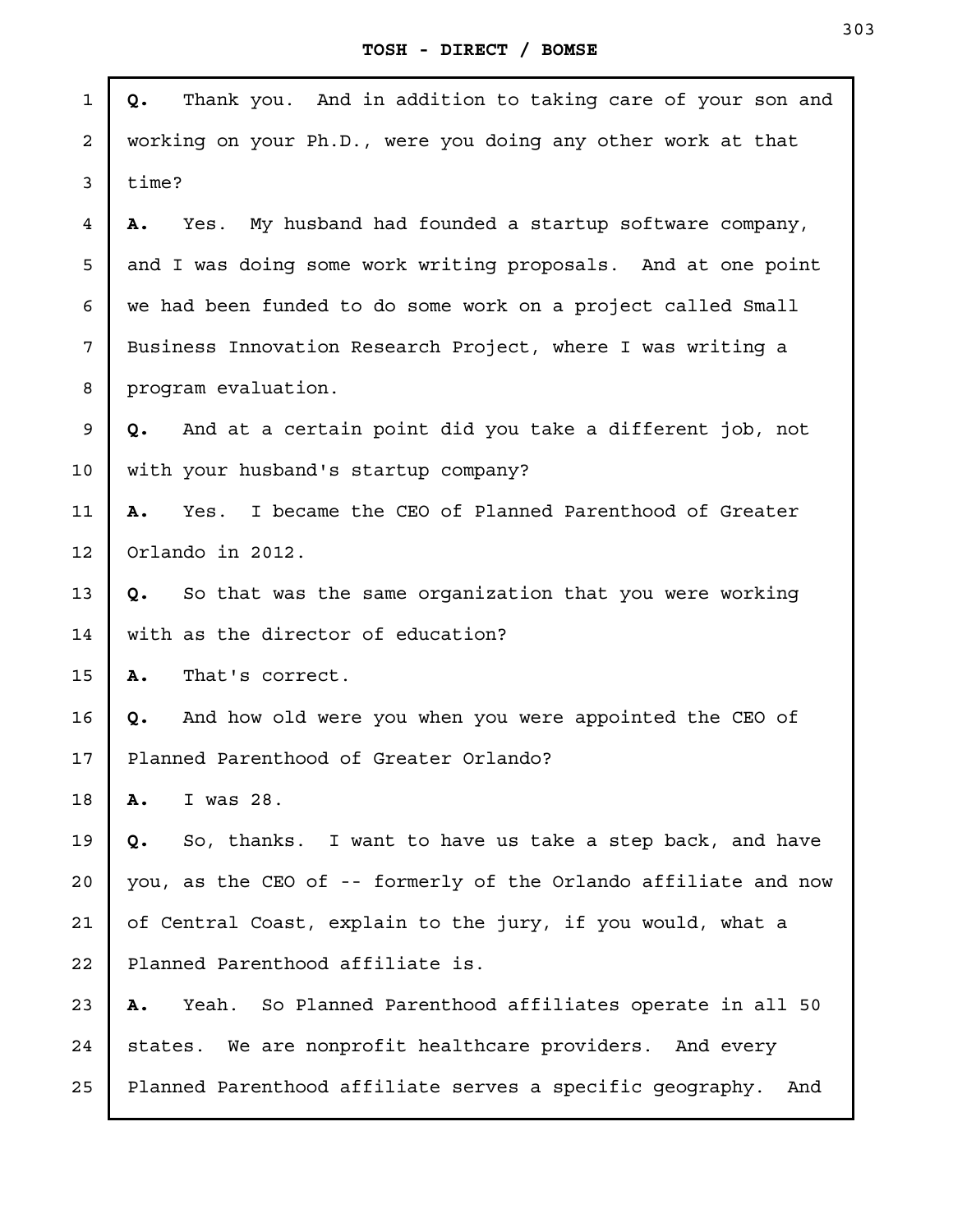**Q.** Thank you. And in addition to taking care of your son and working on your Ph.D., were you doing any other work at that time?

**A.** Yes. My husband had founded a startup software company, and I was doing some work writing proposals. And at one point we had been funded to do some work on a project called Small Business Innovation Research Project, where I was writing a program evaluation.

**Q.** And at a certain point did you take a different job, not with your husband's startup company?

**A.** Yes. I became the CEO of Planned Parenthood of Greater Orlando in 2012.

**Q.** So that was the same organization that you were working with as the director of education?

**A.** That's correct.

**Q.** And how old were you when you were appointed the CEO of Planned Parenthood of Greater Orlando?

**A.** I was 28.

**Q.** So, thanks. I want to have us take a step back, and have you, as the CEO of -- formerly of the Orlando affiliate and now of Central Coast, explain to the jury, if you would, what a Planned Parenthood affiliate is.

**A.** Yeah. So Planned Parenthood affiliates operate in all 50 states. We are nonprofit healthcare providers. And every Planned Parenthood affiliate serves a specific geography. And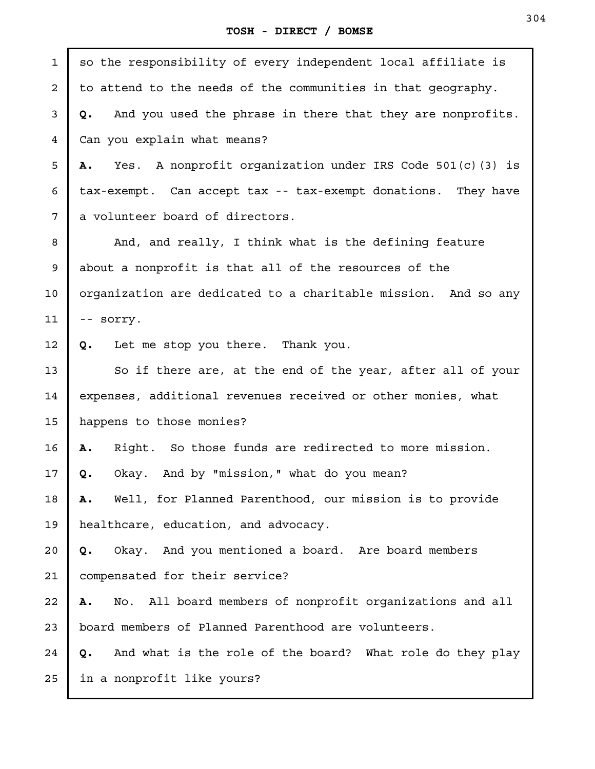so the responsibility of every independent local affiliate is to attend to the needs of the communities in that geography.

**Q.** And you used the phrase in there that they are nonprofits. Can you explain what means?

**A.** Yes. A nonprofit organization under IRS Code 501(c)(3) is tax-exempt. Can accept tax -- tax-exempt donations. They have a volunteer board of directors.

And, and really, I think what is the defining feature about a nonprofit is that all of the resources of the organization are dedicated to a charitable mission. And so any -- sorry.

**Q.** Let me stop you there. Thank you.

So if there are, at the end of the year, after all of your expenses, additional revenues received or other monies, what happens to those monies?

**A.** Right. So those funds are redirected to more mission.

**Q.** Okay. And by "mission," what do you mean?

**A.** Well, for Planned Parenthood, our mission is to provide healthcare, education, and advocacy.

**Q.** Okay. And you mentioned a board. Are board members compensated for their service?

**A.** No. All board members of nonprofit organizations and all board members of Planned Parenthood are volunteers.

**Q.** And what is the role of the board? What role do they play in a nonprofit like yours?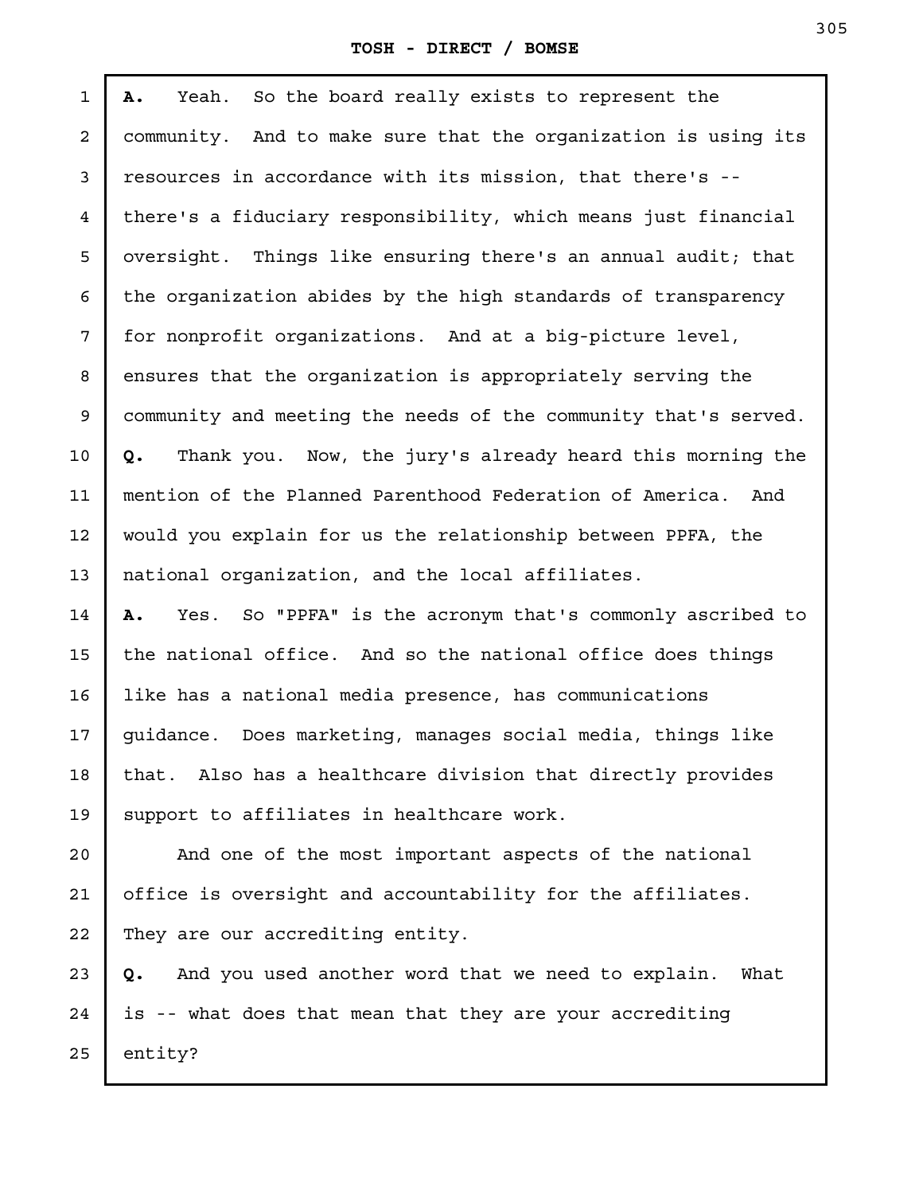**A.** Yeah. So the board really exists to represent the community. And to make sure that the organization is using its resources in accordance with its mission, that there's -- there's a fiduciary responsibility, which means just financial oversight. Things like ensuring there's an annual audit; that the organization abides by the high standards of transparency for nonprofit organizations. And at a big-picture level, ensures that the organization is appropriately serving the community and meeting the needs of the community that's served.

**Q.** Thank you. Now, the jury's already heard this morning the mention of the Planned Parenthood Federation of America. And would you explain for us the relationship between PPFA, the national organization, and the local affiliates.

**A.** Yes. So "PPFA" is the acronym that's commonly ascribed to the national office. And so the national office does things like has a national media presence, has communications guidance. Does marketing, manages social media, things like that. Also has a healthcare division that directly provides support to affiliates in healthcare work.

And one of the most important aspects of the national office is oversight and accountability for the affiliates. They are our accrediting entity.

**Q.** And you used another word that we need to explain. What is -- what does that mean that they are your accrediting entity?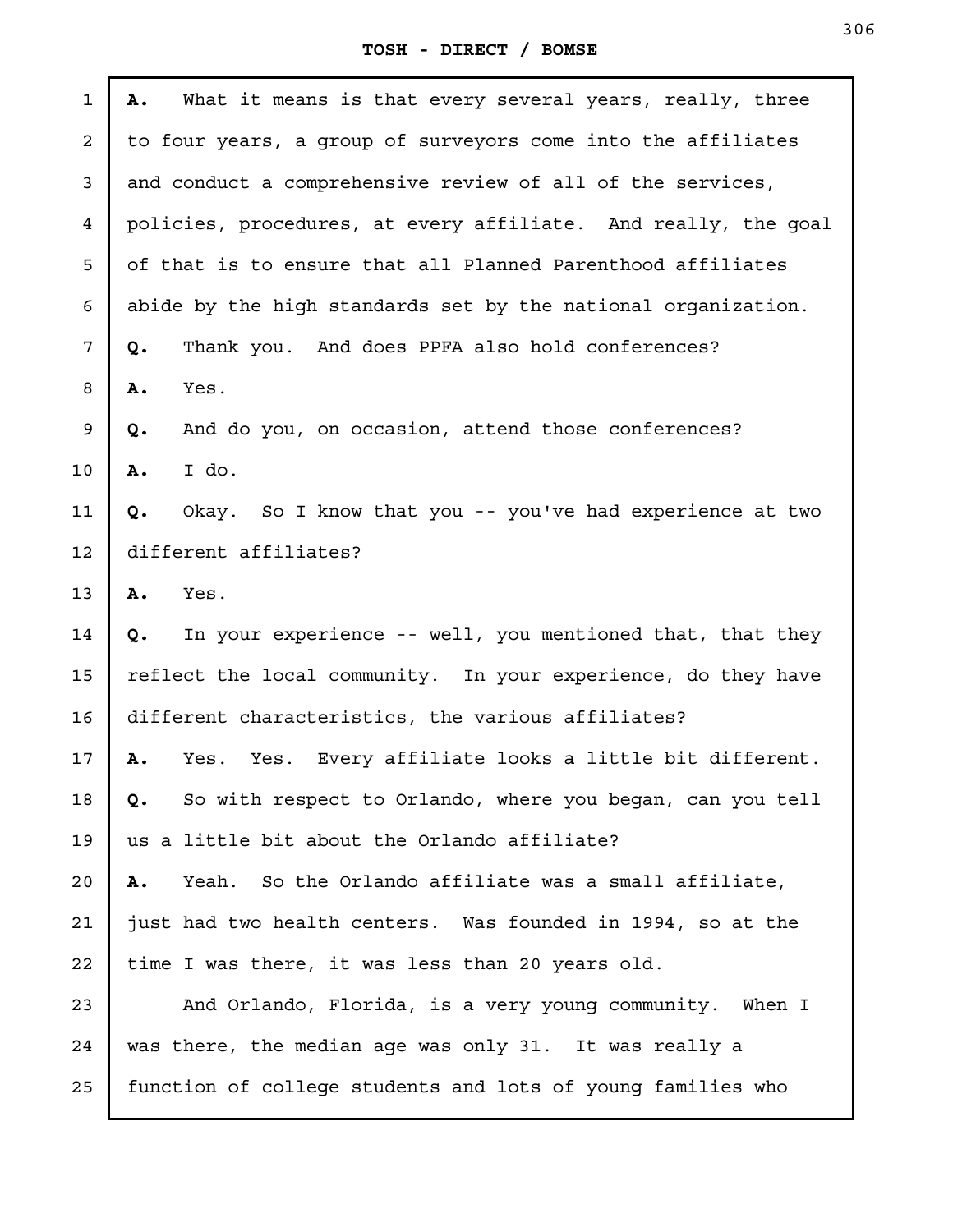**A.** What it means is that every several years, really, three to four years, a group of surveyors come into the affiliates and conduct a comprehensive review of all of the services, policies, procedures, at every affiliate. And really, the goal of that is to ensure that all Planned Parenthood affiliates abide by the high standards set by the national organization.

**Q.** Thank you. And does PPFA also hold conferences?

**A.** Yes.

**Q.** And do you, on occasion, attend those conferences?

**A.** I do.

**Q.** Okay. So I know that you -- you've had experience at two different affiliates?

**A.** Yes.

**Q.** In your experience -- well, you mentioned that, that they reflect the local community. In your experience, do they have different characteristics, the various affiliates?

**A.** Yes. Yes. Every affiliate looks a little bit different.

**Q.** So with respect to Orlando, where you began, can you tell us a little bit about the Orlando affiliate?

**A.** Yeah. So the Orlando affiliate was a small affiliate, just had two health centers. Was founded in 1994, so at the time I was there, it was less than 20 years old.

And Orlando, Florida, is a very young community. When I was there, the median age was only 31. It was really a function of college students and lots of young families who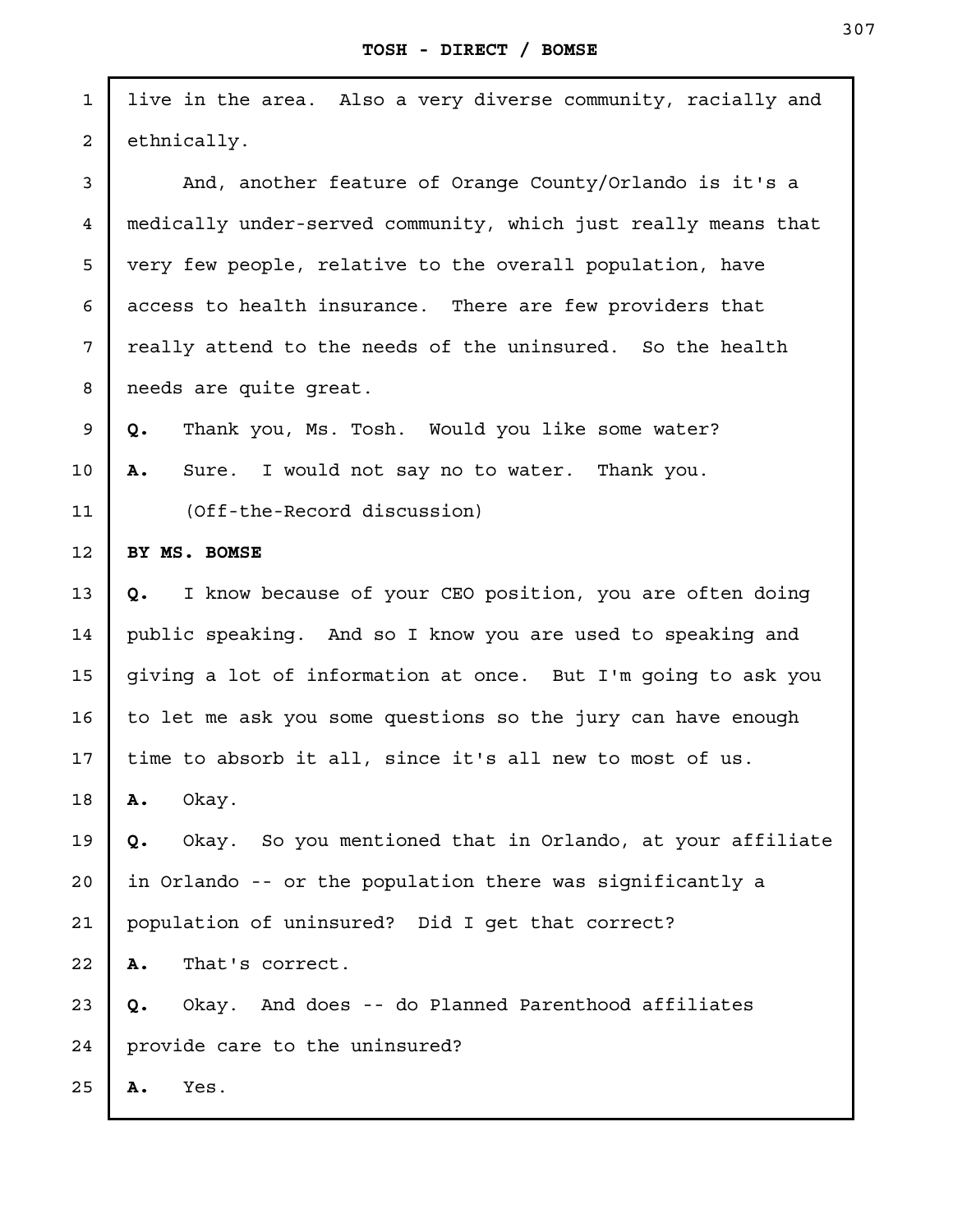live in the area. Also a very diverse community, racially and ethnically.

And, another feature of Orange County/Orlando is it's a medically under-served community, which just really means that very few people, relative to the overall population, have access to health insurance. There are few providers that really attend to the needs of the uninsured. So the health needs are quite great.

**Q.** Thank you, Ms. Tosh. Would you like some water?

**A.** Sure. I would not say no to water. Thank you.

(Off-the-Record discussion)

**BY MS. BOMSE**

**Q.** I know because of your CEO position, you are often doing public speaking. And so I know you are used to speaking and giving a lot of information at once. But I'm going to ask you to let me ask you some questions so the jury can have enough time to absorb it all, since it's all new to most of us.

**A.** Okay.

**Q.** Okay. So you mentioned that in Orlando, at your affiliate in Orlando -- or the population there was significantly a population of uninsured? Did I get that correct?

**A.** That's correct.

**Q.** Okay. And does -- do Planned Parenthood affiliates provide care to the uninsured?

**A.** Yes.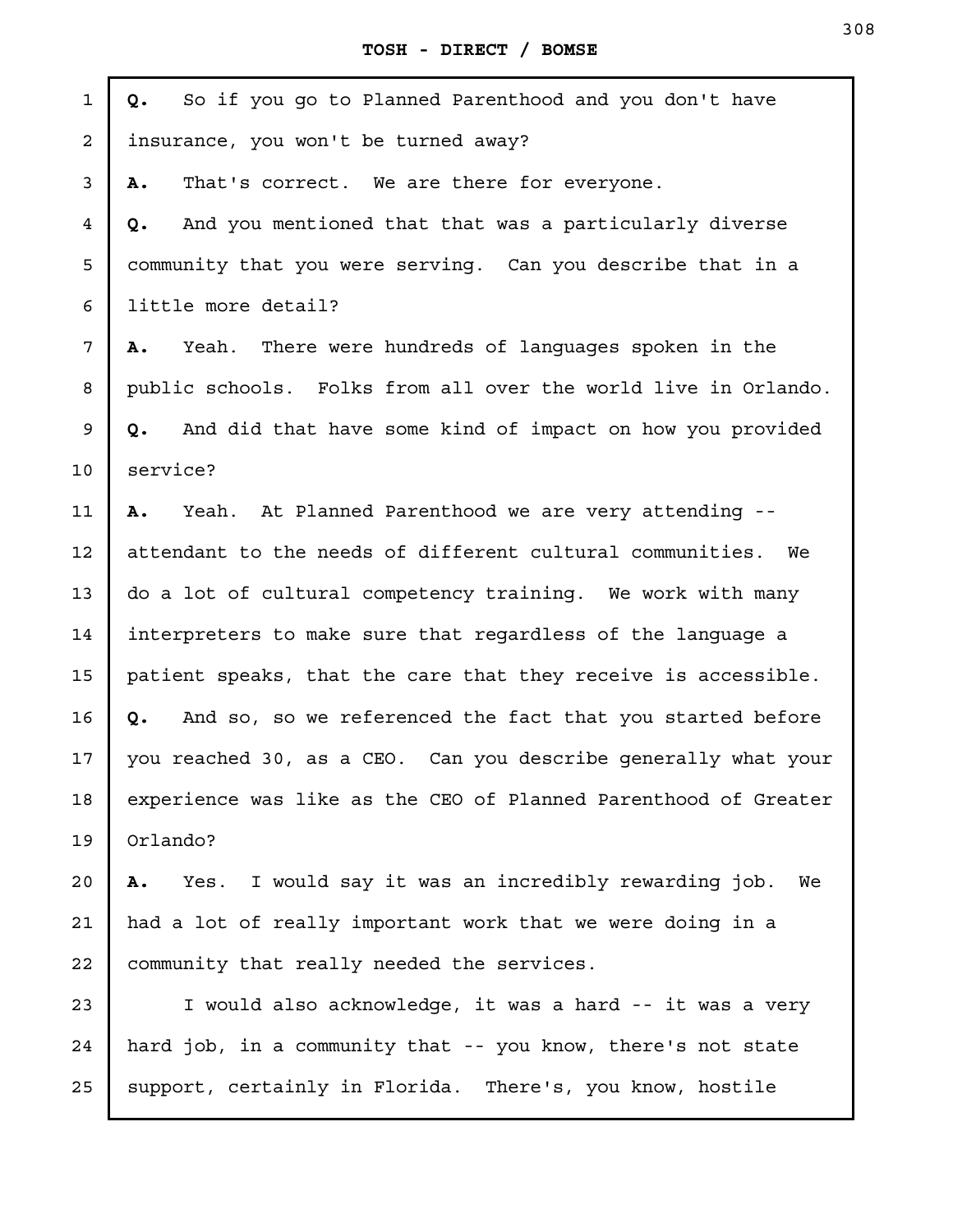**Q.** So if you go to Planned Parenthood and you don't have insurance, you won't be turned away?

**A.** That's correct. We are there for everyone.

**Q.** And you mentioned that that was a particularly diverse community that you were serving. Can you describe that in a little more detail?

**A.** Yeah. There were hundreds of languages spoken in the public schools. Folks from all over the world live in Orlando.

**Q.** And did that have some kind of impact on how you provided service?

**A.** Yeah. At Planned Parenthood we are very attending -- attendant to the needs of different cultural communities. We do a lot of cultural competency training. We work with many interpreters to make sure that regardless of the language a patient speaks, that the care that they receive is accessible.

**Q.** And so, so we referenced the fact that you started before you reached 30, as a CEO. Can you describe generally what your experience was like as the CEO of Planned Parenthood of Greater Orlando?

**A.** Yes. I would say it was an incredibly rewarding job. We had a lot of really important work that we were doing in a community that really needed the services.

I would also acknowledge, it was a hard -- it was a very hard job, in a community that -- you know, there's not state support, certainly in Florida. There's, you know, hostile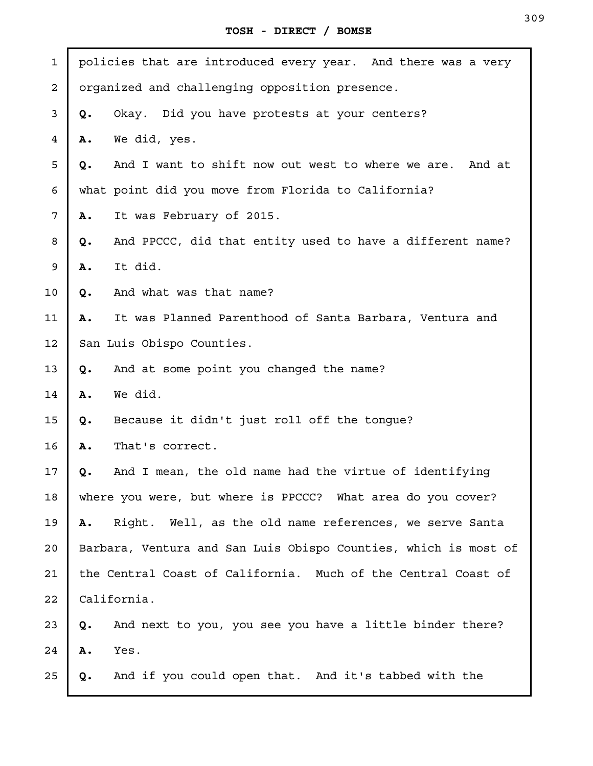policies that are introduced every year. And there was a very organized and challenging opposition presence.

**Q.** Okay. Did you have protests at your centers?

**A.** We did, yes.

**Q.** And I want to shift now out west to where we are. And at what point did you move from Florida to California?

**A.** It was February of 2015.

**Q.** And PPCCC, did that entity used to have a different name?

**A.** It did.

**Q.** And what was that name?

**A.** It was Planned Parenthood of Santa Barbara, Ventura and San Luis Obispo Counties.

**Q.** And at some point you changed the name?

**A.** We did.

**Q.** Because it didn't just roll off the tongue?

**A.** That's correct.

**Q.** And I mean, the old name had the virtue of identifying where you were, but where is PPCCC? What area do you cover?

**A.** Right. Well, as the old name references, we serve Santa Barbara, Ventura and San Luis Obispo Counties, which is most of the Central Coast of California. Much of the Central Coast of California.

**Q.** And next to you, you see you have a little binder there?

**A.** Yes.

**Q.** And if you could open that. And it's tabbed with the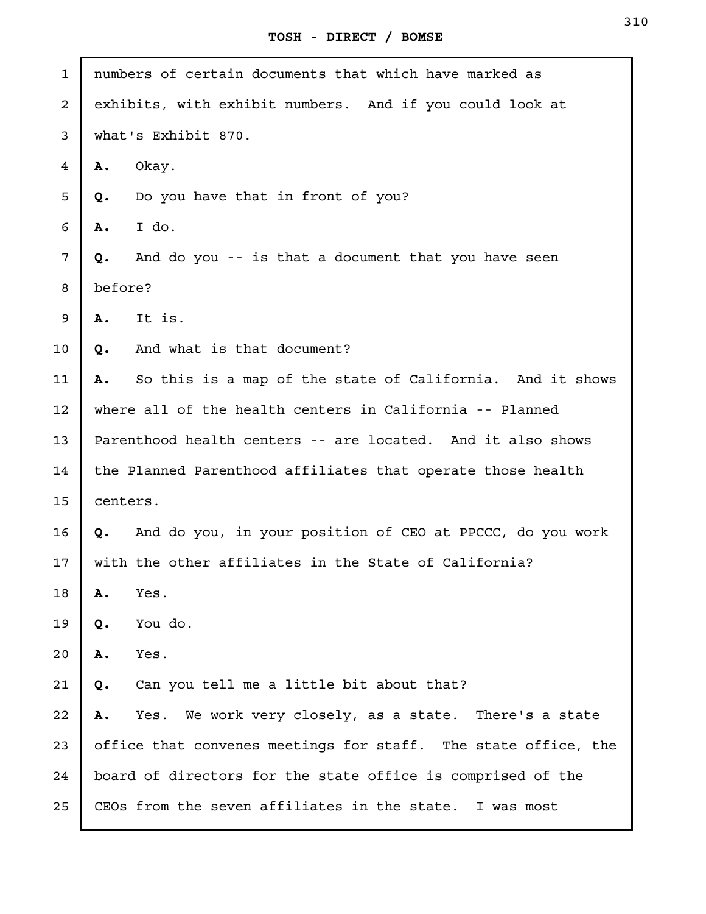numbers of certain documents that which have marked as exhibits, with exhibit numbers. And if you could look at what's Exhibit 870.

**A.** Okay.

**Q.** Do you have that in front of you?

**A.** I do.

**Q.** And do you -- is that a document that you have seen before?

**A.** It is.

**Q.** And what is that document?

**A.** So this is a map of the state of California. And it shows where all of the health centers in California -- Planned Parenthood health centers -- are located. And it also shows the Planned Parenthood affiliates that operate those health centers.

**Q.** And do you, in your position of CEO at PPCCC, do you work with the other affiliates in the State of California?

**A.** Yes.

**Q.** You do.

**A.** Yes.

**Q.** Can you tell me a little bit about that?

**A.** Yes. We work very closely, as a state. There's a state office that convenes meetings for staff. The state office, the board of directors for the state office is comprised of the CEOs from the seven affiliates in the state. I was most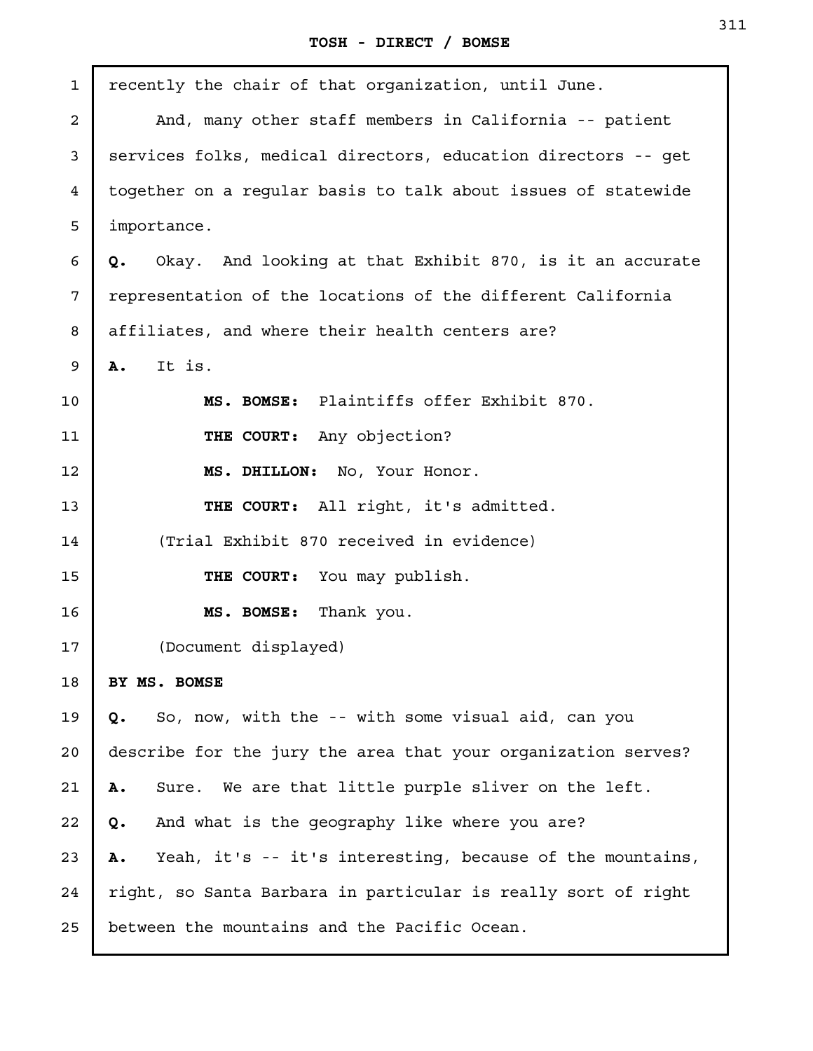recently the chair of that organization, until June.

And, many other staff members in California -- patient services folks, medical directors, education directors -- get together on a regular basis to talk about issues of statewide importance.

**Q.** Okay. And looking at that Exhibit 870, is it an accurate representation of the locations of the different California affiliates, and where their health centers are?

**A.** It is.

**MS. BOMSE:** Plaintiffs offer Exhibit 870.

**THE COURT:** Any objection?

**MS. DHILLON:** No, Your Honor.

**THE COURT:** All right, it's admitted.

(Trial Exhibit 870 received in evidence)

**THE COURT:** You may publish.

**MS. BOMSE:** Thank you.

(Document displayed)

**BY MS. BOMSE**

**Q.** So, now, with the -- with some visual aid, can you describe for the jury the area that your organization serves?

**A.** Sure. We are that little purple sliver on the left.

**Q.** And what is the geography like where you are?

**A.** Yeah, it's -- it's interesting, because of the mountains, right, so Santa Barbara in particular is really sort of right between the mountains and the Pacific Ocean.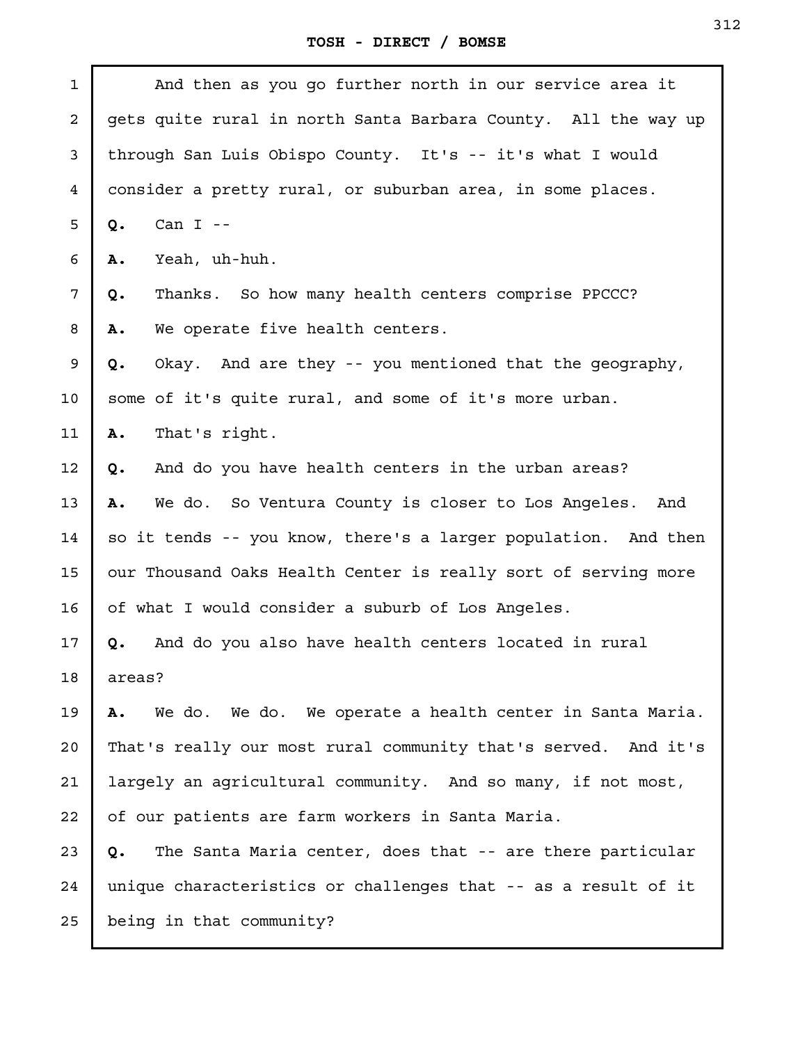And then as you go further north in our service area it gets quite rural in north Santa Barbara County. All the way up through San Luis Obispo County. It's -- it's what I would consider a pretty rural, or suburban area, in some places.

**Q.** Can I --

**A.** Yeah, uh-huh.

**Q.** Thanks. So how many health centers comprise PPCCC?

**A.** We operate five health centers.

**Q.** Okay. And are they -- you mentioned that the geography, some of it's quite rural, and some of it's more urban.

**A.** That's right.

**Q.** And do you have health centers in the urban areas?

**A.** We do. So Ventura County is closer to Los Angeles. And so it tends -- you know, there's a larger population. And then our Thousand Oaks Health Center is really sort of serving more of what I would consider a suburb of Los Angeles.

**Q.** And do you also have health centers located in rural areas?

**A.** We do. We do. We operate a health center in Santa Maria. That's really our most rural community that's served. And it's largely an agricultural community. And so many, if not most, of our patients are farm workers in Santa Maria.

**Q.** The Santa Maria center, does that -- are there particular unique characteristics or challenges that -- as a result of it being in that community?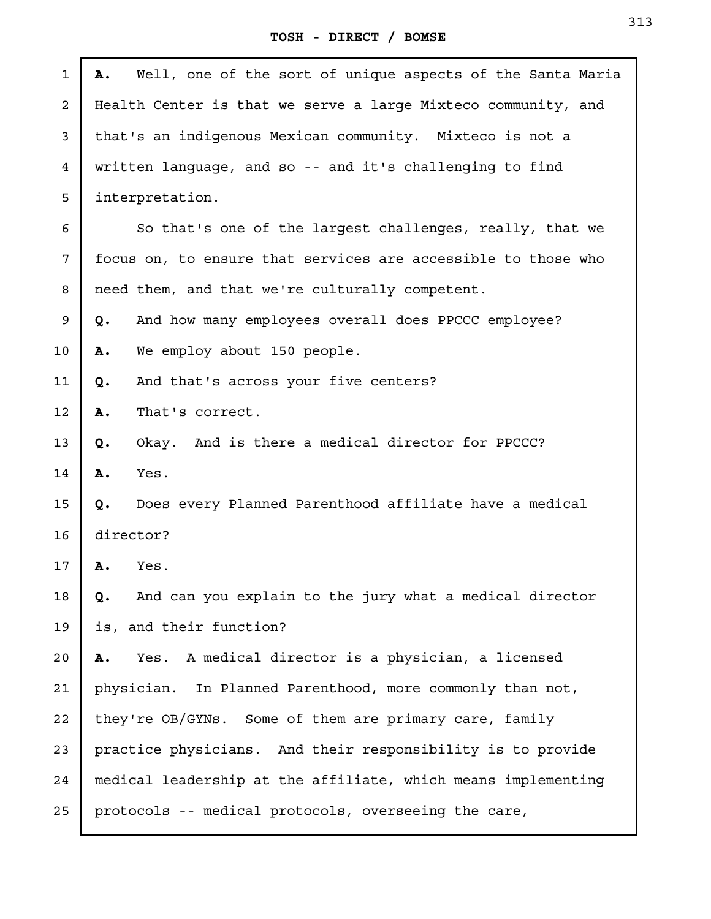**A.** Well, one of the sort of unique aspects of the Santa Maria Health Center is that we serve a large Mixteco community, and that's an indigenous Mexican community. Mixteco is not a written language, and so -- and it's challenging to find interpretation.

So that's one of the largest challenges, really, that we focus on, to ensure that services are accessible to those who need them, and that we're culturally competent.

**Q.** And how many employees overall does PPCCC employee?

**A.** We employ about 150 people.

**Q.** And that's across your five centers?

**A.** That's correct.

**Q.** Okay. And is there a medical director for PPCCC?

**A.** Yes.

**Q.** Does every Planned Parenthood affiliate have a medical director?

**A.** Yes.

**Q.** And can you explain to the jury what a medical director is, and their function?

**A.** Yes. A medical director is a physician, a licensed physician. In Planned Parenthood, more commonly than not, they're OB/GYNs. Some of them are primary care, family practice physicians. And their responsibility is to provide medical leadership at the affiliate, which means implementing protocols -- medical protocols, overseeing the care,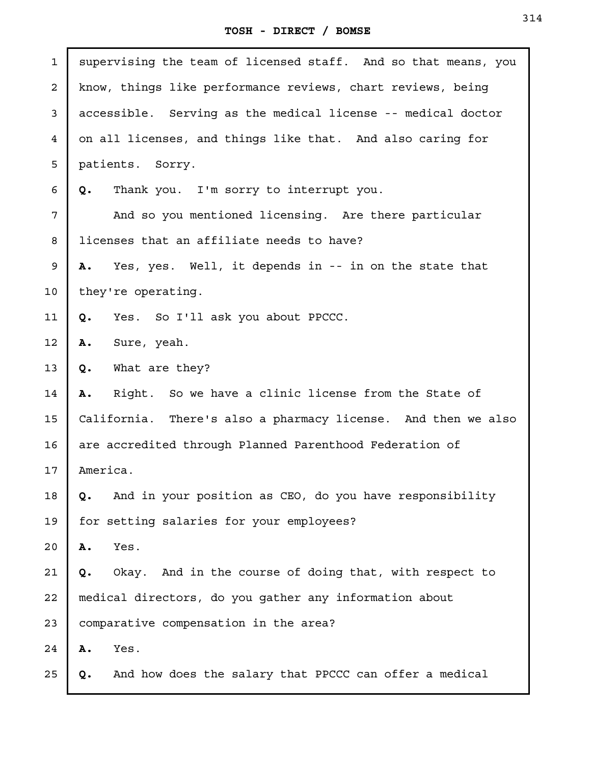supervising the team of licensed staff. And so that means, you know, things like performance reviews, chart reviews, being accessible. Serving as the medical license -- medical doctor on all licenses, and things like that. And also caring for patients. Sorry.

**Q.** Thank you. I'm sorry to interrupt you.

And so you mentioned licensing. Are there particular licenses that an affiliate needs to have?

**A.** Yes, yes. Well, it depends in -- in on the state that they're operating.

**Q.** Yes. So I'll ask you about PPCCC.

**A.** Sure, yeah.

**Q.** What are they?

**A.** Right. So we have a clinic license from the State of California. There's also a pharmacy license. And then we also are accredited through Planned Parenthood Federation of America.

**Q.** And in your position as CEO, do you have responsibility for setting salaries for your employees?

**A.** Yes.

**Q.** Okay. And in the course of doing that, with respect to medical directors, do you gather any information about comparative compensation in the area?

**A.** Yes.

**Q.** And how does the salary that PPCCC can offer a medical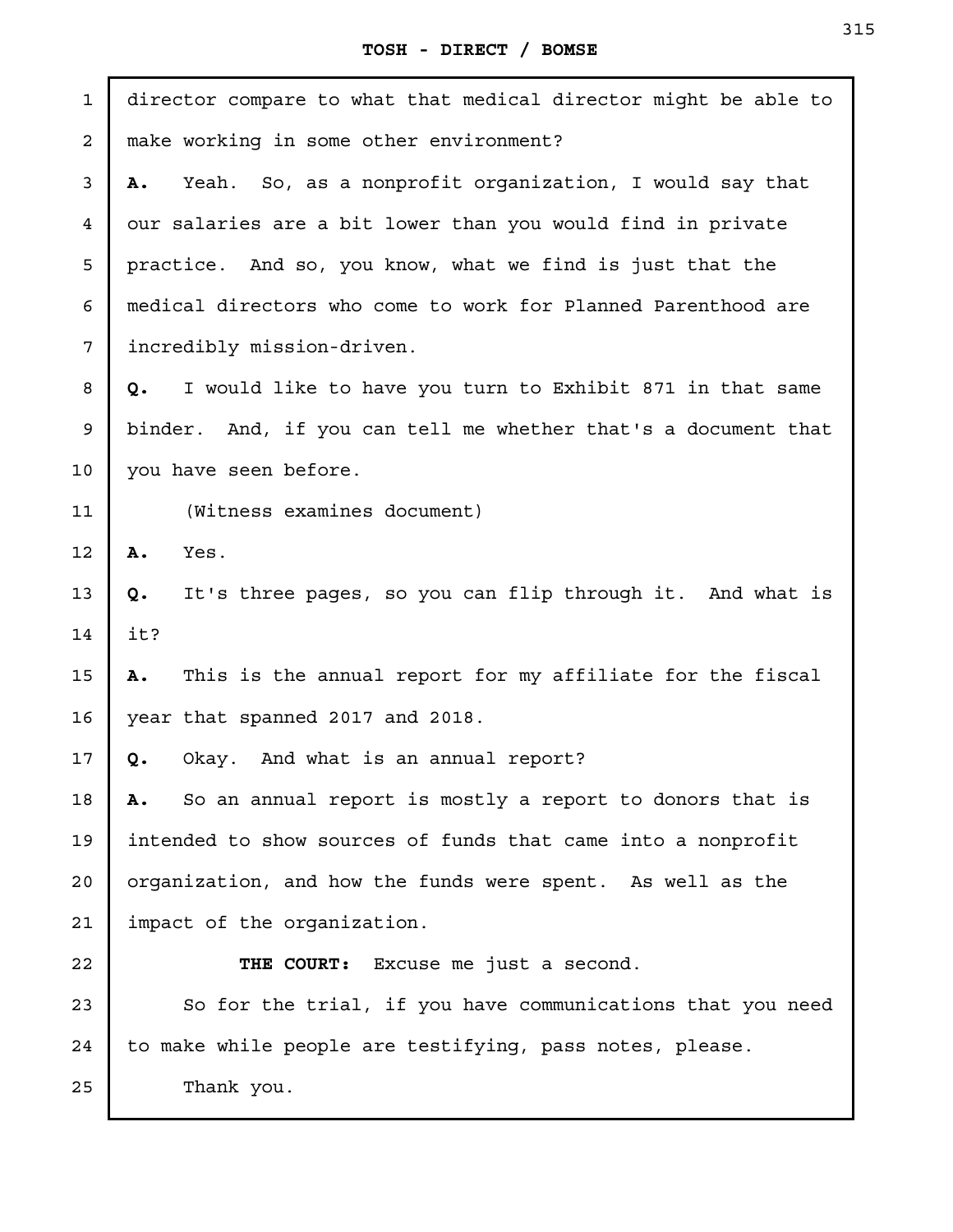director compare to what that medical director might be able to make working in some other environment?

**A.** Yeah. So, as a nonprofit organization, I would say that our salaries are a bit lower than you would find in private practice. And so, you know, what we find is just that the medical directors who come to work for Planned Parenthood are incredibly mission-driven.

**Q.** I would like to have you turn to Exhibit 871 in that same binder. And, if you can tell me whether that's a document that you have seen before.

(Witness examines document)

**A.** Yes.

**Q.** It's three pages, so you can flip through it. And what is it?

**A.** This is the annual report for my affiliate for the fiscal year that spanned 2017 and 2018.

**Q.** Okay. And what is an annual report?

**A.** So an annual report is mostly a report to donors that is intended to show sources of funds that came into a nonprofit organization, and how the funds were spent. As well as the impact of the organization.

**THE COURT:** Excuse me just a second.

So for the trial, if you have communications that you need to make while people are testifying, pass notes, please.

Thank you.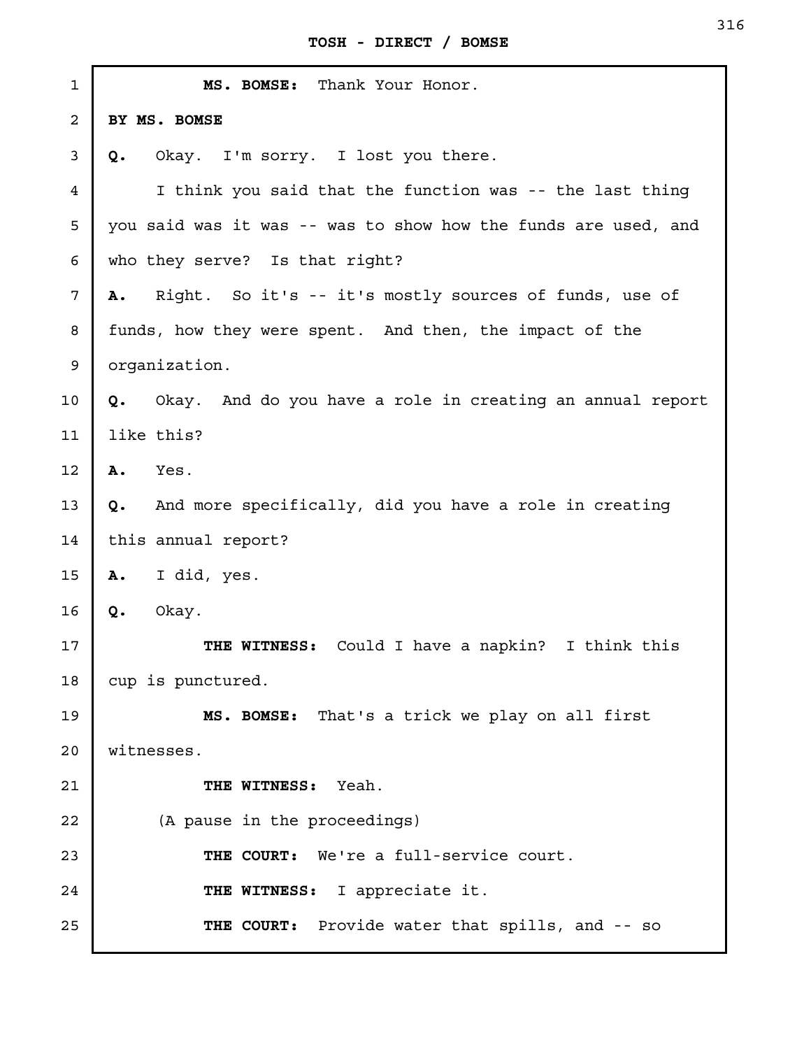**MS. BOMSE:** Thank Your Honor.

**BY MS. BOMSE**

**Q.** Okay. I'm sorry. I lost you there.

I think you said that the function was -- the last thing you said was it was -- was to show how the funds are used, and who they serve? Is that right?

**A.** Right. So it's -- it's mostly sources of funds, use of funds, how they were spent. And then, the impact of the organization.

**Q.** Okay. And do you have a role in creating an annual report like this?

**A.** Yes.

**Q.** And more specifically, did you have a role in creating this annual report?

**A.** I did, yes.

**Q.** Okay.

**THE WITNESS:** Could I have a napkin? I think this cup is punctured.

**MS. BOMSE:** That's a trick we play on all first witnesses.

**THE WITNESS:** Yeah.

(A pause in the proceedings)

**THE COURT:** We're a full-service court.

**THE WITNESS:** I appreciate it.

**THE COURT:** Provide water that spills, and -- so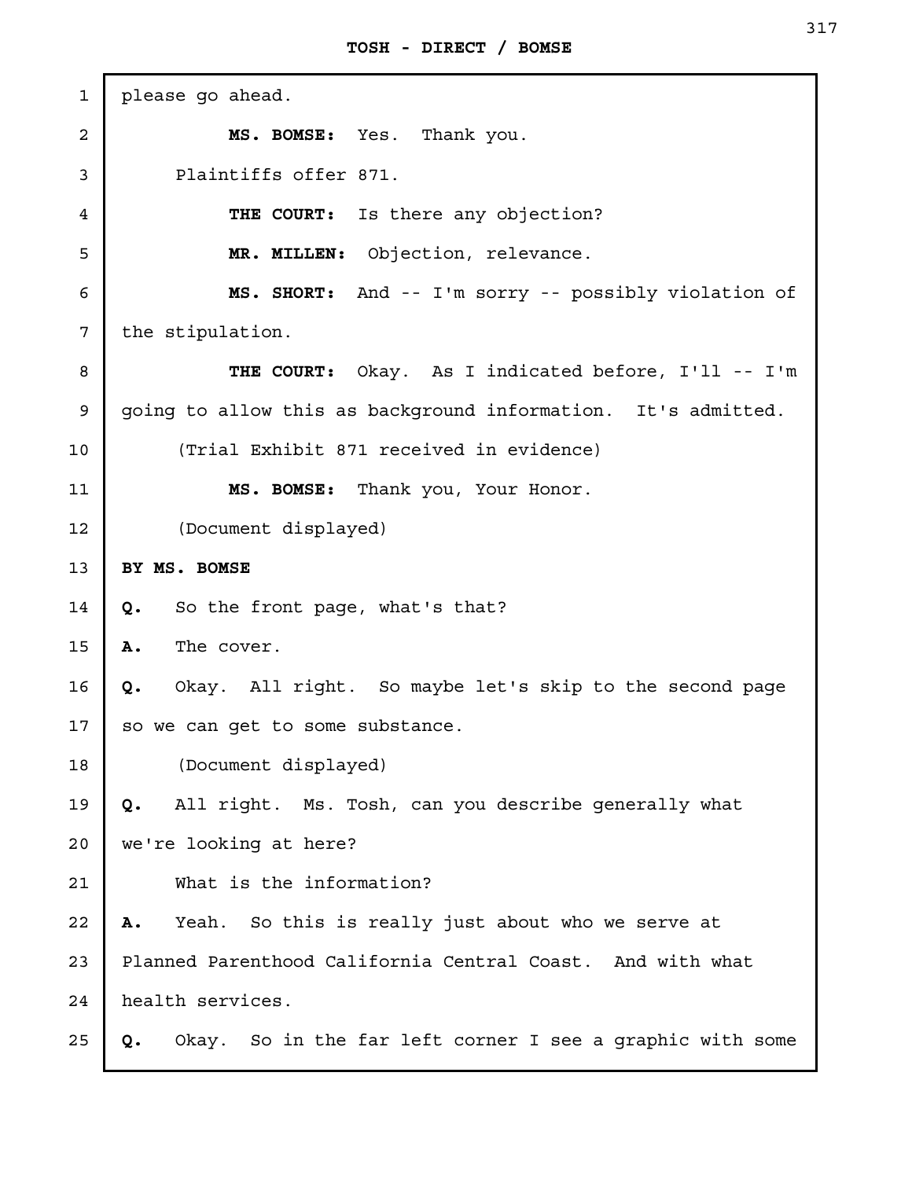please go ahead.

**MS. BOMSE:** Yes. Thank you.

Plaintiffs offer 871.

**THE COURT:** Is there any objection?

**MR. MILLEN:** Objection, relevance.

**MS. SHORT:** And -- I'm sorry -- possibly violation of the stipulation.

**THE COURT:** Okay. As I indicated before, I'll -- I'm going to allow this as background information. It's admitted.

(Trial Exhibit 871 received in evidence)

**MS. BOMSE:** Thank you, Your Honor.

(Document displayed)

**BY MS. BOMSE**

**Q.** So the front page, what's that?

**A.** The cover.

**Q.** Okay. All right. So maybe let's skip to the second page so we can get to some substance.

(Document displayed)

**Q.** All right. Ms. Tosh, can you describe generally what we're looking at here?

What is the information?

**A.** Yeah. So this is really just about who we serve at Planned Parenthood California Central Coast. And with what health services.

**Q.** Okay. So in the far left corner I see a graphic with some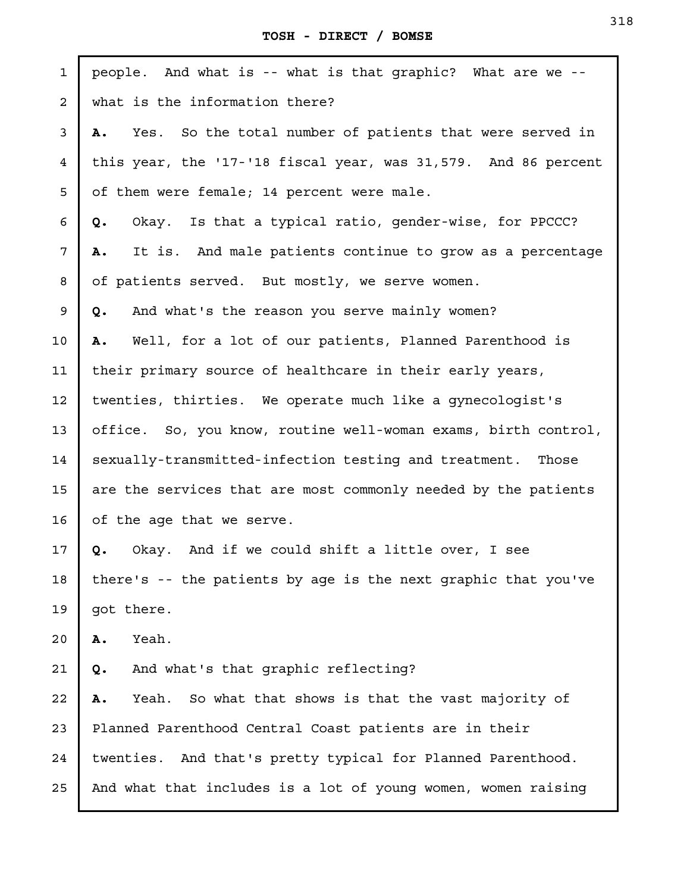people. And what is -- what is that graphic? What are we -- what is the information there?

**A.** Yes. So the total number of patients that were served in this year, the '17-'18 fiscal year, was 31,579. And 86 percent of them were female; 14 percent were male.

**Q.** Okay. Is that a typical ratio, gender-wise, for PPCCC?

**A.** It is. And male patients continue to grow as a percentage of patients served. But mostly, we serve women.

**Q.** And what's the reason you serve mainly women?

**A.** Well, for a lot of our patients, Planned Parenthood is their primary source of healthcare in their early years, twenties, thirties. We operate much like a gynecologist's office. So, you know, routine well-woman exams, birth control, sexually-transmitted-infection testing and treatment. Those are the services that are most commonly needed by the patients of the age that we serve.

**Q.** Okay. And if we could shift a little over, I see there's -- the patients by age is the next graphic that you've got there.

**A.** Yeah.

**Q.** And what's that graphic reflecting?

**A.** Yeah. So what that shows is that the vast majority of Planned Parenthood Central Coast patients are in their twenties. And that's pretty typical for Planned Parenthood. And what that includes is a lot of young women, women raising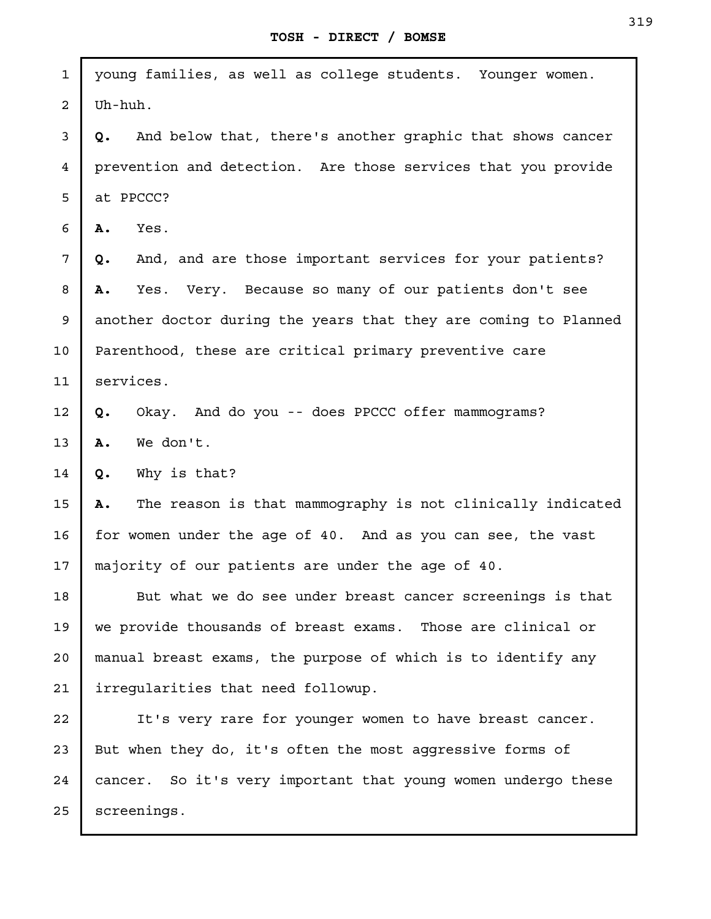young families, as well as college students. Younger women. Uh-huh.

**Q.** And below that, there's another graphic that shows cancer prevention and detection. Are those services that you provide at PPCCC?

**A.** Yes.

**Q.** And, and are those important services for your patients?

**A.** Yes. Very. Because so many of our patients don't see another doctor during the years that they are coming to Planned Parenthood, these are critical primary preventive care services.

**Q.** Okay. And do you -- does PPCCC offer mammograms?

**A.** We don't.

**Q.** Why is that?

**A.** The reason is that mammography is not clinically indicated for women under the age of 40. And as you can see, the vast majority of our patients are under the age of 40.

But what we do see under breast cancer screenings is that we provide thousands of breast exams. Those are clinical or manual breast exams, the purpose of which is to identify any irregularities that need followup.

It's very rare for younger women to have breast cancer. But when they do, it's often the most aggressive forms of cancer. So it's very important that young women undergo these screenings.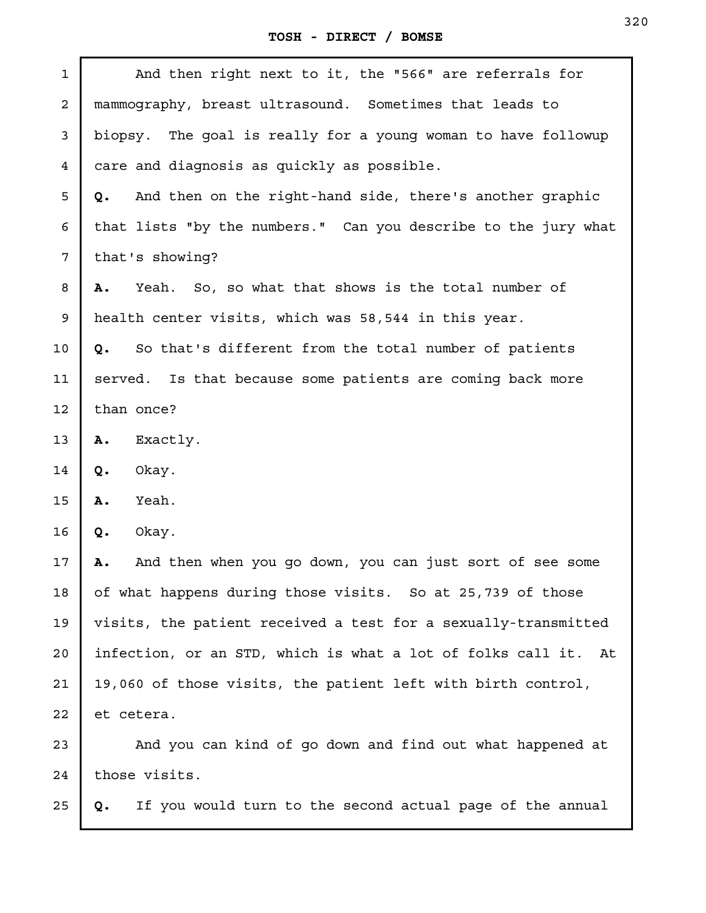And then right next to it, the "566" are referrals for mammography, breast ultrasound. Sometimes that leads to biopsy. The goal is really for a young woman to have followup care and diagnosis as quickly as possible.

**Q.** And then on the right-hand side, there's another graphic that lists "by the numbers." Can you describe to the jury what that's showing?

**A.** Yeah. So, so what that shows is the total number of health center visits, which was 58,544 in this year.

**Q.** So that's different from the total number of patients served. Is that because some patients are coming back more than once?

**A.** Exactly.

**Q.** Okay.

**A.** Yeah.

**Q.** Okay.

**A.** And then when you go down, you can just sort of see some of what happens during those visits. So at 25,739 of those visits, the patient received a test for a sexually-transmitted infection, or an STD, which is what a lot of folks call it. At 19,060 of those visits, the patient left with birth control, et cetera.

And you can kind of go down and find out what happened at those visits.

**Q.** If you would turn to the second actual page of the annual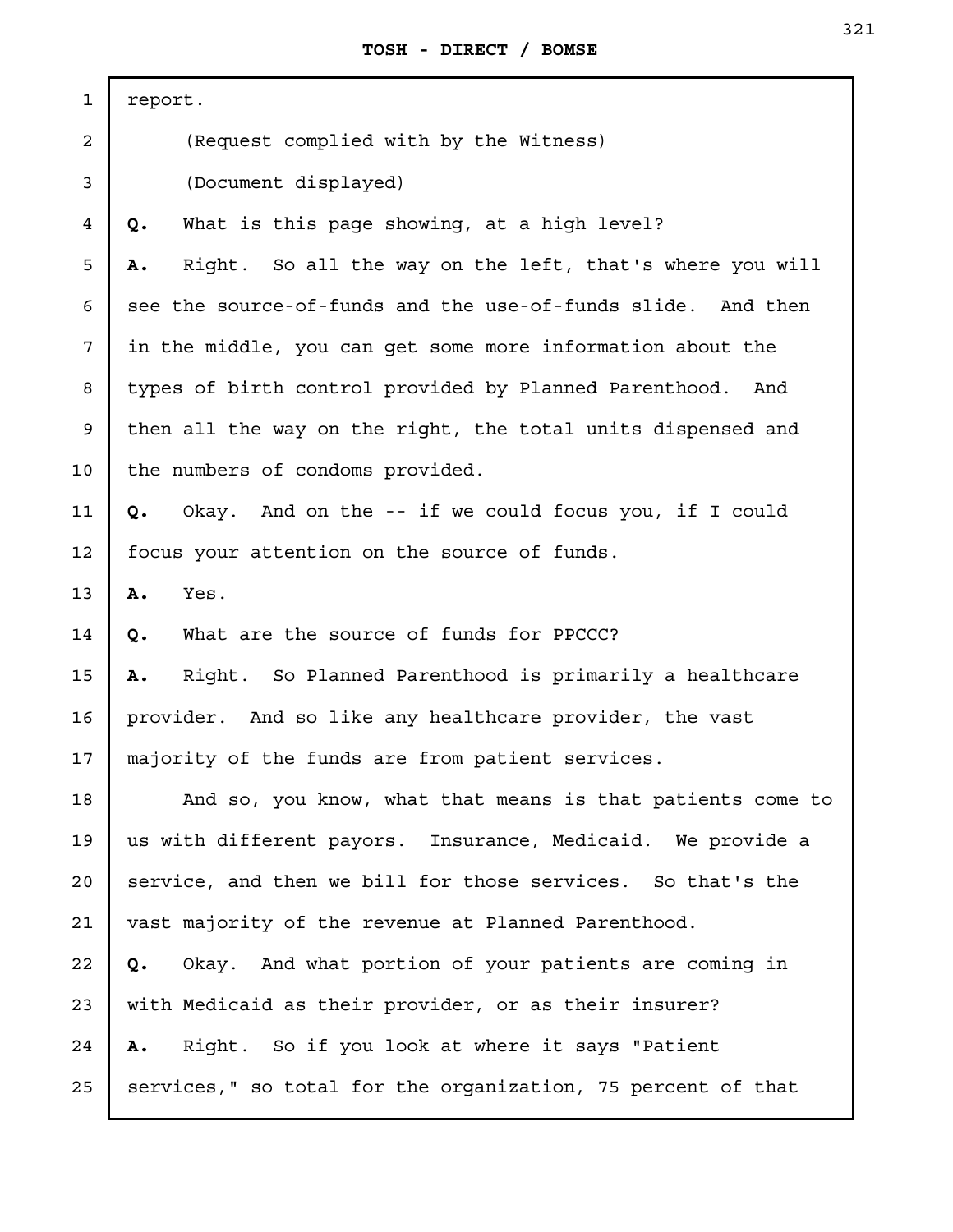report.

(Request complied with by the Witness)

(Document displayed)

**Q.** What is this page showing, at a high level?

**A.** Right. So all the way on the left, that's where you will see the source-of-funds and the use-of-funds slide. And then in the middle, you can get some more information about the types of birth control provided by Planned Parenthood. And then all the way on the right, the total units dispensed and the numbers of condoms provided.

**Q.** Okay. And on the -- if we could focus you, if I could focus your attention on the source of funds.

**A.** Yes.

**Q.** What are the source of funds for PPCCC?

**A.** Right. So Planned Parenthood is primarily a healthcare provider. And so like any healthcare provider, the vast majority of the funds are from patient services.

And so, you know, what that means is that patients come to us with different payors. Insurance, Medicaid. We provide a service, and then we bill for those services. So that's the vast majority of the revenue at Planned Parenthood.

**Q.** Okay. And what portion of your patients are coming in with Medicaid as their provider, or as their insurer?

**A.** Right. So if you look at where it says "Patient services," so total for the organization, 75 percent of that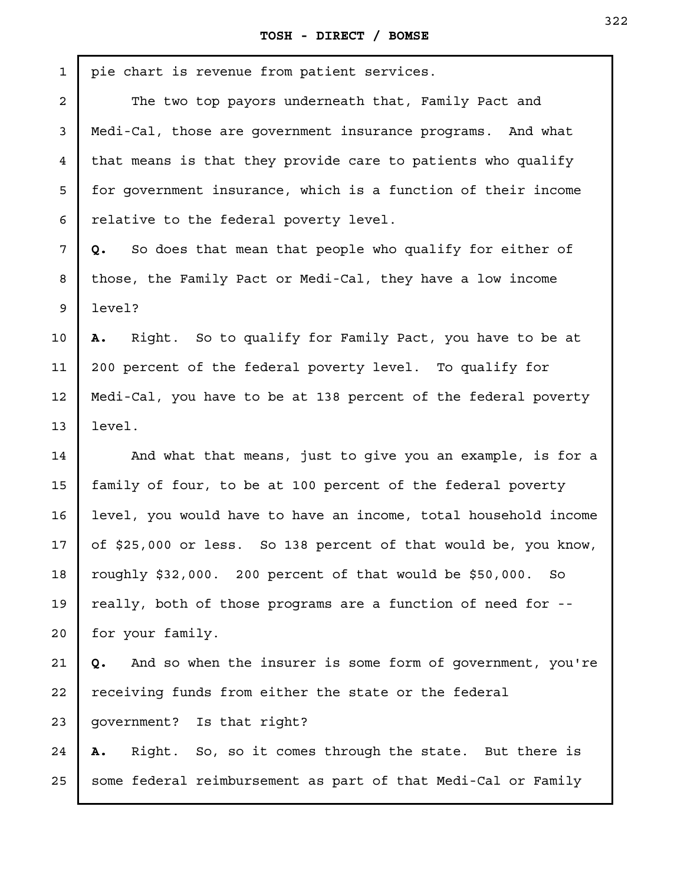pie chart is revenue from patient services.

The two top payors underneath that, Family Pact and Medi-Cal, those are government insurance programs. And what that means is that they provide care to patients who qualify for government insurance, which is a function of their income relative to the federal poverty level.

**Q.** So does that mean that people who qualify for either of those, the Family Pact or Medi-Cal, they have a low income level?

**A.** Right. So to qualify for Family Pact, you have to be at 200 percent of the federal poverty level. To qualify for Medi-Cal, you have to be at 138 percent of the federal poverty level.

And what that means, just to give you an example, is for a family of four, to be at 100 percent of the federal poverty level, you would have to have an income, total household income of $25,000 or less. So 138 percent of that would be, you know, roughly $32,000. 200 percent of that would be $50,000. So really, both of those programs are a function of need for -- for your family.

**Q.** And so when the insurer is some form of government, you're receiving funds from either the state or the federal government? Is that right?

**A.** Right. So, so it comes through the state. But there is some federal reimbursement as part of that Medi-Cal or Family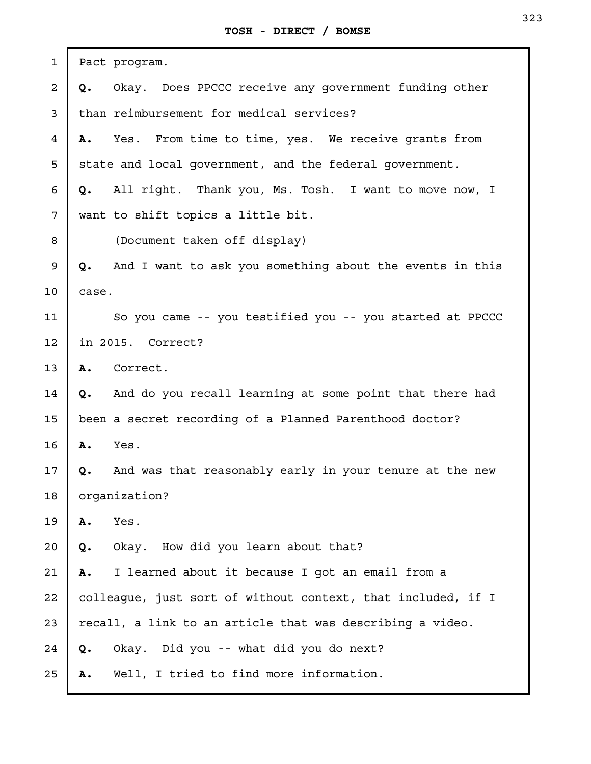Pact program.

**Q.** Okay. Does PPCCC receive any government funding other than reimbursement for medical services?

**A.** Yes. From time to time, yes. We receive grants from state and local government, and the federal government.

**Q.** All right. Thank you, Ms. Tosh. I want to move now, I want to shift topics a little bit.

(Document taken off display)

**Q.** And I want to ask you something about the events in this case.

So you came -- you testified you -- you started at PPCCC in 2015. Correct?

**A.** Correct.

**Q.** And do you recall learning at some point that there had been a secret recording of a Planned Parenthood doctor?

**A.** Yes.

**Q.** And was that reasonably early in your tenure at the new organization?

**A.** Yes.

**Q.** Okay. How did you learn about that?

**A.** I learned about it because I got an email from a colleague, just sort of without context, that included, if I recall, a link to an article that was describing a video.

**Q.** Okay. Did you -- what did you do next?

**A.** Well, I tried to find more information.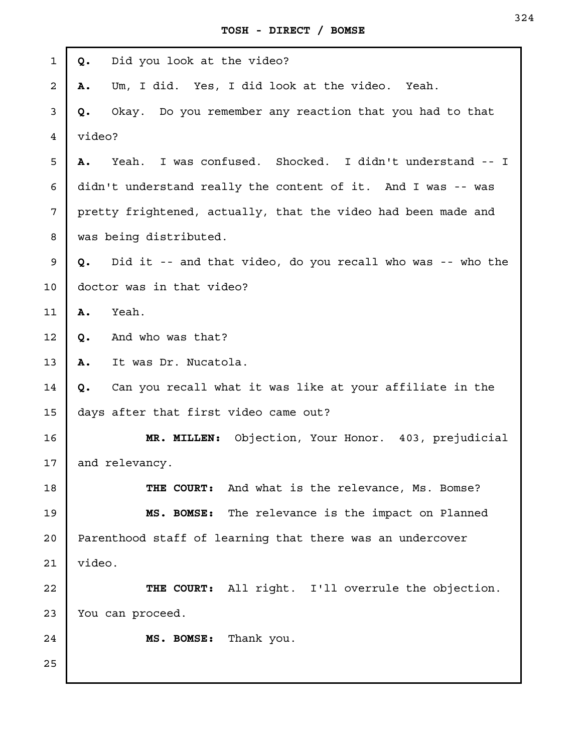**Q.** Did you look at the video?

**A.** Um, I did. Yes, I did look at the video. Yeah.

**Q.** Okay. Do you remember any reaction that you had to that video?

**A.** Yeah. I was confused. Shocked. I didn't understand -- I didn't understand really the content of it. And I was -- was pretty frightened, actually, that the video had been made and was being distributed.

**Q.** Did it -- and that video, do you recall who was -- who the doctor was in that video?

**A.** Yeah.

**Q.** And who was that?

**A.** It was Dr. Nucatola.

**Q.** Can you recall what it was like at your affiliate in the days after that first video came out?

**MR. MILLEN:** Objection, Your Honor. 403, prejudicial and relevancy.

**THE COURT:** And what is the relevance, Ms. Bomse?

**MS. BOMSE:** The relevance is the impact on Planned Parenthood staff of learning that there was an undercover video.

**THE COURT:** All right. I'll overrule the objection. You can proceed.

**MS. BOMSE:** Thank you.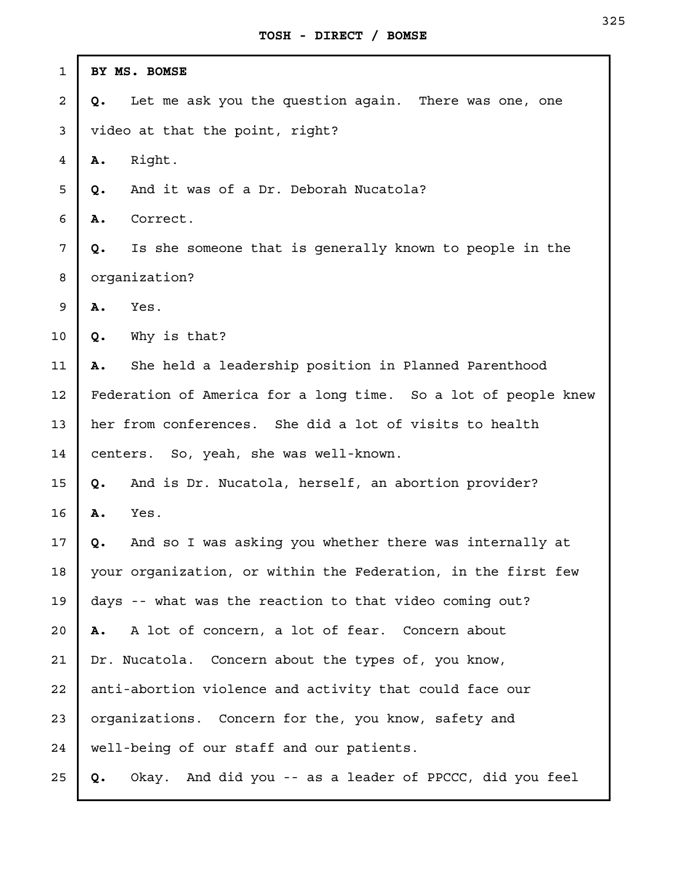**BY MS. BOMSE**

**Q.** Let me ask you the question again. There was one, one video at that the point, right?

**A.** Right.

**Q.** And it was of a Dr. Deborah Nucatola?

**A.** Correct.

**Q.** Is she someone that is generally known to people in the organization?

**A.** Yes.

**Q.** Why is that?

**A.** She held a leadership position in Planned Parenthood Federation of America for a long time. So a lot of people knew her from conferences. She did a lot of visits to health centers. So, yeah, she was well-known.

**Q.** And is Dr. Nucatola, herself, an abortion provider?

**A.** Yes.

**Q.** And so I was asking you whether there was internally at your organization, or within the Federation, in the first few days -- what was the reaction to that video coming out?

**A.** A lot of concern, a lot of fear. Concern about Dr. Nucatola. Concern about the types of, you know, anti-abortion violence and activity that could face our organizations. Concern for the, you know, safety and well-being of our staff and our patients.

**Q.** Okay. And did you -- as a leader of PPCCC, did you feel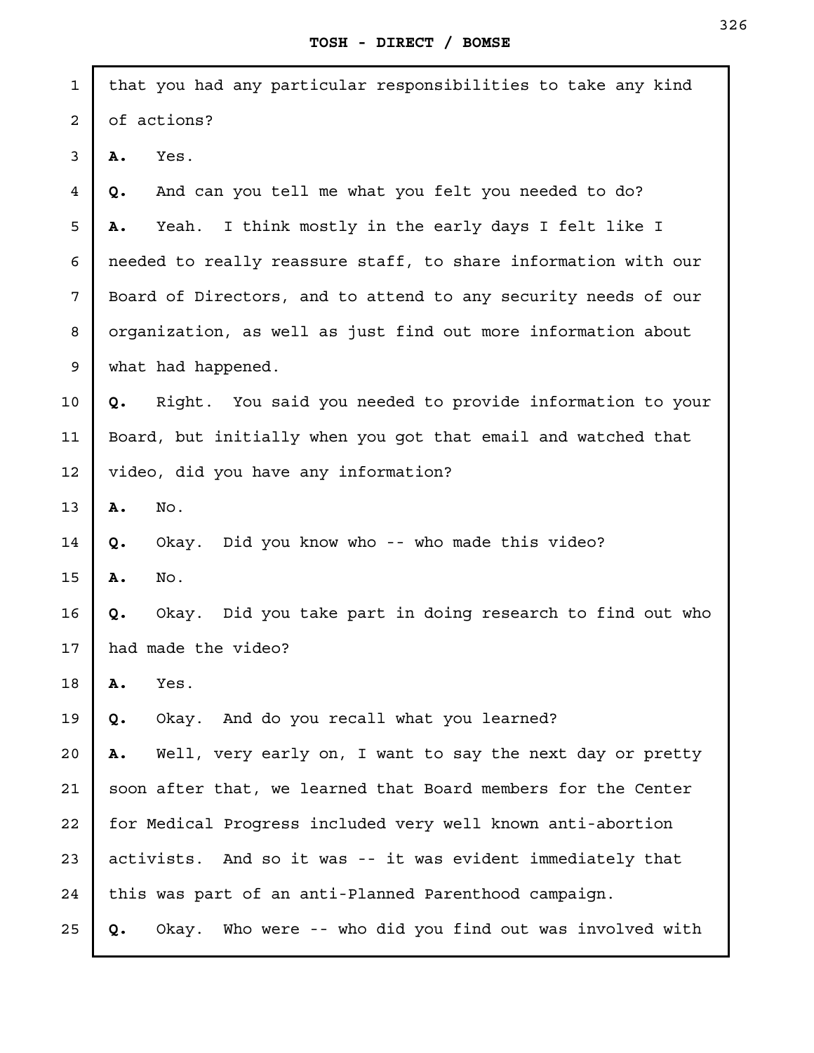that you had any particular responsibilities to take any kind of actions?

**A.** Yes.

**Q.** And can you tell me what you felt you needed to do?

**A.** Yeah. I think mostly in the early days I felt like I needed to really reassure staff, to share information with our Board of Directors, and to attend to any security needs of our organization, as well as just find out more information about what had happened.

**Q.** Right. You said you needed to provide information to your Board, but initially when you got that email and watched that video, did you have any information?

**A.** No.

**Q.** Okay. Did you know who -- who made this video?

**A.** No.

**Q.** Okay. Did you take part in doing research to find out who had made the video?

**A.** Yes.

**Q.** Okay. And do you recall what you learned?

**A.** Well, very early on, I want to say the next day or pretty soon after that, we learned that Board members for the Center for Medical Progress included very well known anti-abortion activists. And so it was -- it was evident immediately that this was part of an anti-Planned Parenthood campaign.

**Q.** Okay. Who were -- who did you find out was involved with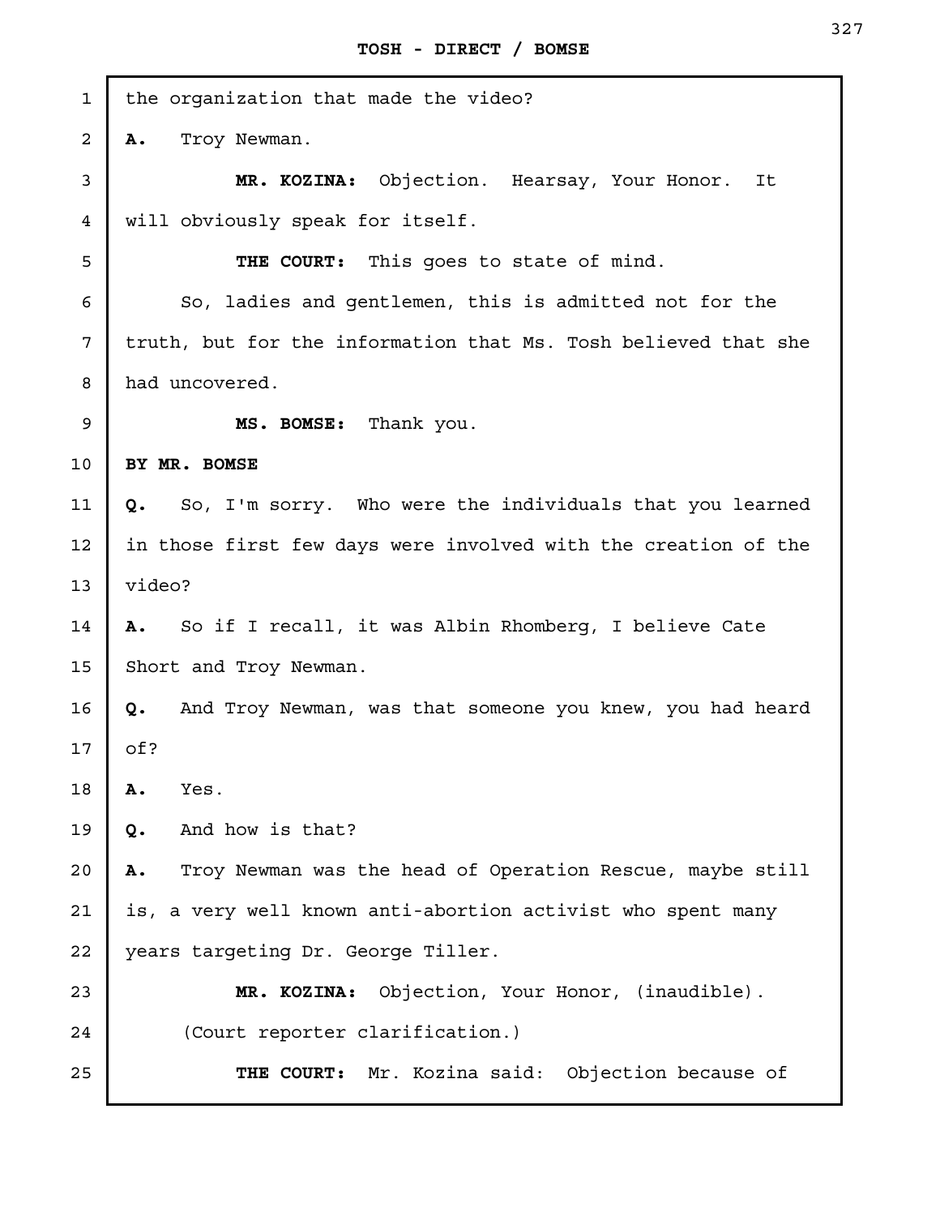the organization that made the video?

**A.** Troy Newman.

**MR. KOZINA:** Objection. Hearsay, Your Honor. It will obviously speak for itself.

**THE COURT:** This goes to state of mind.

So, ladies and gentlemen, this is admitted not for the truth, but for the information that Ms. Tosh believed that she had uncovered.

**MS. BOMSE:** Thank you.

**BY MR. BOMSE**

**Q.** So, I'm sorry. Who were the individuals that you learned in those first few days were involved with the creation of the video?

**A.** So if I recall, it was Albin Rhomberg, I believe Cate Short and Troy Newman.

**Q.** And Troy Newman, was that someone you knew, you had heard of?

**A.** Yes.

**Q.** And how is that?

**A.** Troy Newman was the head of Operation Rescue, maybe still is, a very well known anti-abortion activist who spent many years targeting Dr. George Tiller.

**MR. KOZINA:** Objection, Your Honor, (inaudible).

(Court reporter clarification.)

**THE COURT:** Mr. Kozina said: Objection because of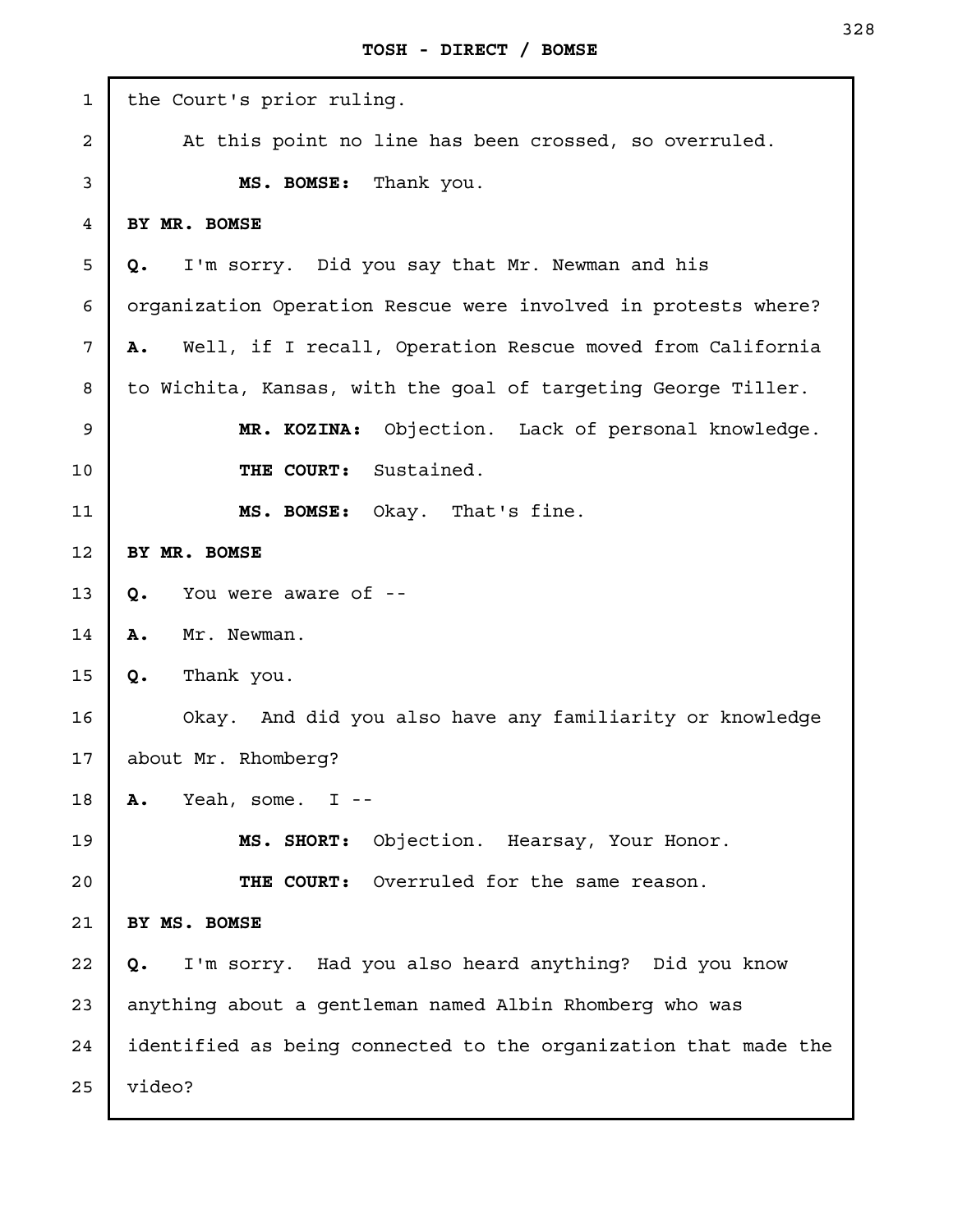the Court's prior ruling.

At this point no line has been crossed, so overruled.

**MS. BOMSE:** Thank you.

**BY MR. BOMSE**

**Q.** I'm sorry. Did you say that Mr. Newman and his organization Operation Rescue were involved in protests where?

**A.** Well, if I recall, Operation Rescue moved from California to Wichita, Kansas, with the goal of targeting George Tiller.

**MR. KOZINA:** Objection. Lack of personal knowledge.

**THE COURT:** Sustained.

**MS. BOMSE:** Okay. That's fine.

**BY MR. BOMSE**

**Q.** You were aware of --

**A.** Mr. Newman.

**Q.** Thank you.

Okay. And did you also have any familiarity or knowledge about Mr. Rhomberg?

**A.** Yeah, some. I --

**MS. SHORT:** Objection. Hearsay, Your Honor.

**THE COURT:** Overruled for the same reason.

**BY MS. BOMSE**

**Q.** I'm sorry. Had you also heard anything? Did you know anything about a gentleman named Albin Rhomberg who was identified as being connected to the organization that made the video?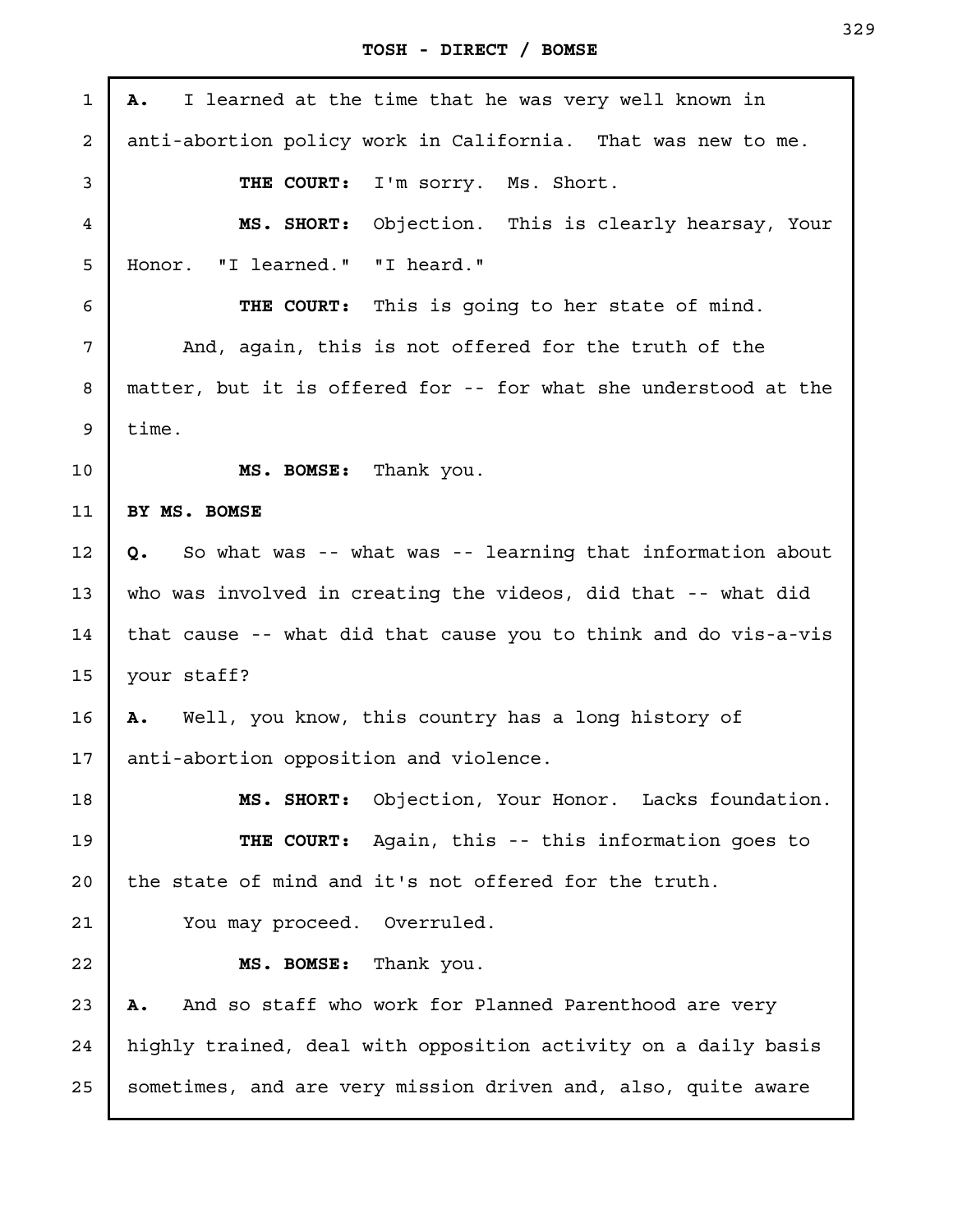**A.** I learned at the time that he was very well known in anti-abortion policy work in California. That was new to me.

**THE COURT:** I'm sorry. Ms. Short.

**MS. SHORT:** Objection. This is clearly hearsay, Your Honor. "I learned." "I heard."

**THE COURT:** This is going to her state of mind.

And, again, this is not offered for the truth of the matter, but it is offered for -- for what she understood at the time.

**MS. BOMSE:** Thank you.

**BY MS. BOMSE**

**Q.** So what was -- what was -- learning that information about who was involved in creating the videos, did that -- what did that cause -- what did that cause you to think and do vis-a-vis your staff?

**A.** Well, you know, this country has a long history of anti-abortion opposition and violence.

**MS. SHORT:** Objection, Your Honor. Lacks foundation.

**THE COURT:** Again, this -- this information goes to the state of mind and it's not offered for the truth.

You may proceed. Overruled.

**MS. BOMSE:** Thank you.

**A.** And so staff who work for Planned Parenthood are very highly trained, deal with opposition activity on a daily basis sometimes, and are very mission driven and, also, quite aware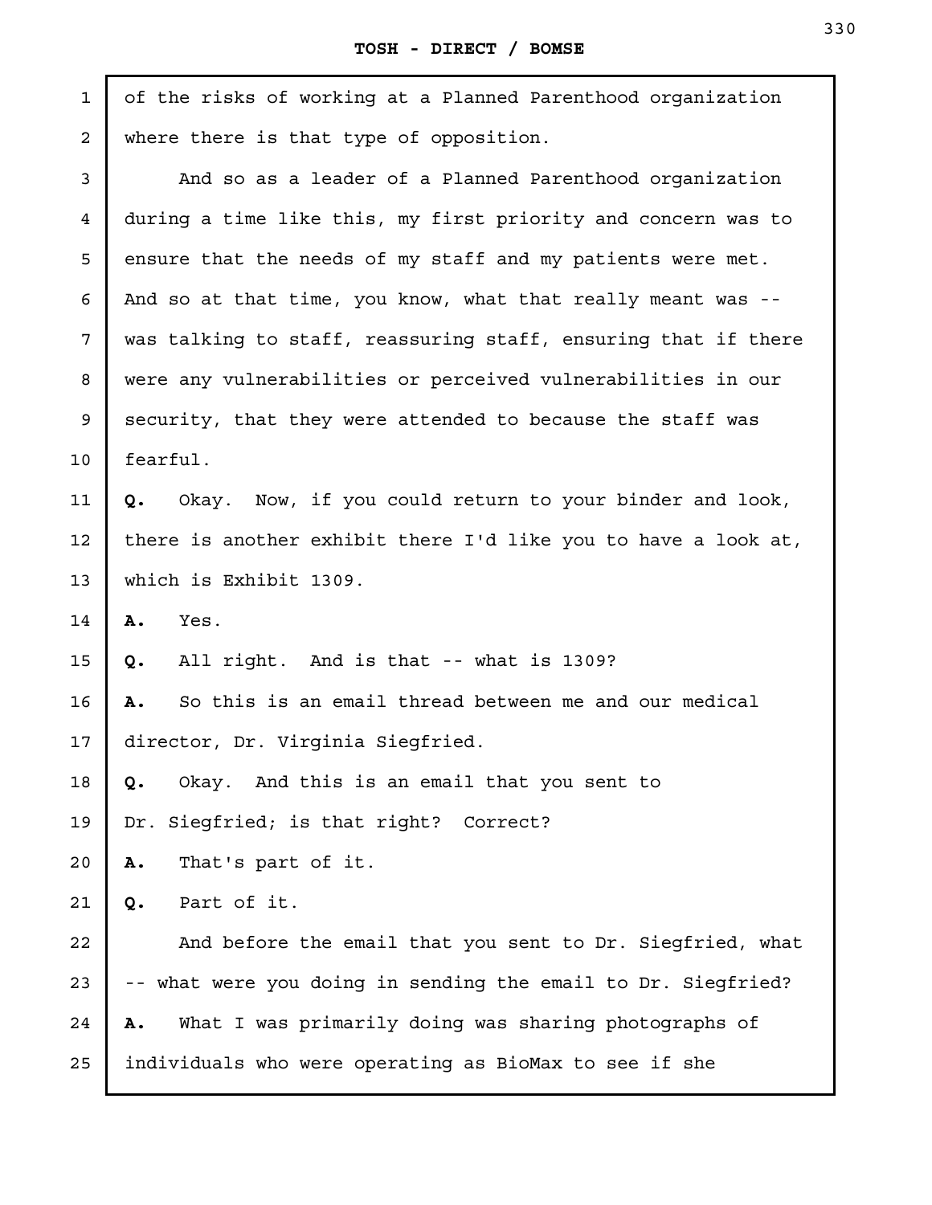of the risks of working at a Planned Parenthood organization where there is that type of opposition.

And so as a leader of a Planned Parenthood organization during a time like this, my first priority and concern was to ensure that the needs of my staff and my patients were met. And so at that time, you know, what that really meant was -- was talking to staff, reassuring staff, ensuring that if there were any vulnerabilities or perceived vulnerabilities in our security, that they were attended to because the staff was fearful.

**Q.** Okay. Now, if you could return to your binder and look, there is another exhibit there I'd like you to have a look at, which is Exhibit 1309.

**A.** Yes.

**Q.** All right. And is that -- what is 1309?

**A.** So this is an email thread between me and our medical director, Dr. Virginia Siegfried.

**Q.** Okay. And this is an email that you sent to Dr. Siegfried; is that right? Correct?

**A.** That's part of it.

**Q.** Part of it.

And before the email that you sent to Dr. Siegfried, what -- what were you doing in sending the email to Dr. Siegfried?

**A.** What I was primarily doing was sharing photographs of individuals who were operating as BioMax to see if she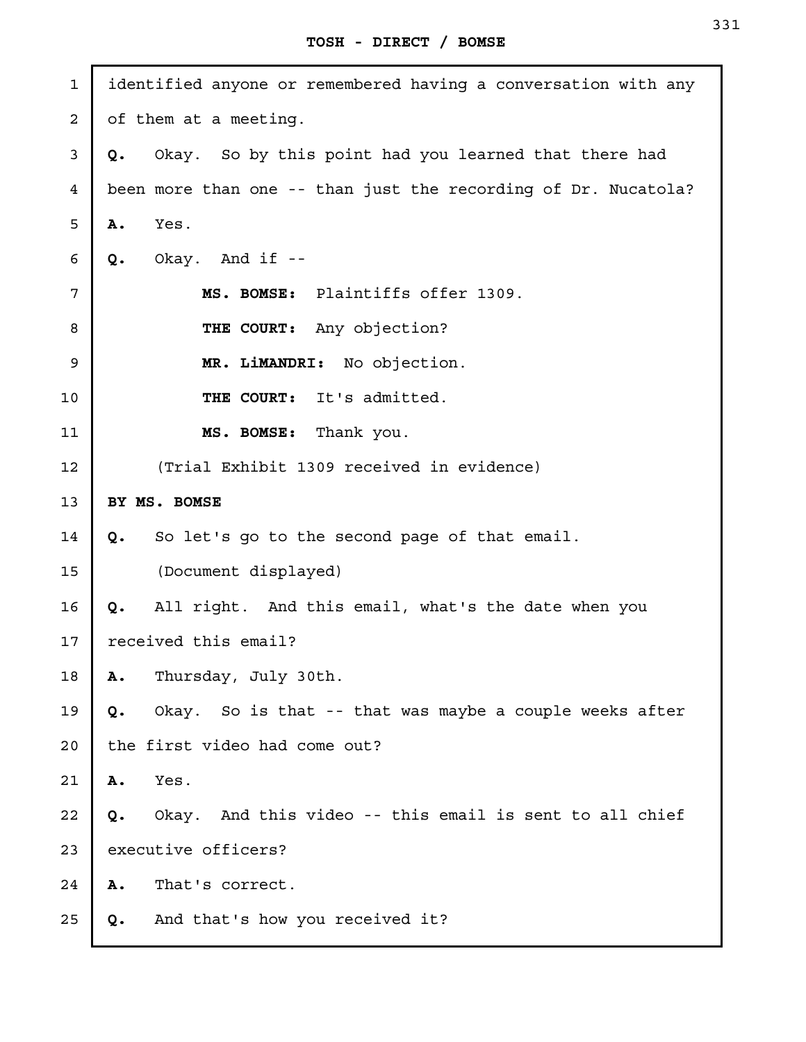identified anyone or remembered having a conversation with any of them at a meeting.

**Q.** Okay. So by this point had you learned that there had been more than one -- than just the recording of Dr. Nucatola?

**A.** Yes.

**Q.** Okay. And if --

**MS. BOMSE:** Plaintiffs offer 1309.

**THE COURT:** Any objection?

**MR. LiMANDRI:** No objection.

**THE COURT:** It's admitted.

**MS. BOMSE:** Thank you.

(Trial Exhibit 1309 received in evidence)

**BY MS. BOMSE**

**Q.** So let's go to the second page of that email.

(Document displayed)

**Q.** All right. And this email, what's the date when you received this email?

**A.** Thursday, July 30th.

**Q.** Okay. So is that -- that was maybe a couple weeks after the first video had come out?

**A.** Yes.

**Q.** Okay. And this video -- this email is sent to all chief executive officers?

**A.** That's correct.

**Q.** And that's how you received it?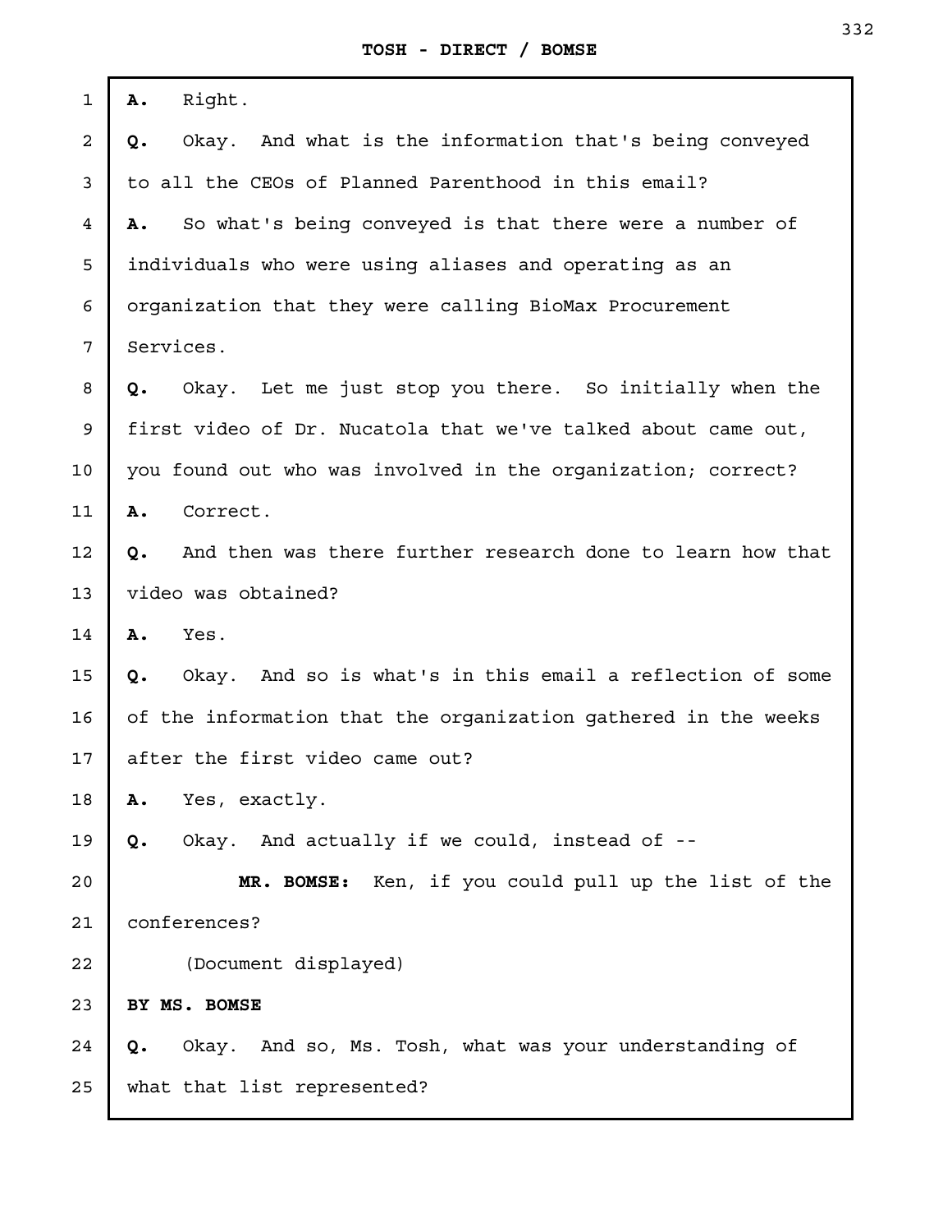A. Right.

Q. Okay. And what is the information that's being conveyed to all the CEOs of Planned Parenthood in this email?

A. So what's being conveyed is that there were a number of individuals who were using aliases and operating as an organization that they were calling BioMax Procurement Services.

Q. Okay. Let me just stop you there. So initially when the first video of Dr. Nucatola that we've talked about came out, you found out who was involved in the organization; correct?

A. Correct.

Q. And then was there further research done to learn how that video was obtained?

A. Yes.

Q. Okay. And so is what's in this email a reflection of some of the information that the organization gathered in the weeks after the first video came out?

A. Yes, exactly.

Q. Okay. And actually if we could, instead of --

**MR. BOMSE:** Ken, if you could pull up the list of the conferences?

(Document displayed)

**BY MS. BOMSE**

Q. Okay. And so, Ms. Tosh, what was your understanding of what that list represented?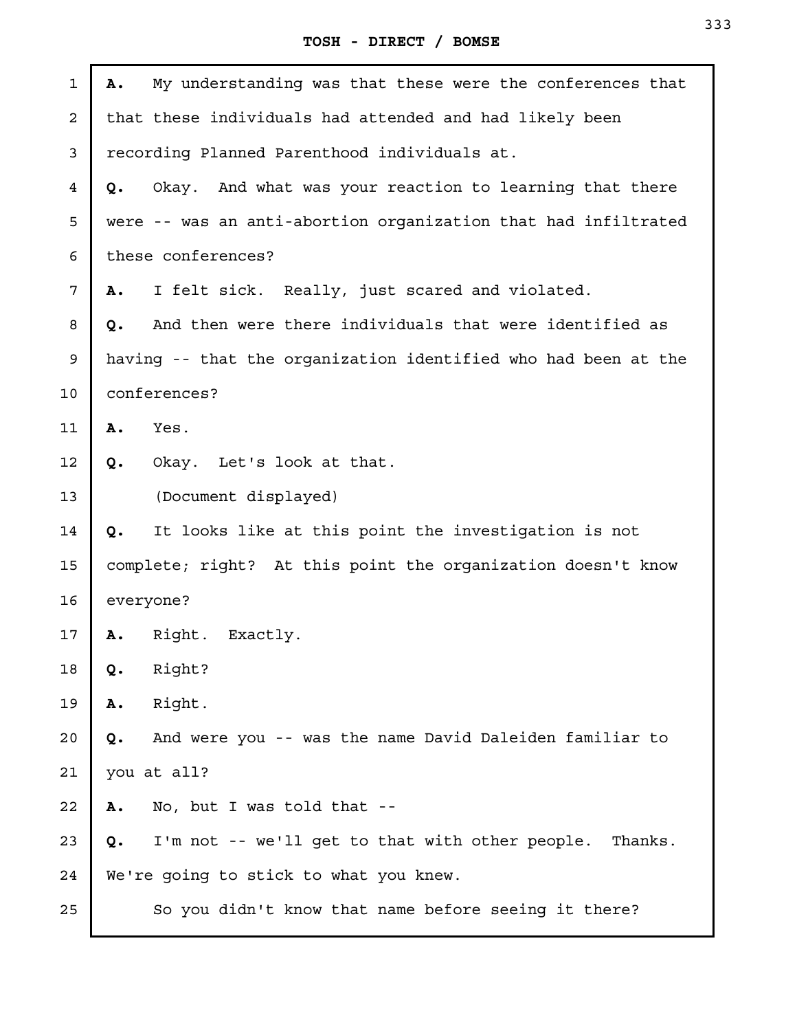**A.** My understanding was that these were the conferences that that these individuals had attended and had likely been recording Planned Parenthood individuals at.

**Q.** Okay. And what was your reaction to learning that there were -- was an anti-abortion organization that had infiltrated these conferences?

**A.** I felt sick. Really, just scared and violated.

**Q.** And then were there individuals that were identified as having -- that the organization identified who had been at the conferences?

**A.** Yes.

**Q.** Okay. Let's look at that.

(Document displayed)

**Q.** It looks like at this point the investigation is not complete; right? At this point the organization doesn't know everyone?

**A.** Right. Exactly.

**Q.** Right?

**A.** Right.

**Q.** And were you -- was the name David Daleiden familiar to you at all?

**A.** No, but I was told that --

**Q.** I'm not -- we'll get to that with other people. Thanks. We're going to stick to what you knew.

So you didn't know that name before seeing it there?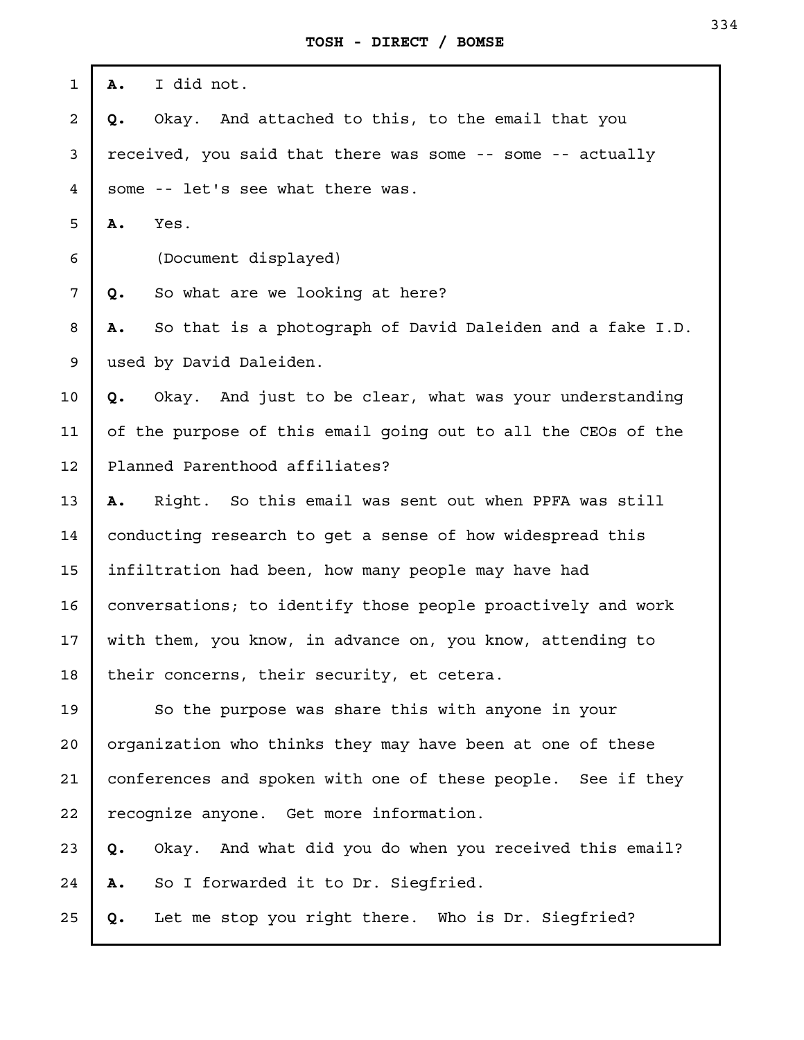**A.** I did not.

**Q.** Okay. And attached to this, to the email that you received, you said that there was some -- some -- actually some -- let's see what there was.

**A.** Yes.

(Document displayed)

**Q.** So what are we looking at here?

**A.** So that is a photograph of David Daleiden and a fake I.D. used by David Daleiden.

**Q.** Okay. And just to be clear, what was your understanding of the purpose of this email going out to all the CEOs of the Planned Parenthood affiliates?

**A.** Right. So this email was sent out when PPFA was still conducting research to get a sense of how widespread this infiltration had been, how many people may have had conversations; to identify those people proactively and work with them, you know, in advance on, you know, attending to their concerns, their security, et cetera.

So the purpose was share this with anyone in your organization who thinks they may have been at one of these conferences and spoken with one of these people. See if they recognize anyone. Get more information.

**Q.** Okay. And what did you do when you received this email?

**A.** So I forwarded it to Dr. Siegfried.

**Q.** Let me stop you right there. Who is Dr. Siegfried?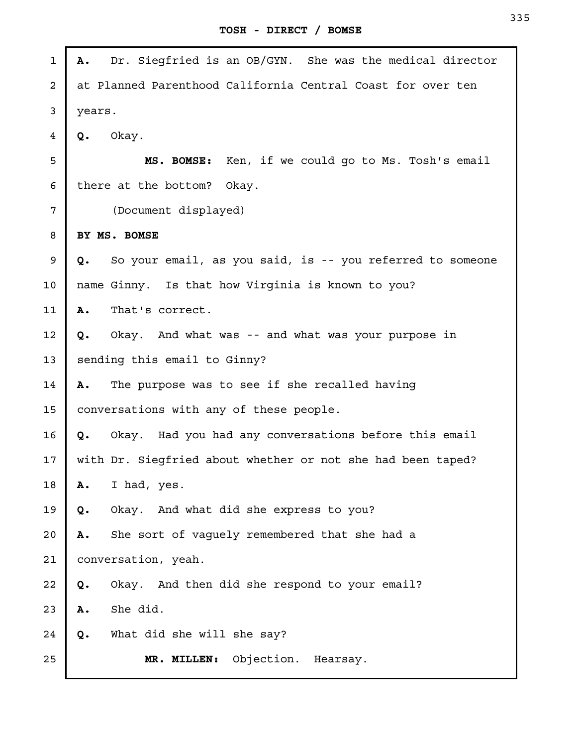**A.** Dr. Siegfried is an OB/GYN. She was the medical director at Planned Parenthood California Central Coast for over ten years.

**Q.** Okay.

**MS. BOMSE:** Ken, if we could go to Ms. Tosh's email there at the bottom? Okay.

(Document displayed)

**BY MS. BOMSE**

**Q.** So your email, as you said, is -- you referred to someone name Ginny. Is that how Virginia is known to you?

**A.** That's correct.

**Q.** Okay. And what was -- and what was your purpose in sending this email to Ginny?

**A.** The purpose was to see if she recalled having conversations with any of these people.

**Q.** Okay. Had you had any conversations before this email with Dr. Siegfried about whether or not she had been taped?

**A.** I had, yes.

**Q.** Okay. And what did she express to you?

**A.** She sort of vaguely remembered that she had a conversation, yeah.

**Q.** Okay. And then did she respond to your email?

**A.** She did.

**Q.** What did she will she say?

**MR. MILLEN:** Objection. Hearsay.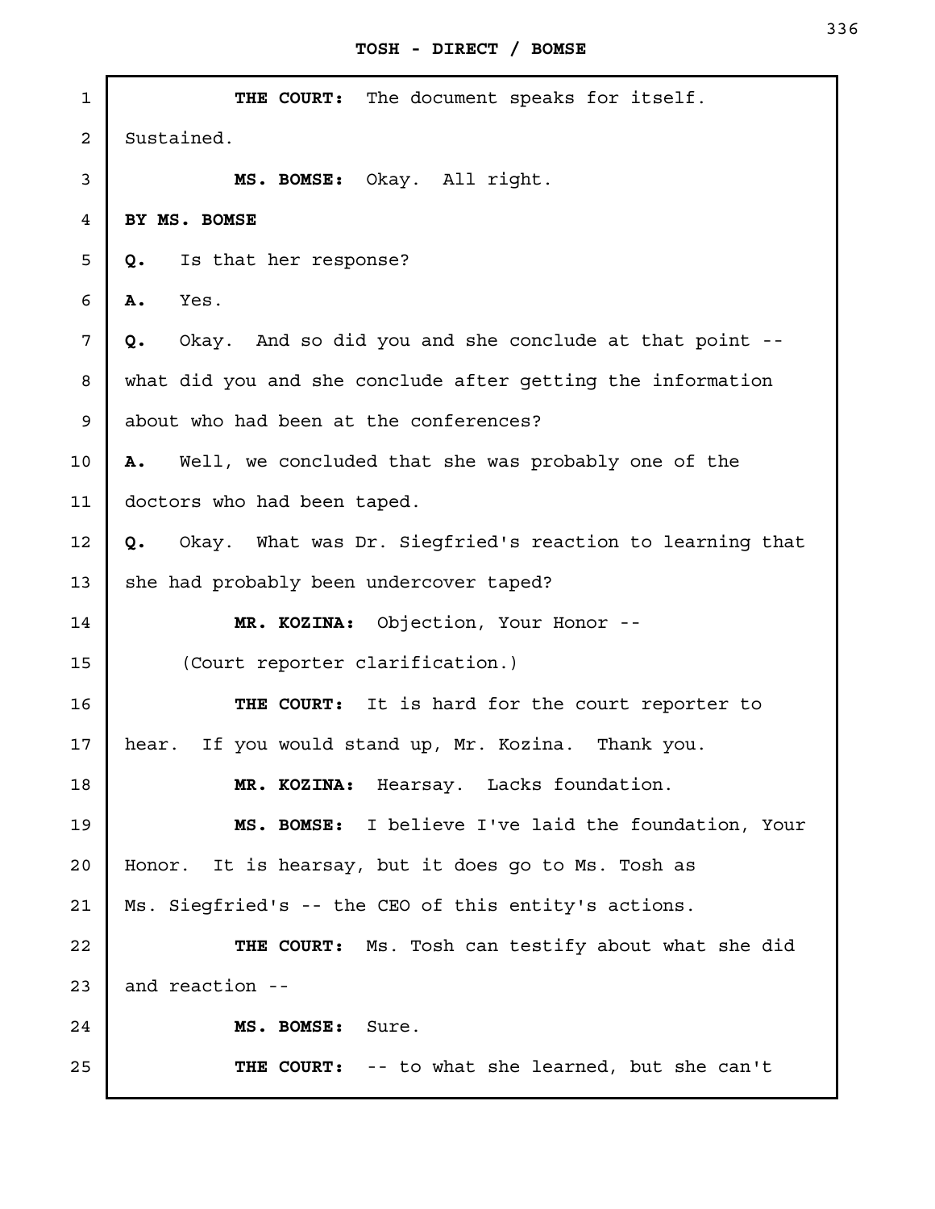**THE COURT:** The document speaks for itself. Sustained.

**MS. BOMSE:** Okay. All right.

**BY MS. BOMSE**

**Q.** Is that her response?

**A.** Yes.

**Q.** Okay. And so did you and she conclude at that point -- what did you and she conclude after getting the information about who had been at the conferences?

**A.** Well, we concluded that she was probably one of the doctors who had been taped.

**Q.** Okay. What was Dr. Siegfried's reaction to learning that she had probably been undercover taped?

**MR. KOZINA:** Objection, Your Honor --

(Court reporter clarification.)

**THE COURT:** It is hard for the court reporter to hear. If you would stand up, Mr. Kozina. Thank you.

**MR. KOZINA:** Hearsay. Lacks foundation.

**MS. BOMSE:** I believe I've laid the foundation, Your Honor. It is hearsay, but it does go to Ms. Tosh as Ms. Siegfried's -- the CEO of this entity's actions.

**THE COURT:** Ms. Tosh can testify about what she did and reaction --

**MS. BOMSE:** Sure.

**THE COURT:** -- to what she learned, but she can't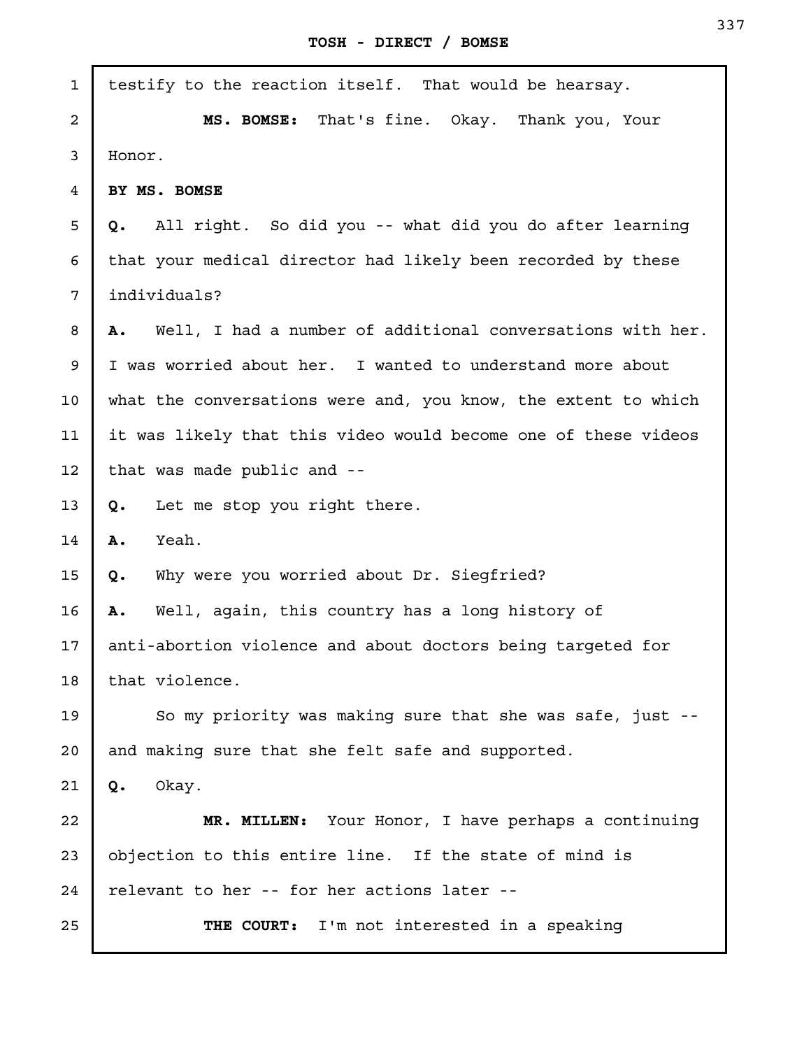testify to the reaction itself. That would be hearsay.

**MS. BOMSE:** That's fine. Okay. Thank you, Your Honor.

**BY MS. BOMSE**

**Q.** All right. So did you -- what did you do after learning that your medical director had likely been recorded by these individuals?

**A.** Well, I had a number of additional conversations with her. I was worried about her. I wanted to understand more about what the conversations were and, you know, the extent to which it was likely that this video would become one of these videos that was made public and --

**Q.** Let me stop you right there.

**A.** Yeah.

**Q.** Why were you worried about Dr. Siegfried?

**A.** Well, again, this country has a long history of anti-abortion violence and about doctors being targeted for that violence.

So my priority was making sure that she was safe, just -- and making sure that she felt safe and supported.

**Q.** Okay.

**MR. MILLEN:** Your Honor, I have perhaps a continuing objection to this entire line. If the state of mind is relevant to her -- for her actions later --

**THE COURT:** I'm not interested in a speaking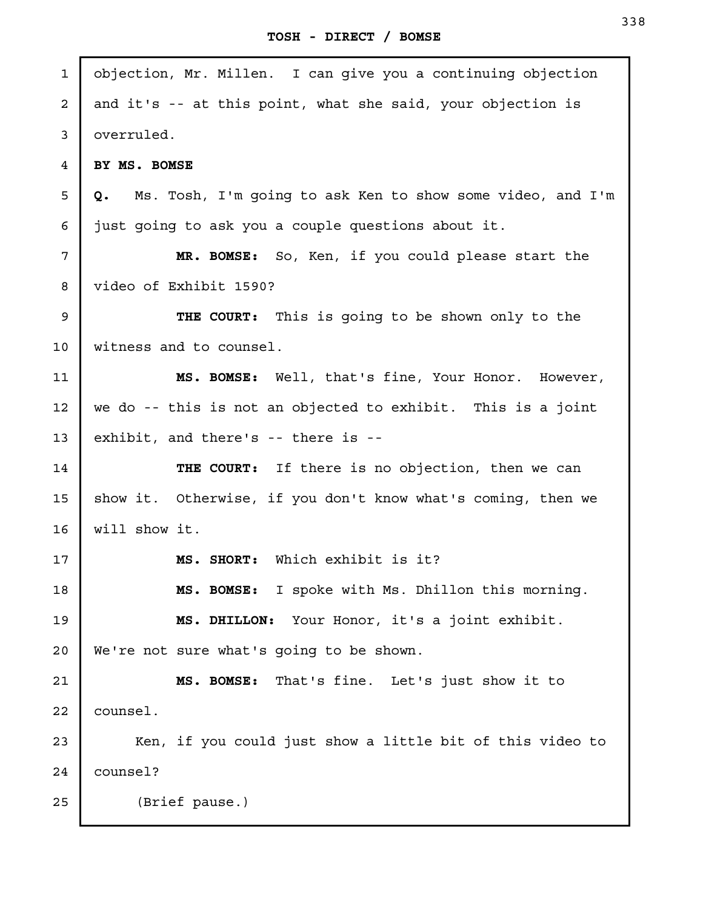objection, Mr. Millen. I can give you a continuing objection and it's -- at this point, what she said, your objection is overruled.

**BY MS. BOMSE**

**Q.** Ms. Tosh, I'm going to ask Ken to show some video, and I'm just going to ask you a couple questions about it.

**MR. BOMSE:** So, Ken, if you could please start the video of Exhibit 1590?

**THE COURT:** This is going to be shown only to the witness and to counsel.

**MS. BOMSE:** Well, that's fine, Your Honor. However, we do -- this is not an objected to exhibit. This is a joint exhibit, and there's -- there is --

**THE COURT:** If there is no objection, then we can show it. Otherwise, if you don't know what's coming, then we will show it.

**MS. SHORT:** Which exhibit is it?

**MS. BOMSE:** I spoke with Ms. Dhillon this morning.

**MS. DHILLON:** Your Honor, it's a joint exhibit. We're not sure what's going to be shown.

**MS. BOMSE:** That's fine. Let's just show it to counsel.

Ken, if you could just show a little bit of this video to counsel?

(Brief pause.)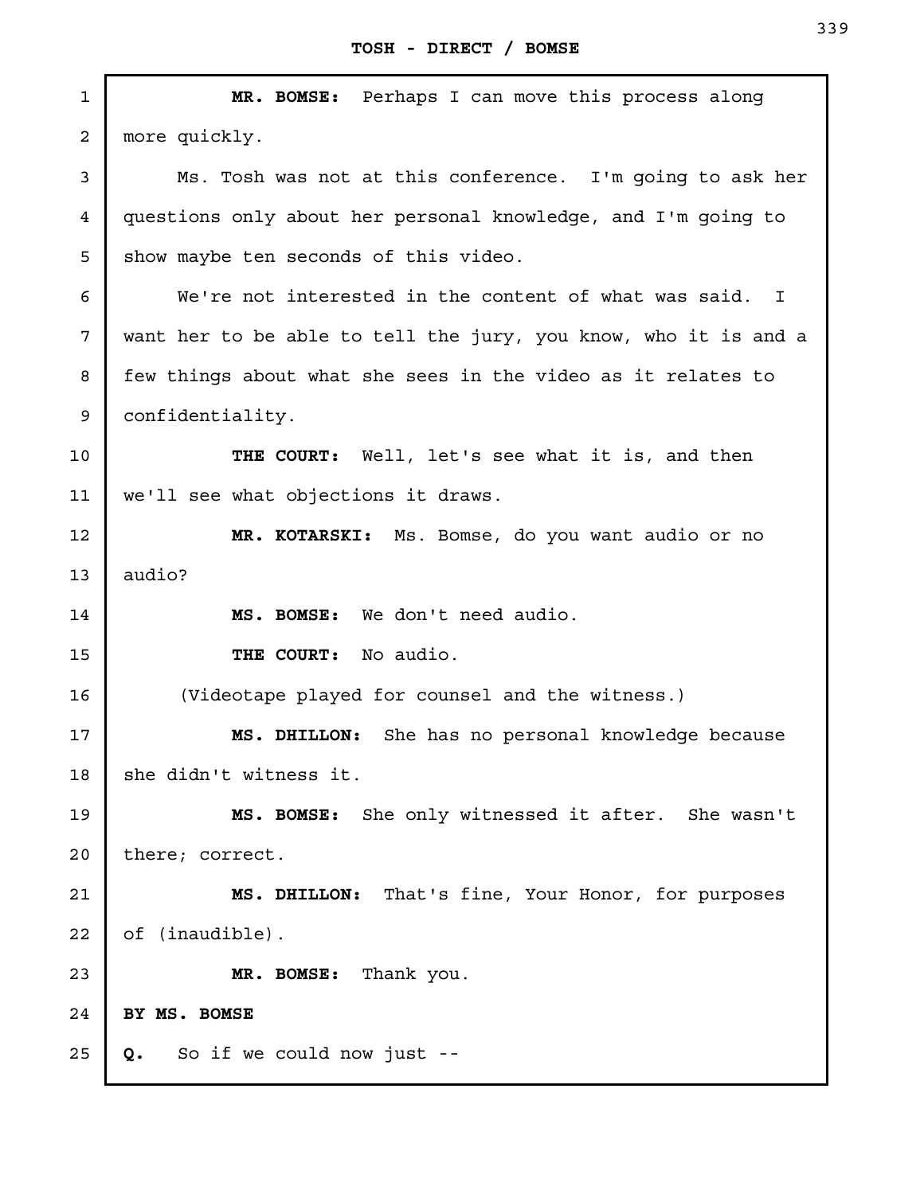**MR. BOMSE:** Perhaps I can move this process along more quickly.

Ms. Tosh was not at this conference. I'm going to ask her questions only about her personal knowledge, and I'm going to show maybe ten seconds of this video.

We're not interested in the content of what was said. I want her to be able to tell the jury, you know, who it is and a few things about what she sees in the video as it relates to confidentiality.

**THE COURT:** Well, let's see what it is, and then we'll see what objections it draws.

**MR. KOTARSKI:** Ms. Bomse, do you want audio or no audio?

**MS. BOMSE:** We don't need audio.

**THE COURT:** No audio.

(Videotape played for counsel and the witness.)

**MS. DHILLON:** She has no personal knowledge because she didn't witness it.

**MS. BOMSE:** She only witnessed it after. She wasn't there; correct.

**MS. DHILLON:** That's fine, Your Honor, for purposes of (inaudible).

**MR. BOMSE:** Thank you.

**BY MS. BOMSE**

**Q.** So if we could now just --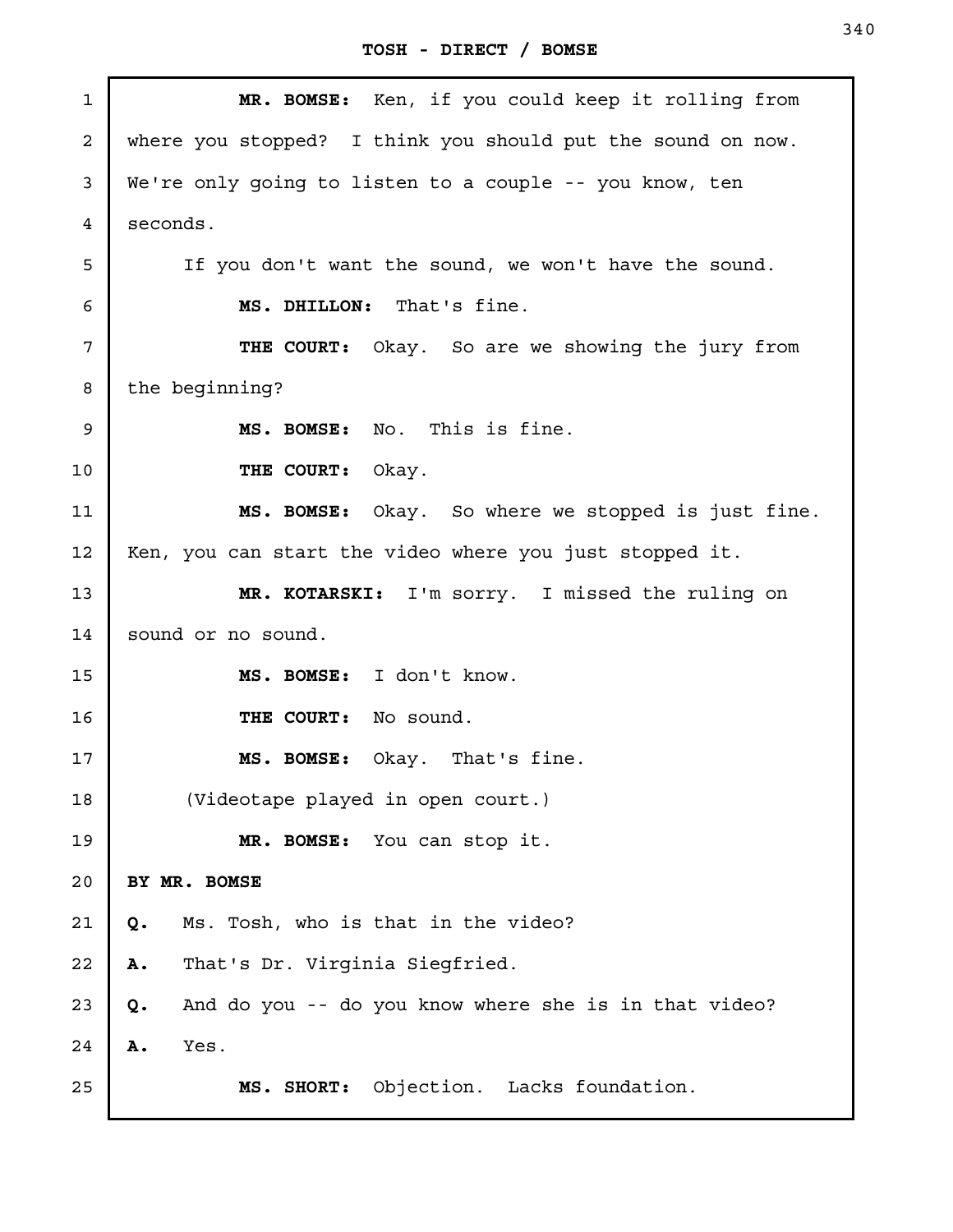**MR. BOMSE:** Ken, if you could keep it rolling from where you stopped? I think you should put the sound on now. We're only going to listen to a couple -- you know, ten seconds.

If you don't want the sound, we won't have the sound.

**MS. DHILLON:** That's fine.

**THE COURT:** Okay. So are we showing the jury from the beginning?

**MS. BOMSE:** No. This is fine.

**THE COURT:** Okay.

**MS. BOMSE:** Okay. So where we stopped is just fine. Ken, you can start the video where you just stopped it.

**MR. KOTARSKI:** I'm sorry. I missed the ruling on sound or no sound.

**MS. BOMSE:** I don't know.

**THE COURT:** No sound.

**MS. BOMSE:** Okay. That's fine.

(Videotape played in open court.)

**MR. BOMSE:** You can stop it.

**BY MR. BOMSE**

**Q.** Ms. Tosh, who is that in the video?

**A.** That's Dr. Virginia Siegfried.

**Q.** And do you -- do you know where she is in that video?

**A.** Yes.

**MS. SHORT:** Objection. Lacks foundation.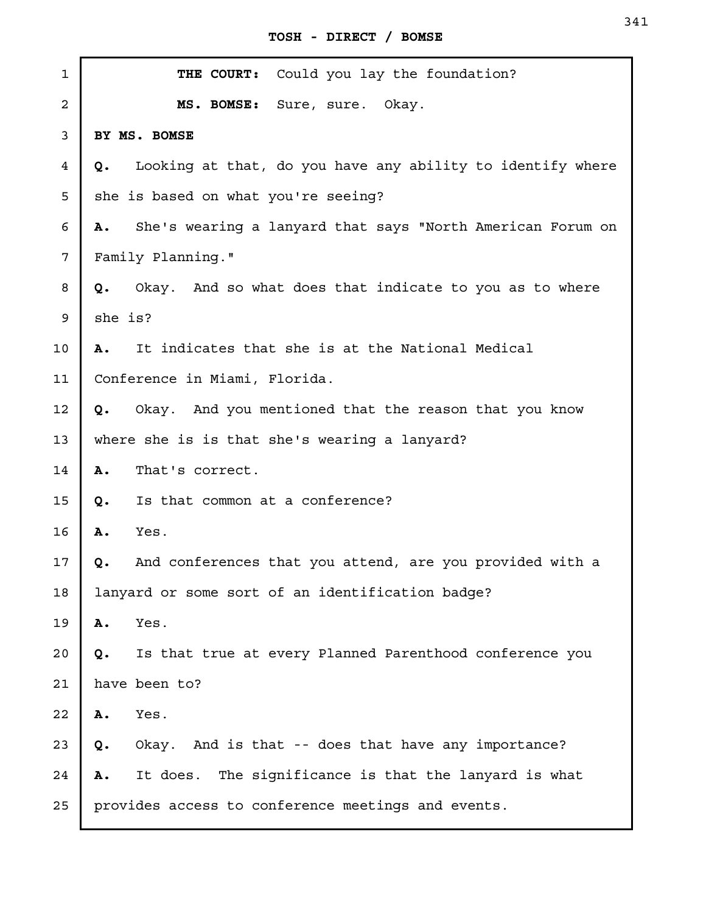**THE COURT:** Could you lay the foundation?

**MS. BOMSE:** Sure, sure. Okay.

**BY MS. BOMSE**

**Q.** Looking at that, do you have any ability to identify where she is based on what you're seeing?

**A.** She's wearing a lanyard that says "North American Forum on Family Planning."

**Q.** Okay. And so what does that indicate to you as to where she is?

**A.** It indicates that she is at the National Medical Conference in Miami, Florida.

**Q.** Okay. And you mentioned that the reason that you know where she is is that she's wearing a lanyard?

**A.** That's correct.

**Q.** Is that common at a conference?

**A.** Yes.

**Q.** And conferences that you attend, are you provided with a lanyard or some sort of an identification badge?

**A.** Yes.

**Q.** Is that true at every Planned Parenthood conference you have been to?

**A.** Yes.

**Q.** Okay. And is that -- does that have any importance?

**A.** It does. The significance is that the lanyard is what provides access to conference meetings and events.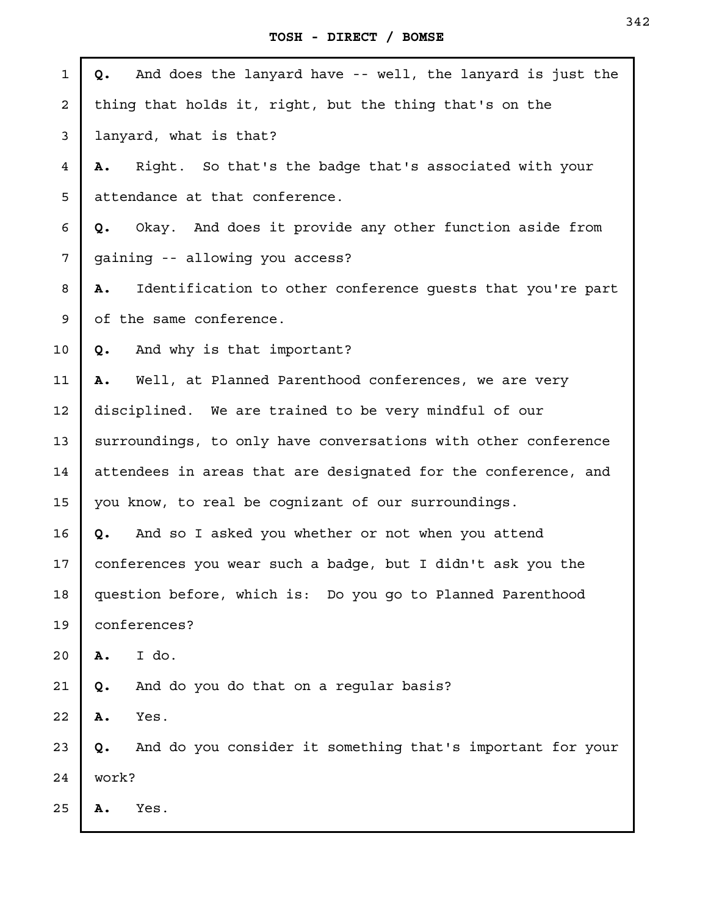**Q.** And does the lanyard have -- well, the lanyard is just the thing that holds it, right, but the thing that's on the lanyard, what is that?

**A.** Right. So that's the badge that's associated with your attendance at that conference.

**Q.** Okay. And does it provide any other function aside from gaining -- allowing you access?

**A.** Identification to other conference guests that you're part of the same conference.

**Q.** And why is that important?

**A.** Well, at Planned Parenthood conferences, we are very disciplined. We are trained to be very mindful of our surroundings, to only have conversations with other conference attendees in areas that are designated for the conference, and you know, to real be cognizant of our surroundings.

**Q.** And so I asked you whether or not when you attend conferences you wear such a badge, but I didn't ask you the question before, which is: Do you go to Planned Parenthood conferences?

**A.** I do.

**Q.** And do you do that on a regular basis?

**A.** Yes.

**Q.** And do you consider it something that's important for your work?

**A.** Yes.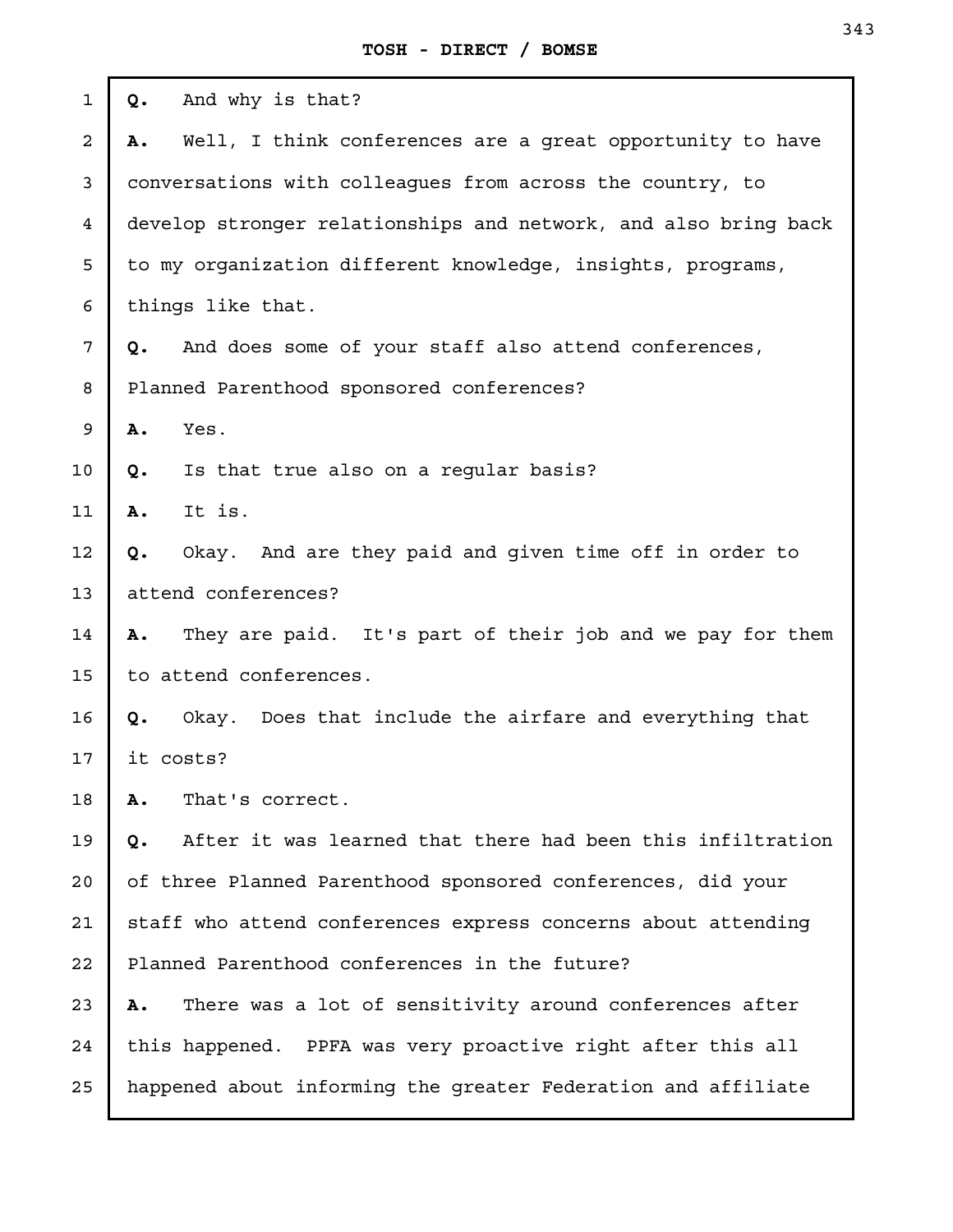**Q.** And why is that?

**A.** Well, I think conferences are a great opportunity to have conversations with colleagues from across the country, to develop stronger relationships and network, and also bring back to my organization different knowledge, insights, programs, things like that.

**Q.** And does some of your staff also attend conferences, Planned Parenthood sponsored conferences?

**A.** Yes.

**Q.** Is that true also on a regular basis?

**A.** It is.

**Q.** Okay. And are they paid and given time off in order to attend conferences?

**A.** They are paid. It's part of their job and we pay for them to attend conferences.

**Q.** Okay. Does that include the airfare and everything that it costs?

**A.** That's correct.

**Q.** After it was learned that there had been this infiltration of three Planned Parenthood sponsored conferences, did your staff who attend conferences express concerns about attending Planned Parenthood conferences in the future?

**A.** There was a lot of sensitivity around conferences after this happened. PPFA was very proactive right after this all happened about informing the greater Federation and affiliate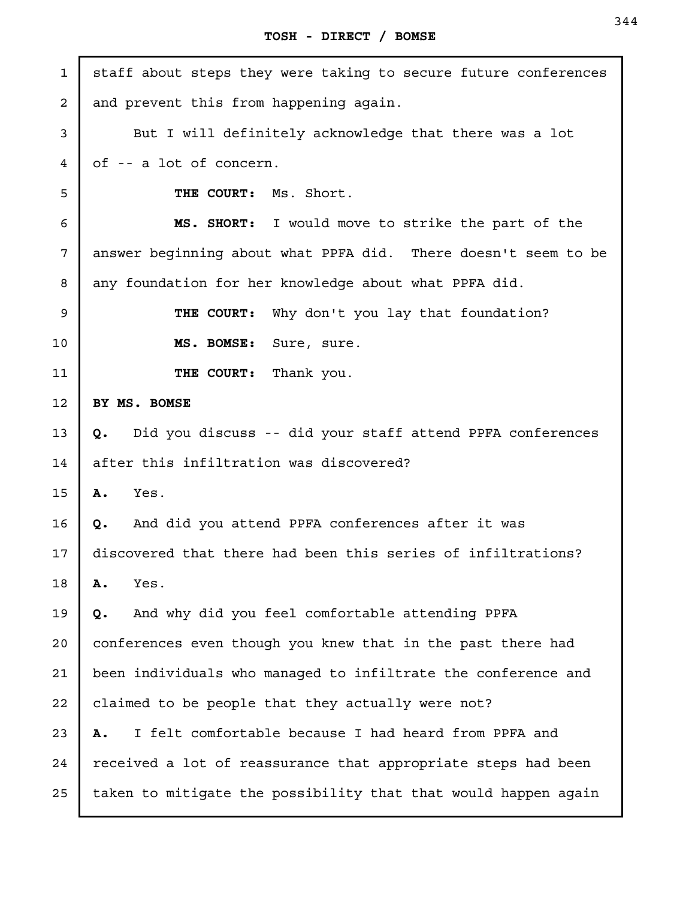staff about steps they were taking to secure future conferences and prevent this from happening again.

But I will definitely acknowledge that there was a lot of -- a lot of concern.

**THE COURT:** Ms. Short.

**MS. SHORT:** I would move to strike the part of the answer beginning about what PPFA did. There doesn't seem to be any foundation for her knowledge about what PPFA did.

**THE COURT:** Why don't you lay that foundation?

**MS. BOMSE:** Sure, sure.

**THE COURT:** Thank you.

**BY MS. BOMSE**

**Q.** Did you discuss -- did your staff attend PPFA conferences after this infiltration was discovered?

**A.** Yes.

**Q.** And did you attend PPFA conferences after it was discovered that there had been this series of infiltrations?

**A.** Yes.

**Q.** And why did you feel comfortable attending PPFA conferences even though you knew that in the past there had been individuals who managed to infiltrate the conference and claimed to be people that they actually were not?

**A.** I felt comfortable because I had heard from PPFA and received a lot of reassurance that appropriate steps had been taken to mitigate the possibility that that would happen again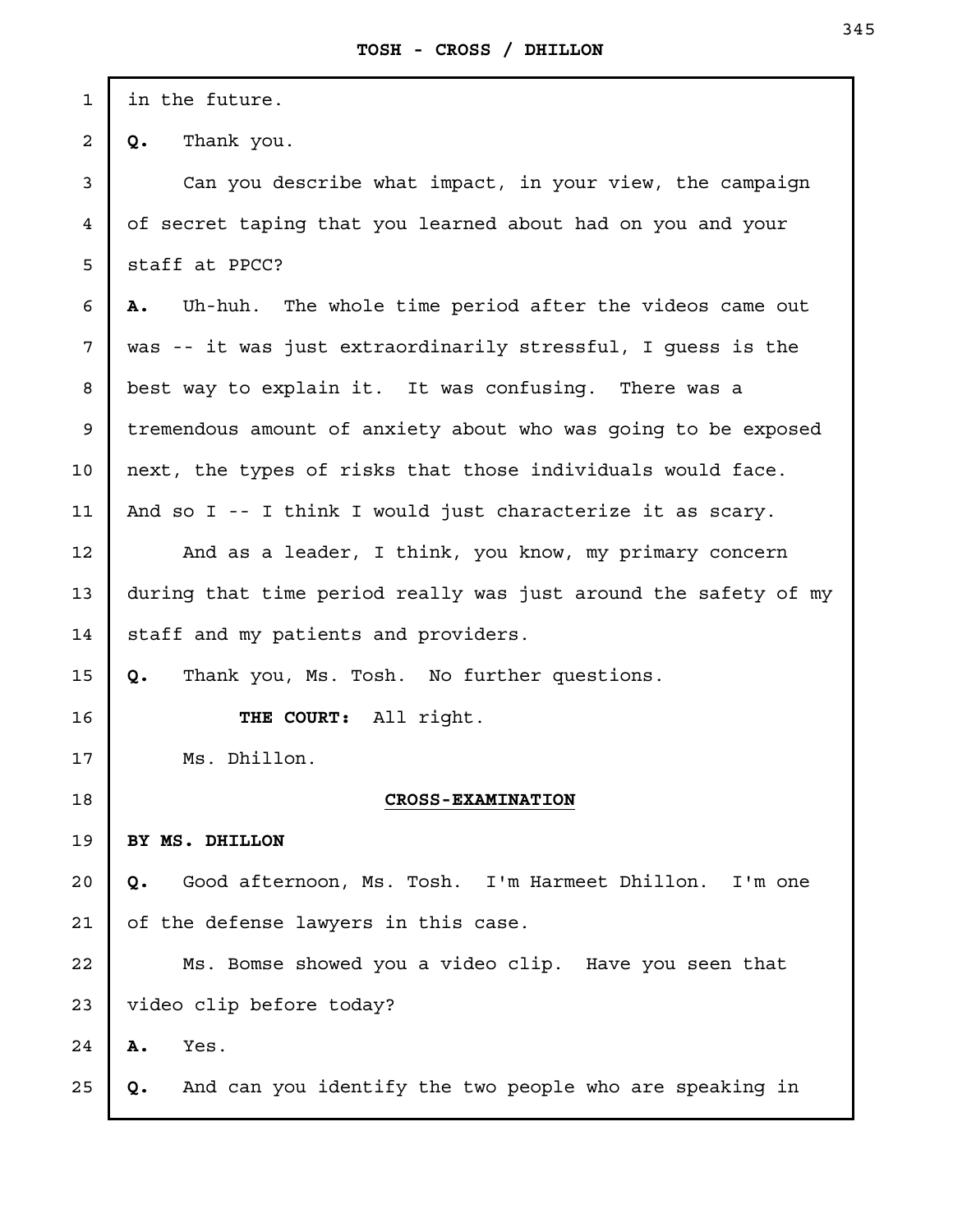in the future.

**Q.** Thank you.

Can you describe what impact, in your view, the campaign of secret taping that you learned about had on you and your staff at PPCC?

**A.** Uh-huh. The whole time period after the videos came out was -- it was just extraordinarily stressful, I guess is the best way to explain it. It was confusing. There was a tremendous amount of anxiety about who was going to be exposed next, the types of risks that those individuals would face. And so I -- I think I would just characterize it as scary.

And as a leader, I think, you know, my primary concern during that time period really was just around the safety of my staff and my patients and providers.

**Q.** Thank you, Ms. Tosh. No further questions.

**THE COURT:** All right.

Ms. Dhillon.

**CROSS-EXAMINATION**

**BY MS. DHILLON**

**Q.** Good afternoon, Ms. Tosh. I'm Harmeet Dhillon. I'm one of the defense lawyers in this case.

Ms. Bomse showed you a video clip. Have you seen that video clip before today?

**A.** Yes.

**Q.** And can you identify the two people who are speaking in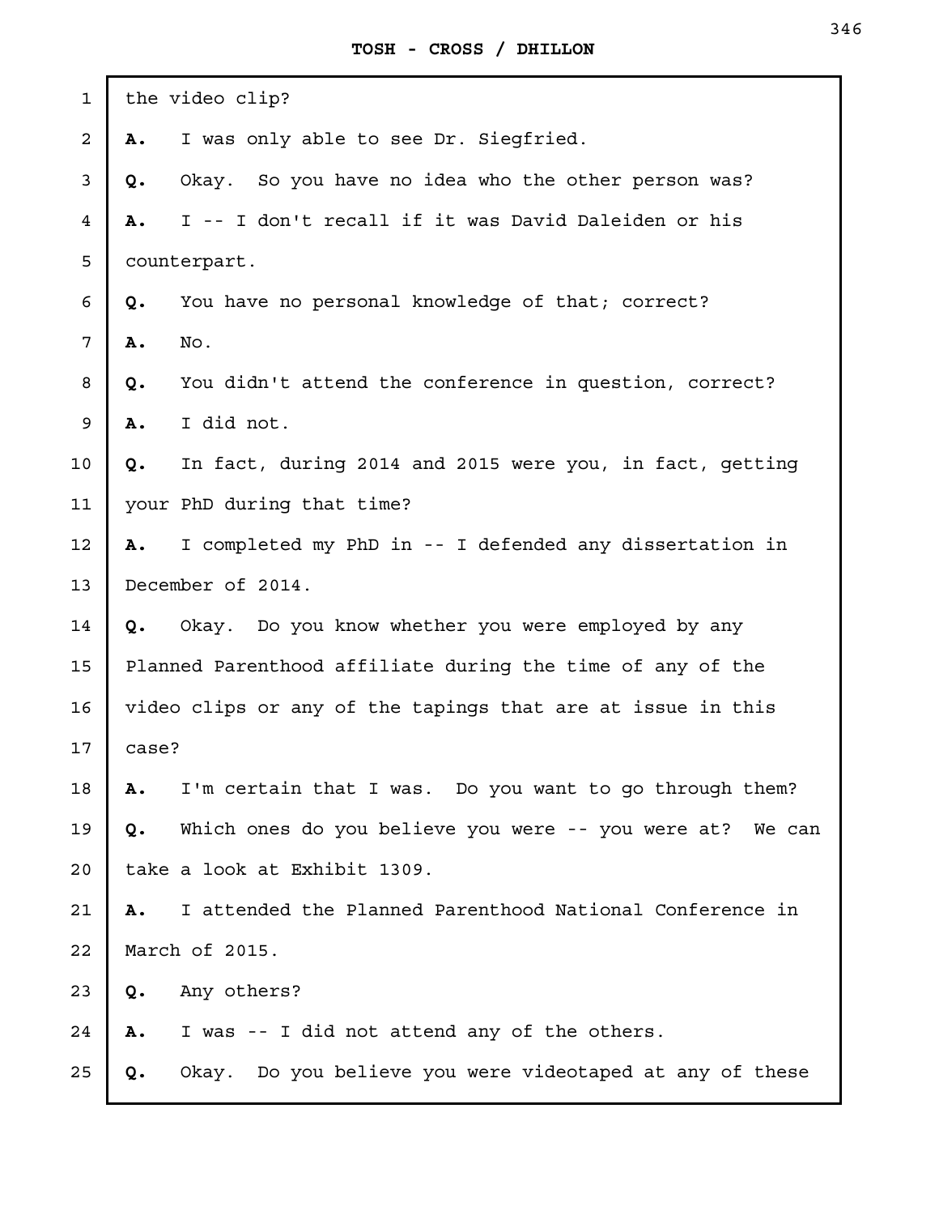the video clip?

**A.** I was only able to see Dr. Siegfried.

**Q.** Okay. So you have no idea who the other person was?

**A.** I -- I don't recall if it was David Daleiden or his counterpart.

**Q.** You have no personal knowledge of that; correct?

**A.** No.

**Q.** You didn't attend the conference in question, correct?

**A.** I did not.

**Q.** In fact, during 2014 and 2015 were you, in fact, getting your PhD during that time?

**A.** I completed my PhD in -- I defended any dissertation in December of 2014.

**Q.** Okay. Do you know whether you were employed by any Planned Parenthood affiliate during the time of any of the video clips or any of the tapings that are at issue in this case?

**A.** I'm certain that I was. Do you want to go through them?

**Q.** Which ones do you believe you were -- you were at? We can take a look at Exhibit 1309.

**A.** I attended the Planned Parenthood National Conference in March of 2015.

**Q.** Any others?

**A.** I was -- I did not attend any of the others.

**Q.** Okay. Do you believe you were videotaped at any of these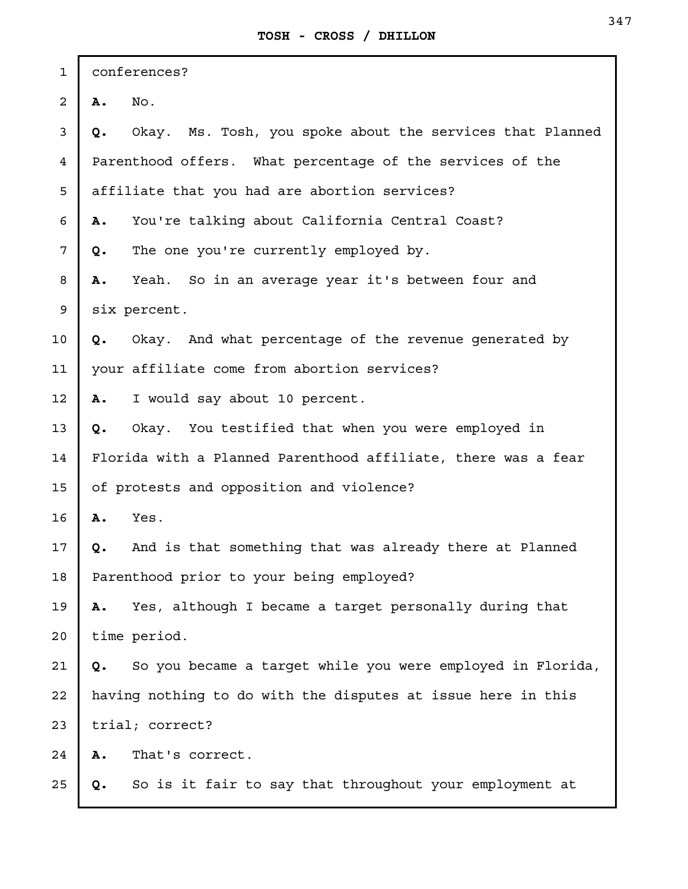conferences?

**A.** No.

**Q.** Okay. Ms. Tosh, you spoke about the services that Planned Parenthood offers. What percentage of the services of the affiliate that you had are abortion services?

**A.** You're talking about California Central Coast?

**Q.** The one you're currently employed by.

**A.** Yeah. So in an average year it's between four and six percent.

**Q.** Okay. And what percentage of the revenue generated by your affiliate come from abortion services?

**A.** I would say about 10 percent.

**Q.** Okay. You testified that when you were employed in Florida with a Planned Parenthood affiliate, there was a fear of protests and opposition and violence?

**A.** Yes.

**Q.** And is that something that was already there at Planned Parenthood prior to your being employed?

**A.** Yes, although I became a target personally during that time period.

**Q.** So you became a target while you were employed in Florida, having nothing to do with the disputes at issue here in this trial; correct?

**A.** That's correct.

**Q.** So is it fair to say that throughout your employment at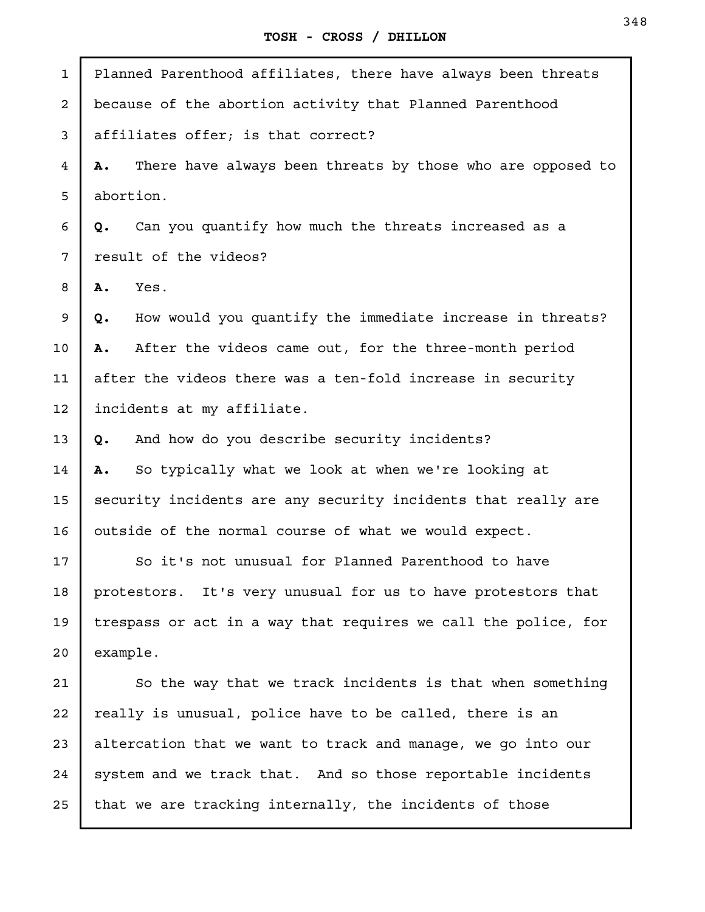Planned Parenthood affiliates, there have always been threats because of the abortion activity that Planned Parenthood affiliates offer; is that correct?

**A.** There have always been threats by those who are opposed to abortion.

**Q.** Can you quantify how much the threats increased as a result of the videos?

**A.** Yes.

**Q.** How would you quantify the immediate increase in threats?

**A.** After the videos came out, for the three-month period after the videos there was a ten-fold increase in security incidents at my affiliate.

**Q.** And how do you describe security incidents?

**A.** So typically what we look at when we're looking at security incidents are any security incidents that really are outside of the normal course of what we would expect.

So it's not unusual for Planned Parenthood to have protestors. It's very unusual for us to have protestors that trespass or act in a way that requires we call the police, for example.

So the way that we track incidents is that when something really is unusual, police have to be called, there is an altercation that we want to track and manage, we go into our system and we track that. And so those reportable incidents that we are tracking internally, the incidents of those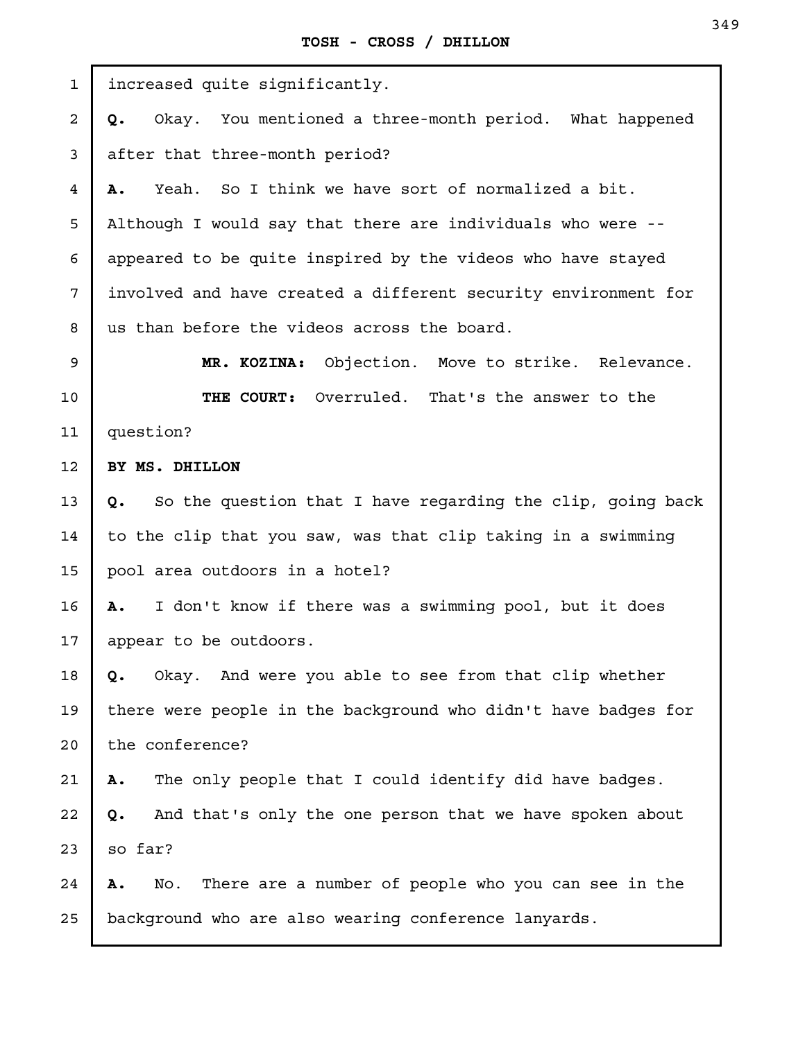increased quite significantly.

**Q.** Okay. You mentioned a three-month period. What happened after that three-month period?

**A.** Yeah. So I think we have sort of normalized a bit. Although I would say that there are individuals who were -- appeared to be quite inspired by the videos who have stayed involved and have created a different security environment for us than before the videos across the board.

**MR. KOZINA:** Objection. Move to strike. Relevance.

**THE COURT:** Overruled. That's the answer to the question?

**BY MS. DHILLON**

**Q.** So the question that I have regarding the clip, going back to the clip that you saw, was that clip taking in a swimming pool area outdoors in a hotel?

**A.** I don't know if there was a swimming pool, but it does appear to be outdoors.

**Q.** Okay. And were you able to see from that clip whether there were people in the background who didn't have badges for the conference?

**A.** The only people that I could identify did have badges.

**Q.** And that's only the one person that we have spoken about so far?

**A.** No. There are a number of people who you can see in the background who are also wearing conference lanyards.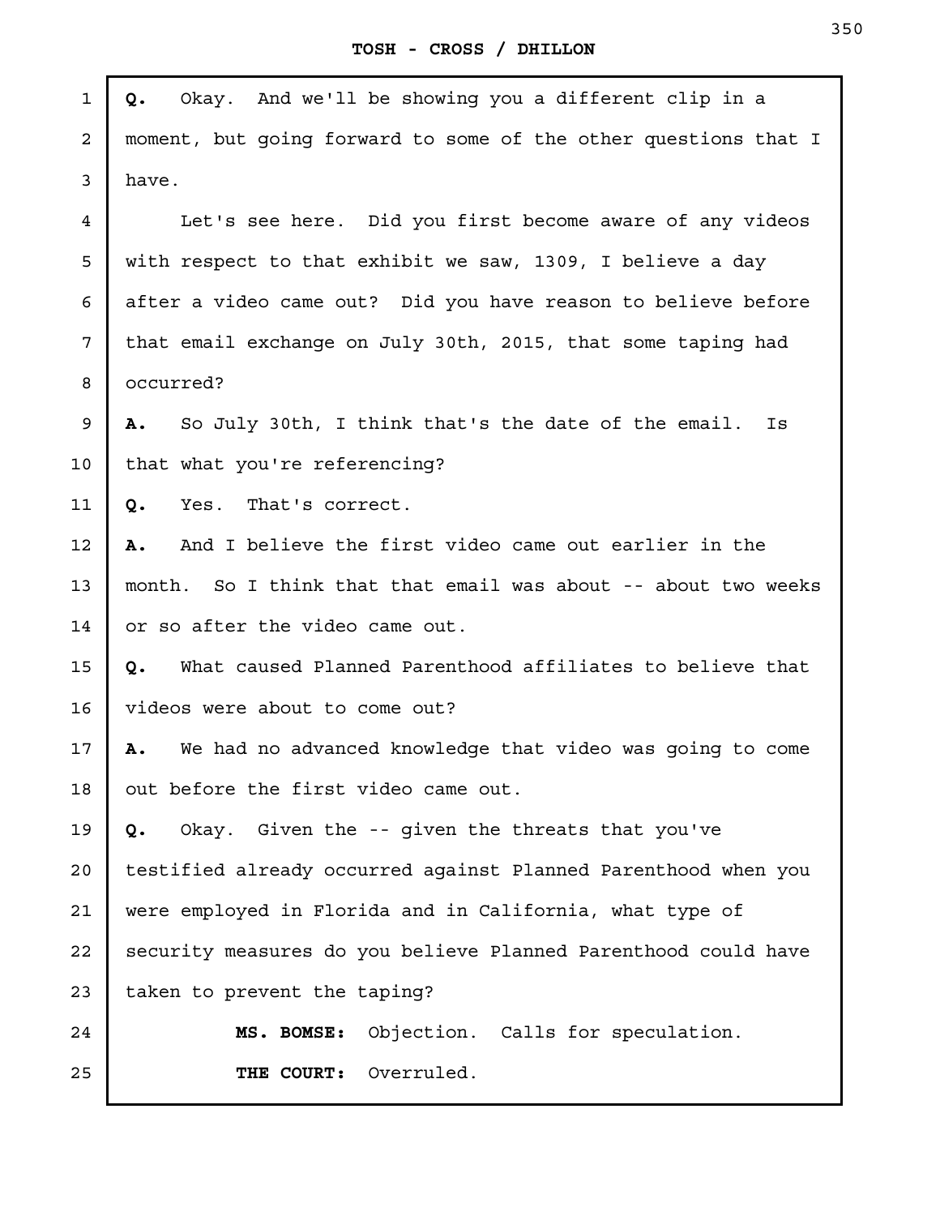**Q.** Okay. And we'll be showing you a different clip in a moment, but going forward to some of the other questions that I have.

Let's see here. Did you first become aware of any videos with respect to that exhibit we saw, 1309, I believe a day after a video came out? Did you have reason to believe before that email exchange on July 30th, 2015, that some taping had occurred?

**A.** So July 30th, I think that's the date of the email. Is that what you're referencing?

**Q.** Yes. That's correct.

**A.** And I believe the first video came out earlier in the month. So I think that that email was about -- about two weeks or so after the video came out.

**Q.** What caused Planned Parenthood affiliates to believe that videos were about to come out?

**A.** We had no advanced knowledge that video was going to come out before the first video came out.

**Q.** Okay. Given the -- given the threats that you've testified already occurred against Planned Parenthood when you were employed in Florida and in California, what type of security measures do you believe Planned Parenthood could have taken to prevent the taping?

**MS. BOMSE:** Objection. Calls for speculation.

**THE COURT:** Overruled.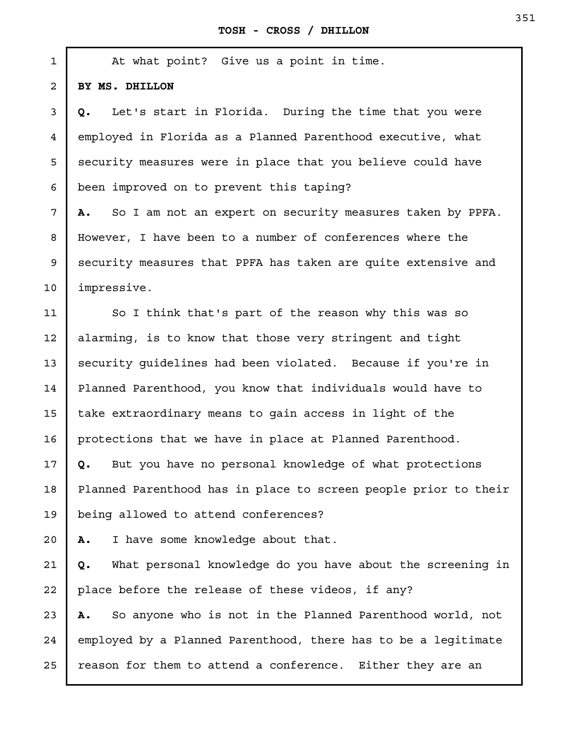At what point? Give us a point in time.

**BY MS. DHILLON**

**Q.** Let's start in Florida. During the time that you were employed in Florida as a Planned Parenthood executive, what security measures were in place that you believe could have been improved on to prevent this taping?

**A.** So I am not an expert on security measures taken by PPFA. However, I have been to a number of conferences where the security measures that PPFA has taken are quite extensive and impressive.

So I think that's part of the reason why this was so alarming, is to know that those very stringent and tight security guidelines had been violated. Because if you're in Planned Parenthood, you know that individuals would have to take extraordinary means to gain access in light of the protections that we have in place at Planned Parenthood.

**Q.** But you have no personal knowledge of what protections Planned Parenthood has in place to screen people prior to their being allowed to attend conferences?

**A.** I have some knowledge about that.

**Q.** What personal knowledge do you have about the screening in place before the release of these videos, if any?

**A.** So anyone who is not in the Planned Parenthood world, not employed by a Planned Parenthood, there has to be a legitimate reason for them to attend a conference. Either they are an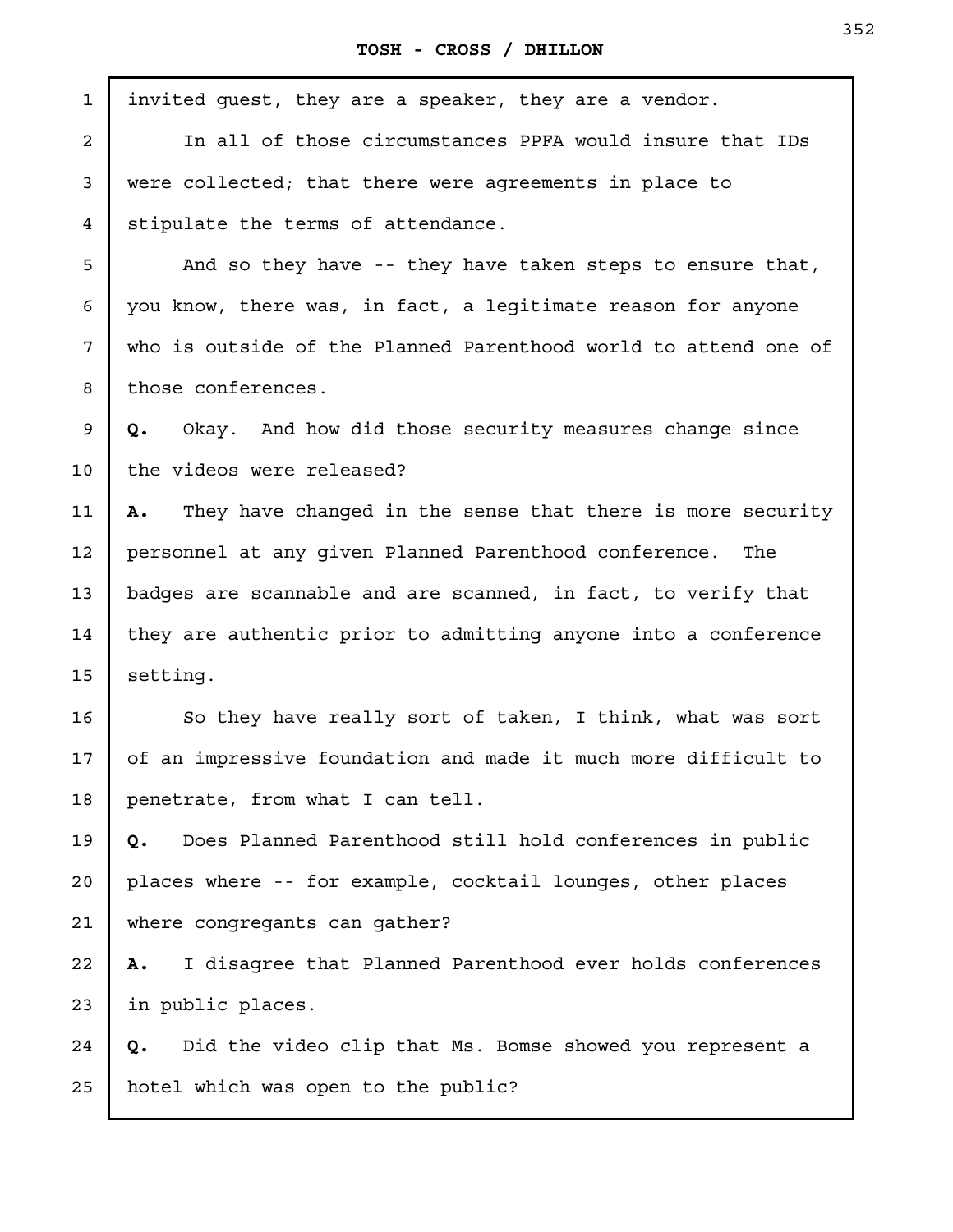invited guest, they are a speaker, they are a vendor.

In all of those circumstances PPFA would insure that IDs were collected; that there were agreements in place to stipulate the terms of attendance.

And so they have -- they have taken steps to ensure that, you know, there was, in fact, a legitimate reason for anyone who is outside of the Planned Parenthood world to attend one of those conferences.

**Q.** Okay. And how did those security measures change since the videos were released?

**A.** They have changed in the sense that there is more security personnel at any given Planned Parenthood conference. The badges are scannable and are scanned, in fact, to verify that they are authentic prior to admitting anyone into a conference setting.

So they have really sort of taken, I think, what was sort of an impressive foundation and made it much more difficult to penetrate, from what I can tell.

**Q.** Does Planned Parenthood still hold conferences in public places where -- for example, cocktail lounges, other places where congregants can gather?

**A.** I disagree that Planned Parenthood ever holds conferences in public places.

**Q.** Did the video clip that Ms. Bomse showed you represent a hotel which was open to the public?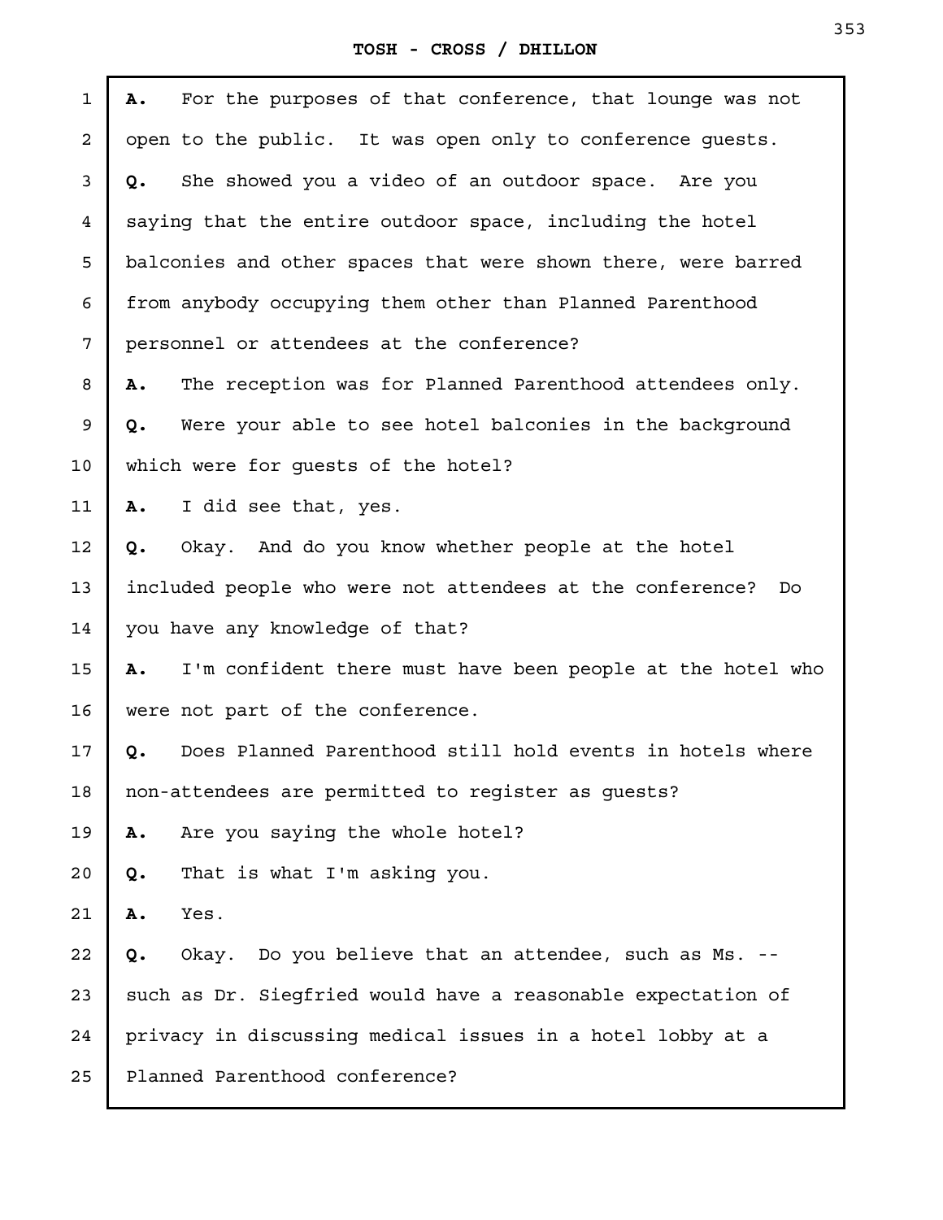**A.** For the purposes of that conference, that lounge was not open to the public. It was open only to conference guests.

**Q.** She showed you a video of an outdoor space. Are you saying that the entire outdoor space, including the hotel balconies and other spaces that were shown there, were barred from anybody occupying them other than Planned Parenthood personnel or attendees at the conference?

**A.** The reception was for Planned Parenthood attendees only.

**Q.** Were your able to see hotel balconies in the background which were for guests of the hotel?

**A.** I did see that, yes.

**Q.** Okay. And do you know whether people at the hotel included people who were not attendees at the conference? Do you have any knowledge of that?

**A.** I'm confident there must have been people at the hotel who were not part of the conference.

**Q.** Does Planned Parenthood still hold events in hotels where non-attendees are permitted to register as guests?

**A.** Are you saying the whole hotel?

**Q.** That is what I'm asking you.

**A.** Yes.

**Q.** Okay. Do you believe that an attendee, such as Ms. -- such as Dr. Siegfried would have a reasonable expectation of privacy in discussing medical issues in a hotel lobby at a Planned Parenthood conference?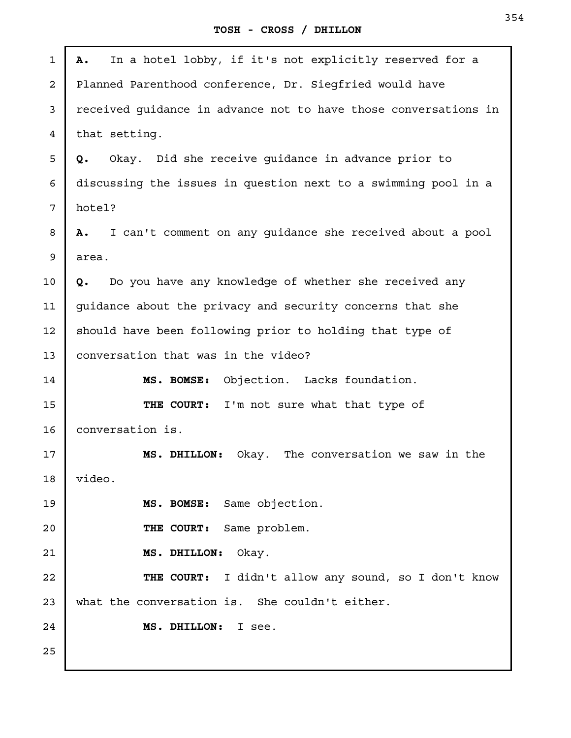**A.** In a hotel lobby, if it's not explicitly reserved for a Planned Parenthood conference, Dr. Siegfried would have received guidance in advance not to have those conversations in that setting.

**Q.** Okay. Did she receive guidance in advance prior to discussing the issues in question next to a swimming pool in a hotel?

**A.** I can't comment on any guidance she received about a pool area.

**Q.** Do you have any knowledge of whether she received any guidance about the privacy and security concerns that she should have been following prior to holding that type of conversation that was in the video?

**MS. BOMSE:** Objection. Lacks foundation.

**THE COURT:** I'm not sure what that type of conversation is.

**MS. DHILLON:** Okay. The conversation we saw in the video.

**MS. BOMSE:** Same objection.

**THE COURT:** Same problem.

**MS. DHILLON:** Okay.

**THE COURT:** I didn't allow any sound, so I don't know what the conversation is. She couldn't either.

**MS. DHILLON:** I see.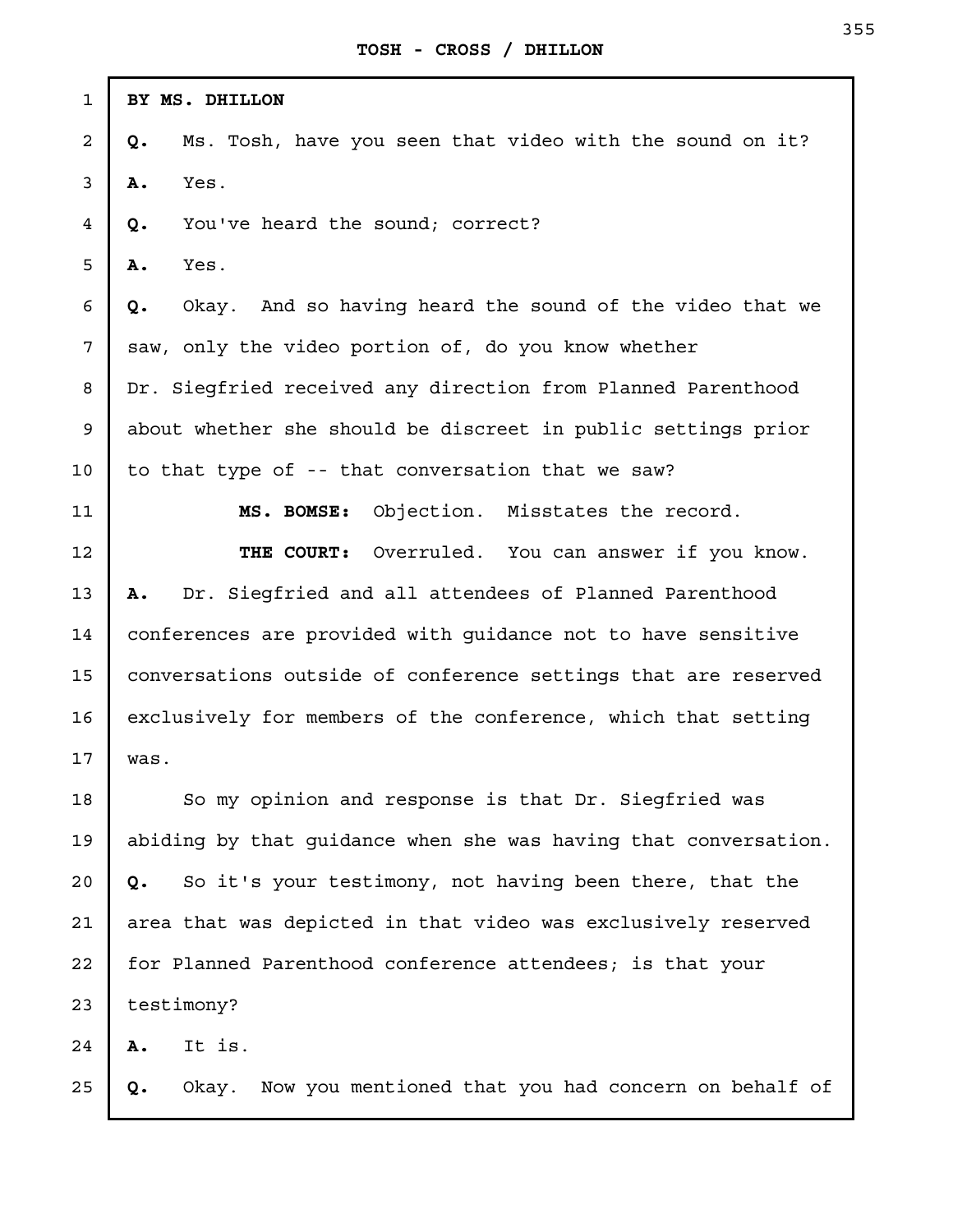**BY MS. DHILLON**

**Q.** Ms. Tosh, have you seen that video with the sound on it?

**A.** Yes.

**Q.** You've heard the sound; correct?

**A.** Yes.

**Q.** Okay. And so having heard the sound of the video that we saw, only the video portion of, do you know whether Dr. Siegfried received any direction from Planned Parenthood about whether she should be discreet in public settings prior to that type of -- that conversation that we saw?

**MS. BOMSE:** Objection. Misstates the record.

**THE COURT:** Overruled. You can answer if you know.

**A.** Dr. Siegfried and all attendees of Planned Parenthood conferences are provided with guidance not to have sensitive conversations outside of conference settings that are reserved exclusively for members of the conference, which that setting was.

So my opinion and response is that Dr. Siegfried was abiding by that guidance when she was having that conversation.

**Q.** So it's your testimony, not having been there, that the area that was depicted in that video was exclusively reserved for Planned Parenthood conference attendees; is that your testimony?

**A.** It is.

**Q.** Okay. Now you mentioned that you had concern on behalf of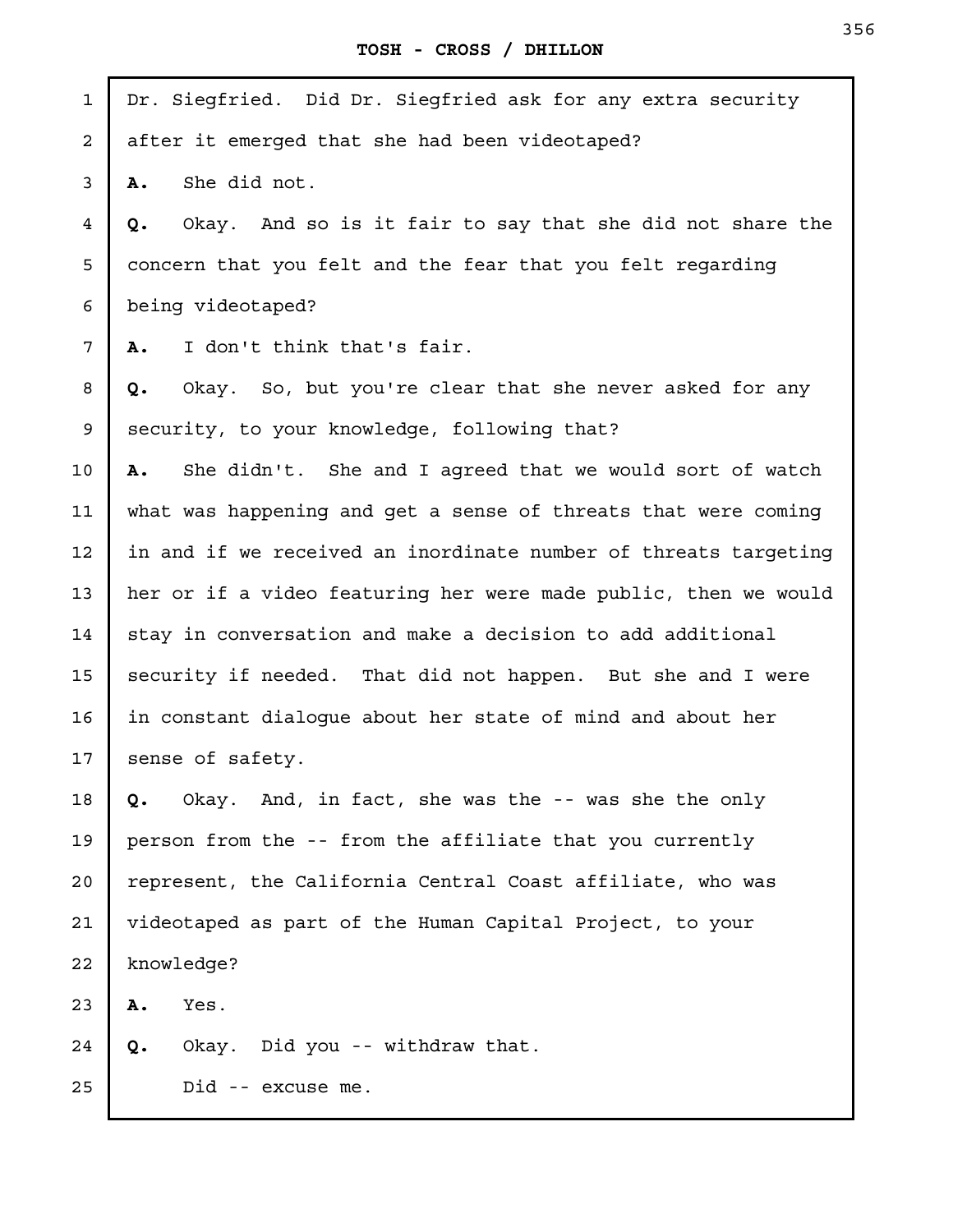Dr. Siegfried. Did Dr. Siegfried ask for any extra security after it emerged that she had been videotaped?

**A.** She did not.

**Q.** Okay. And so is it fair to say that she did not share the concern that you felt and the fear that you felt regarding being videotaped?

**A.** I don't think that's fair.

**Q.** Okay. So, but you're clear that she never asked for any security, to your knowledge, following that?

**A.** She didn't. She and I agreed that we would sort of watch what was happening and get a sense of threats that were coming in and if we received an inordinate number of threats targeting her or if a video featuring her were made public, then we would stay in conversation and make a decision to add additional security if needed. That did not happen. But she and I were in constant dialogue about her state of mind and about her sense of safety.

**Q.** Okay. And, in fact, she was the -- was she the only person from the -- from the affiliate that you currently represent, the California Central Coast affiliate, who was videotaped as part of the Human Capital Project, to your knowledge?

**A.** Yes.

**Q.** Okay. Did you -- withdraw that.

Did -- excuse me.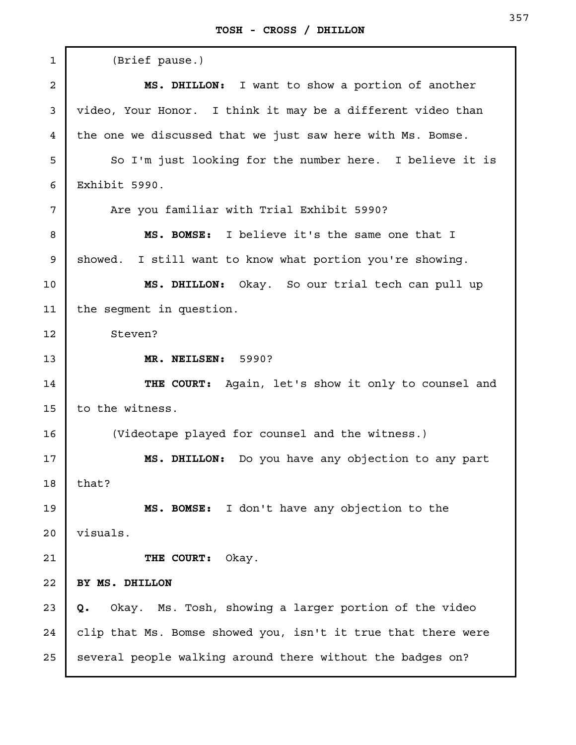(Brief pause.)

**MS. DHILLON:** I want to show a portion of another video, Your Honor. I think it may be a different video than the one we discussed that we just saw here with Ms. Bomse.

So I'm just looking for the number here. I believe it is Exhibit 5990.

Are you familiar with Trial Exhibit 5990?

**MS. BOMSE:** I believe it's the same one that I showed. I still want to know what portion you're showing.

**MS. DHILLON:** Okay. So our trial tech can pull up the segment in question.

Steven?

**MR. NEILSEN:** 5990?

**THE COURT:** Again, let's show it only to counsel and to the witness.

(Videotape played for counsel and the witness.)

**MS. DHILLON:** Do you have any objection to any part that?

**MS. BOMSE:** I don't have any objection to the visuals.

**THE COURT:** Okay.

**BY MS. DHILLON**

**Q.** Okay. Ms. Tosh, showing a larger portion of the video clip that Ms. Bomse showed you, isn't it true that there were several people walking around there without the badges on?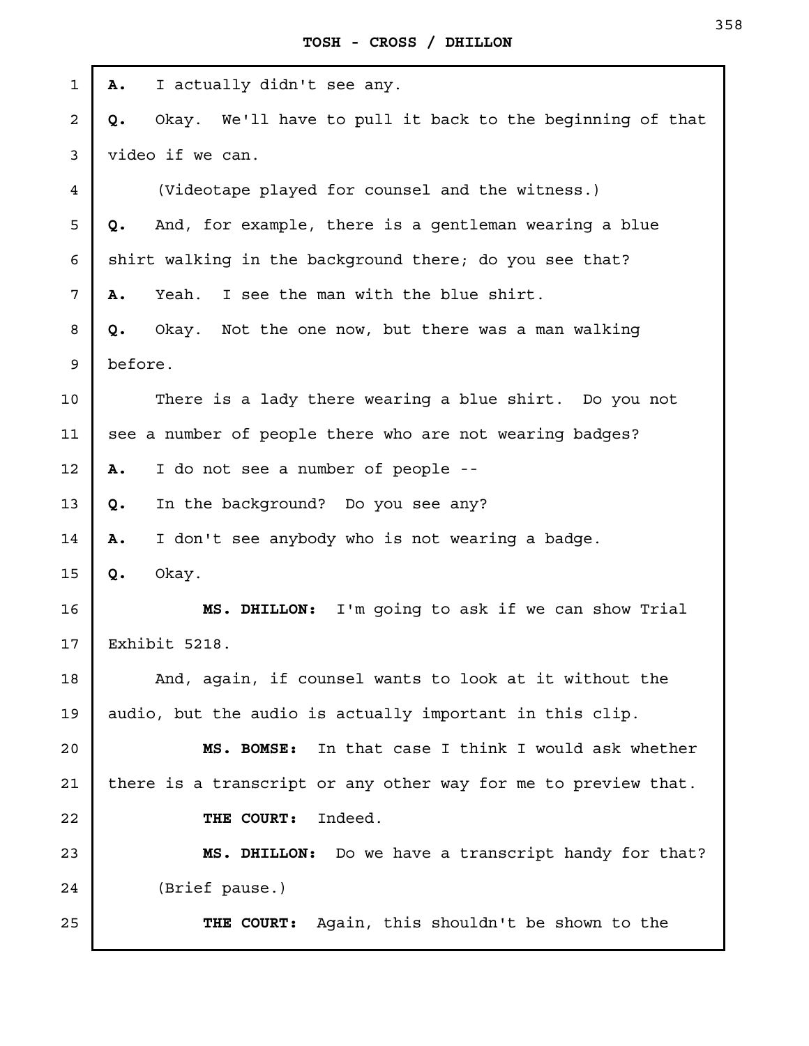**A.** I actually didn't see any.

**Q.** Okay. We'll have to pull it back to the beginning of that video if we can.

(Videotape played for counsel and the witness.)

**Q.** And, for example, there is a gentleman wearing a blue shirt walking in the background there; do you see that?

**A.** Yeah. I see the man with the blue shirt.

**Q.** Okay. Not the one now, but there was a man walking before.

There is a lady there wearing a blue shirt. Do you not see a number of people there who are not wearing badges?

**A.** I do not see a number of people --

**Q.** In the background? Do you see any?

**A.** I don't see anybody who is not wearing a badge.

**Q.** Okay.

**MS. DHILLON:** I'm going to ask if we can show Trial Exhibit 5218.

And, again, if counsel wants to look at it without the audio, but the audio is actually important in this clip.

**MS. BOMSE:** In that case I think I would ask whether there is a transcript or any other way for me to preview that.

**THE COURT:** Indeed.

**MS. DHILLON:** Do we have a transcript handy for that?

(Brief pause.)

**THE COURT:** Again, this shouldn't be shown to the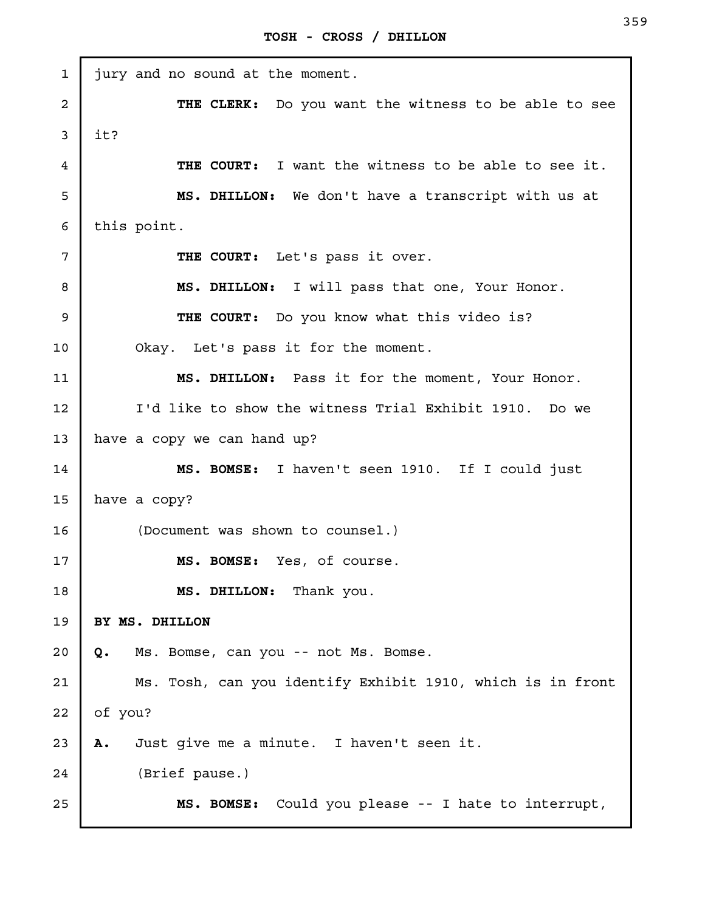jury and no sound at the moment.

**THE CLERK:** Do you want the witness to be able to see it?

**THE COURT:** I want the witness to be able to see it.

**MS. DHILLON:** We don't have a transcript with us at this point.

**THE COURT:** Let's pass it over.

**MS. DHILLON:** I will pass that one, Your Honor.

**THE COURT:** Do you know what this video is?

Okay. Let's pass it for the moment.

**MS. DHILLON:** Pass it for the moment, Your Honor.

I'd like to show the witness Trial Exhibit 1910. Do we have a copy we can hand up?

**MS. BOMSE:** I haven't seen 1910. If I could just have a copy?

(Document was shown to counsel.)

**MS. BOMSE:** Yes, of course.

**MS. DHILLON:** Thank you.

**BY MS. DHILLON**

**Q.** Ms. Bomse, can you -- not Ms. Bomse.

Ms. Tosh, can you identify Exhibit 1910, which is in front of you?

**A.** Just give me a minute. I haven't seen it.

(Brief pause.)

**MS. BOMSE:** Could you please -- I hate to interrupt,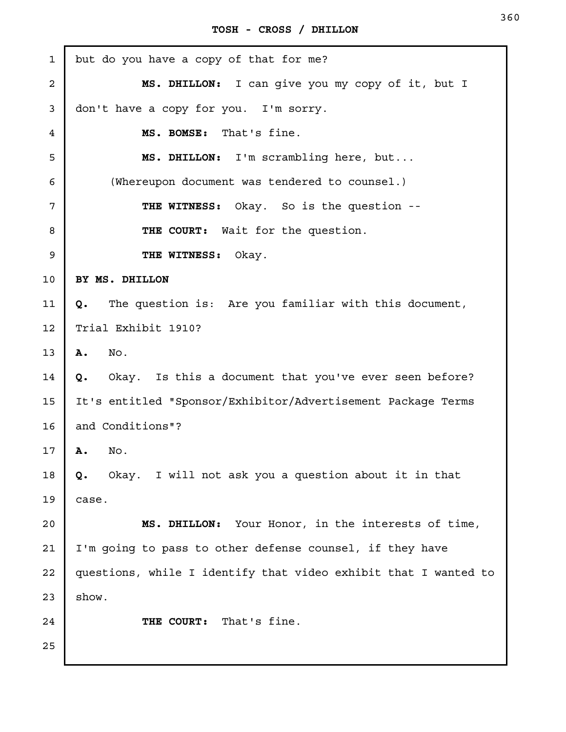but do you have a copy of that for me?

**MS. DHILLON:** I can give you my copy of it, but I don't have a copy for you. I'm sorry.

**MS. BOMSE:** That's fine.

**MS. DHILLON:** I'm scrambling here, but...

(Whereupon document was tendered to counsel.)

**THE WITNESS:** Okay. So is the question --

**THE COURT:** Wait for the question.

**THE WITNESS:** Okay.

**BY MS. DHILLON**

**Q.** The question is: Are you familiar with this document, Trial Exhibit 1910?

**A.** No.

**Q.** Okay. Is this a document that you've ever seen before? It's entitled "Sponsor/Exhibitor/Advertisement Package Terms and Conditions"?

**A.** No.

**Q.** Okay. I will not ask you a question about it in that case.

**MS. DHILLON:** Your Honor, in the interests of time, I'm going to pass to other defense counsel, if they have questions, while I identify that video exhibit that I wanted to show.

**THE COURT:** That's fine.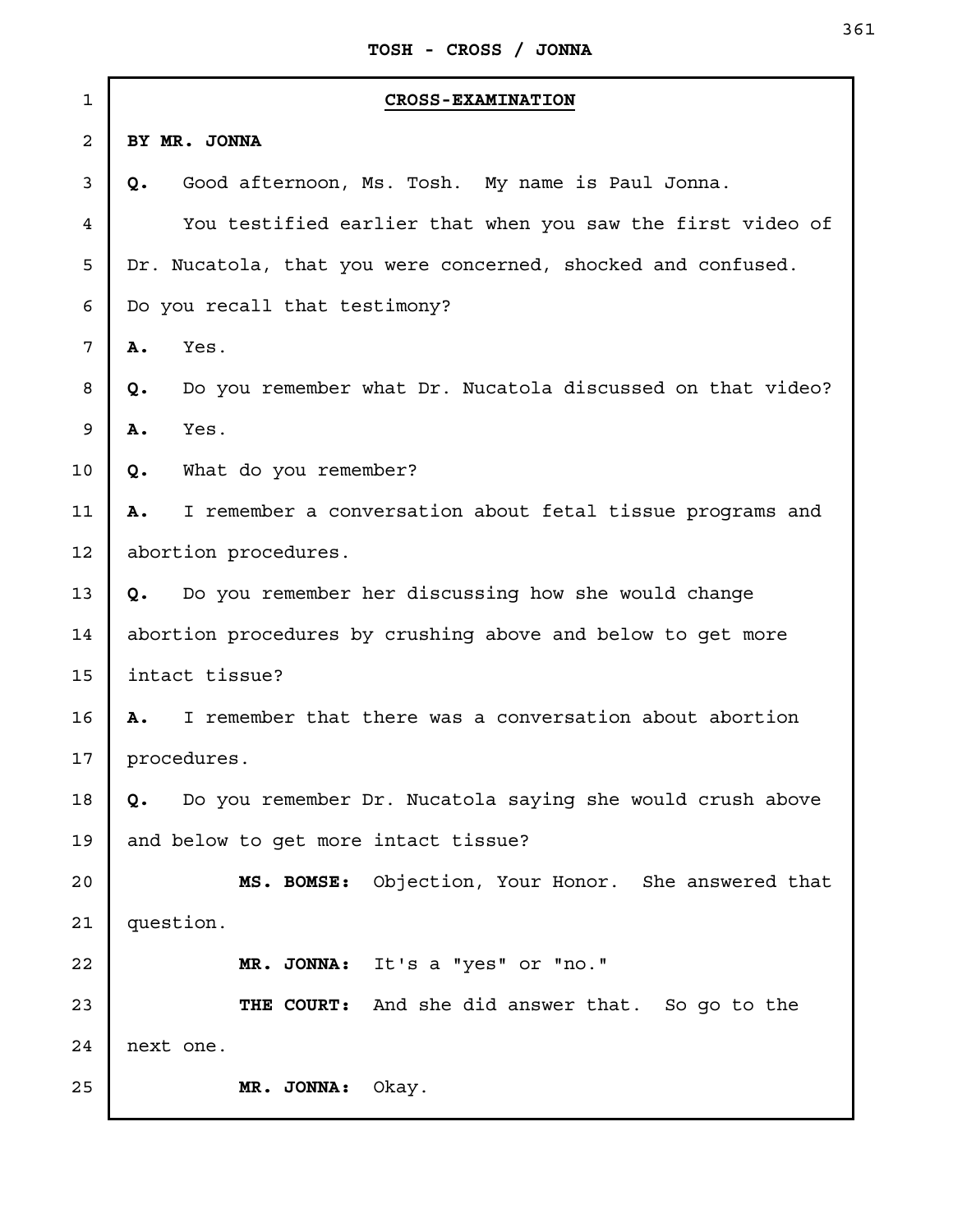**CROSS-EXAMINATION**

**BY MR. JONNA**

**Q.** Good afternoon, Ms. Tosh. My name is Paul Jonna.

You testified earlier that when you saw the first video of Dr. Nucatola, that you were concerned, shocked and confused. Do you recall that testimony?

**A.** Yes.

**Q.** Do you remember what Dr. Nucatola discussed on that video?

**A.** Yes.

**Q.** What do you remember?

**A.** I remember a conversation about fetal tissue programs and abortion procedures.

**Q.** Do you remember her discussing how she would change abortion procedures by crushing above and below to get more intact tissue?

**A.** I remember that there was a conversation about abortion procedures.

**Q.** Do you remember Dr. Nucatola saying she would crush above and below to get more intact tissue?

**MS. BOMSE:** Objection, Your Honor. She answered that question.

**MR. JONNA:** It's a "yes" or "no."

**THE COURT:** And she did answer that. So go to the next one.

**MR. JONNA:** Okay.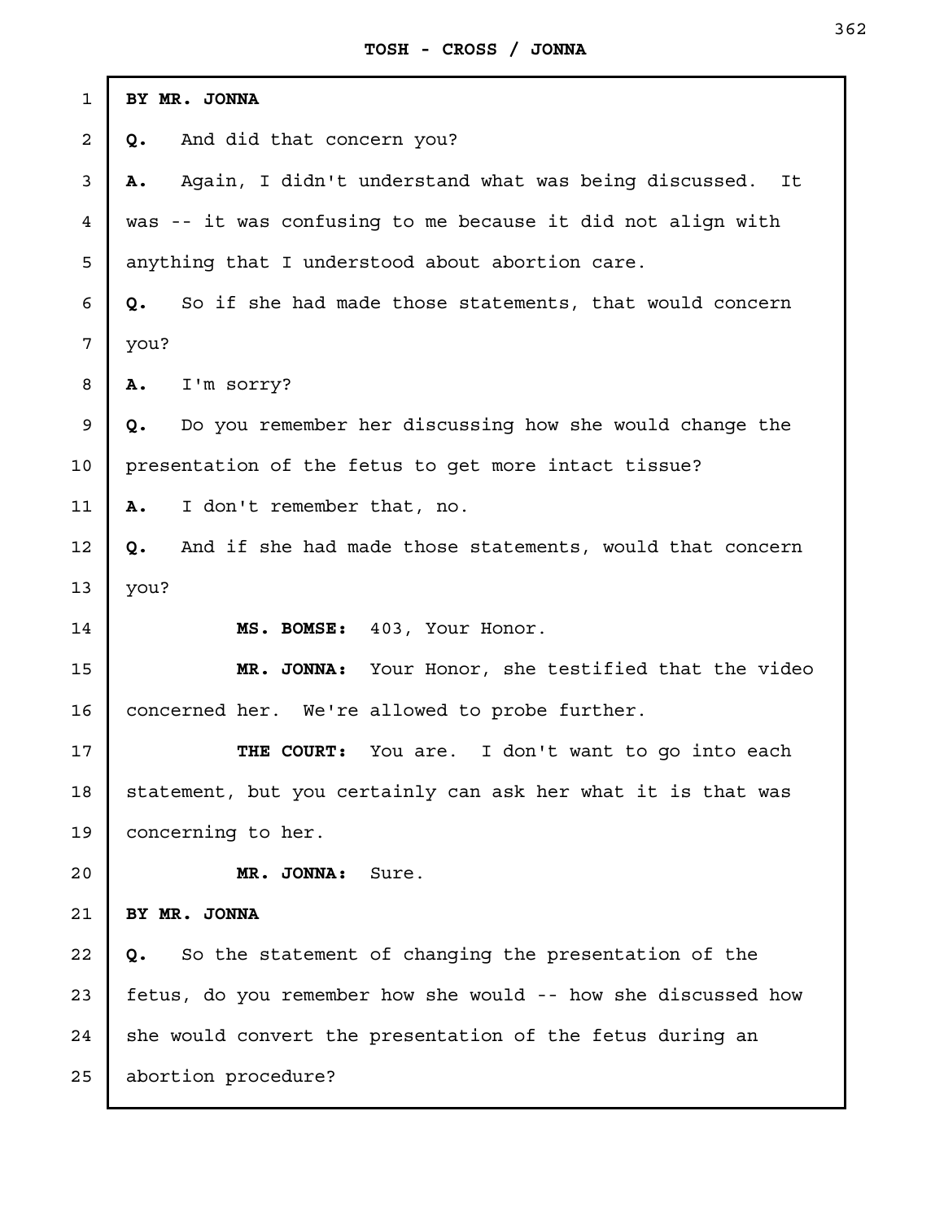**BY MR. JONNA**

**Q.** And did that concern you?

**A.** Again, I didn't understand what was being discussed. It was -- it was confusing to me because it did not align with anything that I understood about abortion care.

**Q.** So if she had made those statements, that would concern you?

**A.** I'm sorry?

**Q.** Do you remember her discussing how she would change the presentation of the fetus to get more intact tissue?

**A.** I don't remember that, no.

**Q.** And if she had made those statements, would that concern you?

**MS. BOMSE:** 403, Your Honor.

**MR. JONNA:** Your Honor, she testified that the video concerned her. We're allowed to probe further.

**THE COURT:** You are. I don't want to go into each statement, but you certainly can ask her what it is that was concerning to her.

**MR. JONNA:** Sure.

**BY MR. JONNA**

**Q.** So the statement of changing the presentation of the fetus, do you remember how she would -- how she discussed how she would convert the presentation of the fetus during an abortion procedure?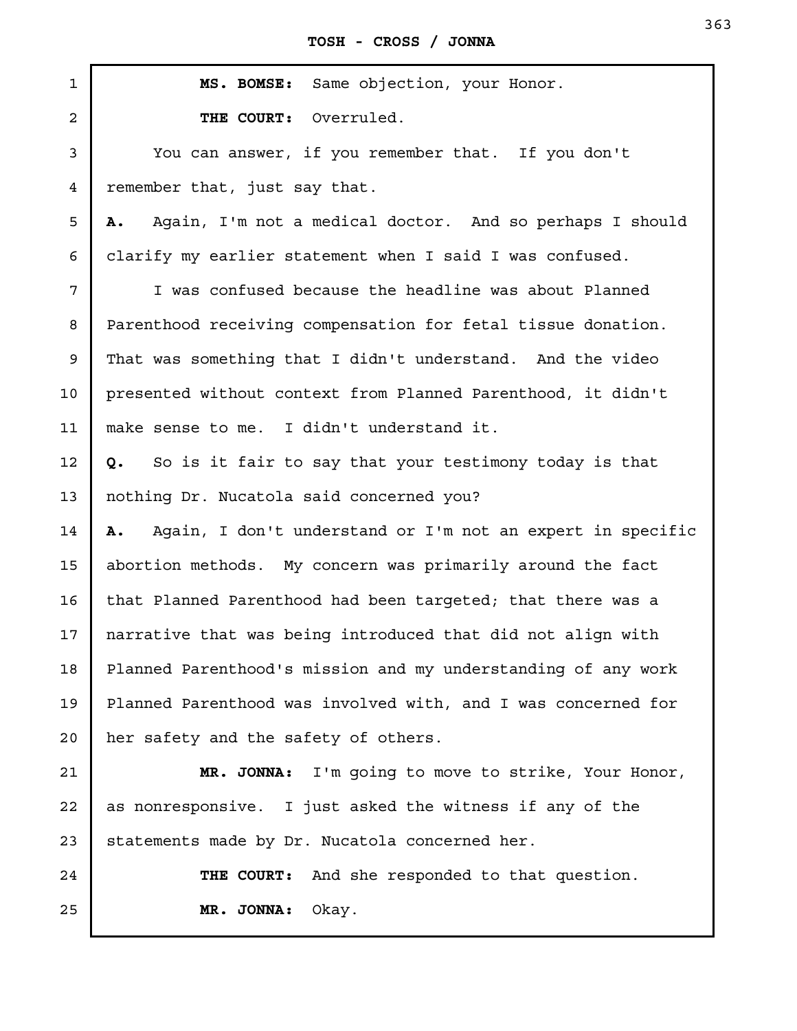**MS. BOMSE:** Same objection, your Honor.

**THE COURT:** Overruled.

You can answer, if you remember that. If you don't remember that, just say that.

**A.** Again, I'm not a medical doctor. And so perhaps I should clarify my earlier statement when I said I was confused.

I was confused because the headline was about Planned Parenthood receiving compensation for fetal tissue donation. That was something that I didn't understand. And the video presented without context from Planned Parenthood, it didn't make sense to me. I didn't understand it.

**Q.** So is it fair to say that your testimony today is that nothing Dr. Nucatola said concerned you?

**A.** Again, I don't understand or I'm not an expert in specific abortion methods. My concern was primarily around the fact that Planned Parenthood had been targeted; that there was a narrative that was being introduced that did not align with Planned Parenthood's mission and my understanding of any work Planned Parenthood was involved with, and I was concerned for her safety and the safety of others.

**MR. JONNA:** I'm going to move to strike, Your Honor, as nonresponsive. I just asked the witness if any of the statements made by Dr. Nucatola concerned her.

**THE COURT:** And she responded to that question.

**MR. JONNA:** Okay.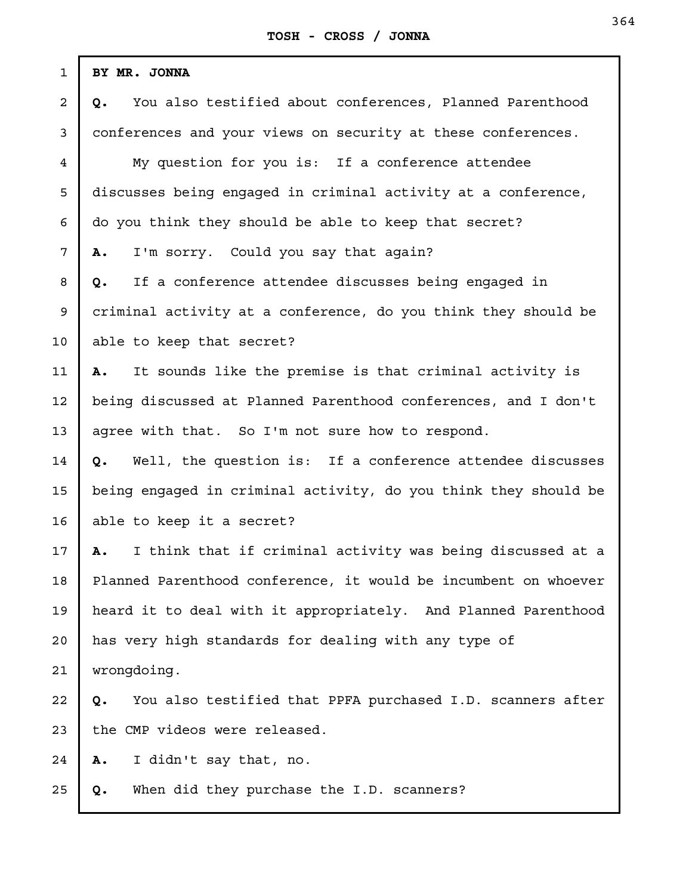**BY MR. JONNA**

**Q.** You also testified about conferences, Planned Parenthood conferences and your views on security at these conferences.

My question for you is: If a conference attendee discusses being engaged in criminal activity at a conference, do you think they should be able to keep that secret?

**A.** I'm sorry. Could you say that again?

**Q.** If a conference attendee discusses being engaged in criminal activity at a conference, do you think they should be able to keep that secret?

**A.** It sounds like the premise is that criminal activity is being discussed at Planned Parenthood conferences, and I don't agree with that. So I'm not sure how to respond.

**Q.** Well, the question is: If a conference attendee discusses being engaged in criminal activity, do you think they should be able to keep it a secret?

**A.** I think that if criminal activity was being discussed at a Planned Parenthood conference, it would be incumbent on whoever heard it to deal with it appropriately. And Planned Parenthood has very high standards for dealing with any type of wrongdoing.

**Q.** You also testified that PPFA purchased I.D. scanners after the CMP videos were released.

**A.** I didn't say that, no.

**Q.** When did they purchase the I.D. scanners?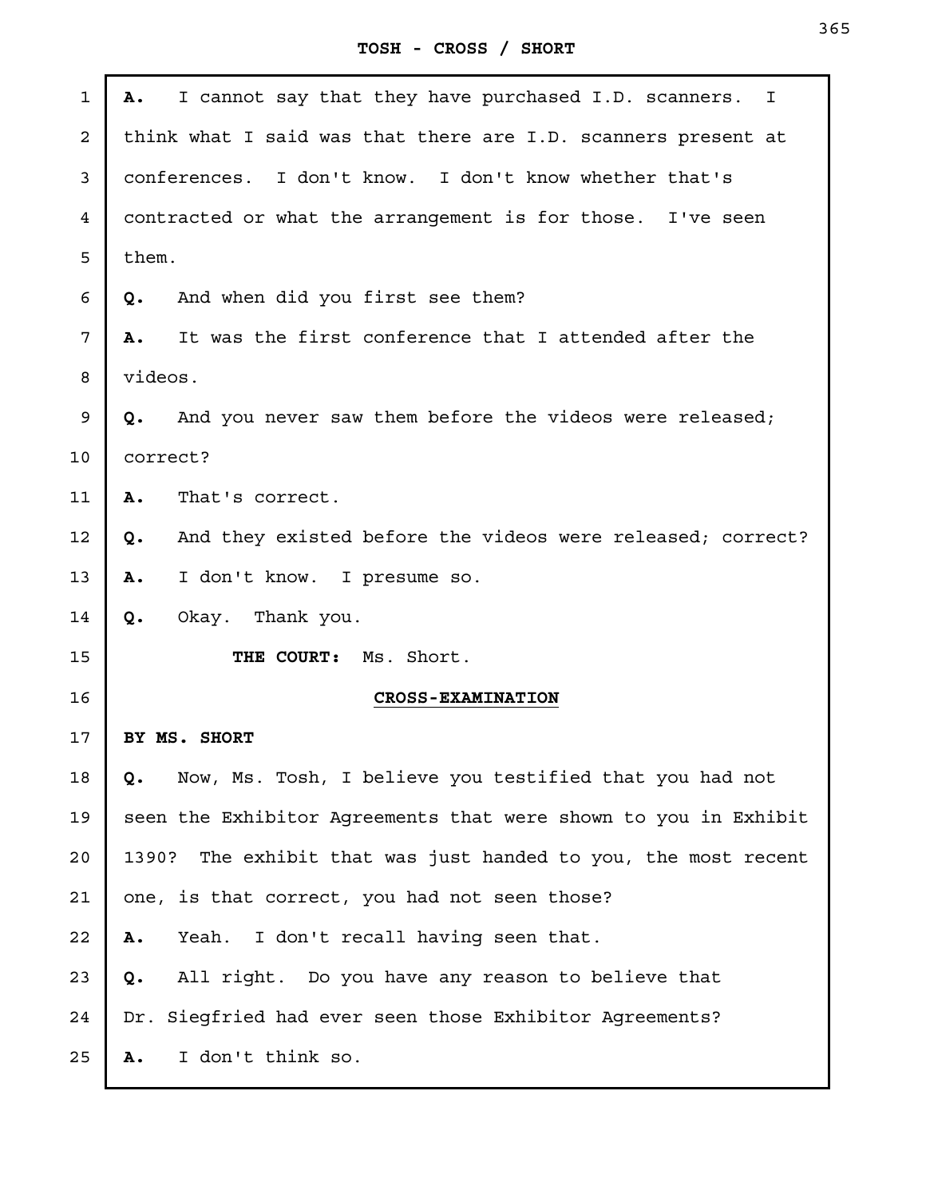**A.** I cannot say that they have purchased I.D. scanners. I think what I said was that there are I.D. scanners present at conferences. I don't know. I don't know whether that's contracted or what the arrangement is for those. I've seen them.

**Q.** And when did you first see them?

**A.** It was the first conference that I attended after the videos.

**Q.** And you never saw them before the videos were released; correct?

**A.** That's correct.

**Q.** And they existed before the videos were released; correct?

**A.** I don't know. I presume so.

**Q.** Okay. Thank you.

**THE COURT:** Ms. Short.

**CROSS-EXAMINATION**

**BY MS. SHORT**

**Q.** Now, Ms. Tosh, I believe you testified that you had not seen the Exhibitor Agreements that were shown to you in Exhibit 1390? The exhibit that was just handed to you, the most recent one, is that correct, you had not seen those?

**A.** Yeah. I don't recall having seen that.

**Q.** All right. Do you have any reason to believe that Dr. Siegfried had ever seen those Exhibitor Agreements?

**A.** I don't think so.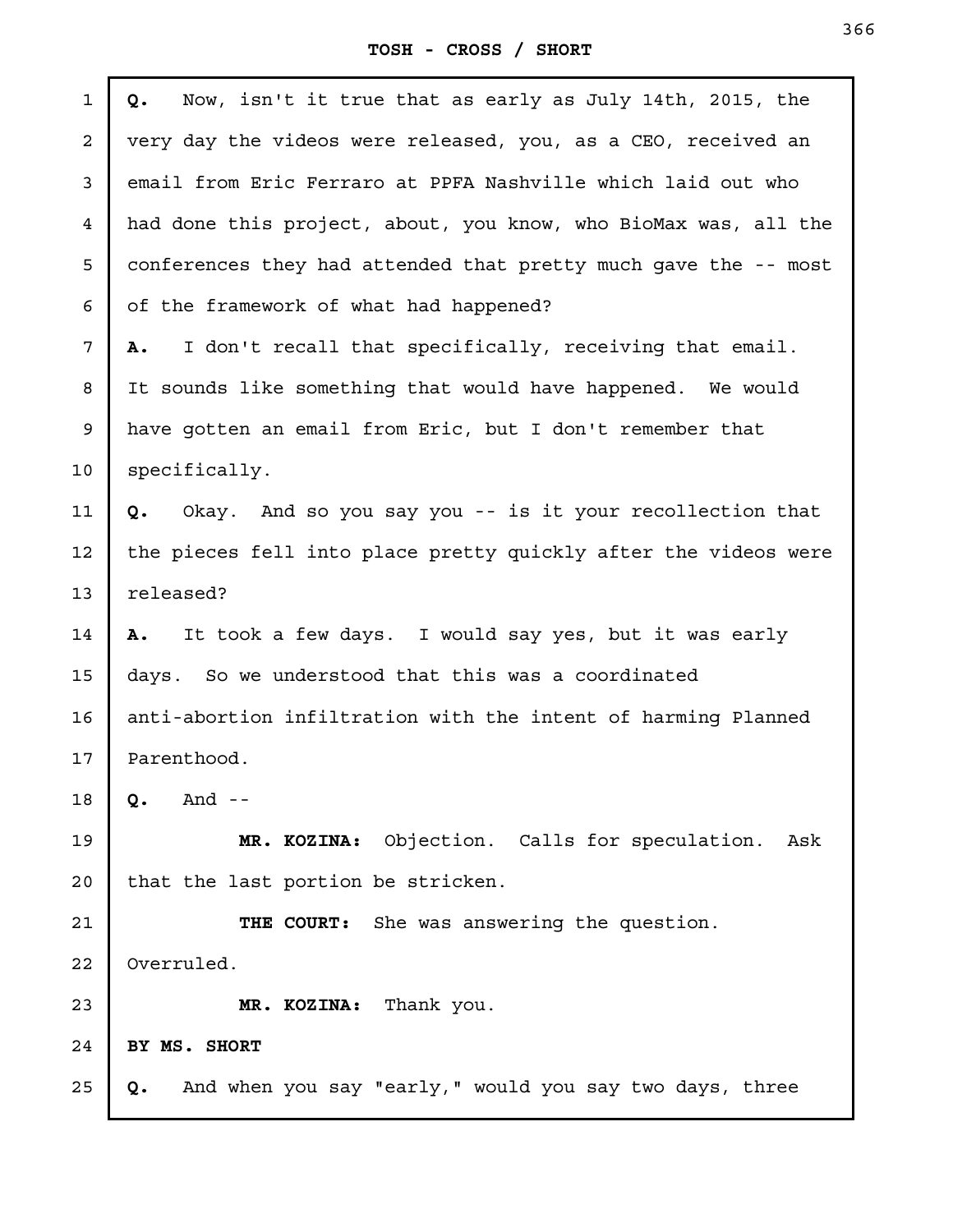**Q.** Now, isn't it true that as early as July 14th, 2015, the very day the videos were released, you, as a CEO, received an email from Eric Ferraro at PPFA Nashville which laid out who had done this project, about, you know, who BioMax was, all the conferences they had attended that pretty much gave the -- most of the framework of what had happened?

**A.** I don't recall that specifically, receiving that email. It sounds like something that would have happened. We would have gotten an email from Eric, but I don't remember that specifically.

**Q.** Okay. And so you say you -- is it your recollection that the pieces fell into place pretty quickly after the videos were released?

**A.** It took a few days. I would say yes, but it was early days. So we understood that this was a coordinated anti-abortion infiltration with the intent of harming Planned Parenthood.

**Q.** And --

**MR. KOZINA:** Objection. Calls for speculation. Ask that the last portion be stricken.

**THE COURT:** She was answering the question. Overruled.

**MR. KOZINA:** Thank you.

**BY MS. SHORT**

**Q.** And when you say "early," would you say two days, three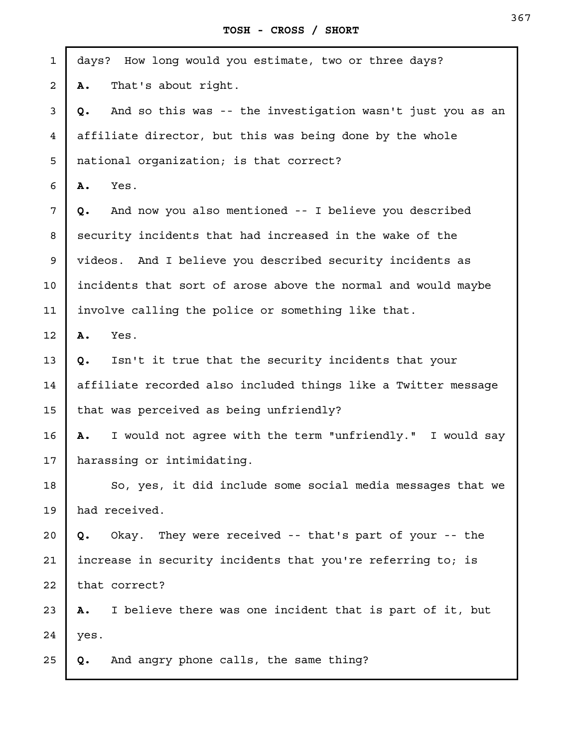days? How long would you estimate, two or three days?

**A.** That's about right.

**Q.** And so this was -- the investigation wasn't just you as an affiliate director, but this was being done by the whole national organization; is that correct?

**A.** Yes.

**Q.** And now you also mentioned -- I believe you described security incidents that had increased in the wake of the videos. And I believe you described security incidents as incidents that sort of arose above the normal and would maybe involve calling the police or something like that.

**A.** Yes.

**Q.** Isn't it true that the security incidents that your affiliate recorded also included things like a Twitter message that was perceived as being unfriendly?

**A.** I would not agree with the term "unfriendly." I would say harassing or intimidating.

So, yes, it did include some social media messages that we had received.

**Q.** Okay. They were received -- that's part of your -- the increase in security incidents that you're referring to; is that correct?

**A.** I believe there was one incident that is part of it, but yes.

**Q.** And angry phone calls, the same thing?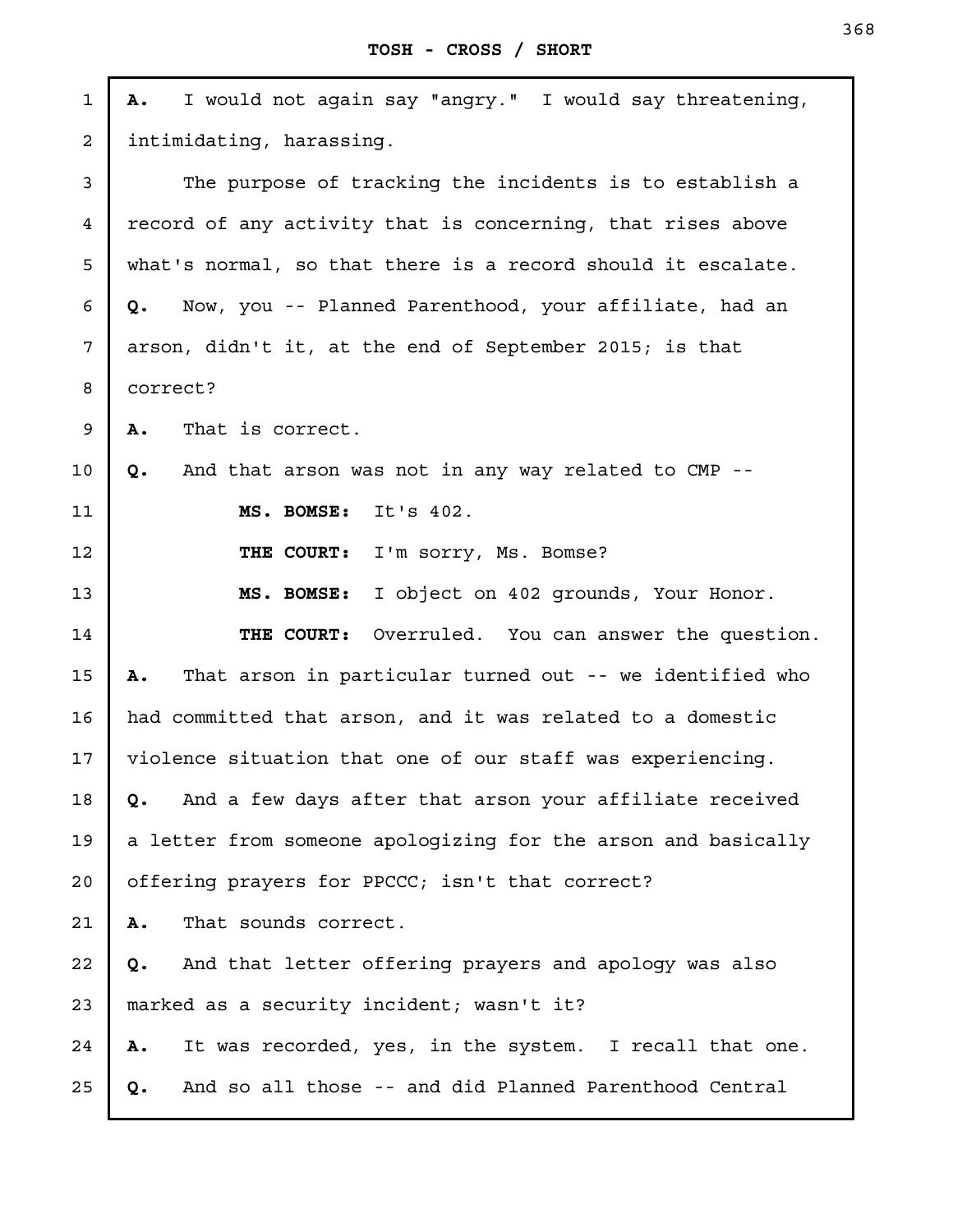**A.** I would not again say "angry." I would say threatening, intimidating, harassing.

The purpose of tracking the incidents is to establish a record of any activity that is concerning, that rises above what's normal, so that there is a record should it escalate.

**Q.** Now, you -- Planned Parenthood, your affiliate, had an arson, didn't it, at the end of September 2015; is that correct?

**A.** That is correct.

**Q.** And that arson was not in any way related to CMP --

**MS. BOMSE:** It's 402.

**THE COURT:** I'm sorry, Ms. Bomse?

**MS. BOMSE:** I object on 402 grounds, Your Honor.

**THE COURT:** Overruled. You can answer the question.

**A.** That arson in particular turned out -- we identified who had committed that arson, and it was related to a domestic violence situation that one of our staff was experiencing.

**Q.** And a few days after that arson your affiliate received a letter from someone apologizing for the arson and basically offering prayers for PPCCC; isn't that correct?

**A.** That sounds correct.

**Q.** And that letter offering prayers and apology was also marked as a security incident; wasn't it?

**A.** It was recorded, yes, in the system. I recall that one.

**Q.** And so all those -- and did Planned Parenthood Central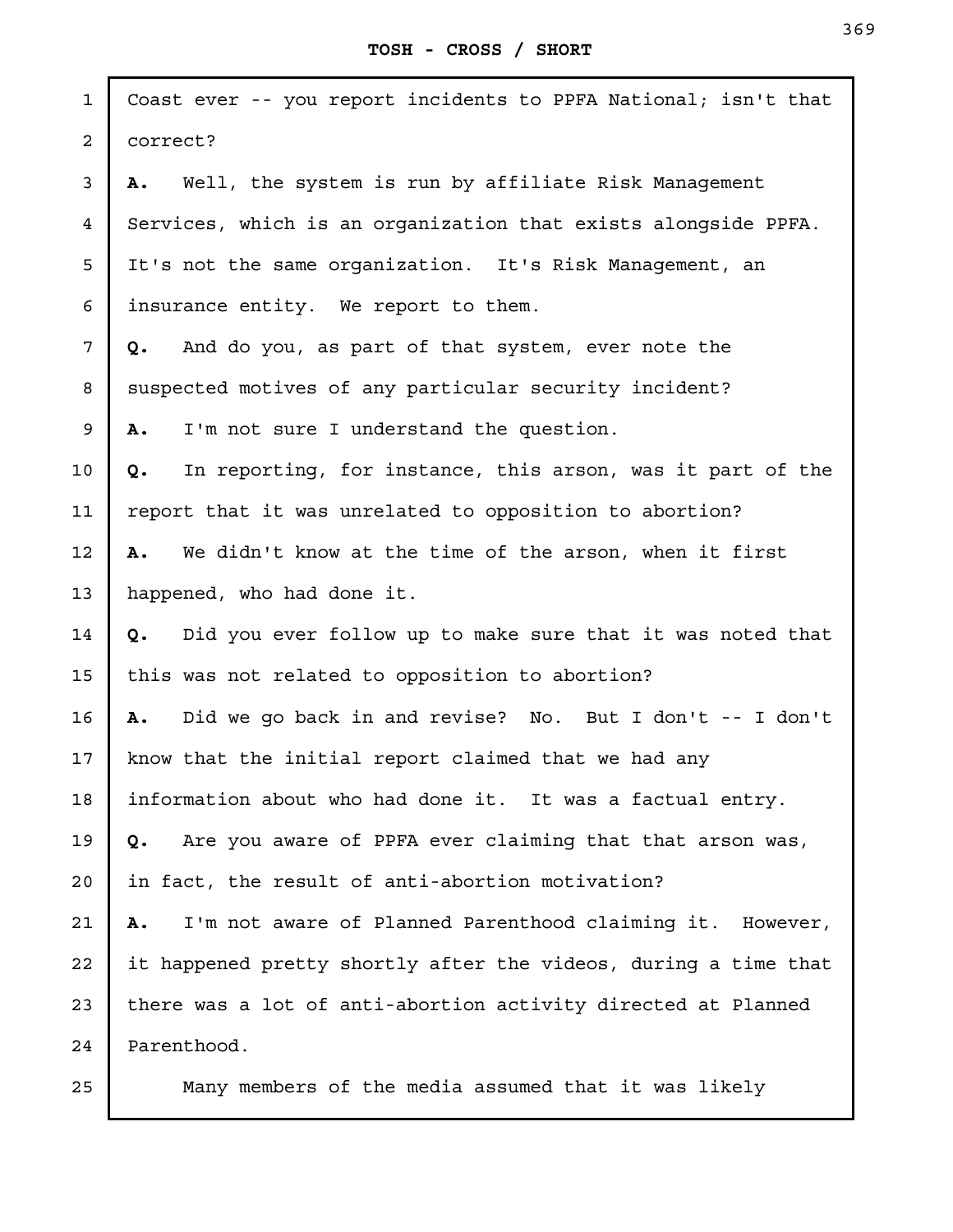Coast ever -- you report incidents to PPFA National; isn't that correct?

**A.** Well, the system is run by affiliate Risk Management Services, which is an organization that exists alongside PPFA. It's not the same organization. It's Risk Management, an insurance entity. We report to them.

**Q.** And do you, as part of that system, ever note the suspected motives of any particular security incident?

**A.** I'm not sure I understand the question.

**Q.** In reporting, for instance, this arson, was it part of the report that it was unrelated to opposition to abortion?

**A.** We didn't know at the time of the arson, when it first happened, who had done it.

**Q.** Did you ever follow up to make sure that it was noted that this was not related to opposition to abortion?

**A.** Did we go back in and revise? No. But I don't -- I don't know that the initial report claimed that we had any information about who had done it. It was a factual entry.

**Q.** Are you aware of PPFA ever claiming that that arson was, in fact, the result of anti-abortion motivation?

**A.** I'm not aware of Planned Parenthood claiming it. However, it happened pretty shortly after the videos, during a time that there was a lot of anti-abortion activity directed at Planned Parenthood.

Many members of the media assumed that it was likely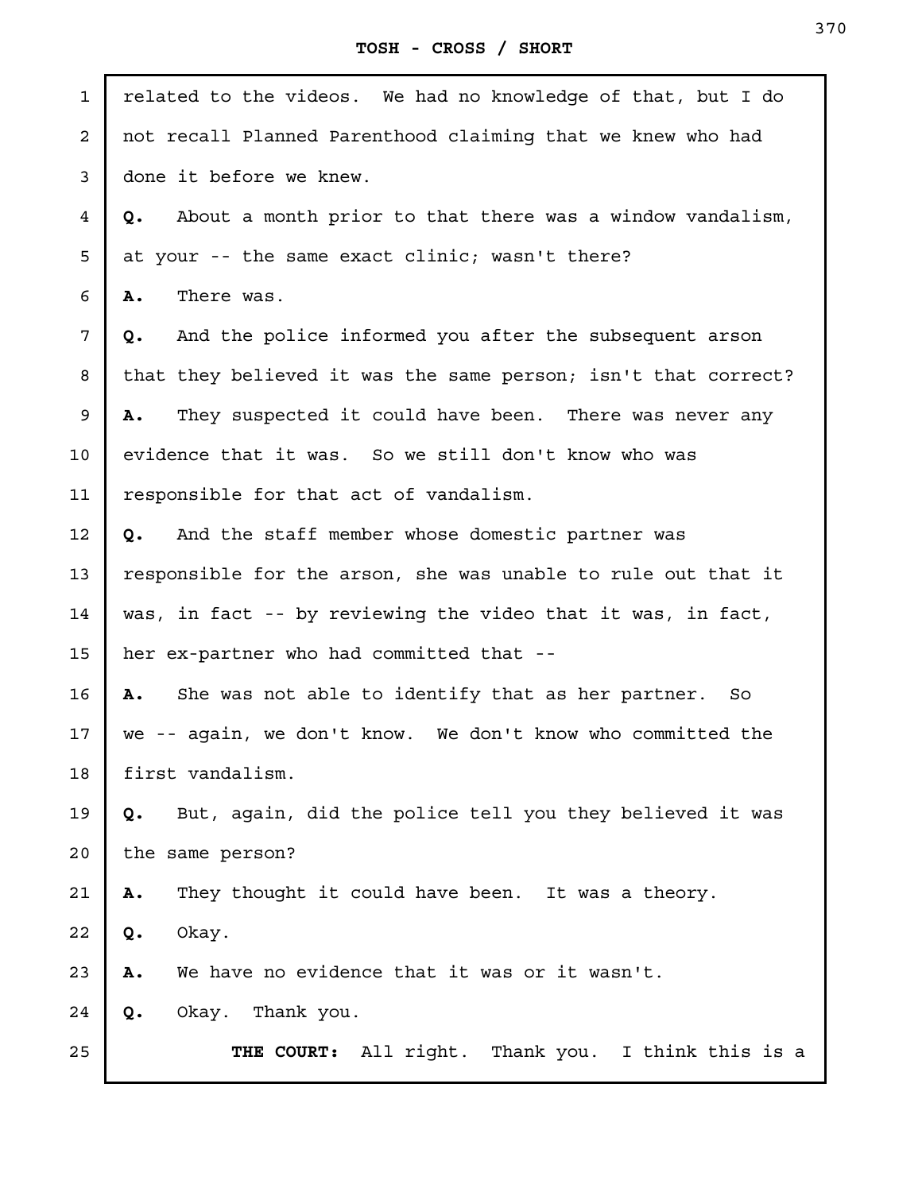related to the videos. We had no knowledge of that, but I do not recall Planned Parenthood claiming that we knew who had done it before we knew.

**Q.** About a month prior to that there was a window vandalism, at your -- the same exact clinic; wasn't there?

**A.** There was.

**Q.** And the police informed you after the subsequent arson that they believed it was the same person; isn't that correct?

**A.** They suspected it could have been. There was never any evidence that it was. So we still don't know who was responsible for that act of vandalism.

**Q.** And the staff member whose domestic partner was responsible for the arson, she was unable to rule out that it was, in fact -- by reviewing the video that it was, in fact, her ex-partner who had committed that --

**A.** She was not able to identify that as her partner. So we -- again, we don't know. We don't know who committed the first vandalism.

**Q.** But, again, did the police tell you they believed it was the same person?

**A.** They thought it could have been. It was a theory.

**Q.** Okay.

**A.** We have no evidence that it was or it wasn't.

**Q.** Okay. Thank you.

**THE COURT:** All right. Thank you. I think this is a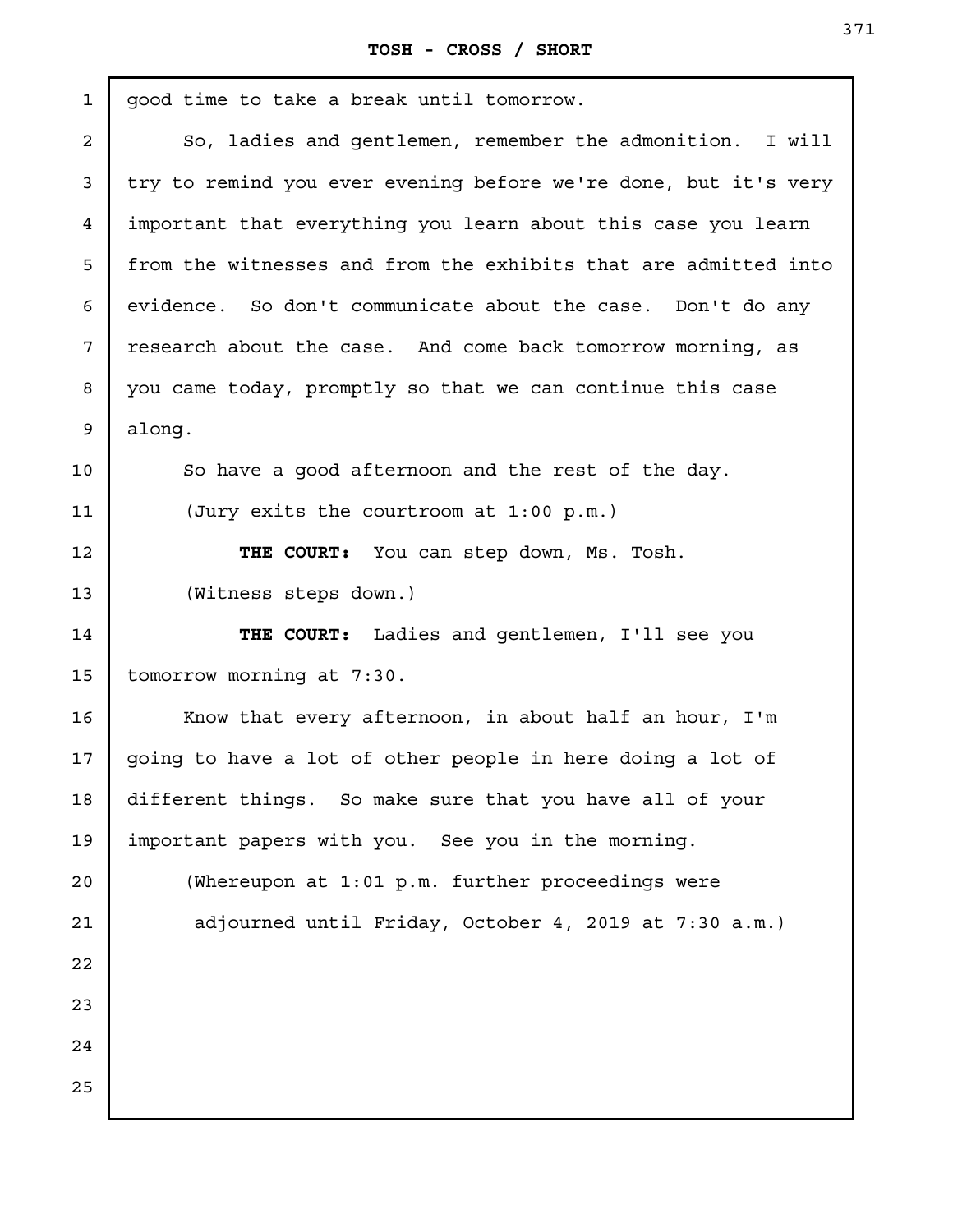good time to take a break until tomorrow.

So, ladies and gentlemen, remember the admonition. I will try to remind you ever evening before we're done, but it's very important that everything you learn about this case you learn from the witnesses and from the exhibits that are admitted into evidence. So don't communicate about the case. Don't do any research about the case. And come back tomorrow morning, as you came today, promptly so that we can continue this case along.

So have a good afternoon and the rest of the day.

(Jury exits the courtroom at 1:00 p.m.)

**THE COURT:** You can step down, Ms. Tosh.

(Witness steps down.)

**THE COURT:** Ladies and gentlemen, I'll see you tomorrow morning at 7:30.

Know that every afternoon, in about half an hour, I'm going to have a lot of other people in here doing a lot of different things. So make sure that you have all of your important papers with you. See you in the morning.

(Whereupon at 1:01 p.m. further proceedings were adjourned until Friday, October 4, 2019 at 7:30 a.m.)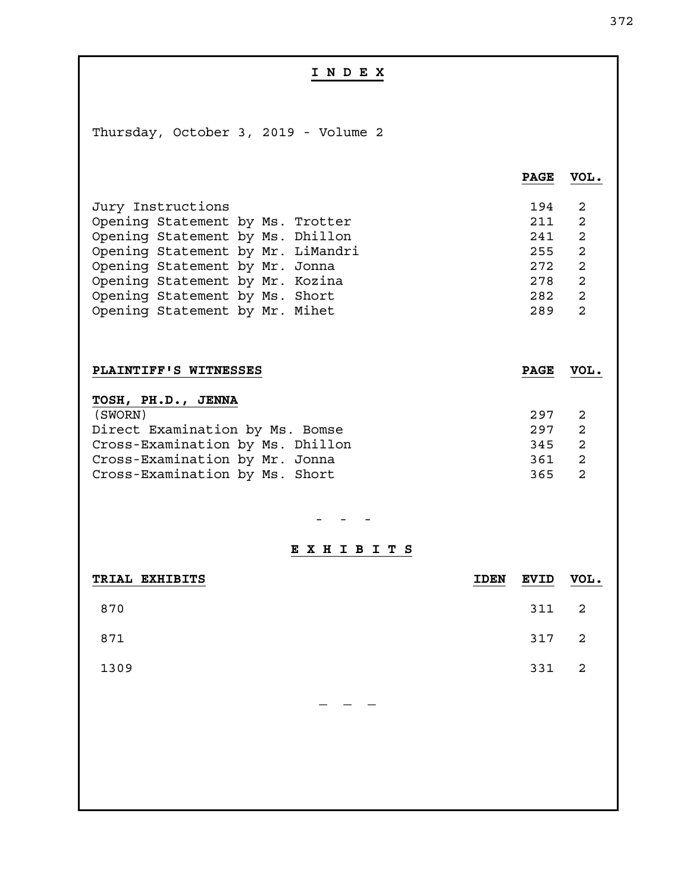# I N D E X

Thursday, October 3, 2019 - Volume 2

| | PAGE | VOL. |
|---|---|---|
| Jury Instructions | 194 | 2 |
| Opening Statement by Ms. Trotter | 211 | 2 |
| Opening Statement by Ms. Dhillon | 241 | 2 |
| Opening Statement by Mr. LiMandri | 255 | 2 |
| Opening Statement by Mr. Jonna | 272 | 2 |
| Opening Statement by Mr. Kozina | 278 | 2 |
| Opening Statement by Ms. Short | 282 | 2 |
| Opening Statement by Mr. Mihet | 289 | 2 |

| PLAINTIFF'S WITNESSES | PAGE | VOL. |
|---|---|---|
| **TOSH, PH.D., JENNA** | | |
| (SWORN) | 297 | 2 |
| Direct Examination by Ms. Bomse | 297 | 2 |
| Cross-Examination by Ms. Dhillon | 345 | 2 |
| Cross-Examination by Mr. Jonna | 361 | 2 |
| Cross-Examination by Ms. Short | 365 | 2 |

\- - -

## E X H I B I T S

| TRIAL EXHIBITS | IDEN | EVID | VOL. |
|---|---|---|---|
| 870 | | 311 | 2 |
| 871 | | 317 | 2 |
| 1309 | | 331 | 2 |

\- - -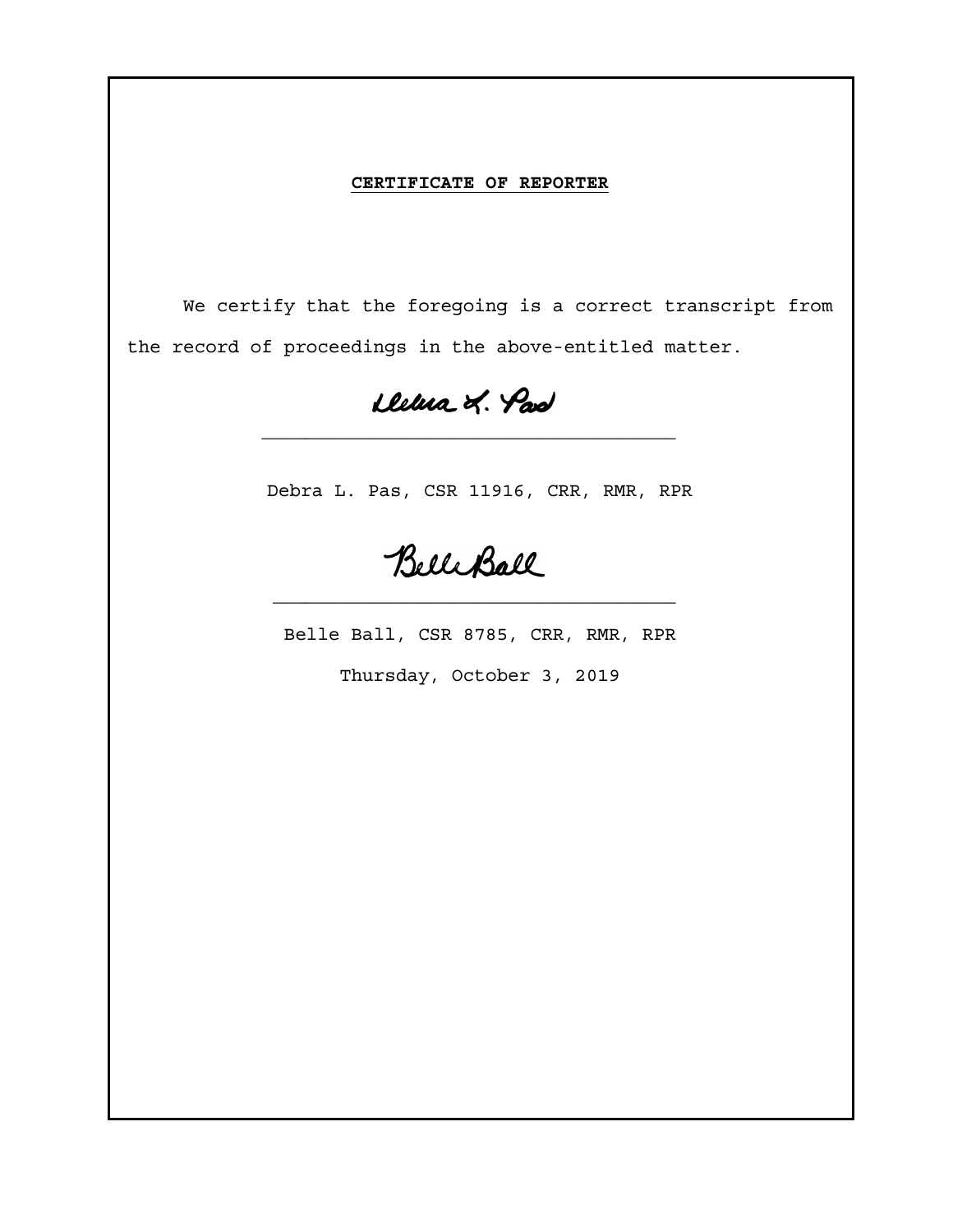**CERTIFICATE OF REPORTER**

We certify that the foregoing is a correct transcript from the record of proceedings in the above-entitled matter.

Debra L. Pas, CSR 11916, CRR, RMR, RPR

Belle Ball, CSR 8785, CRR, RMR, RPR

Thursday, October 3, 2019